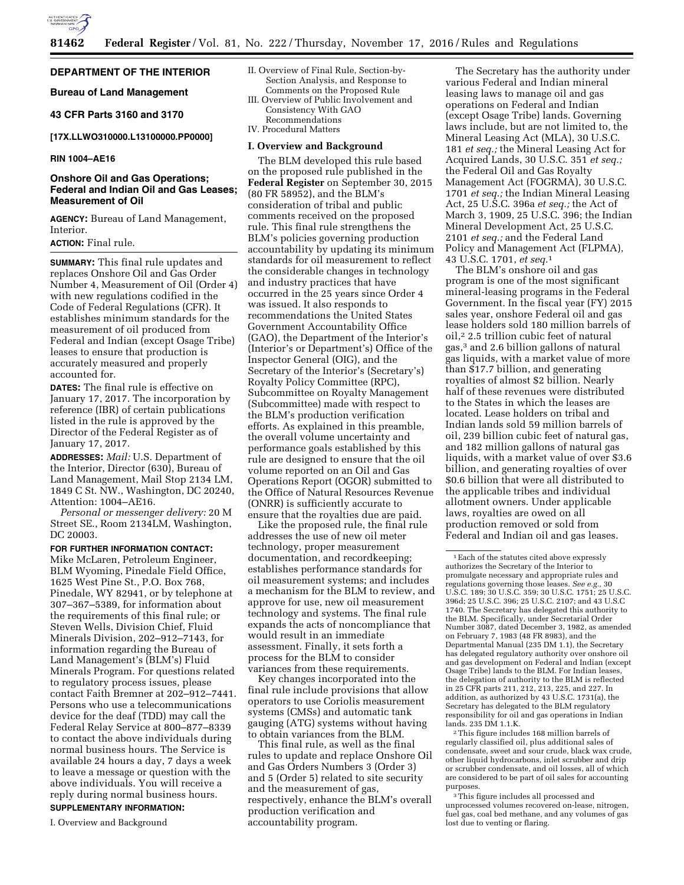## DEPARTMENT OF THE INTERIOR

### Bureau of Land Management

### 43 CFR Parts 3160 and 3170

**[17X.LLWO310000.L13100000.PP0000]**

**RIN 1004–AE16**

# Onshore Oil and Gas Operations; Federal and Indian Oil and Gas Leases; Measurement of Oil

**AGENCY:** Bureau of Land Management, Interior.

**ACTION:** Final rule.

**SUMMARY:** This final rule updates and replaces Onshore Oil and Gas Order Number 4, Measurement of Oil (Order 4) with new regulations codified in the Code of Federal Regulations (CFR). It establishes minimum standards for the measurement of oil produced from Federal and Indian (except Osage Tribe) leases to ensure that production is accurately measured and properly accounted for.

**DATES:** The final rule is effective on January 17, 2017. The incorporation by reference (IBR) of certain publications listed in the rule is approved by the Director of the Federal Register as of January 17, 2017.

**ADDRESSES:** *Mail:* U.S. Department of the Interior, Director (630), Bureau of Land Management, Mail Stop 2134 LM, 1849 C St. NW., Washington, DC 20240, Attention: 1004–AE16.

*Personal or messenger delivery:* 20 M Street SE., Room 2134LM, Washington, DC 20003.

**FOR FURTHER INFORMATION CONTACT:** Mike McLaren, Petroleum Engineer, BLM Wyoming, Pinedale Field Office, 1625 West Pine St., P.O. Box 768, Pinedale, WY 82941, or by telephone at 307–367–5389, for information about the requirements of this final rule; or Steven Wells, Division Chief, Fluid Minerals Division, 202–912–7143, for information regarding the Bureau of Land Management's (BLM's) Fluid Minerals Program. For questions related to regulatory process issues, please contact Faith Bremner at 202–912–7441. Persons who use a telecommunications device for the deaf (TDD) may call the Federal Relay Service at 800–877–8339 to contact the above individuals during normal business hours. The Service is available 24 hours a day, 7 days a week to leave a message or question with the above individuals. You will receive a reply during normal business hours.

**SUPPLEMENTARY INFORMATION:**

I. Overview and Background
II. Overview of Final Rule, Section-by-Section Analysis, and Response to Comments on the Proposed Rule
III. Overview of Public Involvement and Consistency With GAO Recommendations
IV. Procedural Matters

## I. Overview and Background

The BLM developed this rule based on the proposed rule published in the **Federal Register** on September 30, 2015 (80 FR 58952), and the BLM's consideration of tribal and public comments received on the proposed rule. This final rule strengthens the BLM's policies governing production accountability by updating its minimum standards for oil measurement to reflect the considerable changes in technology and industry practices that have occurred in the 25 years since Order 4 was issued. It also responds to recommendations the United States Government Accountability Office (GAO), the Department of the Interior's (Interior's or Department's) Office of the Inspector General (OIG), and the Secretary of the Interior's (Secretary's) Royalty Policy Committee (RPC), Subcommittee on Royalty Management (Subcommittee) made with respect to the BLM's production verification efforts. As explained in this preamble, the overall volume uncertainty and performance goals established by this rule are designed to ensure that the oil volume reported on an Oil and Gas Operations Report (OGOR) submitted to the Office of Natural Resources Revenue (ONRR) is sufficiently accurate to ensure that the royalties due are paid.

Like the proposed rule, the final rule addresses the use of new oil meter technology, proper measurement documentation, and recordkeeping; establishes performance standards for oil measurement systems; and includes a mechanism for the BLM to review, and approve for use, new oil measurement technology and systems. The final rule expands the acts of noncompliance that would result in an immediate assessment. Finally, it sets forth a process for the BLM to consider variances from these requirements.

Key changes incorporated into the final rule include provisions that allow operators to use Coriolis measurement systems (CMSs) and automatic tank gauging (ATG) systems without having to obtain variances from the BLM.

This final rule, as well as the final rules to update and replace Onshore Oil and Gas Orders Numbers 3 (Order 3) and 5 (Order 5) related to site security and the measurement of gas, respectively, enhance the BLM's overall production verification and accountability program.

The Secretary has the authority under various Federal and Indian mineral leasing laws to manage oil and gas operations on Federal and Indian (except Osage Tribe) lands. Governing laws include, but are not limited to, the Mineral Leasing Act (MLA), 30 U.S.C. 181 *et seq.;* the Mineral Leasing Act for Acquired Lands, 30 U.S.C. 351 *et seq.;* the Federal Oil and Gas Royalty Management Act (FOGRMA), 30 U.S.C. 1701 *et seq.;* the Indian Mineral Leasing Act, 25 U.S.C. 396a *et seq.;* the Act of March 3, 1909, 25 U.S.C. 396; the Indian Mineral Development Act, 25 U.S.C. 2101 *et seq.;* and the Federal Land Policy and Management Act (FLPMA), 43 U.S.C. 1701, *et seq.*[1]

The BLM's onshore oil and gas program is one of the most significant mineral-leasing programs in the Federal Government. In the fiscal year (FY) 2015 sales year, onshore Federal oil and gas lease holders sold 180 million barrels of oil,[2] 2.5 trillion cubic feet of natural gas,[3] and 2.6 billion gallons of natural gas liquids, with a market value of more than $17.7 billion, and generating royalties of almost $2 billion. Nearly half of these revenues were distributed to the States in which the leases are located. Lease holders on tribal and Indian lands sold 59 million barrels of oil, 239 billion cubic feet of natural gas, and 182 million gallons of natural gas liquids, with a market value of over $3.6 billion, and generating royalties of over $0.6 billion that were all distributed to the applicable tribes and individual allotment owners. Under applicable laws, royalties are owed on all production removed or sold from Federal and Indian oil and gas leases.

---

[1] Each of the statutes cited above expressly authorizes the Secretary of the Interior to promulgate necessary and appropriate rules and regulations governing those leases. *See e.g.,* 30 U.S.C. 189; 30 U.S.C. 359; 30 U.S.C. 1751; 25 U.S.C. 396d; 25 U.S.C. 396; 25 U.S.C. 2107; and 43 U.S.C 1740. The Secretary has delegated this authority to the BLM. Specifically, under Secretarial Order Number 3087, dated December 3, 1982, as amended on February 7, 1983 (48 FR 8983), and the Departmental Manual (235 DM 1.1), the Secretary has delegated regulatory authority over onshore oil and gas development on Federal and Indian (except Osage Tribe) lands to the BLM. For Indian leases, the delegation of authority to the BLM is reflected in 25 CFR parts 211, 212, 213, 225, and 227. In addition, as authorized by 43 U.S.C. 1731(a), the Secretary has delegated to the BLM regulatory responsibility for oil and gas operations in Indian lands. 235 DM 1.1.K.

[2] This figure includes 168 million barrels of regularly classified oil, plus additional sales of condensate, sweet and sour crude, black wax crude, other liquid hydrocarbons, inlet scrubber and drip or scrubber condensate, and oil losses, all of which are considered to be part of oil sales for accounting purposes.

[3] This figure includes all processed and unprocessed volumes recovered on-lease, nitrogen, fuel gas, coal bed methane, and any volumes of gas lost due to venting or flaring.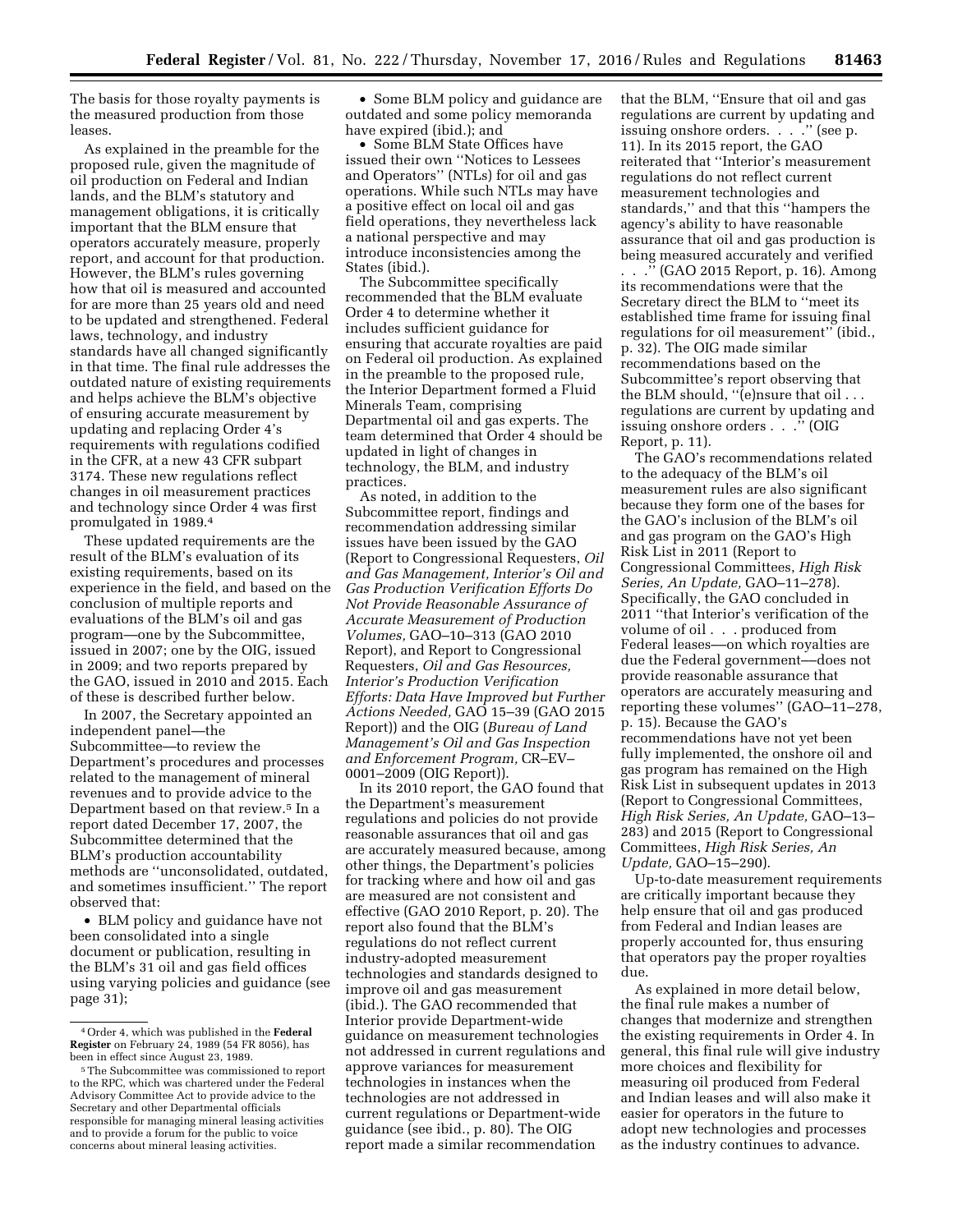The basis for those royalty payments is the measured production from those leases.

As explained in the preamble for the proposed rule, given the magnitude of oil production on Federal and Indian lands, and the BLM's statutory and management obligations, it is critically important that the BLM ensure that operators accurately measure, properly report, and account for that production. However, the BLM's rules governing how that oil is measured and accounted for are more than 25 years old and need to be updated and strengthened. Federal laws, technology, and industry standards have all changed significantly in that time. The final rule addresses the outdated nature of existing requirements and helps achieve the BLM's objective of ensuring accurate measurement by updating and replacing Order 4's requirements with regulations codified in the CFR, at a new 43 CFR subpart 3174. These new regulations reflect changes in oil measurement practices and technology since Order 4 was first promulgated in 1989.[4]

These updated requirements are the result of the BLM's evaluation of its existing requirements, based on its experience in the field, and based on the conclusion of multiple reports and evaluations of the BLM's oil and gas program—one by the Subcommittee, issued in 2007; one by the OIG, issued in 2009; and two reports prepared by the GAO, issued in 2010 and 2015. Each of these is described further below.

In 2007, the Secretary appointed an independent panel—the Subcommittee—to review the Department's procedures and processes related to the management of mineral revenues and to provide advice to the Department based on that review.[5] In a report dated December 17, 2007, the Subcommittee determined that the BLM's production accountability methods are "unconsolidated, outdated, and sometimes insufficient." The report observed that:

- BLM policy and guidance have not been consolidated into a single document or publication, resulting in the BLM's 31 oil and gas field offices using varying policies and guidance (see page 31);
- Some BLM policy and guidance are outdated and some policy memoranda have expired (ibid.); and
- Some BLM State Offices have issued their own "Notices to Lessees and Operators" (NTLs) for oil and gas operations. While such NTLs may have a positive effect on local oil and gas field operations, they nevertheless lack a national perspective and may introduce inconsistencies among the States (ibid.).

The Subcommittee specifically recommended that the BLM evaluate Order 4 to determine whether it includes sufficient guidance for ensuring that accurate royalties are paid on Federal oil production. As explained in the preamble to the proposed rule, the Interior Department formed a Fluid Minerals Team, comprising Departmental oil and gas experts. The team determined that Order 4 should be updated in light of changes in technology, the BLM, and industry practices.

As noted, in addition to the Subcommittee report, findings and recommendation addressing similar issues have been issued by the GAO (Report to Congressional Requesters, *Oil and Gas Management, Interior's Oil and Gas Production Verification Efforts Do Not Provide Reasonable Assurance of Accurate Measurement of Production Volumes,* GAO–10–313 (GAO 2010 Report), and Report to Congressional Requesters, *Oil and Gas Resources, Interior's Production Verification Efforts: Data Have Improved but Further Actions Needed,* GAO 15–39 (GAO 2015 Report)) and the OIG (*Bureau of Land Management's Oil and Gas Inspection and Enforcement Program,* CR–EV–0001–2009 (OIG Report)).

In its 2010 report, the GAO found that the Department's measurement regulations and policies do not provide reasonable assurances that oil and gas are accurately measured because, among other things, the Department's policies for tracking where and how oil and gas are measured are not consistent and effective (GAO 2010 Report, p. 20). The report also found that the BLM's regulations do not reflect current industry-adopted measurement technologies and standards designed to improve oil and gas measurement (ibid.). The GAO recommended that Interior provide Department-wide guidance on measurement technologies not addressed in current regulations and approve variances for measurement technologies in instances when the technologies are not addressed in current regulations or Department-wide guidance (see ibid., p. 80). The OIG report made a similar recommendation that the BLM, "Ensure that oil and gas regulations are current by updating and issuing onshore orders. . . ." (see p. 11). In its 2015 report, the GAO reiterated that "Interior's measurement regulations do not reflect current measurement technologies and standards," and that this "hampers the agency's ability to have reasonable assurance that oil and gas production is being measured accurately and verified . . ." (GAO 2015 Report, p. 16). Among its recommendations were that the Secretary direct the BLM to "meet its established time frame for issuing final regulations for oil measurement" (ibid., p. 32). The OIG made similar recommendations based on the Subcommittee's report observing that the BLM should, "(e)nsure that oil . . . regulations are current by updating and issuing onshore orders . . ." (OIG Report, p. 11).

The GAO's recommendations related to the adequacy of the BLM's oil measurement rules are also significant because they form one of the bases for the GAO's inclusion of the BLM's oil and gas program on the GAO's High Risk List in 2011 (Report to Congressional Committees, *High Risk Series, An Update,* GAO–11–278). Specifically, the GAO concluded in 2011 "that Interior's verification of the volume of oil . . . produced from Federal leases—on which royalties are due the Federal government—does not provide reasonable assurance that operators are accurately measuring and reporting these volumes" (GAO–11–278, p. 15). Because the GAO's recommendations have not yet been fully implemented, the onshore oil and gas program has remained on the High Risk List in subsequent updates in 2013 (Report to Congressional Committees, *High Risk Series, An Update,* GAO–13–283) and 2015 (Report to Congressional Committees, *High Risk Series, An Update,* GAO–15–290).

Up-to-date measurement requirements are critically important because they help ensure that oil and gas produced from Federal and Indian leases are properly accounted for, thus ensuring that operators pay the proper royalties due.

As explained in more detail below, the final rule makes a number of changes that modernize and strengthen the existing requirements in Order 4. In general, this final rule will give industry more choices and flexibility for measuring oil produced from Federal and Indian leases and will also make it easier for operators in the future to adopt new technologies and processes as the industry continues to advance.

---

[4] Order 4, which was published in the **Federal Register** on February 24, 1989 (54 FR 8056), has been in effect since August 23, 1989.

[5] The Subcommittee was commissioned to report to the RPC, which was chartered under the Federal Advisory Committee Act to provide advice to the Secretary and other Departmental officials responsible for managing mineral leasing activities and to provide a forum for the public to voice concerns about mineral leasing activities.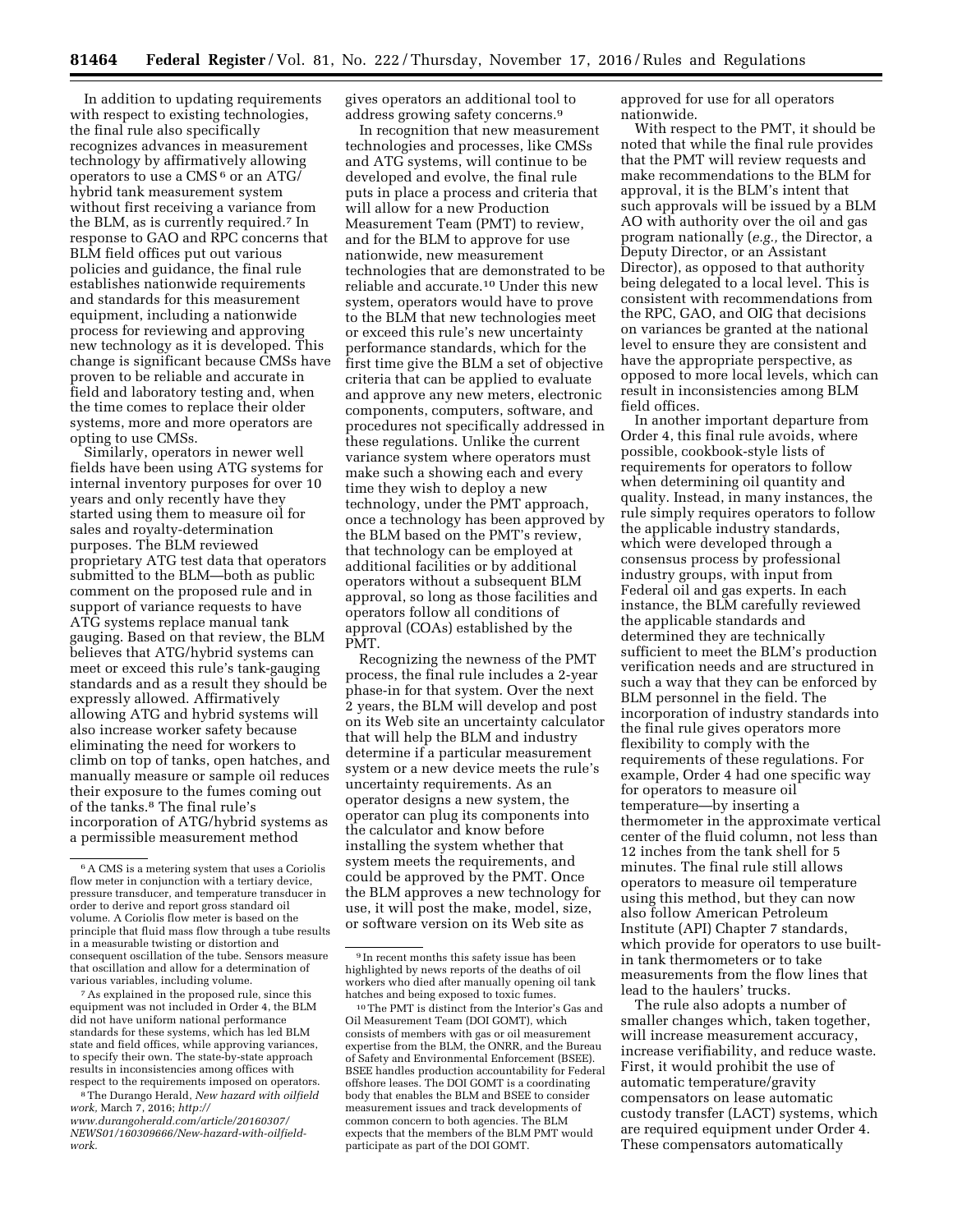In addition to updating requirements with respect to existing technologies, the final rule also specifically recognizes advances in measurement technology by affirmatively allowing operators to use a CMS [6] or an ATG/hybrid tank measurement system without first receiving a variance from the BLM, as is currently required.[7] In response to GAO and RPC concerns that BLM field offices put out various policies and guidance, the final rule establishes nationwide requirements and standards for this measurement equipment, including a nationwide process for reviewing and approving new technology as it is developed. This change is significant because CMSs have proven to be reliable and accurate in field and laboratory testing and, when the time comes to replace their older systems, more and more operators are opting to use CMSs.

Similarly, operators in newer well fields have been using ATG systems for internal inventory purposes for over 10 years and only recently have they started using them to measure oil for sales and royalty-determination purposes. The BLM reviewed proprietary ATG test data that operators submitted to the BLM—both as public comment on the proposed rule and in support of variance requests to have ATG systems replace manual tank gauging. Based on that review, the BLM believes that ATG/hybrid systems can meet or exceed this rule's tank-gauging standards and as a result they should be expressly allowed. Affirmatively allowing ATG and hybrid systems will also increase worker safety because eliminating the need for workers to climb on top of tanks, open hatches, and manually measure or sample oil reduces their exposure to the fumes coming out of the tanks.[8] The final rule's incorporation of ATG/hybrid systems as a permissible measurement method gives operators an additional tool to address growing safety concerns.[9]

In recognition that new measurement technologies and processes, like CMSs and ATG systems, will continue to be developed and evolve, the final rule puts in place a process and criteria that will allow for a new Production Measurement Team (PMT) to review, and for the BLM to approve for use nationwide, new measurement technologies that are demonstrated to be reliable and accurate.[10] Under this new system, operators would have to prove to the BLM that new technologies meet or exceed this rule's new uncertainty performance standards, which for the first time give the BLM a set of objective criteria that can be applied to evaluate and approve any new meters, electronic components, computers, software, and procedures not specifically addressed in these regulations. Unlike the current variance system where operators must make such a showing each and every time they wish to deploy a new technology, under the PMT approach, once a technology has been approved by the BLM based on the PMT's review, that technology can be employed at additional facilities or by additional operators without a subsequent BLM approval, so long as those facilities and operators follow all conditions of approval (COAs) established by the PMT.

Recognizing the newness of the PMT process, the final rule includes a 2-year phase-in for that system. Over the next 2 years, the BLM will develop and post on its Web site an uncertainty calculator that will help the BLM and industry determine if a particular measurement system or a new device meets the rule's uncertainty requirements. As an operator designs a new system, the operator can plug its components into the calculator and know before installing the system whether that system meets the requirements, and could be approved by the PMT. Once the BLM approves a new technology for use, it will post the make, model, size, or software version on its Web site as approved for use for all operators nationwide.

With respect to the PMT, it should be noted that while the final rule provides that the PMT will review requests and make recommendations to the BLM for approval, it is the BLM's intent that such approvals will be issued by a BLM AO with authority over the oil and gas program nationally (*e.g.,* the Director, a Deputy Director, or an Assistant Director), as opposed to that authority being delegated to a local level. This is consistent with recommendations from the RPC, GAO, and OIG that decisions on variances be granted at the national level to ensure they are consistent and have the appropriate perspective, as opposed to more local levels, which can result in inconsistencies among BLM field offices.

In another important departure from Order 4, this final rule avoids, where possible, cookbook-style lists of requirements for operators to follow when determining oil quantity and quality. Instead, in many instances, the rule simply requires operators to follow the applicable industry standards, which were developed through a consensus process by professional industry groups, with input from Federal oil and gas experts. In each instance, the BLM carefully reviewed the applicable standards and determined they are technically sufficient to meet the BLM's production verification needs and are structured in such a way that they can be enforced by BLM personnel in the field. The incorporation of industry standards into the final rule gives operators more flexibility to comply with the requirements of these regulations. For example, Order 4 had one specific way for operators to measure oil temperature—by inserting a thermometer in the approximate vertical center of the fluid column, not less than 12 inches from the tank shell for 5 minutes. The final rule still allows operators to measure oil temperature using this method, but they can now also follow American Petroleum Institute (API) Chapter 7 standards, which provide for operators to use built-in tank thermometers or to take measurements from the flow lines that lead to the haulers' trucks.

The rule also adopts a number of smaller changes which, taken together, will increase measurement accuracy, increase verifiability, and reduce waste. First, it would prohibit the use of automatic temperature/gravity compensators on lease automatic custody transfer (LACT) systems, which are required equipment under Order 4. These compensators automatically

---

[6] A CMS is a metering system that uses a Coriolis flow meter in conjunction with a tertiary device, pressure transducer, and temperature transducer in order to derive and report gross standard oil volume. A Coriolis flow meter is based on the principle that fluid mass flow through a tube results in a measurable twisting or distortion and consequent oscillation of the tube. Sensors measure that oscillation and allow for a determination of various variables, including volume.

[7] As explained in the proposed rule, since this equipment was not included in Order 4, the BLM did not have uniform national performance standards for these systems, which has led BLM state and field offices, while approving variances, to specify their own. The state-by-state approach results in inconsistencies among offices with respect to the requirements imposed on operators.

[8] The Durango Herald, *New hazard with oilfield work,* March 7, 2016; *http://www.durangoherald.com/article/20160307/NEWS01/160309666/New-hazard-with-oilfield-work.*

[9] In recent months this safety issue has been highlighted by news reports of the deaths of oil workers who died after manually opening oil tank hatches and being exposed to toxic fumes.

[10] The PMT is distinct from the Interior's Gas and Oil Measurement Team (DOI GOMT), which consists of members with gas or oil measurement expertise from the BLM, the ONRR, and the Bureau of Safety and Environmental Enforcement (BSEE). BSEE handles production accountability for Federal offshore leases. The DOI GOMT is a coordinating body that enables the BLM and BSEE to consider measurement issues and track developments of common concern to both agencies. The BLM expects that the members of the BLM PMT would participate as part of the DOI GOMT.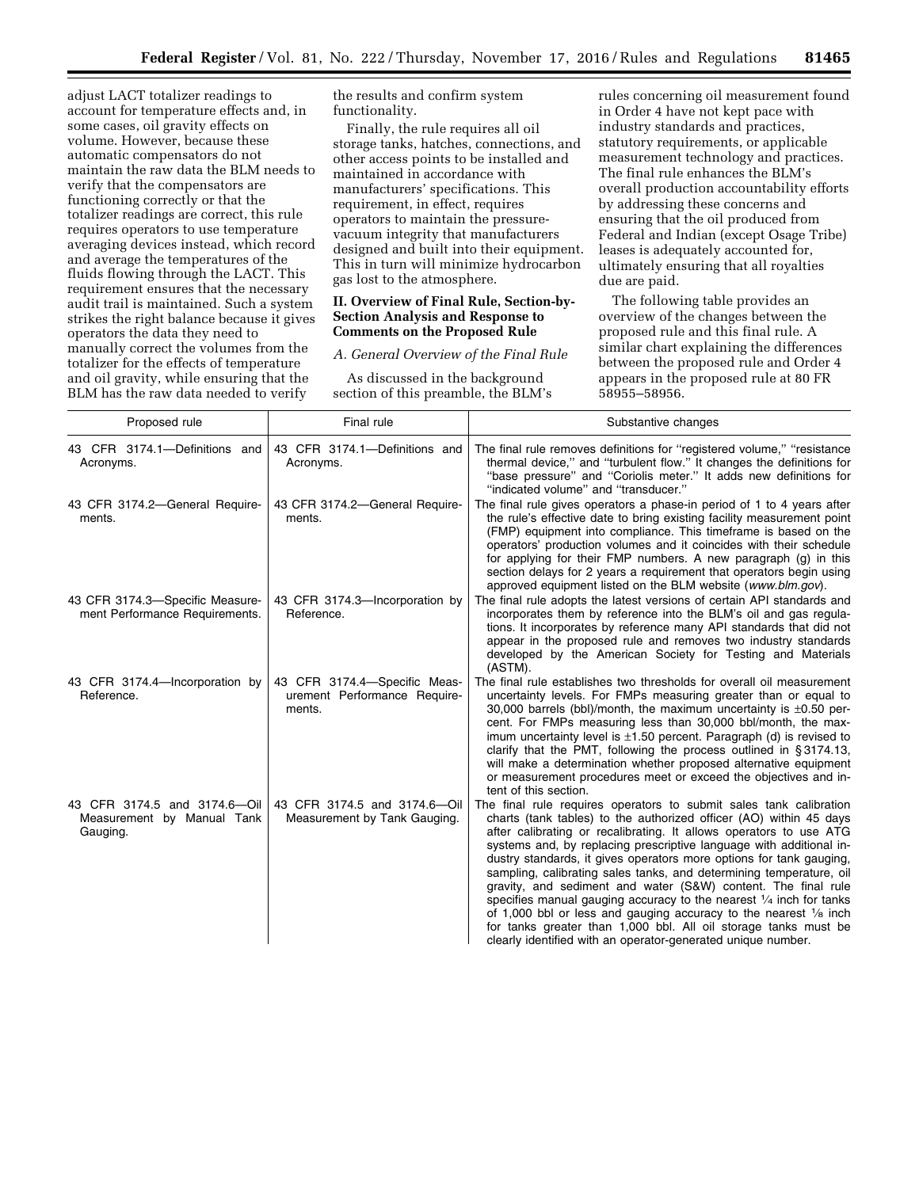adjust LACT totalizer readings to account for temperature effects and, in some cases, oil gravity effects on volume. However, because these automatic compensators do not maintain the raw data the BLM needs to verify that the compensators are functioning correctly or that the totalizer readings are correct, this rule requires operators to use temperature averaging devices instead, which record and average the temperatures of the fluids flowing through the LACT. This requirement ensures that the necessary audit trail is maintained. Such a system strikes the right balance because it gives operators the data they need to manually correct the volumes from the totalizer for the effects of temperature and oil gravity, while ensuring that the BLM has the raw data needed to verify the results and confirm system functionality.

Finally, the rule requires all oil storage tanks, hatches, connections, and other access points to be installed and maintained in accordance with manufacturers' specifications. This requirement, in effect, requires operators to maintain the pressure-vacuum integrity that manufacturers designed and built into their equipment. This in turn will minimize hydrocarbon gas lost to the atmosphere.

## II. Overview of Final Rule, Section-by-Section Analysis and Response to Comments on the Proposed Rule

### *A. General Overview of the Final Rule*

As discussed in the background section of this preamble, the BLM's rules concerning oil measurement found in Order 4 have not kept pace with industry standards and practices, statutory requirements, or applicable measurement technology and practices. The final rule enhances the BLM's overall production accountability efforts by addressing these concerns and ensuring that the oil produced from Federal and Indian (except Osage Tribe) leases is adequately accounted for, ultimately ensuring that all royalties due are paid.

The following table provides an overview of the changes between the proposed rule and this final rule. A similar chart explaining the differences between the proposed rule and Order 4 appears in the proposed rule at 80 FR 58955–58956.

| Proposed rule | Final rule | Substantive changes |
|---|---|---|
| 43 CFR 3174.1—Definitions and Acronyms. | 43 CFR 3174.1—Definitions and Acronyms. | The final rule removes definitions for "registered volume," "resistance thermal device," and "turbulent flow." It changes the definitions for "base pressure" and "Coriolis meter." It adds new definitions for "indicated volume" and "transducer." |
| 43 CFR 3174.2—General Requirements. | 43 CFR 3174.2—General Requirements. | The final rule gives operators a phase-in period of 1 to 4 years after the rule's effective date to bring existing facility measurement point (FMP) equipment into compliance. This timeframe is based on the operators' production volumes and it coincides with their schedule for applying for their FMP numbers. A new paragraph (g) in this section delays for 2 years a requirement that operators begin using approved equipment listed on the BLM website (*www.blm.gov*). |
| 43 CFR 3174.3—Specific Measurement Performance Requirements. | 43 CFR 3174.3—Incorporation by Reference. | The final rule adopts the latest versions of certain API standards and incorporates them by reference into the BLM's oil and gas regulations. It incorporates by reference many API standards that did not appear in the proposed rule and removes two industry standards developed by the American Society for Testing and Materials (ASTM). |
| 43 CFR 3174.4—Incorporation by Reference. | 43 CFR 3174.4—Specific Measurement Performance Requirements. | The final rule establishes two thresholds for overall oil measurement uncertainty levels. For FMPs measuring greater than or equal to 30,000 barrels (bbl)/month, the maximum uncertainty is ±0.50 percent. For FMPs measuring less than 30,000 bbl/month, the maximum uncertainty level is ±1.50 percent. Paragraph (d) is revised to clarify that the PMT, following the process outlined in § 3174.13, will make a determination whether proposed alternative equipment or measurement procedures meet or exceed the objectives and intent of this section. |
| 43 CFR 3174.5 and 3174.6—Oil Measurement by Manual Tank Gauging. | 43 CFR 3174.5 and 3174.6—Oil Measurement by Tank Gauging. | The final rule requires operators to submit sales tank calibration charts (tank tables) to the authorized officer (AO) within 45 days after calibrating or recalibrating. It allows operators to use ATG systems and, by replacing prescriptive language with additional industry standards, it gives operators more options for tank gauging, sampling, calibrating sales tanks, and determining temperature, oil gravity, and sediment and water (S&W) content. The final rule specifies manual gauging accuracy to the nearest ¼ inch for tanks of 1,000 bbl or less and gauging accuracy to the nearest ⅛ inch for tanks greater than 1,000 bbl. All oil storage tanks must be clearly identified with an operator-generated unique number. |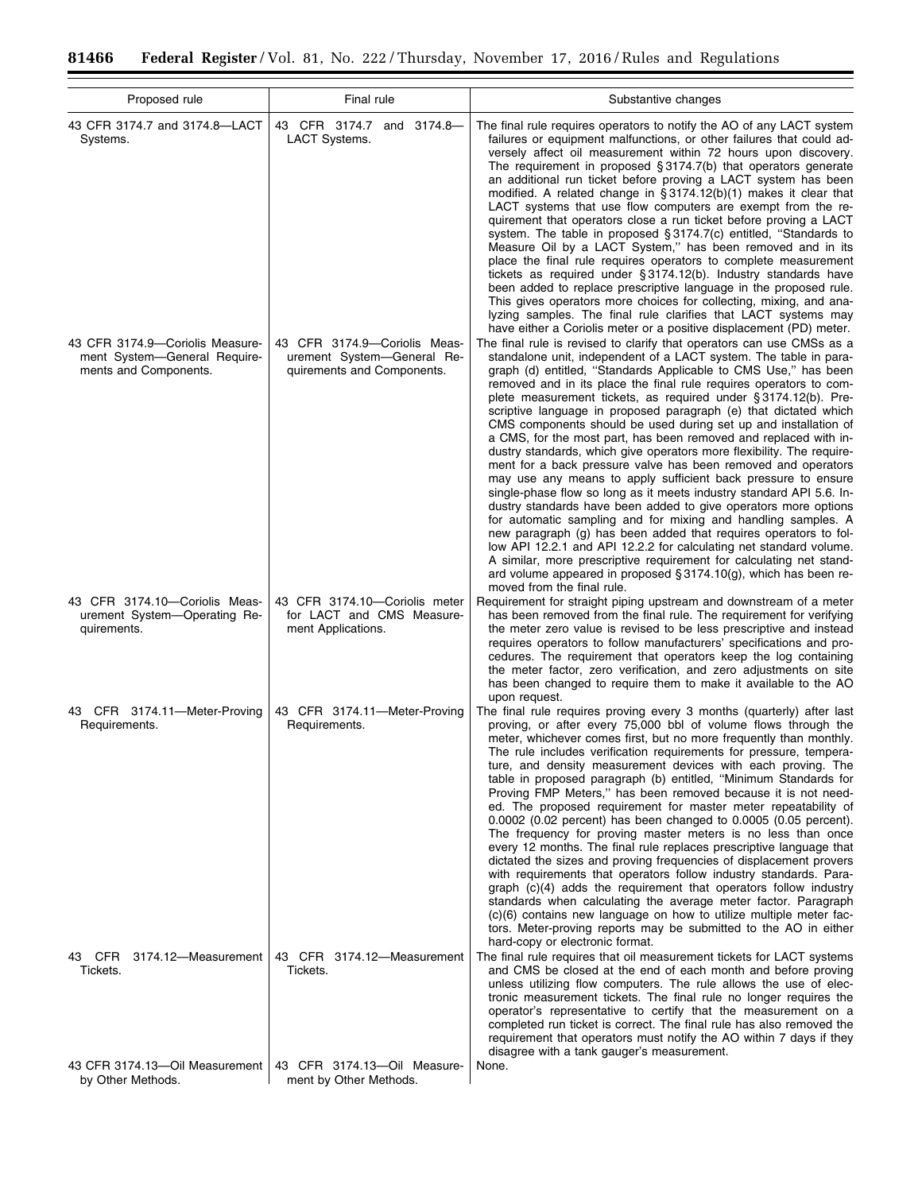| Proposed rule | Final rule | Substantive changes |
| --- | --- | --- |
| 43 CFR 3174.7 and 3174.8—LACT Systems. | 43 CFR 3174.7 and 3174.8—LACT Systems. | The final rule requires operators to notify the AO of any LACT system failures or equipment malfunctions, or other failures that could adversely affect oil measurement within 72 hours upon discovery. The requirement in proposed § 3174.7(b) that operators generate an additional run ticket before proving a LACT system has been modified. A related change in § 3174.12(b)(1) makes it clear that LACT systems that use flow computers are exempt from the requirement that operators close a run ticket before proving a LACT system. The table in proposed § 3174.7(c) entitled, "Standards to Measure Oil by a LACT System," has been removed and in its place the final rule requires operators to complete measurement tickets as required under § 3174.12(b). Industry standards have been added to replace prescriptive language in the proposed rule. This gives operators more choices for collecting, mixing, and analyzing samples. The final rule clarifies that LACT systems may have either a Coriolis meter or a positive displacement (PD) meter. |
| 43 CFR 3174.9—Coriolis Measurement System—General Requirements and Components. | 43 CFR 3174.9—Coriolis Measurement System—General Requirements and Components. | The final rule is revised to clarify that operators can use CMSs as a standalone unit, independent of a LACT system. The table in paragraph (d) entitled, "Standards Applicable to CMS Use," has been removed and in its place the final rule requires operators to complete measurement tickets, as required under § 3174.12(b). Prescriptive language in proposed paragraph (e) that dictated which CMS components should be used during set up and installation of a CMS, for the most part, has been removed and replaced with industry standards, which give operators more flexibility. The requirement for a back pressure valve has been removed and operators may use any means to apply sufficient back pressure to ensure single-phase flow so long as it meets industry standard API 5.6. Industry standards have been added to give operators more options for automatic sampling and for mixing and handling samples. A new paragraph (g) has been added that requires operators to follow API 12.2.1 and API 12.2.2 for calculating net standard volume. A similar, more prescriptive requirement for calculating net standard volume appeared in proposed § 3174.10(g), which has been removed from the final rule. |
| 43 CFR 3174.10—Coriolis Measurement System—Operating Requirements. | 43 CFR 3174.10—Coriolis meter for LACT and CMS Measurement Applications. | Requirement for straight piping upstream and downstream of a meter has been removed from the final rule. The requirement for verifying the meter zero value is revised to be less prescriptive and instead requires operators to follow manufacturers' specifications and procedures. The requirement that operators keep the log containing the meter factor, zero verification, and zero adjustments on site has been changed to require them to make it available to the AO upon request. |
| 43 CFR 3174.11—Meter-Proving Requirements. | 43 CFR 3174.11—Meter-Proving Requirements. | The final rule requires proving every 3 months (quarterly) after last proving, or after every 75,000 bbl of volume flows through the meter, whichever comes first, but no more frequently than monthly. The rule includes verification requirements for pressure, temperature, and density measurement devices with each proving. The table in proposed paragraph (b) entitled, "Minimum Standards for Proving FMP Meters," has been removed because it is not needed. The proposed requirement for master meter repeatability of 0.0002 (0.02 percent) has been changed to 0.0005 (0.05 percent). The frequency for proving master meters is no less than once every 12 months. The final rule replaces prescriptive language that dictated the sizes and proving frequencies of displacement provers with requirements that operators follow industry standards. Paragraph (c)(4) adds the requirement that operators follow industry standards when calculating the average meter factor. Paragraph (c)(6) contains new language on how to utilize multiple meter factors. Meter-proving reports may be submitted to the AO in either hard-copy or electronic format. |
| 43 CFR 3174.12—Measurement Tickets. | 43 CFR 3174.12—Measurement Tickets. | The final rule requires that oil measurement tickets for LACT systems and CMS be closed at the end of each month and before proving unless utilizing flow computers. The rule allows the use of electronic measurement tickets. The final rule no longer requires the operator's representative to certify that the measurement on a completed run ticket is correct. The final rule has also removed the requirement that operators must notify the AO within 7 days if they disagree with a tank gauger's measurement. |
| 43 CFR 3174.13—Oil Measurement by Other Methods. | 43 CFR 3174.13—Oil Measurement by Other Methods. | None. |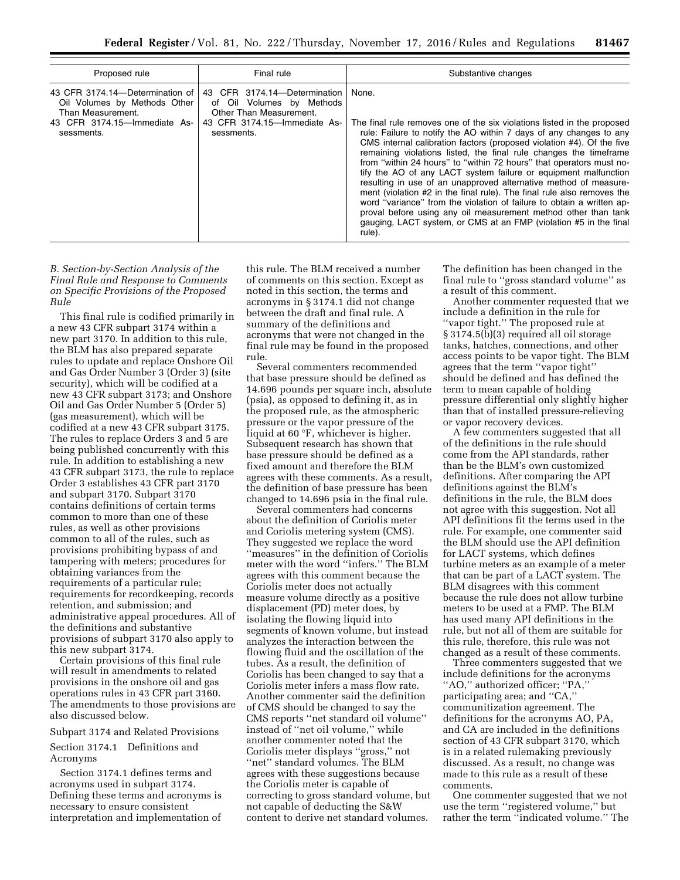| Proposed rule | Final rule | Substantive changes |
| --- | --- | --- |
| 43 CFR 3174.14—Determination of Oil Volumes by Methods Other Than Measurement. | 43 CFR 3174.14—Determination of Oil Volumes by Methods Other Than Measurement. | None. |
| 43 CFR 3174.15—Immediate Assessments. | 43 CFR 3174.15—Immediate Assessments. | The final rule removes one of the six violations listed in the proposed rule: Failure to notify the AO within 7 days of any changes to any CMS internal calibration factors (proposed violation #4). Of the five remaining violations listed, the final rule changes the timeframe from ''within 24 hours'' to ''within 72 hours'' that operators must notify the AO of any LACT system failure or equipment malfunction resulting in use of an unapproved alternative method of measurement (violation #2 in the final rule). The final rule also removes the word ''variance'' from the violation of failure to obtain a written approval before using any oil measurement method other than tank gauging, LACT system, or CMS at an FMP (violation #5 in the final rule). |

### *B. Section-by-Section Analysis of the Final Rule and Response to Comments on Specific Provisions of the Proposed Rule*

This final rule is codified primarily in a new 43 CFR subpart 3174 within a new part 3170. In addition to this rule, the BLM has also prepared separate rules to update and replace Onshore Oil and Gas Order Number 3 (Order 3) (site security), which will be codified at a new 43 CFR subpart 3173; and Onshore Oil and Gas Order Number 5 (Order 5) (gas measurement), which will be codified at a new 43 CFR subpart 3175. The rules to replace Orders 3 and 5 are being published concurrently with this rule. In addition to establishing a new 43 CFR subpart 3173, the rule to replace Order 3 establishes 43 CFR part 3170 and subpart 3170. Subpart 3170 contains definitions of certain terms common to more than one of these rules, as well as other provisions common to all of the rules, such as provisions prohibiting bypass of and tampering with meters; procedures for obtaining variances from the requirements of a particular rule; requirements for recordkeeping, records retention, and submission; and administrative appeal procedures. All of the definitions and substantive provisions of subpart 3170 also apply to this new subpart 3174.

Certain provisions of this final rule will result in amendments to related provisions in the onshore oil and gas operations rules in 43 CFR part 3160. The amendments to those provisions are also discussed below.

Subpart 3174 and Related Provisions

Section 3174.1 Definitions and Acronyms

Section 3174.1 defines terms and acronyms used in subpart 3174. Defining these terms and acronyms is necessary to ensure consistent interpretation and implementation of this rule. The BLM received a number of comments on this section. Except as noted in this section, the terms and acronyms in § 3174.1 did not change between the draft and final rule. A summary of the definitions and acronyms that were not changed in the final rule may be found in the proposed rule.

Several commenters recommended that base pressure should be defined as 14.696 pounds per square inch, absolute (psia), as opposed to defining it, as in the proposed rule, as the atmospheric pressure or the vapor pressure of the liquid at 60 °F, whichever is higher. Subsequent research has shown that base pressure should be defined as a fixed amount and therefore the BLM agrees with these comments. As a result, the definition of base pressure has been changed to 14.696 psia in the final rule.

Several commenters had concerns about the definition of Coriolis meter and Coriolis metering system (CMS). They suggested we replace the word ''measures'' in the definition of Coriolis meter with the word ''infers.'' The BLM agrees with this comment because the Coriolis meter does not actually measure volume directly as a positive displacement (PD) meter does, by isolating the flowing liquid into segments of known volume, but instead analyzes the interaction between the flowing fluid and the oscillation of the tubes. As a result, the definition of Coriolis has been changed to say that a Coriolis meter infers a mass flow rate. Another commenter said the definition of CMS should be changed to say the CMS reports ''net standard oil volume'' instead of ''net oil volume,'' while another commenter noted that the Coriolis meter displays ''gross,'' not ''net'' standard volumes. The BLM agrees with these suggestions because the Coriolis meter is capable of correcting to gross standard volume, but not capable of deducting the S&W content to derive net standard volumes. The definition has been changed in the final rule to ''gross standard volume'' as a result of this comment.

Another commenter requested that we include a definition in the rule for ''vapor tight.'' The proposed rule at § 3174.5(b)(3) required all oil storage tanks, hatches, connections, and other access points to be vapor tight. The BLM agrees that the term ''vapor tight'' should be defined and has defined the term to mean capable of holding pressure differential only slightly higher than that of installed pressure-relieving or vapor recovery devices.

A few commenters suggested that all of the definitions in the rule should come from the API standards, rather than be the BLM's own customized definitions. After comparing the API definitions against the BLM's definitions in the rule, the BLM does not agree with this suggestion. Not all API definitions fit the terms used in the rule. For example, one commenter said the BLM should use the API definition for LACT systems, which defines turbine meters as an example of a meter that can be part of a LACT system. The BLM disagrees with this comment because the rule does not allow turbine meters to be used at a FMP. The BLM has used many API definitions in the rule, but not all of them are suitable for this rule, therefore, this rule was not changed as a result of these comments.

Three commenters suggested that we include definitions for the acronyms ''AO,'' authorized officer; ''PA,'' participating area; and ''CA,'' communitization agreement. The definitions for the acronyms AO, PA, and CA are included in the definitions section of 43 CFR subpart 3170, which is in a related rulemaking previously discussed. As a result, no change was made to this rule as a result of these comments.

One commenter suggested that we not use the term ''registered volume,'' but rather the term ''indicated volume.'' The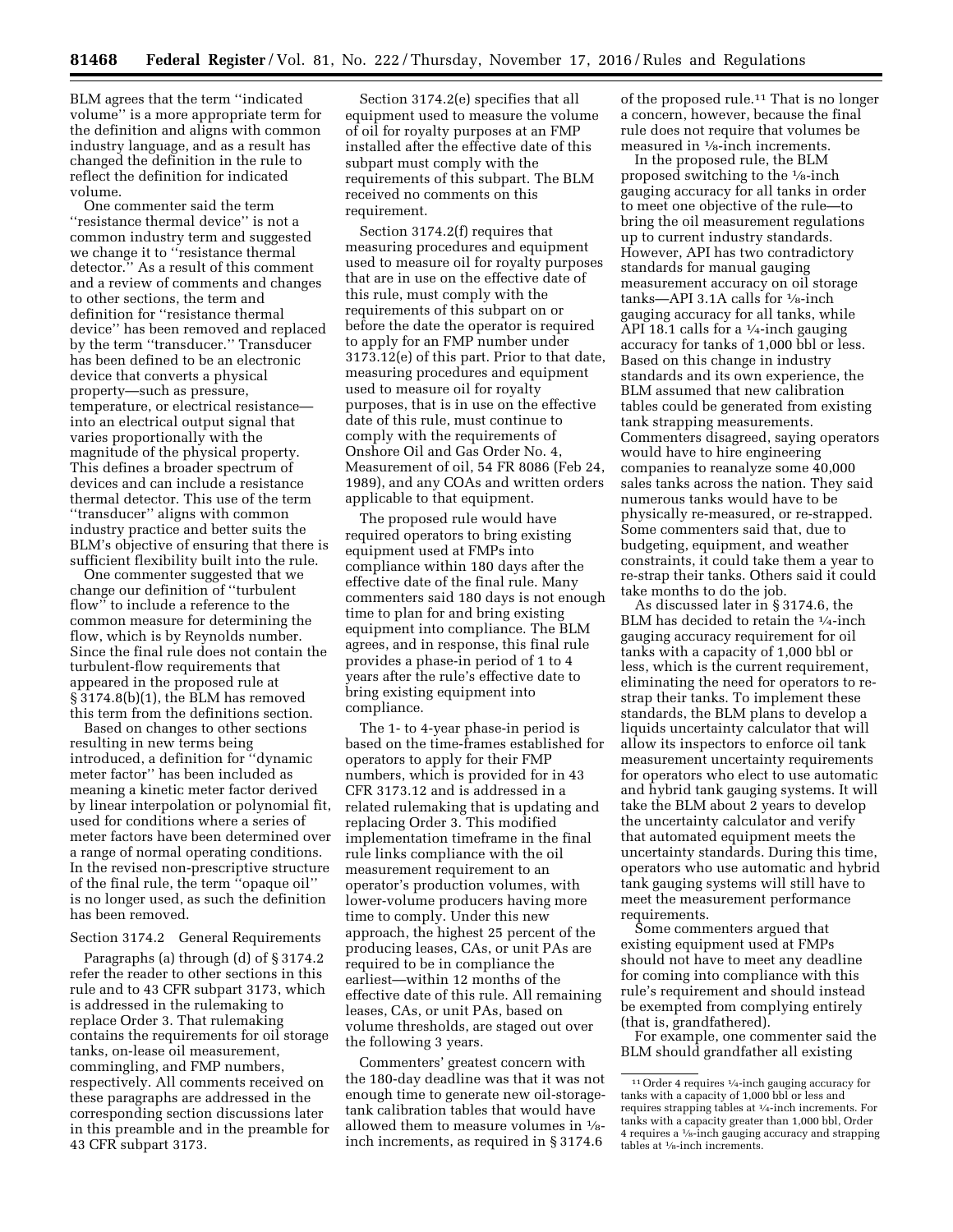BLM agrees that the term "indicated volume" is a more appropriate term for the definition and aligns with common industry language, and as a result has changed the definition in the rule to reflect the definition for indicated volume.

One commenter said the term "resistance thermal device" is not a common industry term and suggested we change it to "resistance thermal detector." As a result of this comment and a review of comments and changes to other sections, the term and definition for "resistance thermal device" has been removed and replaced by the term "transducer." Transducer has been defined to be an electronic device that converts a physical property—such as pressure, temperature, or electrical resistance—into an electrical output signal that varies proportionally with the magnitude of the physical property. This defines a broader spectrum of devices and can include a resistance thermal detector. This use of the term "transducer" aligns with common industry practice and better suits the BLM's objective of ensuring that there is sufficient flexibility built into the rule.

One commenter suggested that we change our definition of "turbulent flow" to include a reference to the common measure for determining the flow, which is by Reynolds number. Since the final rule does not contain the turbulent-flow requirements that appeared in the proposed rule at § 3174.8(b)(1), the BLM has removed this term from the definitions section.

Based on changes to other sections resulting in new terms being introduced, a definition for "dynamic meter factor" has been included as meaning a kinetic meter factor derived by linear interpolation or polynomial fit, used for conditions where a series of meter factors have been determined over a range of normal operating conditions. In the revised non-prescriptive structure of the final rule, the term "opaque oil" is no longer used, as such the definition has been removed.

Section 3174.2 General Requirements

Paragraphs (a) through (d) of § 3174.2 refer the reader to other sections in this rule and to 43 CFR subpart 3173, which is addressed in the rulemaking to replace Order 3. That rulemaking contains the requirements for oil storage tanks, on-lease oil measurement, commingling, and FMP numbers, respectively. All comments received on these paragraphs are addressed in the corresponding section discussions later in this preamble and in the preamble for 43 CFR subpart 3173.

Section 3174.2(e) specifies that all equipment used to measure the volume of oil for royalty purposes at an FMP installed after the effective date of this subpart must comply with the requirements of this subpart. The BLM received no comments on this requirement.

Section 3174.2(f) requires that measuring procedures and equipment used to measure oil for royalty purposes that are in use on the effective date of this rule, must comply with the requirements of this subpart on or before the date the operator is required to apply for an FMP number under 3173.12(e) of this part. Prior to that date, measuring procedures and equipment used to measure oil for royalty purposes, that is in use on the effective date of this rule, must continue to comply with the requirements of Onshore Oil and Gas Order No. 4, Measurement of oil, 54 FR 8086 (Feb 24, 1989), and any COAs and written orders applicable to that equipment.

The proposed rule would have required operators to bring existing equipment used at FMPs into compliance within 180 days after the effective date of the final rule. Many commenters said 180 days is not enough time to plan for and bring existing equipment into compliance. The BLM agrees, and in response, this final rule provides a phase-in period of 1 to 4 years after the rule's effective date to bring existing equipment into compliance.

The 1- to 4-year phase-in period is based on the time-frames established for operators to apply for their FMP numbers, which is provided for in 43 CFR 3173.12 and is addressed in a related rulemaking that is updating and replacing Order 3. This modified implementation timeframe in the final rule links compliance with the oil measurement requirement to an operator's production volumes, with lower-volume producers having more time to comply. Under this new approach, the highest 25 percent of the producing leases, CAs, or unit PAs are required to be in compliance the earliest—within 12 months of the effective date of this rule. All remaining leases, CAs, or unit PAs, based on volume thresholds, are staged out over the following 3 years.

Commenters' greatest concern with the 180-day deadline was that it was not enough time to generate new oil-storage-tank calibration tables that would have allowed them to measure volumes in ⅛-inch increments, as required in § 3174.6 of the proposed rule.[11] That is no longer a concern, however, because the final rule does not require that volumes be measured in ⅛-inch increments.

In the proposed rule, the BLM proposed switching to the ⅛-inch gauging accuracy for all tanks in order to meet one objective of the rule—to bring the oil measurement regulations up to current industry standards. However, API has two contradictory standards for manual gauging measurement accuracy on oil storage tanks—API 3.1A calls for ⅛-inch gauging accuracy for all tanks, while API 18.1 calls for a ¼-inch gauging accuracy for tanks of 1,000 bbl or less. Based on this change in industry standards and its own experience, the BLM assumed that new calibration tables could be generated from existing tank strapping measurements. Commenters disagreed, saying operators would have to hire engineering companies to reanalyze some 40,000 sales tanks across the nation. They said numerous tanks would have to be physically re-measured, or re-strapped. Some commenters said that, due to budgeting, equipment, and weather constraints, it could take them a year to re-strap their tanks. Others said it could take months to do the job.

As discussed later in § 3174.6, the BLM has decided to retain the ¼-inch gauging accuracy requirement for oil tanks with a capacity of 1,000 bbl or less, which is the current requirement, eliminating the need for operators to re-strap their tanks. To implement these standards, the BLM plans to develop a liquids uncertainty calculator that will allow its inspectors to enforce oil tank measurement uncertainty requirements for operators who elect to use automatic and hybrid tank gauging systems. It will take the BLM about 2 years to develop the uncertainty calculator and verify that automated equipment meets the uncertainty standards. During this time, operators who use automatic and hybrid tank gauging systems will still have to meet the measurement performance requirements.

Some commenters argued that existing equipment used at FMPs should not have to meet any deadline for coming into compliance with this rule's requirement and should instead be exempted from complying entirely (that is, grandfathered).

For example, one commenter said the BLM should grandfather all existing

[11] Order 4 requires ¼-inch gauging accuracy for tanks with a capacity of 1,000 bbl or less and requires strapping tables at ¼-inch increments. For tanks with a capacity greater than 1,000 bbl, Order 4 requires a ⅛-inch gauging accuracy and strapping tables at ⅛-inch increments.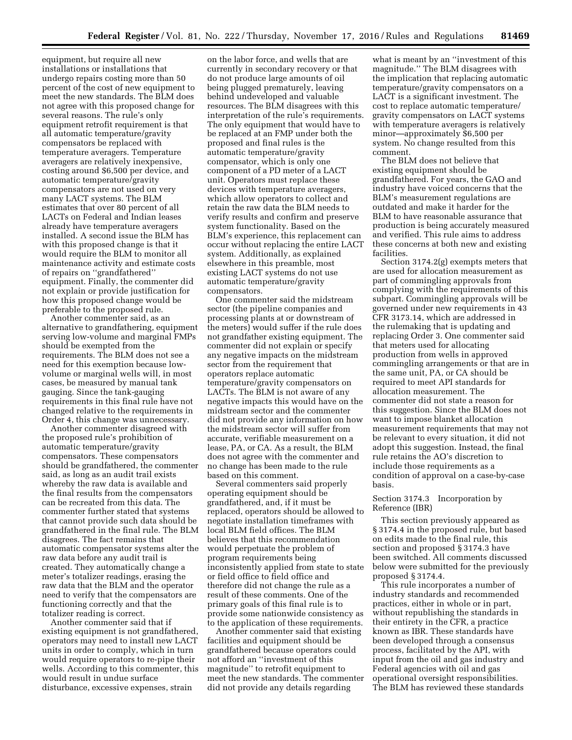equipment, but require all new installations or installations that undergo repairs costing more than 50 percent of the cost of new equipment to meet the new standards. The BLM does not agree with this proposed change for several reasons. The rule's only equipment retrofit requirement is that all automatic temperature/gravity compensators be replaced with temperature averagers. Temperature averagers are relatively inexpensive, costing around $6,500 per device, and automatic temperature/gravity compensators are not used on very many LACT systems. The BLM estimates that over 80 percent of all LACTs on Federal and Indian leases already have temperature averagers installed. A second issue the BLM has with this proposed change is that it would require the BLM to monitor all maintenance activity and estimate costs of repairs on ''grandfathered'' equipment. Finally, the commenter did not explain or provide justification for how this proposed change would be preferable to the proposed rule.

Another commenter said, as an alternative to grandfathering, equipment serving low-volume and marginal FMPs should be exempted from the requirements. The BLM does not see a need for this exemption because low-volume or marginal wells will, in most cases, be measured by manual tank gauging. Since the tank-gauging requirements in this final rule have not changed relative to the requirements in Order 4, this change was unnecessary.

Another commenter disagreed with the proposed rule's prohibition of automatic temperature/gravity compensators. These compensators should be grandfathered, the commenter said, as long as an audit trail exists whereby the raw data is available and the final results from the compensators can be recreated from this data. The commenter further stated that systems that cannot provide such data should be grandfathered in the final rule. The BLM disagrees. The fact remains that automatic compensator systems alter the raw data before any audit trail is created. They automatically change a meter's totalizer readings, erasing the raw data that the BLM and the operator need to verify that the compensators are functioning correctly and that the totalizer reading is correct.

Another commenter said that if existing equipment is not grandfathered, operators may need to install new LACT units in order to comply, which in turn would require operators to re-pipe their wells. According to this commenter, this would result in undue surface disturbance, excessive expenses, strain on the labor force, and wells that are currently in secondary recovery or that do not produce large amounts of oil being plugged prematurely, leaving behind undeveloped and valuable resources. The BLM disagrees with this interpretation of the rule's requirements. The only equipment that would have to be replaced at an FMP under both the proposed and final rules is the automatic temperature/gravity compensator, which is only one component of a PD meter of a LACT unit. Operators must replace these devices with temperature averagers, which allow operators to collect and retain the raw data the BLM needs to verify results and confirm and preserve system functionality. Based on the BLM's experience, this replacement can occur without replacing the entire LACT system. Additionally, as explained elsewhere in this preamble, most existing LACT systems do not use automatic temperature/gravity compensators.

One commenter said the midstream sector (the pipeline companies and processing plants at or downstream of the meters) would suffer if the rule does not grandfather existing equipment. The commenter did not explain or specify any negative impacts on the midstream sector from the requirement that operators replace automatic temperature/gravity compensators on LACTs. The BLM is not aware of any negative impacts this would have on the midstream sector and the commenter did not provide any information on how the midstream sector will suffer from accurate, verifiable measurement on a lease, PA, or CA. As a result, the BLM does not agree with the commenter and no change has been made to the rule based on this comment.

Several commenters said properly operating equipment should be grandfathered, and, if it must be replaced, operators should be allowed to negotiate installation timeframes with local BLM field offices. The BLM believes that this recommendation would perpetuate the problem of program requirements being inconsistently applied from state to state or field office to field office and therefore did not change the rule as a result of these comments. One of the primary goals of this final rule is to provide some nationwide consistency as to the application of these requirements.

Another commenter said that existing facilities and equipment should be grandfathered because operators could not afford an ''investment of this magnitude'' to retrofit equipment to meet the new standards. The commenter did not provide any details regarding what is meant by an ''investment of this magnitude.'' The BLM disagrees with the implication that replacing automatic temperature/gravity compensators on a LACT is a significant investment. The cost to replace automatic temperature/gravity compensators on LACT systems with temperature averagers is relatively minor—approximately $6,500 per system. No change resulted from this comment.

The BLM does not believe that existing equipment should be grandfathered. For years, the GAO and industry have voiced concerns that the BLM's measurement regulations are outdated and make it harder for the BLM to have reasonable assurance that production is being accurately measured and verified. This rule aims to address these concerns at both new and existing facilities.

Section 3174.2(g) exempts meters that are used for allocation measurement as part of commingling approvals from complying with the requirements of this subpart. Commingling approvals will be governed under new requirements in 43 CFR 3173.14, which are addressed in the rulemaking that is updating and replacing Order 3. One commenter said that meters used for allocating production from wells in approved commingling arrangements or that are in the same unit, PA, or CA should be required to meet API standards for allocation measurement. The commenter did not state a reason for this suggestion. Since the BLM does not want to impose blanket allocation measurement requirements that may not be relevant to every situation, it did not adopt this suggestion. Instead, the final rule retains the AO's discretion to include those requirements as a condition of approval on a case-by-case basis.

Section 3174.3 Incorporation by Reference (IBR)

This section previously appeared as § 3174.4 in the proposed rule, but based on edits made to the final rule, this section and proposed § 3174.3 have been switched. All comments discussed below were submitted for the previously proposed § 3174.4.

This rule incorporates a number of industry standards and recommended practices, either in whole or in part, without republishing the standards in their entirety in the CFR, a practice known as IBR. These standards have been developed through a consensus process, facilitated by the API, with input from the oil and gas industry and Federal agencies with oil and gas operational oversight responsibilities. The BLM has reviewed these standards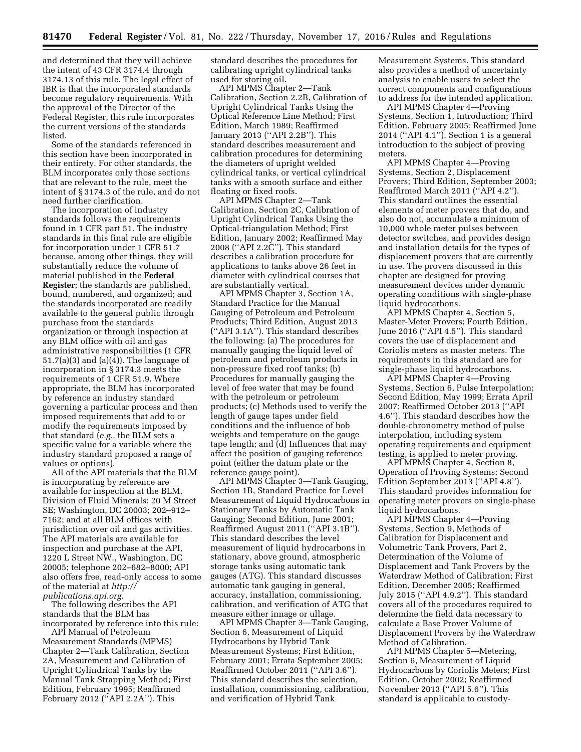and determined that they will achieve the intent of 43 CFR 3174.4 through 3174.13 of this rule. The legal effect of IBR is that the incorporated standards become regulatory requirements. With the approval of the Director of the Federal Register, this rule incorporates the current versions of the standards listed.

Some of the standards referenced in this section have been incorporated in their entirety. For other standards, the BLM incorporates only those sections that are relevant to the rule, meet the intent of § 3174.3 of the rule, and do not need further clarification.

The incorporation of industry standards follows the requirements found in 1 CFR part 51. The industry standards in this final rule are eligible for incorporation under 1 CFR 51.7 because, among other things, they will substantially reduce the volume of material published in the **Federal Register**; the standards are published, bound, numbered, and organized; and the standards incorporated are readily available to the general public through purchase from the standards organization or through inspection at any BLM office with oil and gas administrative responsibilities (1 CFR 51.7(a)(3) and (a)(4)). The language of incorporation in § 3174.3 meets the requirements of 1 CFR 51.9. Where appropriate, the BLM has incorporated by reference an industry standard governing a particular process and then imposed requirements that add to or modify the requirements imposed by that standard (*e.g.,* the BLM sets a specific value for a variable where the industry standard proposed a range of values or options).

All of the API materials that the BLM is incorporating by reference are available for inspection at the BLM, Division of Fluid Minerals; 20 M Street SE; Washington, DC 20003; 202–912–7162; and at all BLM offices with jurisdiction over oil and gas activities. The API materials are available for inspection and purchase at the API, 1220 L Street NW., Washington, DC 20005; telephone 202–682–8000; API also offers free, read-only access to some of the material at *http://publications.api.org.*

The following describes the API standards that the BLM has incorporated by reference into this rule:

API Manual of Petroleum Measurement Standards (MPMS) Chapter 2—Tank Calibration, Section 2A, Measurement and Calibration of Upright Cylindrical Tanks by the Manual Tank Strapping Method; First Edition, February 1995; Reaffirmed February 2012 (''API 2.2A''). This standard describes the procedures for calibrating upright cylindrical tanks used for storing oil.

API MPMS Chapter 2—Tank Calibration, Section 2.2B, Calibration of Upright Cylindrical Tanks Using the Optical Reference Line Method; First Edition, March 1989; Reaffirmed January 2013 (''API 2.2B''). This standard describes measurement and calibration procedures for determining the diameters of upright welded cylindrical tanks, or vertical cylindrical tanks with a smooth surface and either floating or fixed roofs.

API MPMS Chapter 2—Tank Calibration, Section 2C, Calibration of Upright Cylindrical Tanks Using the Optical-triangulation Method; First Edition, January 2002; Reaffirmed May 2008 (''API 2.2C''). This standard describes a calibration procedure for applications to tanks above 26 feet in diameter with cylindrical courses that are substantially vertical.

API MPMS Chapter 3, Section 1A, Standard Practice for the Manual Gauging of Petroleum and Petroleum Products; Third Edition, August 2013 (''API 3.1A''). This standard describes the following: (a) The procedures for manually gauging the liquid level of petroleum and petroleum products in non-pressure fixed roof tanks; (b) Procedures for manually gauging the level of free water that may be found with the petroleum or petroleum products; (c) Methods used to verify the length of gauge tapes under field conditions and the influence of bob weights and temperature on the gauge tape length; and (d) Influences that may affect the position of gauging reference point (either the datum plate or the reference gauge point).

API MPMS Chapter 3—Tank Gauging, Section 1B, Standard Practice for Level Measurement of Liquid Hydrocarbons in Stationary Tanks by Automatic Tank Gauging; Second Edition, June 2001; Reaffirmed August 2011 (''API 3.1B''). This standard describes the level measurement of liquid hydrocarbons in stationary, above ground, atmospheric storage tanks using automatic tank gauges (ATG). This standard discusses automatic tank gauging in general, accuracy, installation, commissioning, calibration, and verification of ATG that measure either innage or ullage.

API MPMS Chapter 3—Tank Gauging, Section 6, Measurement of Liquid Hydrocarbons by Hybrid Tank Measurement Systems; First Edition, February 2001; Errata September 2005; Reaffirmed October 2011 (''API 3.6''). This standard describes the selection, installation, commissioning, calibration, and verification of Hybrid Tank Measurement Systems. This standard also provides a method of uncertainty analysis to enable users to select the correct components and configurations to address for the intended application.

API MPMS Chapter 4—Proving Systems, Section 1, Introduction; Third Edition, February 2005; Reaffirmed June 2014 (''API 4.1''). Section 1 is a general introduction to the subject of proving meters.

API MPMS Chapter 4—Proving Systems, Section 2, Displacement Provers; Third Edition, September 2003; Reaffirmed March 2011 (''API 4.2''). This standard outlines the essential elements of meter provers that do, and also do not, accumulate a minimum of 10,000 whole meter pulses between detector switches, and provides design and installation details for the types of displacement provers that are currently in use. The provers discussed in this chapter are designed for proving measurement devices under dynamic operating conditions with single-phase liquid hydrocarbons.

API MPMS Chapter 4, Section 5, Master-Meter Provers; Fourth Edition, June 2016 (''API 4.5''). This standard covers the use of displacement and Coriolis meters as master meters. The requirements in this standard are for single-phase liquid hydrocarbons.

API MPMS Chapter 4—Proving Systems, Section 6, Pulse Interpolation; Second Edition, May 1999; Errata April 2007; Reaffirmed October 2013 (''API 4.6''). This standard describes how the double-chronometry method of pulse interpolation, including system operating requirements and equipment testing, is applied to meter proving.

API MPMS Chapter 4, Section 8, Operation of Proving Systems; Second Edition September 2013 (''API 4.8''). This standard provides information for operating meter provers on single-phase liquid hydrocarbons.

API MPMS Chapter 4—Proving Systems, Section 9, Methods of Calibration for Displacement and Volumetric Tank Provers, Part 2, Determination of the Volume of Displacement and Tank Provers by the Waterdraw Method of Calibration; First Edition, December 2005; Reaffirmed July 2015 (''API 4.9.2''). This standard covers all of the procedures required to determine the field data necessary to calculate a Base Prover Volume of Displacement Provers by the Waterdraw Method of Calibration.

API MPMS Chapter 5—Metering, Section 6, Measurement of Liquid Hydrocarbons by Coriolis Meters; First Edition, October 2002; Reaffirmed November 2013 (''API 5.6''). This standard is applicable to custody-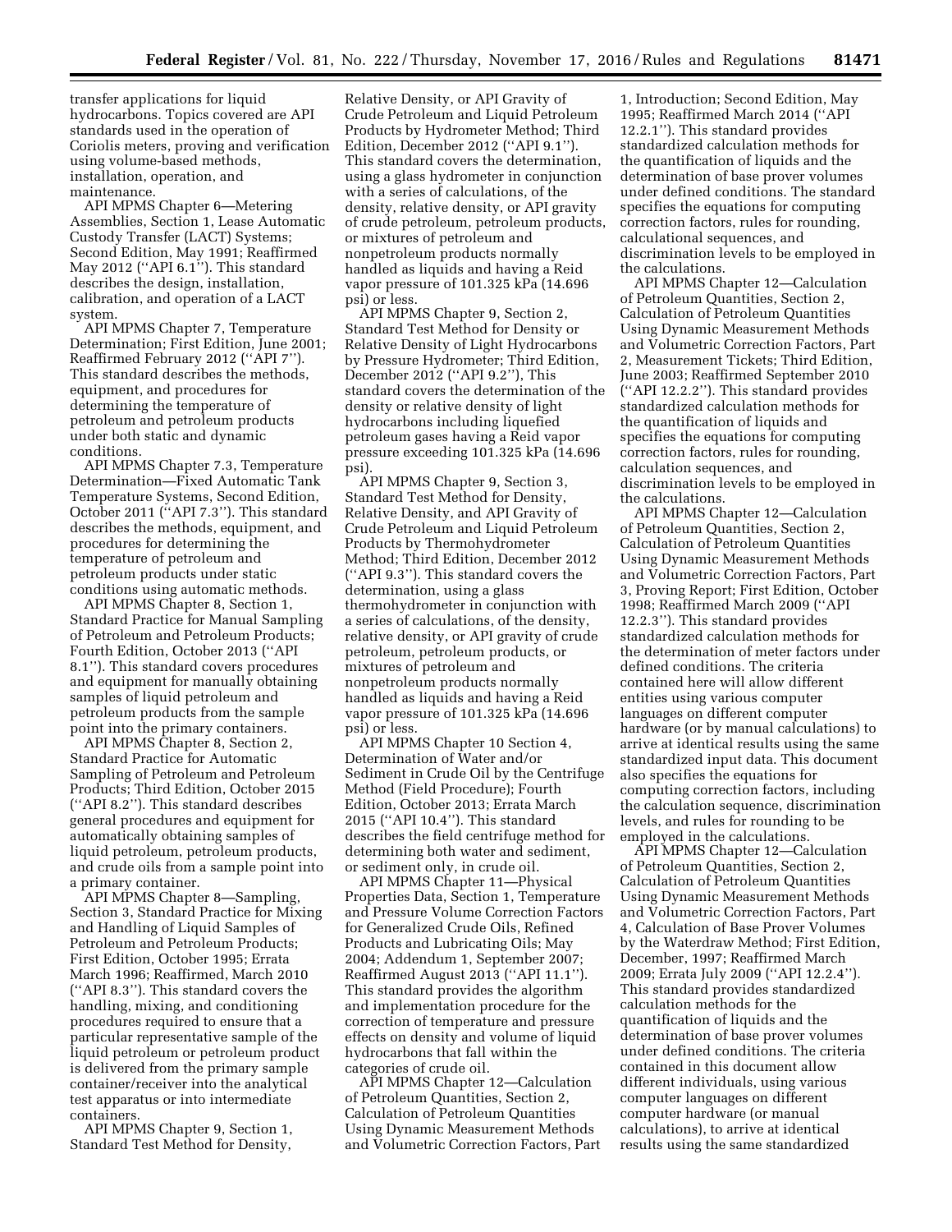transfer applications for liquid hydrocarbons. Topics covered are API standards used in the operation of Coriolis meters, proving and verification using volume-based methods, installation, operation, and maintenance.

API MPMS Chapter 6—Metering Assemblies, Section 1, Lease Automatic Custody Transfer (LACT) Systems; Second Edition, May 1991; Reaffirmed May 2012 (''API 6.1''). This standard describes the design, installation, calibration, and operation of a LACT system.

API MPMS Chapter 7, Temperature Determination; First Edition, June 2001; Reaffirmed February 2012 (''API 7''). This standard describes the methods, equipment, and procedures for determining the temperature of petroleum and petroleum products under both static and dynamic conditions.

API MPMS Chapter 7.3, Temperature Determination—Fixed Automatic Tank Temperature Systems, Second Edition, October 2011 (''API 7.3''). This standard describes the methods, equipment, and procedures for determining the temperature of petroleum and petroleum products under static conditions using automatic methods.

API MPMS Chapter 8, Section 1, Standard Practice for Manual Sampling of Petroleum and Petroleum Products; Fourth Edition, October 2013 (''API 8.1''). This standard covers procedures and equipment for manually obtaining samples of liquid petroleum and petroleum products from the sample point into the primary containers.

API MPMS Chapter 8, Section 2, Standard Practice for Automatic Sampling of Petroleum and Petroleum Products; Third Edition, October 2015 (''API 8.2''). This standard describes general procedures and equipment for automatically obtaining samples of liquid petroleum, petroleum products, and crude oils from a sample point into a primary container.

API MPMS Chapter 8—Sampling, Section 3, Standard Practice for Mixing and Handling of Liquid Samples of Petroleum and Petroleum Products; First Edition, October 1995; Errata March 1996; Reaffirmed, March 2010 (''API 8.3''). This standard covers the handling, mixing, and conditioning procedures required to ensure that a particular representative sample of the liquid petroleum or petroleum product is delivered from the primary sample container/receiver into the analytical test apparatus or into intermediate containers.

API MPMS Chapter 9, Section 1, Standard Test Method for Density, Relative Density, or API Gravity of Crude Petroleum and Liquid Petroleum Products by Hydrometer Method; Third Edition, December 2012 (''API 9.1''). This standard covers the determination, using a glass hydrometer in conjunction with a series of calculations, of the density, relative density, or API gravity of crude petroleum, petroleum products, or mixtures of petroleum and nonpetroleum products normally handled as liquids and having a Reid vapor pressure of 101.325 kPa (14.696 psi) or less.

API MPMS Chapter 9, Section 2, Standard Test Method for Density or Relative Density of Light Hydrocarbons by Pressure Hydrometer; Third Edition, December 2012 (''API 9.2''), This standard covers the determination of the density or relative density of light hydrocarbons including liquefied petroleum gases having a Reid vapor pressure exceeding 101.325 kPa (14.696 psi).

API MPMS Chapter 9, Section 3, Standard Test Method for Density, Relative Density, and API Gravity of Crude Petroleum and Liquid Petroleum Products by Thermohydrometer Method; Third Edition, December 2012 (''API 9.3''). This standard covers the determination, using a glass thermohydrometer in conjunction with a series of calculations, of the density, relative density, or API gravity of crude petroleum, petroleum products, or mixtures of petroleum and nonpetroleum products normally handled as liquids and having a Reid vapor pressure of 101.325 kPa (14.696 psi) or less.

API MPMS Chapter 10 Section 4, Determination of Water and/or Sediment in Crude Oil by the Centrifuge Method (Field Procedure); Fourth Edition, October 2013; Errata March 2015 (''API 10.4''). This standard describes the field centrifuge method for determining both water and sediment, or sediment only, in crude oil.

API MPMS Chapter 11—Physical Properties Data, Section 1, Temperature and Pressure Volume Correction Factors for Generalized Crude Oils, Refined Products and Lubricating Oils; May 2004; Addendum 1, September 2007; Reaffirmed August 2013 (''API 11.1''). This standard provides the algorithm and implementation procedure for the correction of temperature and pressure effects on density and volume of liquid hydrocarbons that fall within the categories of crude oil.

API MPMS Chapter 12—Calculation of Petroleum Quantities, Section 2, Calculation of Petroleum Quantities Using Dynamic Measurement Methods and Volumetric Correction Factors, Part 1, Introduction; Second Edition, May 1995; Reaffirmed March 2014 (''API 12.2.1''). This standard provides standardized calculation methods for the quantification of liquids and the determination of base prover volumes under defined conditions. The standard specifies the equations for computing correction factors, rules for rounding, calculational sequences, and discrimination levels to be employed in the calculations.

API MPMS Chapter 12—Calculation of Petroleum Quantities, Section 2, Calculation of Petroleum Quantities Using Dynamic Measurement Methods and Volumetric Correction Factors, Part 2, Measurement Tickets; Third Edition, June 2003; Reaffirmed September 2010 (''API 12.2.2''). This standard provides standardized calculation methods for the quantification of liquids and specifies the equations for computing correction factors, rules for rounding, calculation sequences, and discrimination levels to be employed in the calculations.

API MPMS Chapter 12—Calculation of Petroleum Quantities, Section 2, Calculation of Petroleum Quantities Using Dynamic Measurement Methods and Volumetric Correction Factors, Part 3, Proving Report; First Edition, October 1998; Reaffirmed March 2009 (''API 12.2.3''). This standard provides standardized calculation methods for the determination of meter factors under defined conditions. The criteria contained here will allow different entities using various computer languages on different computer hardware (or by manual calculations) to arrive at identical results using the same standardized input data. This document also specifies the equations for computing correction factors, including the calculation sequence, discrimination levels, and rules for rounding to be employed in the calculations.

API MPMS Chapter 12—Calculation of Petroleum Quantities, Section 2, Calculation of Petroleum Quantities Using Dynamic Measurement Methods and Volumetric Correction Factors, Part 4, Calculation of Base Prover Volumes by the Waterdraw Method; First Edition, December, 1997; Reaffirmed March 2009; Errata July 2009 (''API 12.2.4''). This standard provides standardized calculation methods for the quantification of liquids and the determination of base prover volumes under defined conditions. The criteria contained in this document allow different individuals, using various computer languages on different computer hardware (or manual calculations), to arrive at identical results using the same standardized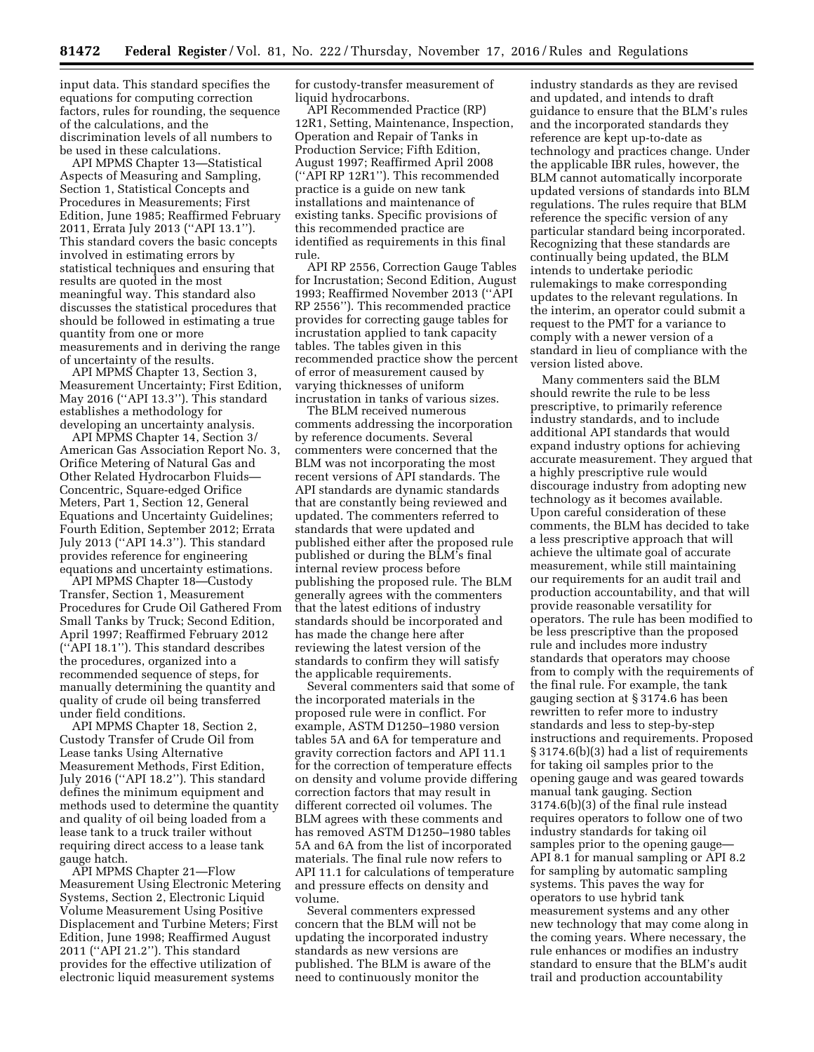input data. This standard specifies the equations for computing correction factors, rules for rounding, the sequence of the calculations, and the discrimination levels of all numbers to be used in these calculations.

API MPMS Chapter 13—Statistical Aspects of Measuring and Sampling, Section 1, Statistical Concepts and Procedures in Measurements; First Edition, June 1985; Reaffirmed February 2011, Errata July 2013 (''API 13.1''). This standard covers the basic concepts involved in estimating errors by statistical techniques and ensuring that results are quoted in the most meaningful way. This standard also discusses the statistical procedures that should be followed in estimating a true quantity from one or more measurements and in deriving the range of uncertainty of the results.

API MPMS Chapter 13, Section 3, Measurement Uncertainty; First Edition, May 2016 (''API 13.3''). This standard establishes a methodology for developing an uncertainty analysis.

API MPMS Chapter 14, Section 3/ American Gas Association Report No. 3, Orifice Metering of Natural Gas and Other Related Hydrocarbon Fluids— Concentric, Square-edged Orifice Meters, Part 1, Section 12, General Equations and Uncertainty Guidelines; Fourth Edition, September 2012; Errata July 2013 (''API 14.3''). This standard provides reference for engineering equations and uncertainty estimations.

API MPMS Chapter 18—Custody Transfer, Section 1, Measurement Procedures for Crude Oil Gathered From Small Tanks by Truck; Second Edition, April 1997; Reaffirmed February 2012 (''API 18.1''). This standard describes the procedures, organized into a recommended sequence of steps, for manually determining the quantity and quality of crude oil being transferred under field conditions.

API MPMS Chapter 18, Section 2, Custody Transfer of Crude Oil from Lease tanks Using Alternative Measurement Methods, First Edition, July 2016 (''API 18.2''). This standard defines the minimum equipment and methods used to determine the quantity and quality of oil being loaded from a lease tank to a truck trailer without requiring direct access to a lease tank gauge hatch.

API MPMS Chapter 21—Flow Measurement Using Electronic Metering Systems, Section 2, Electronic Liquid Volume Measurement Using Positive Displacement and Turbine Meters; First Edition, June 1998; Reaffirmed August 2011 (''API 21.2''). This standard provides for the effective utilization of electronic liquid measurement systems for custody-transfer measurement of liquid hydrocarbons.

API Recommended Practice (RP) 12R1, Setting, Maintenance, Inspection, Operation and Repair of Tanks in Production Service; Fifth Edition, August 1997; Reaffirmed April 2008 (''API RP 12R1''). This recommended practice is a guide on new tank installations and maintenance of existing tanks. Specific provisions of this recommended practice are identified as requirements in this final rule.

API RP 2556, Correction Gauge Tables for Incrustation; Second Edition, August 1993; Reaffirmed November 2013 (''API RP 2556''). This recommended practice provides for correcting gauge tables for incrustation applied to tank capacity tables. The tables given in this recommended practice show the percent of error of measurement caused by varying thicknesses of uniform incrustation in tanks of various sizes.

The BLM received numerous comments addressing the incorporation by reference documents. Several commenters were concerned that the BLM was not incorporating the most recent versions of API standards. The API standards are dynamic standards that are constantly being reviewed and updated. The commenters referred to standards that were updated and published either after the proposed rule published or during the BLM's final internal review process before publishing the proposed rule. The BLM generally agrees with the commenters that the latest editions of industry standards should be incorporated and has made the change here after reviewing the latest version of the standards to confirm they will satisfy the applicable requirements.

Several commenters said that some of the incorporated materials in the proposed rule were in conflict. For example, ASTM D1250–1980 version tables 5A and 6A for temperature and gravity correction factors and API 11.1 for the correction of temperature effects on density and volume provide differing correction factors that may result in different corrected oil volumes. The BLM agrees with these comments and has removed ASTM D1250–1980 tables 5A and 6A from the list of incorporated materials. The final rule now refers to API 11.1 for calculations of temperature and pressure effects on density and volume.

Several commenters expressed concern that the BLM will not be updating the incorporated industry standards as new versions are published. The BLM is aware of the need to continuously monitor the industry standards as they are revised and updated, and intends to draft guidance to ensure that the BLM's rules and the incorporated standards they reference are kept up-to-date as technology and practices change. Under the applicable IBR rules, however, the BLM cannot automatically incorporate updated versions of standards into BLM regulations. The rules require that BLM reference the specific version of any particular standard being incorporated. Recognizing that these standards are continually being updated, the BLM intends to undertake periodic rulemakings to make corresponding updates to the relevant regulations. In the interim, an operator could submit a request to the PMT for a variance to comply with a newer version of a standard in lieu of compliance with the version listed above.

Many commenters said the BLM should rewrite the rule to be less prescriptive, to primarily reference industry standards, and to include additional API standards that would expand industry options for achieving accurate measurement. They argued that a highly prescriptive rule would discourage industry from adopting new technology as it becomes available. Upon careful consideration of these comments, the BLM has decided to take a less prescriptive approach that will achieve the ultimate goal of accurate measurement, while still maintaining our requirements for an audit trail and production accountability, and that will provide reasonable versatility for operators. The rule has been modified to be less prescriptive than the proposed rule and includes more industry standards that operators may choose from to comply with the requirements of the final rule. For example, the tank gauging section at § 3174.6 has been rewritten to refer more to industry standards and less to step-by-step instructions and requirements. Proposed § 3174.6(b)(3) had a list of requirements for taking oil samples prior to the opening gauge and was geared towards manual tank gauging. Section 3174.6(b)(3) of the final rule instead requires operators to follow one of two industry standards for taking oil samples prior to the opening gauge— API 8.1 for manual sampling or API 8.2 for sampling by automatic sampling systems. This paves the way for operators to use hybrid tank measurement systems and any other new technology that may come along in the coming years. Where necessary, the rule enhances or modifies an industry standard to ensure that the BLM's audit trail and production accountability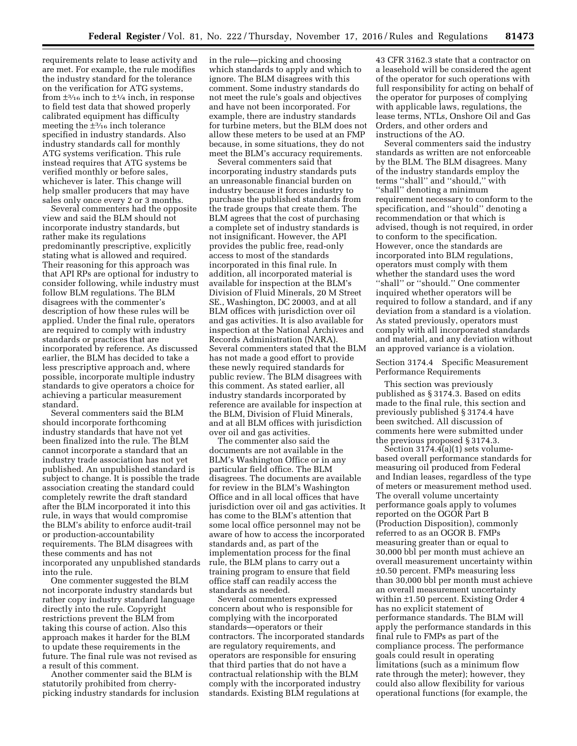requirements relate to lease activity and are met. For example, the rule modifies the industry standard for the tolerance on the verification for ATG systems, from ±3⁄16 inch to ±1⁄4 inch, in response to field test data that showed properly calibrated equipment has difficulty meeting the ±3⁄16 inch tolerance specified in industry standards. Also industry standards call for monthly ATG systems verification. This rule instead requires that ATG systems be verified monthly or before sales, whichever is later. This change will help smaller producers that may have sales only once every 2 or 3 months.

Several commenters had the opposite view and said the BLM should not incorporate industry standards, but rather make its regulations predominantly prescriptive, explicitly stating what is allowed and required. Their reasoning for this approach was that API RPs are optional for industry to consider following, while industry must follow BLM regulations. The BLM disagrees with the commenter's description of how these rules will be applied. Under the final rule, operators are required to comply with industry standards or practices that are incorporated by reference. As discussed earlier, the BLM has decided to take a less prescriptive approach and, where possible, incorporate multiple industry standards to give operators a choice for achieving a particular measurement standard.

Several commenters said the BLM should incorporate forthcoming industry standards that have not yet been finalized into the rule. The BLM cannot incorporate a standard that an industry trade association has not yet published. An unpublished standard is subject to change. It is possible the trade association creating the standard could completely rewrite the draft standard after the BLM incorporated it into this rule, in ways that would compromise the BLM's ability to enforce audit-trail or production-accountability requirements. The BLM disagrees with these comments and has not incorporated any unpublished standards into the rule.

One commenter suggested the BLM not incorporate industry standards but rather copy industry standard language directly into the rule. Copyright restrictions prevent the BLM from taking this course of action. Also this approach makes it harder for the BLM to update these requirements in the future. The final rule was not revised as a result of this comment.

Another commenter said the BLM is statutorily prohibited from cherry-picking industry standards for inclusion in the rule—picking and choosing which standards to apply and which to ignore. The BLM disagrees with this comment. Some industry standards do not meet the rule's goals and objectives and have not been incorporated. For example, there are industry standards for turbine meters, but the BLM does not allow these meters to be used at an FMP because, in some situations, they do not meet the BLM's accuracy requirements.

Several commenters said that incorporating industry standards puts an unreasonable financial burden on industry because it forces industry to purchase the published standards from the trade groups that create them. The BLM agrees that the cost of purchasing a complete set of industry standards is not insignificant. However, the API provides the public free, read-only access to most of the standards incorporated in this final rule. In addition, all incorporated material is available for inspection at the BLM's Division of Fluid Minerals, 20 M Street SE., Washington, DC 20003, and at all BLM offices with jurisdiction over oil and gas activities. It is also available for inspection at the National Archives and Records Administration (NARA). Several commenters stated that the BLM has not made a good effort to provide these newly required standards for public review. The BLM disagrees with this comment. As stated earlier, all industry standards incorporated by reference are available for inspection at the BLM, Division of Fluid Minerals, and at all BLM offices with jurisdiction over oil and gas activities.

The commenter also said the documents are not available in the BLM's Washington Office or in any particular field office. The BLM disagrees. The documents are available for review in the BLM's Washington Office and in all local offices that have jurisdiction over oil and gas activities. It has come to the BLM's attention that some local office personnel may not be aware of how to access the incorporated standards and, as part of the implementation process for the final rule, the BLM plans to carry out a training program to ensure that field office staff can readily access the standards as needed.

Several commenters expressed concern about who is responsible for complying with the incorporated standards—operators or their contractors. The incorporated standards are regulatory requirements, and operators are responsible for ensuring that third parties that do not have a contractual relationship with the BLM comply with the incorporated industry standards. Existing BLM regulations at 43 CFR 3162.3 state that a contractor on a leasehold will be considered the agent of the operator for such operations with full responsibility for acting on behalf of the operator for purposes of complying with applicable laws, regulations, the lease terms, NTLs, Onshore Oil and Gas Orders, and other orders and instructions of the AO.

Several commenters said the industry standards as written are not enforceable by the BLM. The BLM disagrees. Many of the industry standards employ the terms "shall" and "should," with "shall" denoting a minimum requirement necessary to conform to the specification, and "should" denoting a recommendation or that which is advised, though is not required, in order to conform to the specification. However, once the standards are incorporated into BLM regulations, operators must comply with them whether the standard uses the word "shall" or "should." One commenter inquired whether operators will be required to follow a standard, and if any deviation from a standard is a violation. As stated previously, operators must comply with all incorporated standards and material, and any deviation without an approved variance is a violation.

Section 3174.4 Specific Measurement Performance Requirements

This section was previously published as § 3174.3. Based on edits made to the final rule, this section and previously published § 3174.4 have been switched. All discussion of comments here were submitted under the previous proposed § 3174.3.

Section 3174.4(a)(1) sets volume-based overall performance standards for measuring oil produced from Federal and Indian leases, regardless of the type of meters or measurement method used. The overall volume uncertainty performance goals apply to volumes reported on the OGOR Part B (Production Disposition), commonly referred to as an OGOR B. FMPs measuring greater than or equal to 30,000 bbl per month must achieve an overall measurement uncertainty within ±0.50 percent. FMPs measuring less than 30,000 bbl per month must achieve an overall measurement uncertainty within ±1.50 percent. Existing Order 4 has no explicit statement of performance standards. The BLM will apply the performance standards in this final rule to FMPs as part of the compliance process. The performance goals could result in operating limitations (such as a minimum flow rate through the meter); however, they could also allow flexibility for various operational functions (for example, the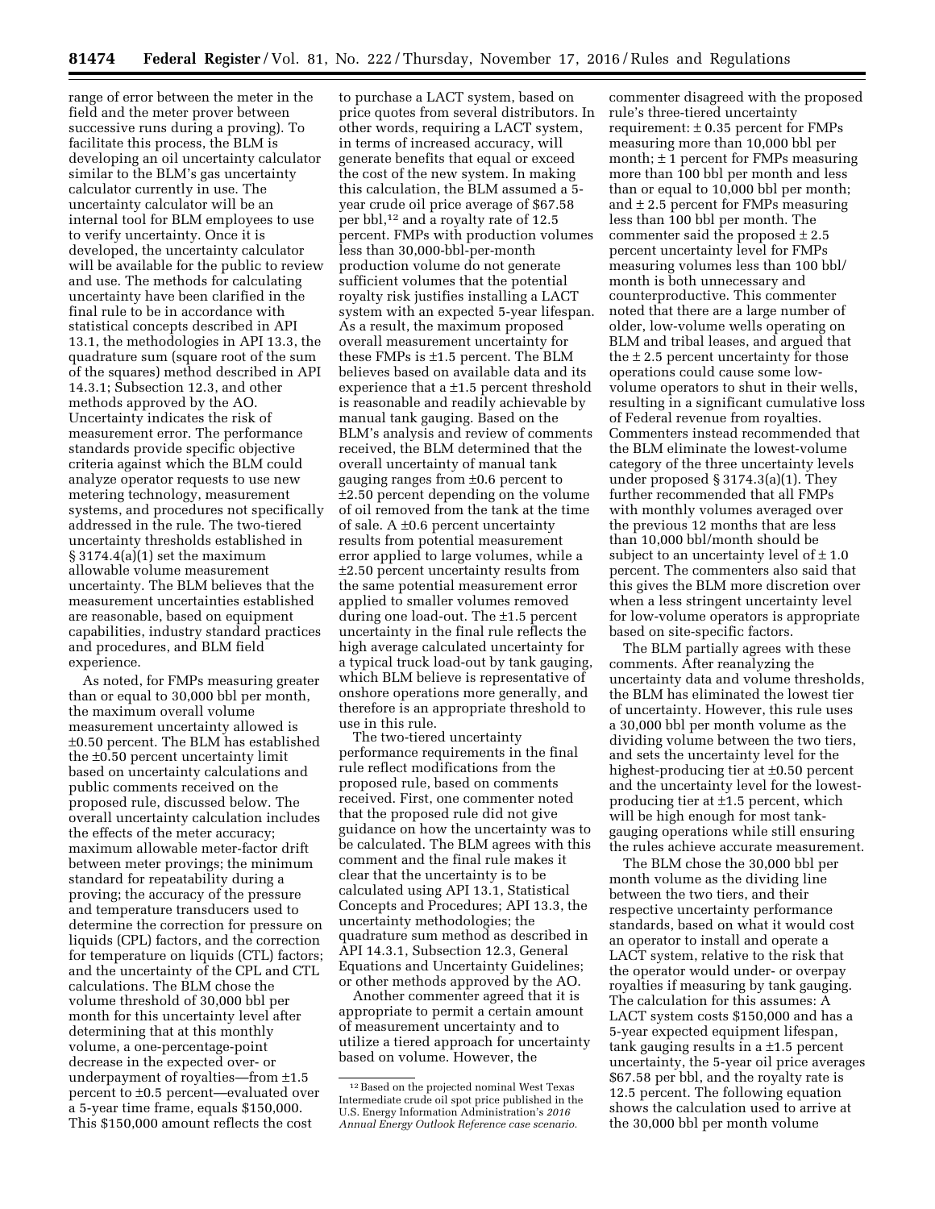range of error between the meter in the field and the meter prover between successive runs during a proving). To facilitate this process, the BLM is developing an oil uncertainty calculator similar to the BLM's gas uncertainty calculator currently in use. The uncertainty calculator will be an internal tool for BLM employees to use to verify uncertainty. Once it is developed, the uncertainty calculator will be available for the public to review and use. The methods for calculating uncertainty have been clarified in the final rule to be in accordance with statistical concepts described in API 13.1, the methodologies in API 13.3, the quadrature sum (square root of the sum of the squares) method described in API 14.3.1; Subsection 12.3, and other methods approved by the AO. Uncertainty indicates the risk of measurement error. The performance standards provide specific objective criteria against which the BLM could analyze operator requests to use new metering technology, measurement systems, and procedures not specifically addressed in the rule. The two-tiered uncertainty thresholds established in § 3174.4(a)(1) set the maximum allowable volume measurement uncertainty. The BLM believes that the measurement uncertainties established are reasonable, based on equipment capabilities, industry standard practices and procedures, and BLM field experience.

As noted, for FMPs measuring greater than or equal to 30,000 bbl per month, the maximum overall volume measurement uncertainty allowed is ±0.50 percent. The BLM has established the ±0.50 percent uncertainty limit based on uncertainty calculations and public comments received on the proposed rule, discussed below. The overall uncertainty calculation includes the effects of the meter accuracy; maximum allowable meter-factor drift between meter provings; the minimum standard for repeatability during a proving; the accuracy of the pressure and temperature transducers used to determine the correction for pressure on liquids (CPL) factors, and the correction for temperature on liquids (CTL) factors; and the uncertainty of the CPL and CTL calculations. The BLM chose the volume threshold of 30,000 bbl per month for this uncertainty level after determining that at this monthly volume, a one-percentage-point decrease in the expected over- or underpayment of royalties—from ±1.5 percent to ±0.5 percent—evaluated over a 5-year time frame, equals $150,000. This $150,000 amount reflects the cost to purchase a LACT system, based on price quotes from several distributors. In other words, requiring a LACT system, in terms of increased accuracy, will generate benefits that equal or exceed the cost of the new system. In making this calculation, the BLM assumed a 5-year crude oil price average of $67.58 per bbl,[12] and a royalty rate of 12.5 percent. FMPs with production volumes less than 30,000-bbl-per-month production volume do not generate sufficient volumes that the potential royalty risk justifies installing a LACT system with an expected 5-year lifespan. As a result, the maximum proposed overall measurement uncertainty for these FMPs is ±1.5 percent. The BLM believes based on available data and its experience that a ±1.5 percent threshold is reasonable and readily achievable by manual tank gauging. Based on the BLM's analysis and review of comments received, the BLM determined that the overall uncertainty of manual tank gauging ranges from ±0.6 percent to ±2.50 percent depending on the volume of oil removed from the tank at the time of sale. A ±0.6 percent uncertainty results from potential measurement error applied to large volumes, while a ±2.50 percent uncertainty results from the same potential measurement error applied to smaller volumes removed during one load-out. The ±1.5 percent uncertainty in the final rule reflects the high average calculated uncertainty for a typical truck load-out by tank gauging, which BLM believe is representative of onshore operations more generally, and therefore is an appropriate threshold to use in this rule.

The two-tiered uncertainty performance requirements in the final rule reflect modifications from the proposed rule, based on comments received. First, one commenter noted that the proposed rule did not give guidance on how the uncertainty was to be calculated. The BLM agrees with this comment and the final rule makes it clear that the uncertainty is to be calculated using API 13.1, Statistical Concepts and Procedures; API 13.3, the uncertainty methodologies; the quadrature sum method as described in API 14.3.1, Subsection 12.3, General Equations and Uncertainty Guidelines; or other methods approved by the AO.

Another commenter agreed that it is appropriate to permit a certain amount of measurement uncertainty and to utilize a tiered approach for uncertainty based on volume. However, the commenter disagreed with the proposed rule's three-tiered uncertainty requirement: ± 0.35 percent for FMPs measuring more than 10,000 bbl per month; ± 1 percent for FMPs measuring more than 100 bbl per month and less than or equal to 10,000 bbl per month; and ± 2.5 percent for FMPs measuring less than 100 bbl per month. The commenter said the proposed ± 2.5 percent uncertainty level for FMPs measuring volumes less than 100 bbl/month is both unnecessary and counterproductive. This commenter noted that there are a large number of older, low-volume wells operating on BLM and tribal leases, and argued that the ± 2.5 percent uncertainty for those operations could cause some low-volume operators to shut in their wells, resulting in a significant cumulative loss of Federal revenue from royalties. Commenters instead recommended that the BLM eliminate the lowest-volume category of the three uncertainty levels under proposed § 3174.3(a)(1). They further recommended that all FMPs with monthly volumes averaged over the previous 12 months that are less than 10,000 bbl/month should be subject to an uncertainty level of ± 1.0 percent. The commenters also said that this gives the BLM more discretion over when a less stringent uncertainty level for low-volume operators is appropriate based on site-specific factors.

The BLM partially agrees with these comments. After reanalyzing the uncertainty data and volume thresholds, the BLM has eliminated the lowest tier of uncertainty. However, this rule uses a 30,000 bbl per month volume as the dividing volume between the two tiers, and sets the uncertainty level for the highest-producing tier at ±0.50 percent and the uncertainty level for the lowest-producing tier at ±1.5 percent, which will be high enough for most tank-gauging operations while still ensuring the rules achieve accurate measurement.

The BLM chose the 30,000 bbl per month volume as the dividing line between the two tiers, and their respective uncertainty performance standards, based on what it would cost an operator to install and operate a LACT system, relative to the risk that the operator would under- or overpay royalties if measuring by tank gauging. The calculation for this assumes: A LACT system costs $150,000 and has a 5-year expected equipment lifespan, tank gauging results in a ±1.5 percent uncertainty, the 5-year oil price averages $67.58 per bbl, and the royalty rate is 12.5 percent. The following equation shows the calculation used to arrive at the 30,000 bbl per month volume

---

[12] Based on the projected nominal West Texas Intermediate crude oil spot price published in the U.S. Energy Information Administration's *2016 Annual Energy Outlook Reference case scenario.*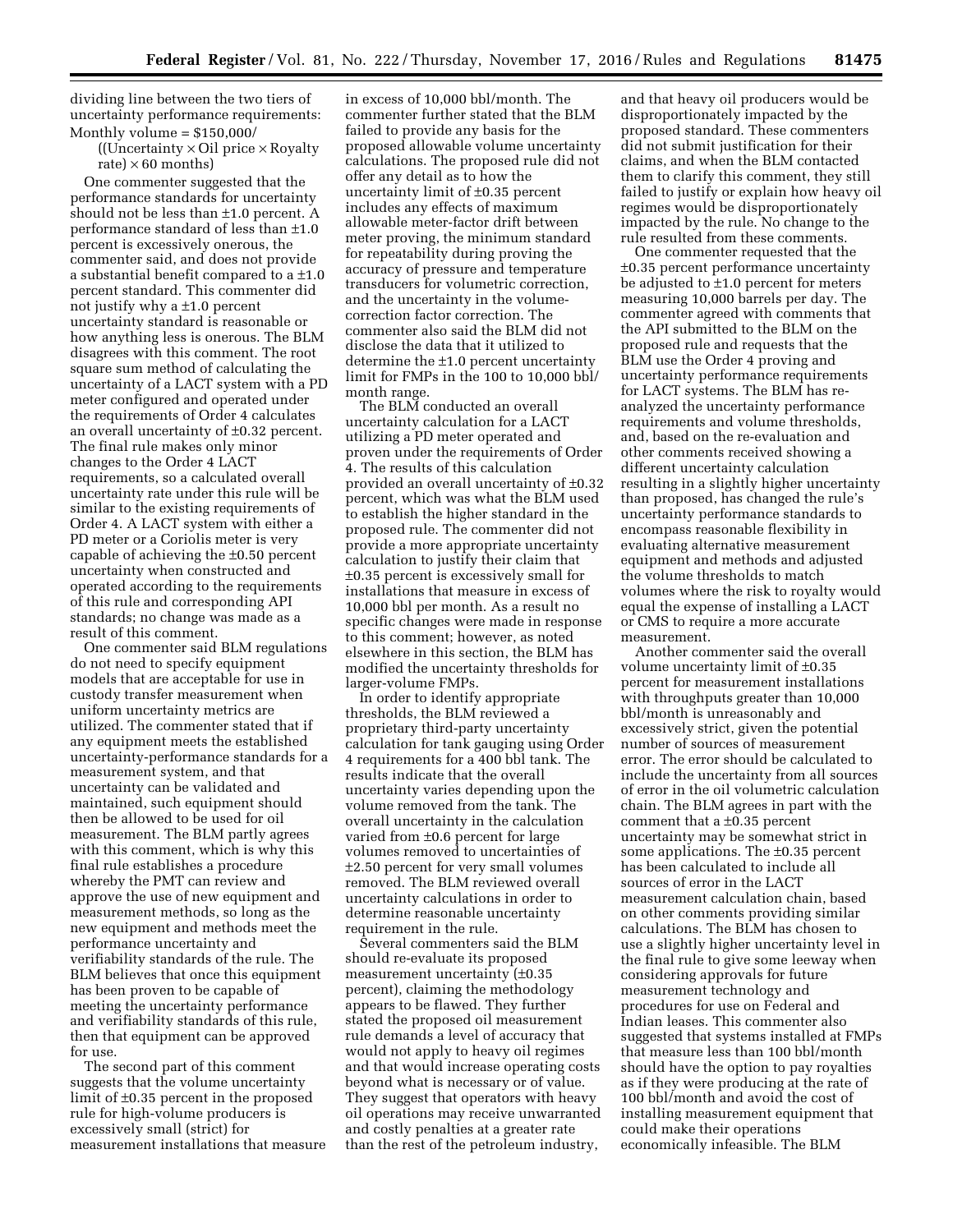dividing line between the two tiers of uncertainty performance requirements:

$$\text{Monthly volume} = \$150{,}000 / ((\text{Uncertainty} \times \text{Oil price} \times \text{Royalty rate}) \times 60 \text{ months})$$

One commenter suggested that the performance standards for uncertainty should not be less than ±1.0 percent. A performance standard of less than ±1.0 percent is excessively onerous, the commenter said, and does not provide a substantial benefit compared to a ±1.0 percent standard. This commenter did not justify why a ±1.0 percent uncertainty standard is reasonable or how anything less is onerous. The BLM disagrees with this comment. The root square sum method of calculating the uncertainty of a LACT system with a PD meter configured and operated under the requirements of Order 4 calculates an overall uncertainty of ±0.32 percent. The final rule makes only minor changes to the Order 4 LACT requirements, so a calculated overall uncertainty rate under this rule will be similar to the existing requirements of Order 4. A LACT system with either a PD meter or a Coriolis meter is very capable of achieving the ±0.50 percent uncertainty when constructed and operated according to the requirements of this rule and corresponding API standards; no change was made as a result of this comment.

One commenter said BLM regulations do not need to specify equipment models that are acceptable for use in custody transfer measurement when uniform uncertainty metrics are utilized. The commenter stated that if any equipment meets the established uncertainty-performance standards for a measurement system, and that uncertainty can be validated and maintained, such equipment should then be allowed to be used for oil measurement. The BLM partly agrees with this comment, which is why this final rule establishes a procedure whereby the PMT can review and approve the use of new equipment and measurement methods, so long as the new equipment and methods meet the performance uncertainty and verifiability standards of the rule. The BLM believes that once this equipment has been proven to be capable of meeting the uncertainty performance and verifiability standards of this rule, then that equipment can be approved for use.

The second part of this comment suggests that the volume uncertainty limit of ±0.35 percent in the proposed rule for high-volume producers is excessively small (strict) for measurement installations that measure in excess of 10,000 bbl/month. The commenter further stated that the BLM failed to provide any basis for the proposed allowable volume uncertainty calculations. The proposed rule did not offer any detail as to how the uncertainty limit of ±0.35 percent includes any effects of maximum allowable meter-factor drift between meter proving, the minimum standard for repeatability during proving the accuracy of pressure and temperature transducers for volumetric correction, and the uncertainty in the volume-correction factor correction. The commenter also said the BLM did not disclose the data that it utilized to determine the ±1.0 percent uncertainty limit for FMPs in the 100 to 10,000 bbl/month range.

The BLM conducted an overall uncertainty calculation for a LACT utilizing a PD meter operated and proven under the requirements of Order 4. The results of this calculation provided an overall uncertainty of ±0.32 percent, which was what the BLM used to establish the higher standard in the proposed rule. The commenter did not provide a more appropriate uncertainty calculation to justify their claim that ±0.35 percent is excessively small for installations that measure in excess of 10,000 bbl per month. As a result no specific changes were made in response to this comment; however, as noted elsewhere in this section, the BLM has modified the uncertainty thresholds for larger-volume FMPs.

In order to identify appropriate thresholds, the BLM reviewed a proprietary third-party uncertainty calculation for tank gauging using Order 4 requirements for a 400 bbl tank. The results indicate that the overall uncertainty varies depending upon the volume removed from the tank. The overall uncertainty in the calculation varied from ±0.6 percent for large volumes removed to uncertainties of ±2.50 percent for very small volumes removed. The BLM reviewed overall uncertainty calculations in order to determine reasonable uncertainty requirement in the rule.

Several commenters said the BLM should re-evaluate its proposed measurement uncertainty (±0.35 percent), claiming the methodology appears to be flawed. They further stated the proposed oil measurement rule demands a level of accuracy that would not apply to heavy oil regimes and that would increase operating costs beyond what is necessary or of value. They suggest that operators with heavy oil operations may receive unwarranted and costly penalties at a greater rate than the rest of the petroleum industry, and that heavy oil producers would be disproportionately impacted by the proposed standard. These commenters did not submit justification for their claims, and when the BLM contacted them to clarify this comment, they still failed to justify or explain how heavy oil regimes would be disproportionately impacted by the rule. No change to the rule resulted from these comments.

One commenter requested that the ±0.35 percent performance uncertainty be adjusted to ±1.0 percent for meters measuring 10,000 barrels per day. The commenter agreed with comments that the API submitted to the BLM on the proposed rule and requests that the BLM use the Order 4 proving and uncertainty performance requirements for LACT systems. The BLM has re-analyzed the uncertainty performance requirements and volume thresholds, and, based on the re-evaluation and other comments received showing a different uncertainty calculation resulting in a slightly higher uncertainty than proposed, has changed the rule's uncertainty performance standards to encompass reasonable flexibility in evaluating alternative measurement equipment and methods and adjusted the volume thresholds to match volumes where the risk to royalty would equal the expense of installing a LACT or CMS to require a more accurate measurement.

Another commenter said the overall volume uncertainty limit of ±0.35 percent for measurement installations with throughputs greater than 10,000 bbl/month is unreasonably and excessively strict, given the potential number of sources of measurement error. The error should be calculated to include the uncertainty from all sources of error in the oil volumetric calculation chain. The BLM agrees in part with the comment that a ±0.35 percent uncertainty may be somewhat strict in some applications. The ±0.35 percent has been calculated to include all sources of error in the LACT measurement calculation chain, based on other comments providing similar calculations. The BLM has chosen to use a slightly higher uncertainty level in the final rule to give some leeway when considering approvals for future measurement technology and procedures for use on Federal and Indian leases. This commenter also suggested that systems installed at FMPs that measure less than 100 bbl/month should have the option to pay royalties as if they were producing at the rate of 100 bbl/month and avoid the cost of installing measurement equipment that could make their operations economically infeasible. The BLM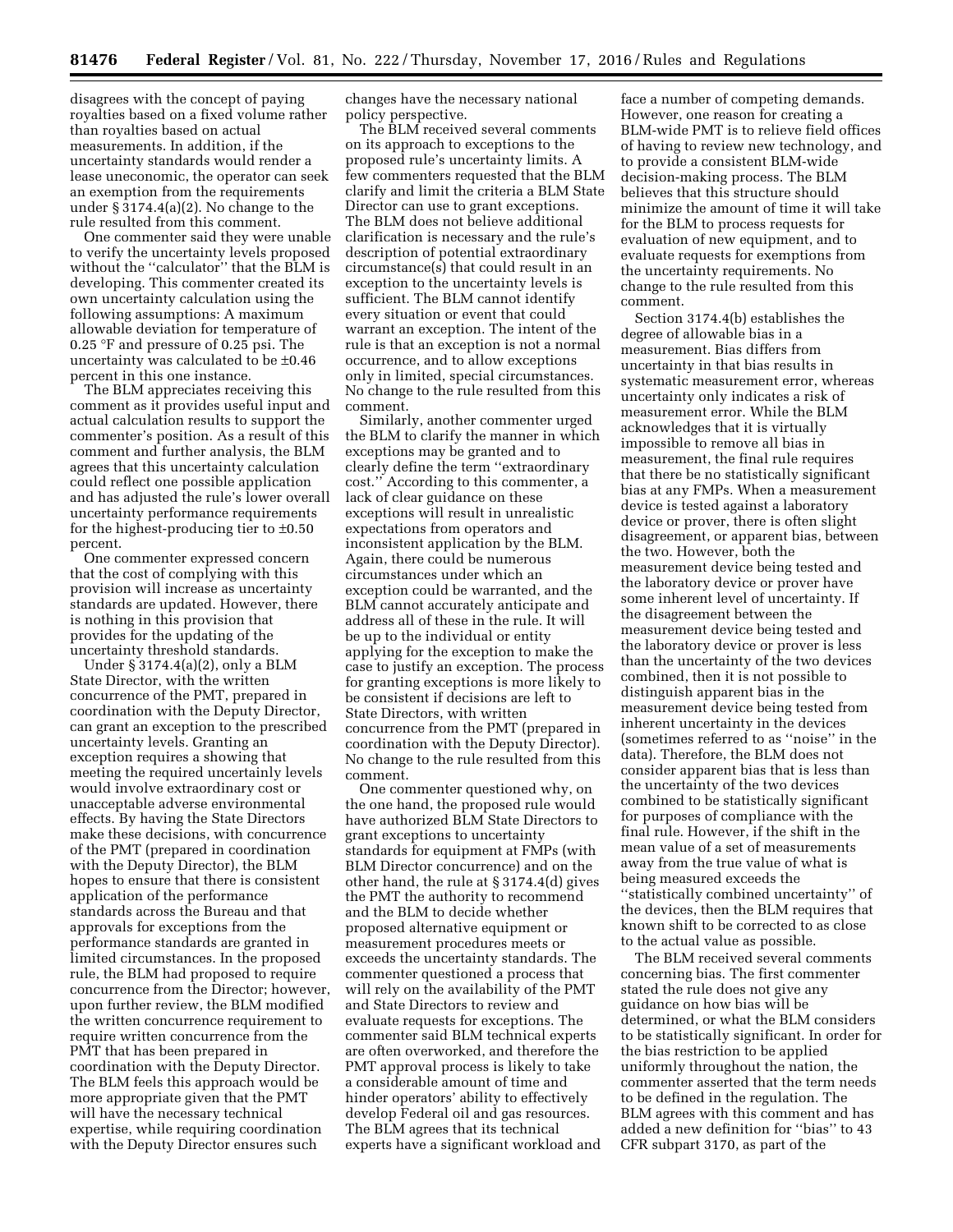disagrees with the concept of paying royalties based on a fixed volume rather than royalties based on actual measurements. In addition, if the uncertainty standards would render a lease uneconomic, the operator can seek an exemption from the requirements under § 3174.4(a)(2). No change to the rule resulted from this comment.

One commenter said they were unable to verify the uncertainty levels proposed without the ''calculator'' that the BLM is developing. This commenter created its own uncertainty calculation using the following assumptions: A maximum allowable deviation for temperature of 0.25 °F and pressure of 0.25 psi. The uncertainty was calculated to be ±0.46 percent in this one instance.

The BLM appreciates receiving this comment as it provides useful input and actual calculation results to support the commenter's position. As a result of this comment and further analysis, the BLM agrees that this uncertainty calculation could reflect one possible application and has adjusted the rule's lower overall uncertainty performance requirements for the highest-producing tier to ±0.50 percent.

One commenter expressed concern that the cost of complying with this provision will increase as uncertainty standards are updated. However, there is nothing in this provision that provides for the updating of the uncertainty threshold standards.

Under § 3174.4(a)(2), only a BLM State Director, with the written concurrence of the PMT, prepared in coordination with the Deputy Director, can grant an exception to the prescribed uncertainty levels. Granting an exception requires a showing that meeting the required uncertainly levels would involve extraordinary cost or unacceptable adverse environmental effects. By having the State Directors make these decisions, with concurrence of the PMT (prepared in coordination with the Deputy Director), the BLM hopes to ensure that there is consistent application of the performance standards across the Bureau and that approvals for exceptions from the performance standards are granted in limited circumstances. In the proposed rule, the BLM had proposed to require concurrence from the Director; however, upon further review, the BLM modified the written concurrence requirement to require written concurrence from the PMT that has been prepared in coordination with the Deputy Director. The BLM feels this approach would be more appropriate given that the PMT will have the necessary technical expertise, while requiring coordination with the Deputy Director ensures such changes have the necessary national policy perspective.

The BLM received several comments on its approach to exceptions to the proposed rule's uncertainty limits. A few commenters requested that the BLM clarify and limit the criteria a BLM State Director can use to grant exceptions. The BLM does not believe additional clarification is necessary and the rule's description of potential extraordinary circumstance(s) that could result in an exception to the uncertainty levels is sufficient. The BLM cannot identify every situation or event that could warrant an exception. The intent of the rule is that an exception is not a normal occurrence, and to allow exceptions only in limited, special circumstances. No change to the rule resulted from this comment.

Similarly, another commenter urged the BLM to clarify the manner in which exceptions may be granted and to clearly define the term ''extraordinary cost.'' According to this commenter, a lack of clear guidance on these exceptions will result in unrealistic expectations from operators and inconsistent application by the BLM. Again, there could be numerous circumstances under which an exception could be warranted, and the BLM cannot accurately anticipate and address all of these in the rule. It will be up to the individual or entity applying for the exception to make the case to justify an exception. The process for granting exceptions is more likely to be consistent if decisions are left to State Directors, with written concurrence from the PMT (prepared in coordination with the Deputy Director). No change to the rule resulted from this comment.

One commenter questioned why, on the one hand, the proposed rule would have authorized BLM State Directors to grant exceptions to uncertainty standards for equipment at FMPs (with BLM Director concurrence) and on the other hand, the rule at § 3174.4(d) gives the PMT the authority to recommend and the BLM to decide whether proposed alternative equipment or measurement procedures meets or exceeds the uncertainty standards. The commenter questioned a process that will rely on the availability of the PMT and State Directors to review and evaluate requests for exceptions. The commenter said BLM technical experts are often overworked, and therefore the PMT approval process is likely to take a considerable amount of time and hinder operators' ability to effectively develop Federal oil and gas resources. The BLM agrees that its technical experts have a significant workload and face a number of competing demands. However, one reason for creating a BLM-wide PMT is to relieve field offices of having to review new technology, and to provide a consistent BLM-wide decision-making process. The BLM believes that this structure should minimize the amount of time it will take for the BLM to process requests for evaluation of new equipment, and to evaluate requests for exemptions from the uncertainty requirements. No change to the rule resulted from this comment.

Section 3174.4(b) establishes the degree of allowable bias in a measurement. Bias differs from uncertainty in that bias results in systematic measurement error, whereas uncertainty only indicates a risk of measurement error. While the BLM acknowledges that it is virtually impossible to remove all bias in measurement, the final rule requires that there be no statistically significant bias at any FMPs. When a measurement device is tested against a laboratory device or prover, there is often slight disagreement, or apparent bias, between the two. However, both the measurement device being tested and the laboratory device or prover have some inherent level of uncertainty. If the disagreement between the measurement device being tested and the laboratory device or prover is less than the uncertainty of the two devices combined, then it is not possible to distinguish apparent bias in the measurement device being tested from inherent uncertainty in the devices (sometimes referred to as ''noise'' in the data). Therefore, the BLM does not consider apparent bias that is less than the uncertainty of the two devices combined to be statistically significant for purposes of compliance with the final rule. However, if the shift in the mean value of a set of measurements away from the true value of what is being measured exceeds the ''statistically combined uncertainty'' of the devices, then the BLM requires that known shift to be corrected to as close to the actual value as possible.

The BLM received several comments concerning bias. The first commenter stated the rule does not give any guidance on how bias will be determined, or what the BLM considers to be statistically significant. In order for the bias restriction to be applied uniformly throughout the nation, the commenter asserted that the term needs to be defined in the regulation. The BLM agrees with this comment and has added a new definition for ''bias'' to 43 CFR subpart 3170, as part of the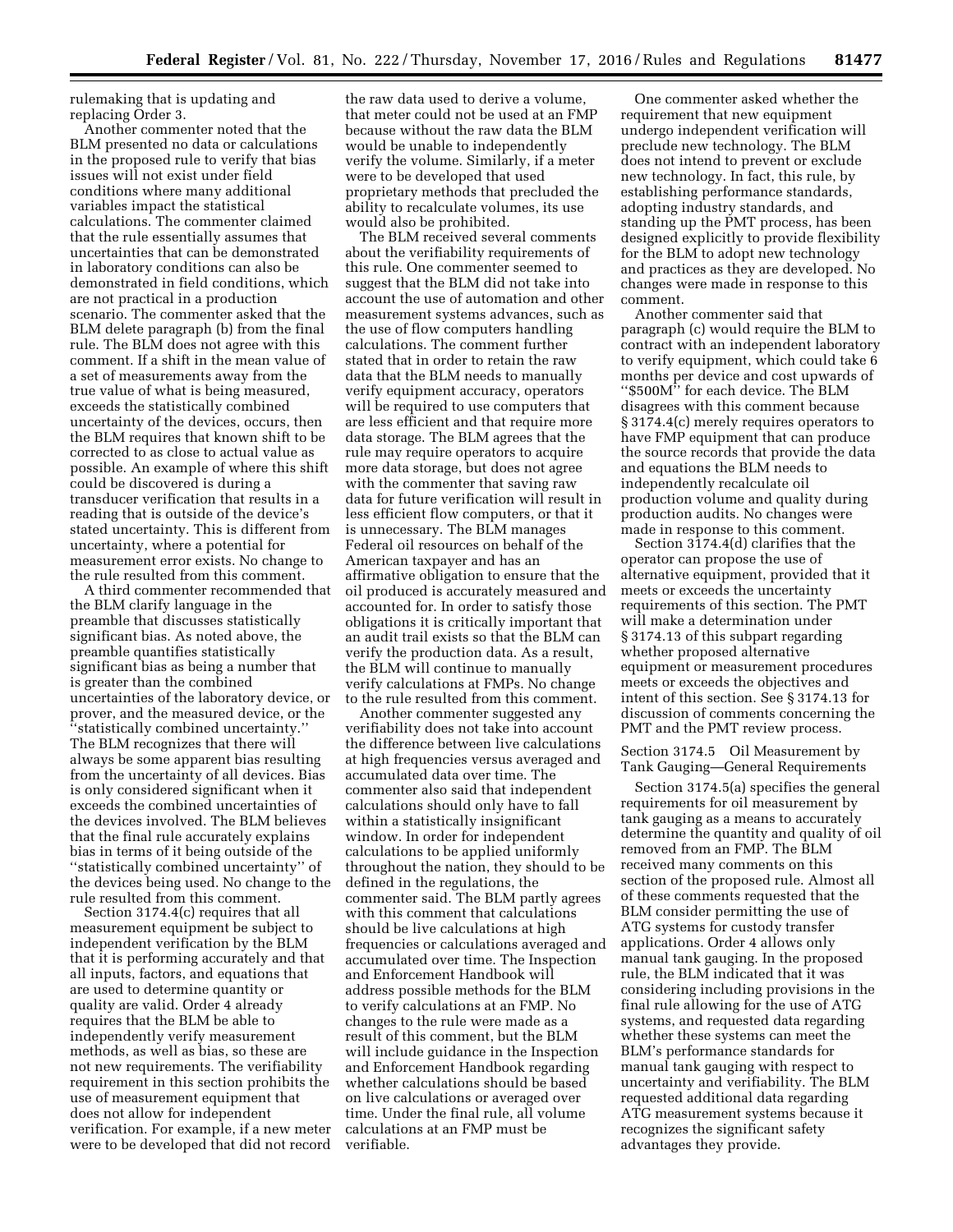rulemaking that is updating and replacing Order 3.

Another commenter noted that the BLM presented no data or calculations in the proposed rule to verify that bias issues will not exist under field conditions where many additional variables impact the statistical calculations. The commenter claimed that the rule essentially assumes that uncertainties that can be demonstrated in laboratory conditions can also be demonstrated in field conditions, which are not practical in a production scenario. The commenter asked that the BLM delete paragraph (b) from the final rule. The BLM does not agree with this comment. If a shift in the mean value of a set of measurements away from the true value of what is being measured, exceeds the statistically combined uncertainty of the devices, occurs, then the BLM requires that known shift to be corrected to as close to actual value as possible. An example of where this shift could be discovered is during a transducer verification that results in a reading that is outside of the device's stated uncertainty. This is different from uncertainty, where a potential for measurement error exists. No change to the rule resulted from this comment.

A third commenter recommended that the BLM clarify language in the preamble that discusses statistically significant bias. As noted above, the preamble quantifies statistically significant bias as being a number that is greater than the combined uncertainties of the laboratory device, or prover, and the measured device, or the ''statistically combined uncertainty.'' The BLM recognizes that there will always be some apparent bias resulting from the uncertainty of all devices. Bias is only considered significant when it exceeds the combined uncertainties of the devices involved. The BLM believes that the final rule accurately explains bias in terms of it being outside of the ''statistically combined uncertainty'' of the devices being used. No change to the rule resulted from this comment.

Section 3174.4(c) requires that all measurement equipment be subject to independent verification by the BLM that it is performing accurately and that all inputs, factors, and equations that are used to determine quantity or quality are valid. Order 4 already requires that the BLM be able to independently verify measurement methods, as well as bias, so these are not new requirements. The verifiability requirement in this section prohibits the use of measurement equipment that does not allow for independent verification. For example, if a new meter were to be developed that did not record the raw data used to derive a volume, that meter could not be used at an FMP because without the raw data the BLM would be unable to independently verify the volume. Similarly, if a meter were to be developed that used proprietary methods that precluded the ability to recalculate volumes, its use would also be prohibited.

The BLM received several comments about the verifiability requirements of this rule. One commenter seemed to suggest that the BLM did not take into account the use of automation and other measurement systems advances, such as the use of flow computers handling calculations. The comment further stated that in order to retain the raw data that the BLM needs to manually verify equipment accuracy, operators will be required to use computers that are less efficient and that require more data storage. The BLM agrees that the rule may require operators to acquire more data storage, but does not agree with the commenter that saving raw data for future verification will result in less efficient flow computers, or that it is unnecessary. The BLM manages Federal oil resources on behalf of the American taxpayer and has an affirmative obligation to ensure that the oil produced is accurately measured and accounted for. In order to satisfy those obligations it is critically important that an audit trail exists so that the BLM can verify the production data. As a result, the BLM will continue to manually verify calculations at FMPs. No change to the rule resulted from this comment.

Another commenter suggested any verifiability does not take into account the difference between live calculations at high frequencies versus averaged and accumulated data over time. The commenter also said that independent calculations should only have to fall within a statistically insignificant window. In order for independent calculations to be applied uniformly throughout the nation, they should to be defined in the regulations, the commenter said. The BLM partly agrees with this comment that calculations should be live calculations at high frequencies or calculations averaged and accumulated over time. The Inspection and Enforcement Handbook will address possible methods for the BLM to verify calculations at an FMP. No changes to the rule were made as a result of this comment, but the BLM will include guidance in the Inspection and Enforcement Handbook regarding whether calculations should be based on live calculations or averaged over time. Under the final rule, all volume calculations at an FMP must be verifiable.

One commenter asked whether the requirement that new equipment undergo independent verification will preclude new technology. The BLM does not intend to prevent or exclude new technology. In fact, this rule, by establishing performance standards, adopting industry standards, and standing up the PMT process, has been designed explicitly to provide flexibility for the BLM to adopt new technology and practices as they are developed. No changes were made in response to this comment.

Another commenter said that paragraph (c) would require the BLM to contract with an independent laboratory to verify equipment, which could take 6 months per device and cost upwards of ''$500M'' for each device. The BLM disagrees with this comment because § 3174.4(c) merely requires operators to have FMP equipment that can produce the source records that provide the data and equations the BLM needs to independently recalculate oil production volume and quality during production audits. No changes were made in response to this comment.

Section 3174.4(d) clarifies that the operator can propose the use of alternative equipment, provided that it meets or exceeds the uncertainty requirements of this section. The PMT will make a determination under § 3174.13 of this subpart regarding whether proposed alternative equipment or measurement procedures meets or exceeds the objectives and intent of this section. See § 3174.13 for discussion of comments concerning the PMT and the PMT review process.

Section 3174.5 Oil Measurement by Tank Gauging—General Requirements

Section 3174.5(a) specifies the general requirements for oil measurement by tank gauging as a means to accurately determine the quantity and quality of oil removed from an FMP. The BLM received many comments on this section of the proposed rule. Almost all of these comments requested that the BLM consider permitting the use of ATG systems for custody transfer applications. Order 4 allows only manual tank gauging. In the proposed rule, the BLM indicated that it was considering including provisions in the final rule allowing for the use of ATG systems, and requested data regarding whether these systems can meet the BLM's performance standards for manual tank gauging with respect to uncertainty and verifiability. The BLM requested additional data regarding ATG measurement systems because it recognizes the significant safety advantages they provide.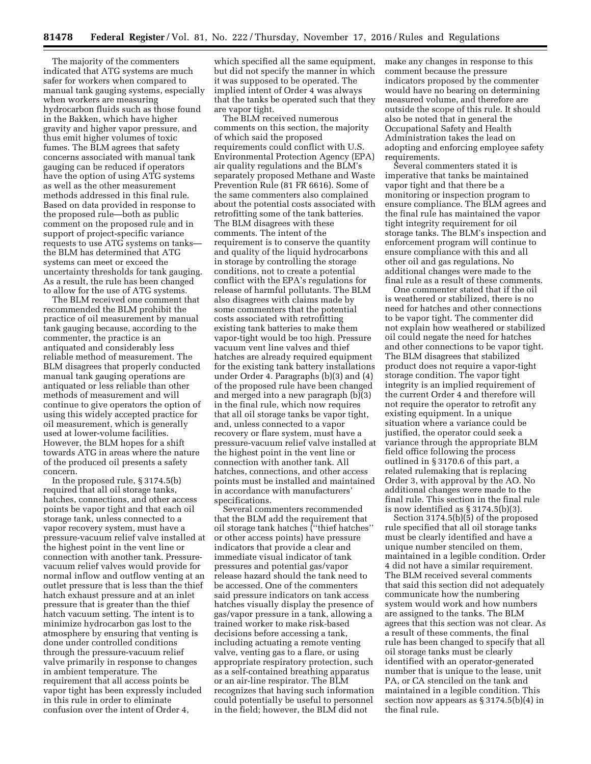The majority of the commenters indicated that ATG systems are much safer for workers when compared to manual tank gauging systems, especially when workers are measuring hydrocarbon fluids such as those found in the Bakken, which have higher gravity and higher vapor pressure, and thus emit higher volumes of toxic fumes. The BLM agrees that safety concerns associated with manual tank gauging can be reduced if operators have the option of using ATG systems as well as the other measurement methods addressed in this final rule. Based on data provided in response to the proposed rule—both as public comment on the proposed rule and in support of project-specific variance requests to use ATG systems on tanks—the BLM has determined that ATG systems can meet or exceed the uncertainty thresholds for tank gauging. As a result, the rule has been changed to allow for the use of ATG systems.

The BLM received one comment that recommended the BLM prohibit the practice of oil measurement by manual tank gauging because, according to the commenter, the practice is an antiquated and considerably less reliable method of measurement. The BLM disagrees that properly conducted manual tank gauging operations are antiquated or less reliable than other methods of measurement and will continue to give operators the option of using this widely accepted practice for oil measurement, which is generally used at lower-volume facilities. However, the BLM hopes for a shift towards ATG in areas where the nature of the produced oil presents a safety concern.

In the proposed rule, § 3174.5(b) required that all oil storage tanks, hatches, connections, and other access points be vapor tight and that each oil storage tank, unless connected to a vapor recovery system, must have a pressure-vacuum relief valve installed at the highest point in the vent line or connection with another tank. Pressure-vacuum relief valves would provide for normal inflow and outflow venting at an outlet pressure that is less than the thief hatch exhaust pressure and at an inlet pressure that is greater than the thief hatch vacuum setting. The intent is to minimize hydrocarbon gas lost to the atmosphere by ensuring that venting is done under controlled conditions through the pressure-vacuum relief valve primarily in response to changes in ambient temperature. The requirement that all access points be vapor tight has been expressly included in this rule in order to eliminate confusion over the intent of Order 4, which specified all the same equipment, but did not specify the manner in which it was supposed to be operated. The implied intent of Order 4 was always that the tanks be operated such that they are vapor tight.

The BLM received numerous comments on this section, the majority of which said the proposed requirements could conflict with U.S. Environmental Protection Agency (EPA) air quality regulations and the BLM's separately proposed Methane and Waste Prevention Rule (81 FR 6616). Some of the same commenters also complained about the potential costs associated with retrofitting some of the tank batteries. The BLM disagrees with these comments. The intent of the requirement is to conserve the quantity and quality of the liquid hydrocarbons in storage by controlling the storage conditions, not to create a potential conflict with the EPA's regulations for release of harmful pollutants. The BLM also disagrees with claims made by some commenters that the potential costs associated with retrofitting existing tank batteries to make them vapor-tight would be too high. Pressure vacuum vent line valves and thief hatches are already required equipment for the existing tank battery installations under Order 4. Paragraphs (b)(3) and (4) of the proposed rule have been changed and merged into a new paragraph (b)(3) in the final rule, which now requires that all oil storage tanks be vapor tight, and, unless connected to a vapor recovery or flare system, must have a pressure-vacuum relief valve installed at the highest point in the vent line or connection with another tank. All hatches, connections, and other access points must be installed and maintained in accordance with manufacturers' specifications.

Several commenters recommended that the BLM add the requirement that oil storage tank hatches (''thief hatches'' or other access points) have pressure indicators that provide a clear and immediate visual indicator of tank pressures and potential gas/vapor release hazard should the tank need to be accessed. One of the commenters said pressure indicators on tank access hatches visually display the presence of gas/vapor pressure in a tank, allowing a trained worker to make risk-based decisions before accessing a tank, including actuating a remote venting valve, venting gas to a flare, or using appropriate respiratory protection, such as a self-contained breathing apparatus or an air-line respirator. The BLM recognizes that having such information could potentially be useful to personnel in the field; however, the BLM did not make any changes in response to this comment because the pressure indicators proposed by the commenter would have no bearing on determining measured volume, and therefore are outside the scope of this rule. It should also be noted that in general the Occupational Safety and Health Administration takes the lead on adopting and enforcing employee safety requirements.

Several commenters stated it is imperative that tanks be maintained vapor tight and that there be a monitoring or inspection program to ensure compliance. The BLM agrees and the final rule has maintained the vapor tight integrity requirement for oil storage tanks. The BLM's inspection and enforcement program will continue to ensure compliance with this and all other oil and gas regulations. No additional changes were made to the final rule as a result of these comments.

One commenter stated that if the oil is weathered or stabilized, there is no need for hatches and other connections to be vapor tight. The commenter did not explain how weathered or stabilized oil could negate the need for hatches and other connections to be vapor tight. The BLM disagrees that stabilized product does not require a vapor-tight storage condition. The vapor tight integrity is an implied requirement of the current Order 4 and therefore will not require the operator to retrofit any existing equipment. In a unique situation where a variance could be justified, the operator could seek a variance through the appropriate BLM field office following the process outlined in § 3170.6 of this part, a related rulemaking that is replacing Order 3, with approval by the AO. No additional changes were made to the final rule. This section in the final rule is now identified as § 3174.5(b)(3).

Section 3174.5(b)(5) of the proposed rule specified that all oil storage tanks must be clearly identified and have a unique number stenciled on them, maintained in a legible condition. Order 4 did not have a similar requirement. The BLM received several comments that said this section did not adequately communicate how the numbering system would work and how numbers are assigned to the tanks. The BLM agrees that this section was not clear. As a result of these comments, the final rule has been changed to specify that all oil storage tanks must be clearly identified with an operator-generated number that is unique to the lease, unit PA, or CA stenciled on the tank and maintained in a legible condition. This section now appears as § 3174.5(b)(4) in the final rule.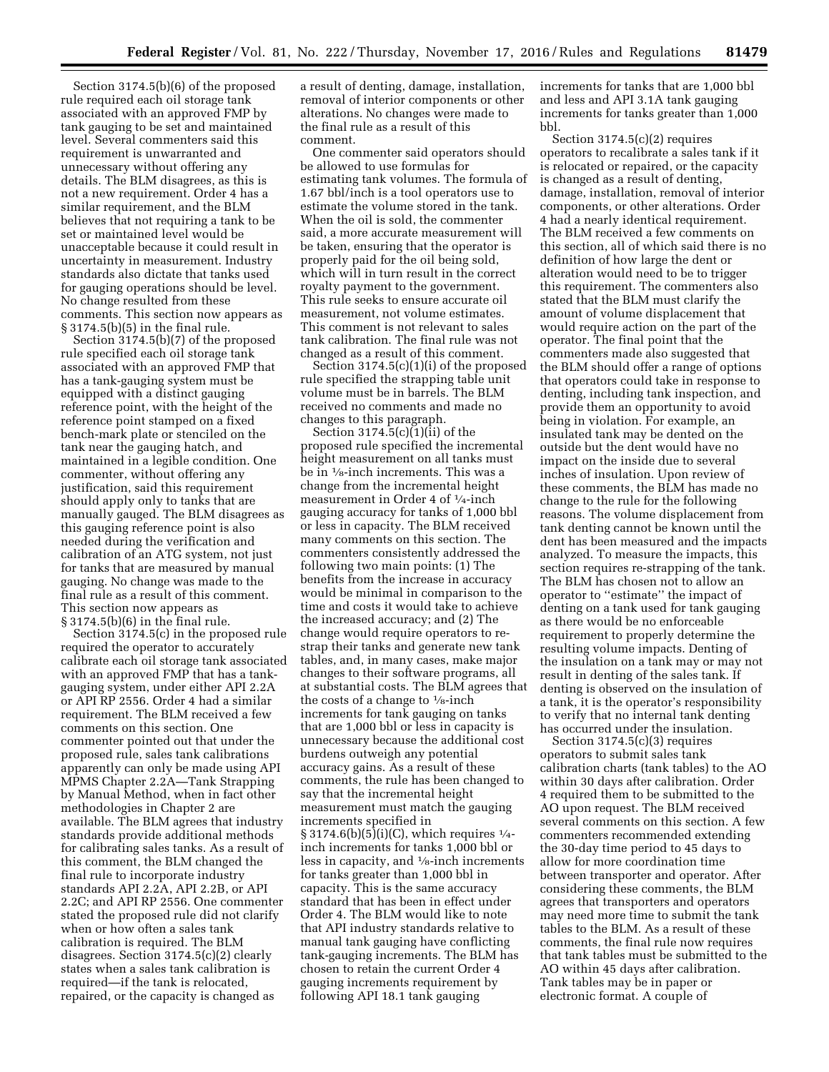Section 3174.5(b)(6) of the proposed rule required each oil storage tank associated with an approved FMP by tank gauging to be set and maintained level. Several commenters said this requirement is unwarranted and unnecessary without offering any details. The BLM disagrees, as this is not a new requirement. Order 4 has a similar requirement, and the BLM believes that not requiring a tank to be set or maintained level would be unacceptable because it could result in uncertainty in measurement. Industry standards also dictate that tanks used for gauging operations should be level. No change resulted from these comments. This section now appears as § 3174.5(b)(5) in the final rule.

Section 3174.5(b)(7) of the proposed rule specified each oil storage tank associated with an approved FMP that has a tank-gauging system must be equipped with a distinct gauging reference point, with the height of the reference point stamped on a fixed bench-mark plate or stenciled on the tank near the gauging hatch, and maintained in a legible condition. One commenter, without offering any justification, said this requirement should apply only to tanks that are manually gauged. The BLM disagrees as this gauging reference point is also needed during the verification and calibration of an ATG system, not just for tanks that are measured by manual gauging. No change was made to the final rule as a result of this comment. This section now appears as § 3174.5(b)(6) in the final rule.

Section 3174.5(c) in the proposed rule required the operator to accurately calibrate each oil storage tank associated with an approved FMP that has a tank-gauging system, under either API 2.2A or API RP 2556. Order 4 had a similar requirement. The BLM received a few comments on this section. One commenter pointed out that under the proposed rule, sales tank calibrations apparently can only be made using API MPMS Chapter 2.2A—Tank Strapping by Manual Method, when in fact other methodologies in Chapter 2 are available. The BLM agrees that industry standards provide additional methods for calibrating sales tanks. As a result of this comment, the BLM changed the final rule to incorporate industry standards API 2.2A, API 2.2B, or API 2.2C; and API RP 2556. One commenter stated the proposed rule did not clarify when or how often a sales tank calibration is required. The BLM disagrees. Section 3174.5(c)(2) clearly states when a sales tank calibration is required—if the tank is relocated, repaired, or the capacity is changed as a result of denting, damage, installation, removal of interior components or other alterations. No changes were made to the final rule as a result of this comment.

One commenter said operators should be allowed to use formulas for estimating tank volumes. The formula of 1.67 bbl/inch is a tool operators use to estimate the volume stored in the tank. When the oil is sold, the commenter said, a more accurate measurement will be taken, ensuring that the operator is properly paid for the oil being sold, which will in turn result in the correct royalty payment to the government. This rule seeks to ensure accurate oil measurement, not volume estimates. This comment is not relevant to sales tank calibration. The final rule was not changed as a result of this comment.

Section 3174.5(c)(1)(i) of the proposed rule specified the strapping table unit volume must be in barrels. The BLM received no comments and made no changes to this paragraph.

Section 3174.5(c)(1)(ii) of the proposed rule specified the incremental height measurement on all tanks must be in ⅛-inch increments. This was a change from the incremental height measurement in Order 4 of ¼-inch gauging accuracy for tanks of 1,000 bbl or less in capacity. The BLM received many comments on this section. The commenters consistently addressed the following two main points: (1) The benefits from the increase in accuracy would be minimal in comparison to the time and costs it would take to achieve the increased accuracy; and (2) The change would require operators to re-strap their tanks and generate new tank tables, and, in many cases, make major changes to their software programs, all at substantial costs. The BLM agrees that the costs of a change to ⅛-inch increments for tank gauging on tanks that are 1,000 bbl or less in capacity is unnecessary because the additional cost burdens outweigh any potential accuracy gains. As a result of these comments, the rule has been changed to say that the incremental height measurement must match the gauging increments specified in § 3174.6(b)(5)(i)(C), which requires ¼-inch increments for tanks 1,000 bbl or less in capacity, and ⅛-inch increments for tanks greater than 1,000 bbl in capacity. This is the same accuracy standard that has been in effect under Order 4. The BLM would like to note that API industry standards relative to manual tank gauging have conflicting tank-gauging increments. The BLM has chosen to retain the current Order 4 gauging increments requirement by following API 18.1 tank gauging increments for tanks that are 1,000 bbl and less and API 3.1A tank gauging increments for tanks greater than 1,000 bbl.

Section 3174.5(c)(2) requires operators to recalibrate a sales tank if it is relocated or repaired, or the capacity is changed as a result of denting, damage, installation, removal of interior components, or other alterations. Order 4 had a nearly identical requirement. The BLM received a few comments on this section, all of which said there is no definition of how large the dent or alteration would need to be to trigger this requirement. The commenters also stated that the BLM must clarify the amount of volume displacement that would require action on the part of the operator. The final point that the commenters made also suggested that the BLM should offer a range of options that operators could take in response to denting, including tank inspection, and provide them an opportunity to avoid being in violation. For example, an insulated tank may be dented on the outside but the dent would have no impact on the inside due to several inches of insulation. Upon review of these comments, the BLM has made no change to the rule for the following reasons. The volume displacement from tank denting cannot be known until the dent has been measured and the impacts analyzed. To measure the impacts, this section requires re-strapping of the tank. The BLM has chosen not to allow an operator to "estimate" the impact of denting on a tank used for tank gauging as there would be no enforceable requirement to properly determine the resulting volume impacts. Denting of the insulation on a tank may or may not result in denting of the sales tank. If denting is observed on the insulation of a tank, it is the operator's responsibility to verify that no internal tank denting has occurred under the insulation.

Section 3174.5(c)(3) requires operators to submit sales tank calibration charts (tank tables) to the AO within 30 days after calibration. Order 4 required them to be submitted to the AO upon request. The BLM received several comments on this section. A few commenters recommended extending the 30-day time period to 45 days to allow for more coordination time between transporter and operator. After considering these comments, the BLM agrees that transporters and operators may need more time to submit the tank tables to the BLM. As a result of these comments, the final rule now requires that tank tables must be submitted to the AO within 45 days after calibration. Tank tables may be in paper or electronic format. A couple of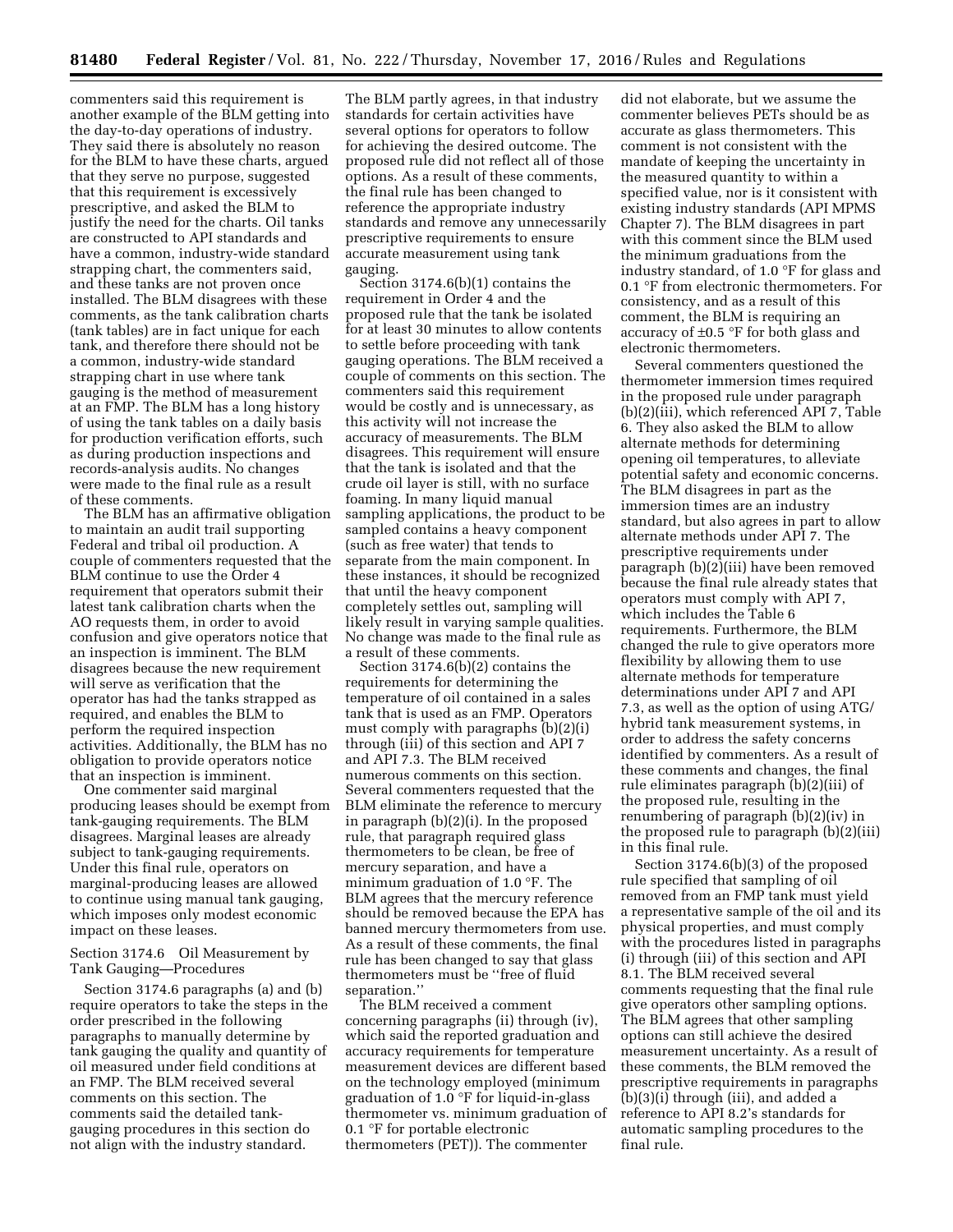commenters said this requirement is another example of the BLM getting into the day-to-day operations of industry. They said there is absolutely no reason for the BLM to have these charts, argued that they serve no purpose, suggested that this requirement is excessively prescriptive, and asked the BLM to justify the need for the charts. Oil tanks are constructed to API standards and have a common, industry-wide standard strapping chart, the commenters said, and these tanks are not proven once installed. The BLM disagrees with these comments, as the tank calibration charts (tank tables) are in fact unique for each tank, and therefore there should not be a common, industry-wide standard strapping chart in use where tank gauging is the method of measurement at an FMP. The BLM has a long history of using the tank tables on a daily basis for production verification efforts, such as during production inspections and records-analysis audits. No changes were made to the final rule as a result of these comments.

The BLM has an affirmative obligation to maintain an audit trail supporting Federal and tribal oil production. A couple of commenters requested that the BLM continue to use the Order 4 requirement that operators submit their latest tank calibration charts when the AO requests them, in order to avoid confusion and give operators notice that an inspection is imminent. The BLM disagrees because the new requirement will serve as verification that the operator has had the tanks strapped as required, and enables the BLM to perform the required inspection activities. Additionally, the BLM has no obligation to provide operators notice that an inspection is imminent.

One commenter said marginal producing leases should be exempt from tank-gauging requirements. The BLM disagrees. Marginal leases are already subject to tank-gauging requirements. Under this final rule, operators on marginal-producing leases are allowed to continue using manual tank gauging, which imposes only modest economic impact on these leases.

Section 3174.6 Oil Measurement by Tank Gauging—Procedures

Section 3174.6 paragraphs (a) and (b) require operators to take the steps in the order prescribed in the following paragraphs to manually determine by tank gauging the quality and quantity of oil measured under field conditions at an FMP. The BLM received several comments on this section. The comments said the detailed tank-gauging procedures in this section do not align with the industry standard. The BLM partly agrees, in that industry standards for certain activities have several options for operators to follow for achieving the desired outcome. The proposed rule did not reflect all of those options. As a result of these comments, the final rule has been changed to reference the appropriate industry standards and remove any unnecessarily prescriptive requirements to ensure accurate measurement using tank gauging.

Section 3174.6(b)(1) contains the requirement in Order 4 and the proposed rule that the tank be isolated for at least 30 minutes to allow contents to settle before proceeding with tank gauging operations. The BLM received a couple of comments on this section. The commenters said this requirement would be costly and is unnecessary, as this activity will not increase the accuracy of measurements. The BLM disagrees. This requirement will ensure that the tank is isolated and that the crude oil layer is still, with no surface foaming. In many liquid manual sampling applications, the product to be sampled contains a heavy component (such as free water) that tends to separate from the main component. In these instances, it should be recognized that until the heavy component completely settles out, sampling will likely result in varying sample qualities. No change was made to the final rule as a result of these comments.

Section 3174.6(b)(2) contains the requirements for determining the temperature of oil contained in a sales tank that is used as an FMP. Operators must comply with paragraphs (b)(2)(i) through (iii) of this section and API 7 and API 7.3. The BLM received numerous comments on this section. Several commenters requested that the BLM eliminate the reference to mercury in paragraph (b)(2)(i). In the proposed rule, that paragraph required glass thermometers to be clean, be free of mercury separation, and have a minimum graduation of 1.0 °F. The BLM agrees that the mercury reference should be removed because the EPA has banned mercury thermometers from use. As a result of these comments, the final rule has been changed to say that glass thermometers must be ''free of fluid separation.''

The BLM received a comment concerning paragraphs (ii) through (iv), which said the reported graduation and accuracy requirements for temperature measurement devices are different based on the technology employed (minimum graduation of 1.0 °F for liquid-in-glass thermometer vs. minimum graduation of 0.1 °F for portable electronic thermometers (PET)). The commenter did not elaborate, but we assume the commenter believes PETs should be as accurate as glass thermometers. This comment is not consistent with the mandate of keeping the uncertainty in the measured quantity to within a specified value, nor is it consistent with existing industry standards (API MPMS Chapter 7). The BLM disagrees in part with this comment since the BLM used the minimum graduations from the industry standard, of 1.0 °F for glass and 0.1 °F from electronic thermometers. For consistency, and as a result of this comment, the BLM is requiring an accuracy of ±0.5 °F for both glass and electronic thermometers.

Several commenters questioned the thermometer immersion times required in the proposed rule under paragraph (b)(2)(iii), which referenced API 7, Table 6. They also asked the BLM to allow alternate methods for determining opening oil temperatures, to alleviate potential safety and economic concerns. The BLM disagrees in part as the immersion times are an industry standard, but also agrees in part to allow alternate methods under API 7. The prescriptive requirements under paragraph (b)(2)(iii) have been removed because the final rule already states that operators must comply with API 7, which includes the Table 6 requirements. Furthermore, the BLM changed the rule to give operators more flexibility by allowing them to use alternate methods for temperature determinations under API 7 and API 7.3, as well as the option of using ATG/hybrid tank measurement systems, in order to address the safety concerns identified by commenters. As a result of these comments and changes, the final rule eliminates paragraph (b)(2)(iii) of the proposed rule, resulting in the renumbering of paragraph (b)(2)(iv) in the proposed rule to paragraph (b)(2)(iii) in this final rule.

Section 3174.6(b)(3) of the proposed rule specified that sampling of oil removed from an FMP tank must yield a representative sample of the oil and its physical properties, and must comply with the procedures listed in paragraphs (i) through (iii) of this section and API 8.1. The BLM received several comments requesting that the final rule give operators other sampling options. The BLM agrees that other sampling options can still achieve the desired measurement uncertainty. As a result of these comments, the BLM removed the prescriptive requirements in paragraphs (b)(3)(i) through (iii), and added a reference to API 8.2's standards for automatic sampling procedures to the final rule.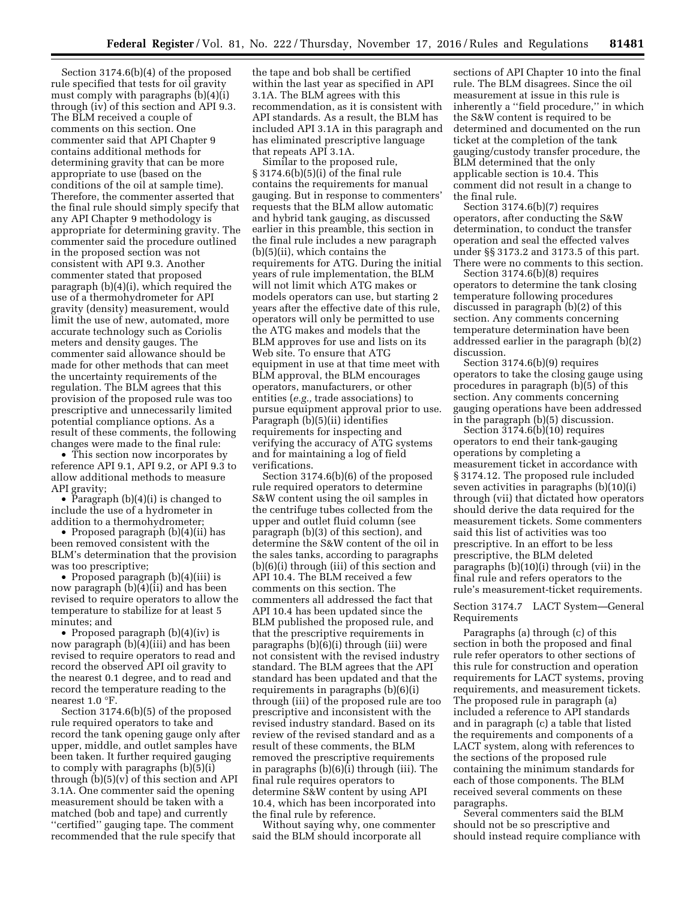Section 3174.6(b)(4) of the proposed rule specified that tests for oil gravity must comply with paragraphs (b)(4)(i) through (iv) of this section and API 9.3. The BLM received a couple of comments on this section. One commenter said that API Chapter 9 contains additional methods for determining gravity that can be more appropriate to use (based on the conditions of the oil at sample time). Therefore, the commenter asserted that the final rule should simply specify that any API Chapter 9 methodology is appropriate for determining gravity. The commenter said the procedure outlined in the proposed section was not consistent with API 9.3. Another commenter stated that proposed paragraph (b)(4)(i), which required the use of a thermohydrometer for API gravity (density) measurement, would limit the use of new, automated, more accurate technology such as Coriolis meters and density gauges. The commenter said allowance should be made for other methods that can meet the uncertainty requirements of the regulation. The BLM agrees that this provision of the proposed rule was too prescriptive and unnecessarily limited potential compliance options. As a result of these comments, the following changes were made to the final rule:

- This section now incorporates by reference API 9.1, API 9.2, or API 9.3 to allow additional methods to measure API gravity;
- Paragraph (b)(4)(i) is changed to include the use of a hydrometer in addition to a thermohydrometer;
- Proposed paragraph (b)(4)(ii) has been removed consistent with the BLM's determination that the provision was too prescriptive;
- Proposed paragraph (b)(4)(iii) is now paragraph (b)(4)(ii) and has been revised to require operators to allow the temperature to stabilize for at least 5 minutes; and
- Proposed paragraph (b)(4)(iv) is now paragraph (b)(4)(iii) and has been revised to require operators to read and record the observed API oil gravity to the nearest 0.1 degree, and to read and record the temperature reading to the nearest 1.0 °F.

Section 3174.6(b)(5) of the proposed rule required operators to take and record the tank opening gauge only after upper, middle, and outlet samples have been taken. It further required gauging to comply with paragraphs (b)(5)(i) through (b)(5)(v) of this section and API 3.1A. One commenter said the opening measurement should be taken with a matched (bob and tape) and currently "certified" gauging tape. The comment recommended that the rule specify that the tape and bob shall be certified within the last year as specified in API 3.1A. The BLM agrees with this recommendation, as it is consistent with API standards. As a result, the BLM has included API 3.1A in this paragraph and has eliminated prescriptive language that repeats API 3.1A.

Similar to the proposed rule, § 3174.6(b)(5)(i) of the final rule contains the requirements for manual gauging. But in response to commenters' requests that the BLM allow automatic and hybrid tank gauging, as discussed earlier in this preamble, this section in the final rule includes a new paragraph (b)(5)(ii), which contains the requirements for ATG. During the initial years of rule implementation, the BLM will not limit which ATG makes or models operators can use, but starting 2 years after the effective date of this rule, operators will only be permitted to use the ATG makes and models that the BLM approves for use and lists on its Web site. To ensure that ATG equipment in use at that time meet with BLM approval, the BLM encourages operators, manufacturers, or other entities (*e.g.,* trade associations) to pursue equipment approval prior to use. Paragraph (b)(5)(ii) identifies requirements for inspecting and verifying the accuracy of ATG systems and for maintaining a log of field verifications.

Section 3174.6(b)(6) of the proposed rule required operators to determine S&W content using the oil samples in the centrifuge tubes collected from the upper and outlet fluid column (see paragraph (b)(3) of this section), and determine the S&W content of the oil in the sales tanks, according to paragraphs (b)(6)(i) through (iii) of this section and API 10.4. The BLM received a few comments on this section. The commenters all addressed the fact that API 10.4 has been updated since the BLM published the proposed rule, and that the prescriptive requirements in paragraphs (b)(6)(i) through (iii) were not consistent with the revised industry standard. The BLM agrees that the API standard has been updated and that the requirements in paragraphs (b)(6)(i) through (iii) of the proposed rule are too prescriptive and inconsistent with the revised industry standard. Based on its review of the revised standard and as a result of these comments, the BLM removed the prescriptive requirements in paragraphs (b)(6)(i) through (iii). The final rule requires operators to determine S&W content by using API 10.4, which has been incorporated into the final rule by reference.

Without saying why, one commenter said the BLM should incorporate all sections of API Chapter 10 into the final rule. The BLM disagrees. Since the oil measurement at issue in this rule is inherently a "field procedure," in which the S&W content is required to be determined and documented on the run ticket at the completion of the tank gauging/custody transfer procedure, the BLM determined that the only applicable section is 10.4. This comment did not result in a change to the final rule.

Section 3174.6(b)(7) requires operators, after conducting the S&W determination, to conduct the transfer operation and seal the effected valves under §§ 3173.2 and 3173.5 of this part. There were no comments to this section.

Section 3174.6(b)(8) requires operators to determine the tank closing temperature following procedures discussed in paragraph (b)(2) of this section. Any comments concerning temperature determination have been addressed earlier in the paragraph (b)(2) discussion.

Section 3174.6(b)(9) requires operators to take the closing gauge using procedures in paragraph (b)(5) of this section. Any comments concerning gauging operations have been addressed in the paragraph (b)(5) discussion.

Section 3174.6(b)(10) requires operators to end their tank-gauging operations by completing a measurement ticket in accordance with § 3174.12. The proposed rule included seven activities in paragraphs (b)(10)(i) through (vii) that dictated how operators should derive the data required for the measurement tickets. Some commenters said this list of activities was too prescriptive. In an effort to be less prescriptive, the BLM deleted paragraphs (b)(10)(i) through (vii) in the final rule and refers operators to the rule's measurement-ticket requirements.

### Section 3174.7 LACT System—General Requirements

Paragraphs (a) through (c) of this section in both the proposed and final rule refer operators to other sections of this rule for construction and operation requirements for LACT systems, proving requirements, and measurement tickets. The proposed rule in paragraph (a) included a reference to API standards and in paragraph (c) a table that listed the requirements and components of a LACT system, along with references to the sections of the proposed rule containing the minimum standards for each of those components. The BLM received several comments on these paragraphs.

Several commenters said the BLM should not be so prescriptive and should instead require compliance with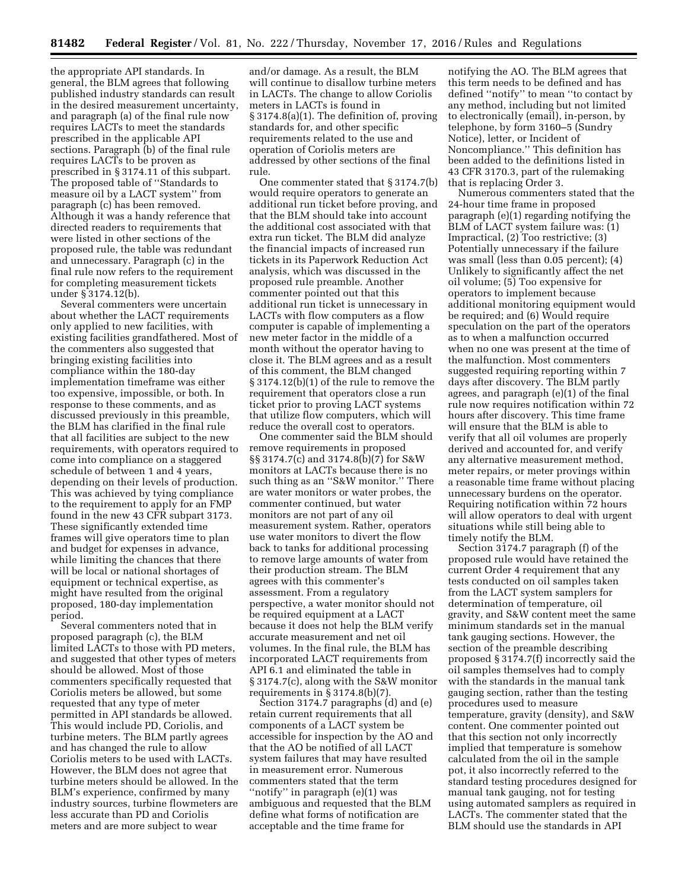the appropriate API standards. In general, the BLM agrees that following published industry standards can result in the desired measurement uncertainty, and paragraph (a) of the final rule now requires LACTs to meet the standards prescribed in the applicable API sections. Paragraph (b) of the final rule requires LACTs to be proven as prescribed in § 3174.11 of this subpart. The proposed table of ''Standards to measure oil by a LACT system'' from paragraph (c) has been removed. Although it was a handy reference that directed readers to requirements that were listed in other sections of the proposed rule, the table was redundant and unnecessary. Paragraph (c) in the final rule now refers to the requirement for completing measurement tickets under § 3174.12(b).

Several commenters were uncertain about whether the LACT requirements only applied to new facilities, with existing facilities grandfathered. Most of the commenters also suggested that bringing existing facilities into compliance within the 180-day implementation timeframe was either too expensive, impossible, or both. In response to these comments, and as discussed previously in this preamble, the BLM has clarified in the final rule that all facilities are subject to the new requirements, with operators required to come into compliance on a staggered schedule of between 1 and 4 years, depending on their levels of production. This was achieved by tying compliance to the requirement to apply for an FMP found in the new 43 CFR subpart 3173. These significantly extended time frames will give operators time to plan and budget for expenses in advance, while limiting the chances that there will be local or national shortages of equipment or technical expertise, as might have resulted from the original proposed, 180-day implementation period.

Several commenters noted that in proposed paragraph (c), the BLM limited LACTs to those with PD meters, and suggested that other types of meters should be allowed. Most of those commenters specifically requested that Coriolis meters be allowed, but some requested that any type of meter permitted in API standards be allowed. This would include PD, Coriolis, and turbine meters. The BLM partly agrees and has changed the rule to allow Coriolis meters to be used with LACTs. However, the BLM does not agree that turbine meters should be allowed. In the BLM's experience, confirmed by many industry sources, turbine flowmeters are less accurate than PD and Coriolis meters and are more subject to wear and/or damage. As a result, the BLM will continue to disallow turbine meters in LACTs. The change to allow Coriolis meters in LACTs is found in § 3174.8(a)(1). The definition of, proving standards for, and other specific requirements related to the use and operation of Coriolis meters are addressed by other sections of the final rule.

One commenter stated that § 3174.7(b) would require operators to generate an additional run ticket before proving, and that the BLM should take into account the additional cost associated with that extra run ticket. The BLM did analyze the financial impacts of increased run tickets in its Paperwork Reduction Act analysis, which was discussed in the proposed rule preamble. Another commenter pointed out that this additional run ticket is unnecessary in LACTs with flow computers as a flow computer is capable of implementing a new meter factor in the middle of a month without the operator having to close it. The BLM agrees and as a result of this comment, the BLM changed § 3174.12(b)(1) of the rule to remove the requirement that operators close a run ticket prior to proving LACT systems that utilize flow computers, which will reduce the overall cost to operators.

One commenter said the BLM should remove requirements in proposed §§ 3174.7(c) and 3174.8(b)(7) for S&W monitors at LACTs because there is no such thing as an ''S&W monitor.'' There are water monitors or water probes, the commenter continued, but water monitors are not part of any oil measurement system. Rather, operators use water monitors to divert the flow back to tanks for additional processing to remove large amounts of water from their production stream. The BLM agrees with this commenter's assessment. From a regulatory perspective, a water monitor should not be required equipment at a LACT because it does not help the BLM verify accurate measurement and net oil volumes. In the final rule, the BLM has incorporated LACT requirements from API 6.1 and eliminated the table in § 3174.7(c), along with the S&W monitor requirements in § 3174.8(b)(7).

Section 3174.7 paragraphs (d) and (e) retain current requirements that all components of a LACT system be accessible for inspection by the AO and that the AO be notified of all LACT system failures that may have resulted in measurement error. Numerous commenters stated that the term ''notify'' in paragraph (e)(1) was ambiguous and requested that the BLM define what forms of notification are acceptable and the time frame for notifying the AO. The BLM agrees that this term needs to be defined and has defined ''notify'' to mean ''to contact by any method, including but not limited to electronically (email), in-person, by telephone, by form 3160–5 (Sundry Notice), letter, or Incident of Noncompliance.'' This definition has been added to the definitions listed in 43 CFR 3170.3, part of the rulemaking that is replacing Order 3.

Numerous commenters stated that the 24-hour time frame in proposed paragraph (e)(1) regarding notifying the BLM of LACT system failure was: (1) Impractical, (2) Too restrictive; (3) Potentially unnecessary if the failure was small (less than 0.05 percent); (4) Unlikely to significantly affect the net oil volume; (5) Too expensive for operators to implement because additional monitoring equipment would be required; and (6) Would require speculation on the part of the operators as to when a malfunction occurred when no one was present at the time of the malfunction. Most commenters suggested requiring reporting within 7 days after discovery. The BLM partly agrees, and paragraph (e)(1) of the final rule now requires notification within 72 hours after discovery. This time frame will ensure that the BLM is able to verify that all oil volumes are properly derived and accounted for, and verify any alternative measurement method, meter repairs, or meter provings within a reasonable time frame without placing unnecessary burdens on the operator. Requiring notification within 72 hours will allow operators to deal with urgent situations while still being able to timely notify the BLM.

Section 3174.7 paragraph (f) of the proposed rule would have retained the current Order 4 requirement that any tests conducted on oil samples taken from the LACT system samplers for determination of temperature, oil gravity, and S&W content meet the same minimum standards set in the manual tank gauging sections. However, the section of the preamble describing proposed § 3174.7(f) incorrectly said the oil samples themselves had to comply with the standards in the manual tank gauging section, rather than the testing procedures used to measure temperature, gravity (density), and S&W content. One commenter pointed out that this section not only incorrectly implied that temperature is somehow calculated from the oil in the sample pot, it also incorrectly referred to the standard testing procedures designed for manual tank gauging, not for testing using automated samplers as required in LACTs. The commenter stated that the BLM should use the standards in API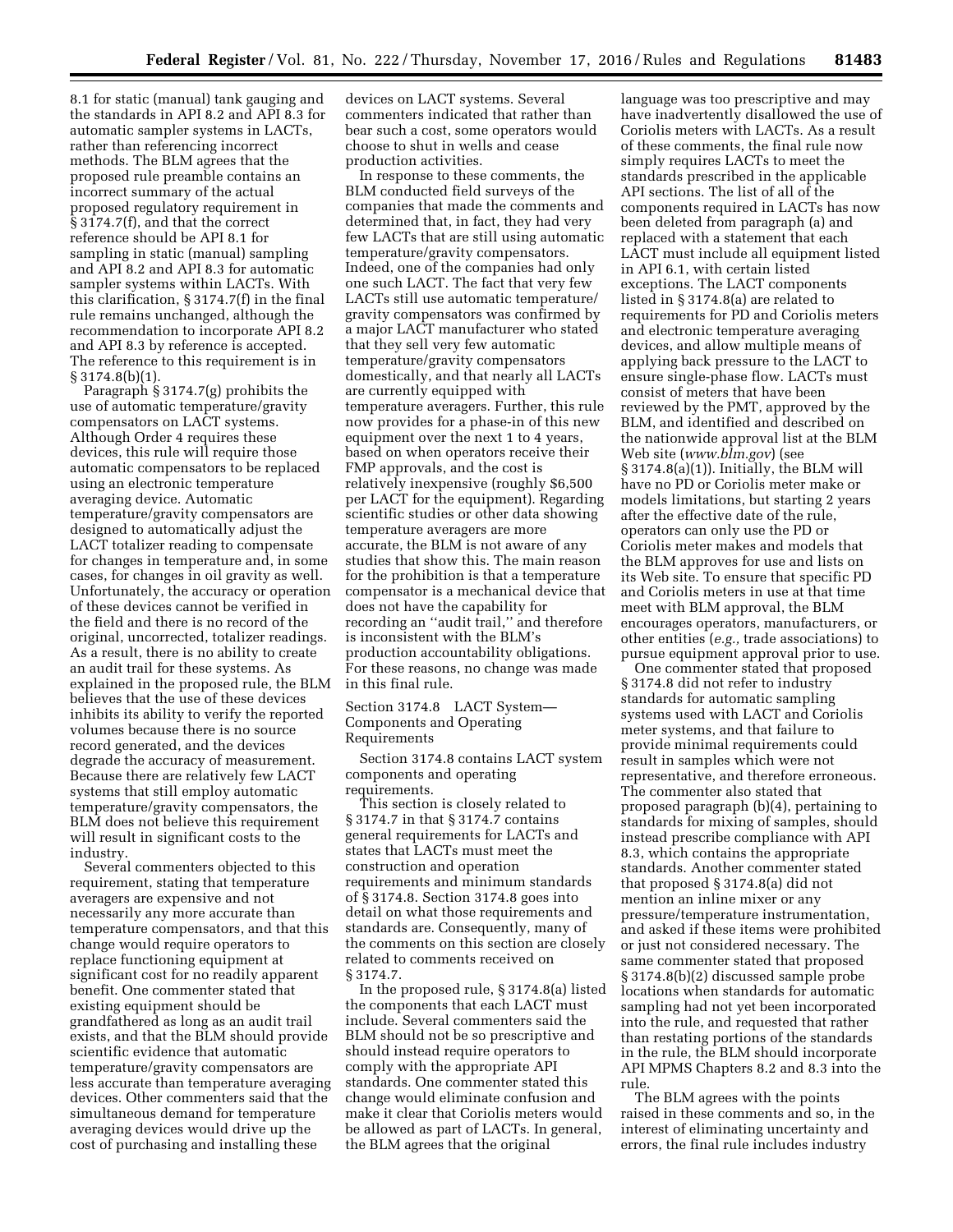8.1 for static (manual) tank gauging and the standards in API 8.2 and API 8.3 for automatic sampler systems in LACTs, rather than referencing incorrect methods. The BLM agrees that the proposed rule preamble contains an incorrect summary of the actual proposed regulatory requirement in § 3174.7(f), and that the correct reference should be API 8.1 for sampling in static (manual) sampling and API 8.2 and API 8.3 for automatic sampler systems within LACTs. With this clarification, § 3174.7(f) in the final rule remains unchanged, although the recommendation to incorporate API 8.2 and API 8.3 by reference is accepted. The reference to this requirement is in § 3174.8(b)(1).

Paragraph § 3174.7(g) prohibits the use of automatic temperature/gravity compensators on LACT systems. Although Order 4 requires these devices, this rule will require those automatic compensators to be replaced using an electronic temperature averaging device. Automatic temperature/gravity compensators are designed to automatically adjust the LACT totalizer reading to compensate for changes in temperature and, in some cases, for changes in oil gravity as well. Unfortunately, the accuracy or operation of these devices cannot be verified in the field and there is no record of the original, uncorrected, totalizer readings. As a result, there is no ability to create an audit trail for these systems. As explained in the proposed rule, the BLM believes that the use of these devices inhibits its ability to verify the reported volumes because there is no source record generated, and the devices degrade the accuracy of measurement. Because there are relatively few LACT systems that still employ automatic temperature/gravity compensators, the BLM does not believe this requirement will result in significant costs to the industry.

Several commenters objected to this requirement, stating that temperature averagers are expensive and not necessarily any more accurate than temperature compensators, and that this change would require operators to replace functioning equipment at significant cost for no readily apparent benefit. One commenter stated that existing equipment should be grandfathered as long as an audit trail exists, and that the BLM should provide scientific evidence that automatic temperature/gravity compensators are less accurate than temperature averaging devices. Other commenters said that the simultaneous demand for temperature averaging devices would drive up the cost of purchasing and installing these devices on LACT systems. Several commenters indicated that rather than bear such a cost, some operators would choose to shut in wells and cease production activities.

In response to these comments, the BLM conducted field surveys of the companies that made the comments and determined that, in fact, they had very few LACTs that are still using automatic temperature/gravity compensators. Indeed, one of the companies had only one such LACT. The fact that very few LACTs still use automatic temperature/gravity compensators was confirmed by a major LACT manufacturer who stated that they sell very few automatic temperature/gravity compensators domestically, and that nearly all LACTs are currently equipped with temperature averagers. Further, this rule now provides for a phase-in of this new equipment over the next 1 to 4 years, based on when operators receive their FMP approvals, and the cost is relatively inexpensive (roughly $6,500 per LACT for the equipment). Regarding scientific studies or other data showing temperature averagers are more accurate, the BLM is not aware of any studies that show this. The main reason for the prohibition is that a temperature compensator is a mechanical device that does not have the capability for recording an ''audit trail,'' and therefore is inconsistent with the BLM's production accountability obligations. For these reasons, no change was made in this final rule.

Section 3174.8 LACT System—Components and Operating Requirements

Section 3174.8 contains LACT system components and operating requirements.

This section is closely related to § 3174.7 in that § 3174.7 contains general requirements for LACTs and states that LACTs must meet the construction and operation requirements and minimum standards of § 3174.8. Section 3174.8 goes into detail on what those requirements and standards are. Consequently, many of the comments on this section are closely related to comments received on § 3174.7.

In the proposed rule, § 3174.8(a) listed the components that each LACT must include. Several commenters said the BLM should not be so prescriptive and should instead require operators to comply with the appropriate API standards. One commenter stated this change would eliminate confusion and make it clear that Coriolis meters would be allowed as part of LACTs. In general, the BLM agrees that the original language was too prescriptive and may have inadvertently disallowed the use of Coriolis meters with LACTs. As a result of these comments, the final rule now simply requires LACTs to meet the standards prescribed in the applicable API sections. The list of all of the components required in LACTs has now been deleted from paragraph (a) and replaced with a statement that each LACT must include all equipment listed in API 6.1, with certain listed exceptions. The LACT components listed in § 3174.8(a) are related to requirements for PD and Coriolis meters and electronic temperature averaging devices, and allow multiple means of applying back pressure to the LACT to ensure single-phase flow. LACTs must consist of meters that have been reviewed by the PMT, approved by the BLM, and identified and described on the nationwide approval list at the BLM Web site (*www.blm.gov*) (see § 3174.8(a)(1)). Initially, the BLM will have no PD or Coriolis meter make or models limitations, but starting 2 years after the effective date of the rule, operators can only use the PD or Coriolis meter makes and models that the BLM approves for use and lists on its Web site. To ensure that specific PD and Coriolis meters in use at that time meet with BLM approval, the BLM encourages operators, manufacturers, or other entities (*e.g.,* trade associations) to pursue equipment approval prior to use.

One commenter stated that proposed § 3174.8 did not refer to industry standards for automatic sampling systems used with LACT and Coriolis meter systems, and that failure to provide minimal requirements could result in samples which were not representative, and therefore erroneous. The commenter also stated that proposed paragraph (b)(4), pertaining to standards for mixing of samples, should instead prescribe compliance with API 8.3, which contains the appropriate standards. Another commenter stated that proposed § 3174.8(a) did not mention an inline mixer or any pressure/temperature instrumentation, and asked if these items were prohibited or just not considered necessary. The same commenter stated that proposed § 3174.8(b)(2) discussed sample probe locations when standards for automatic sampling had not yet been incorporated into the rule, and requested that rather than restating portions of the standards in the rule, the BLM should incorporate API MPMS Chapters 8.2 and 8.3 into the rule.

The BLM agrees with the points raised in these comments and so, in the interest of eliminating uncertainty and errors, the final rule includes industry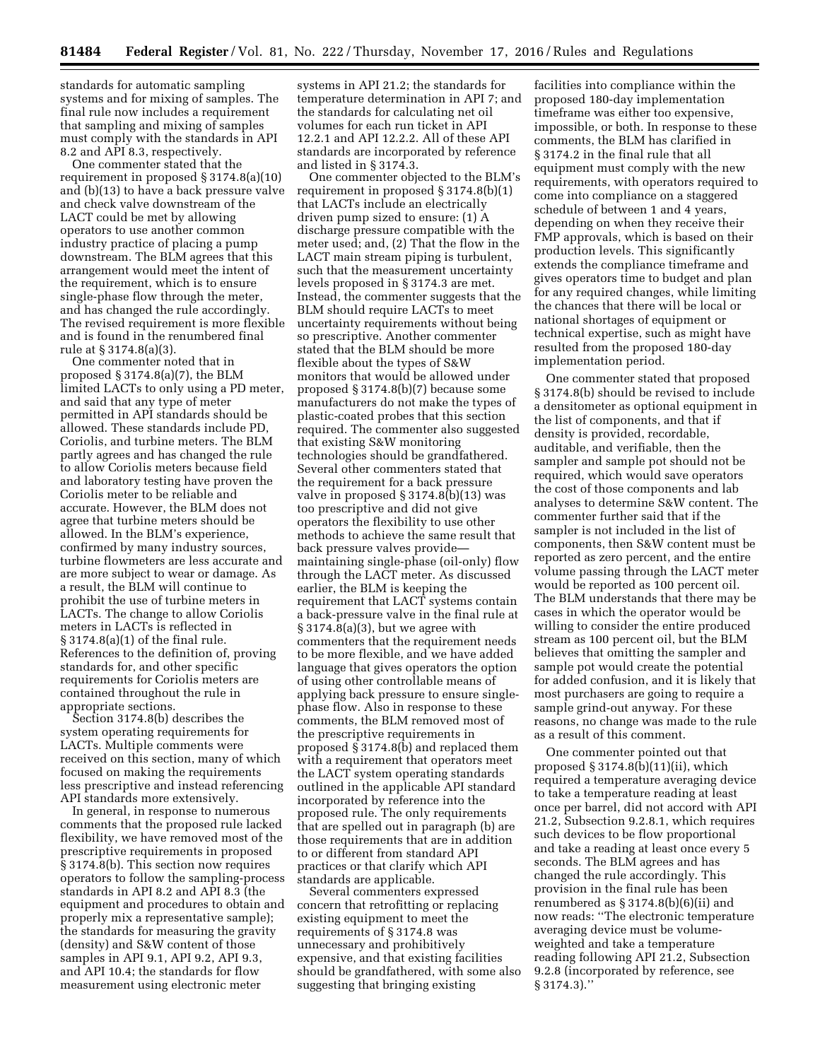standards for automatic sampling systems and for mixing of samples. The final rule now includes a requirement that sampling and mixing of samples must comply with the standards in API 8.2 and API 8.3, respectively.

One commenter stated that the requirement in proposed § 3174.8(a)(10) and (b)(13) to have a back pressure valve and check valve downstream of the LACT could be met by allowing operators to use another common industry practice of placing a pump downstream. The BLM agrees that this arrangement would meet the intent of the requirement, which is to ensure single-phase flow through the meter, and has changed the rule accordingly. The revised requirement is more flexible and is found in the renumbered final rule at § 3174.8(a)(3).

One commenter noted that in proposed § 3174.8(a)(7), the BLM limited LACTs to only using a PD meter, and said that any type of meter permitted in API standards should be allowed. These standards include PD, Coriolis, and turbine meters. The BLM partly agrees and has changed the rule to allow Coriolis meters because field and laboratory testing have proven the Coriolis meter to be reliable and accurate. However, the BLM does not agree that turbine meters should be allowed. In the BLM's experience, confirmed by many industry sources, turbine flowmeters are less accurate and are more subject to wear or damage. As a result, the BLM will continue to prohibit the use of turbine meters in LACTs. The change to allow Coriolis meters in LACTs is reflected in § 3174.8(a)(1) of the final rule. References to the definition of, proving standards for, and other specific requirements for Coriolis meters are contained throughout the rule in appropriate sections.

Section 3174.8(b) describes the system operating requirements for LACTs. Multiple comments were received on this section, many of which focused on making the requirements less prescriptive and instead referencing API standards more extensively.

In general, in response to numerous comments that the proposed rule lacked flexibility, we have removed most of the prescriptive requirements in proposed § 3174.8(b). This section now requires operators to follow the sampling-process standards in API 8.2 and API 8.3 (the equipment and procedures to obtain and properly mix a representative sample); the standards for measuring the gravity (density) and S&W content of those samples in API 9.1, API 9.2, API 9.3, and API 10.4; the standards for flow measurement using electronic meter systems in API 21.2; the standards for temperature determination in API 7; and the standards for calculating net oil volumes for each run ticket in API 12.2.1 and API 12.2.2. All of these API standards are incorporated by reference and listed in § 3174.3.

One commenter objected to the BLM's requirement in proposed § 3174.8(b)(1) that LACTs include an electrically driven pump sized to ensure: (1) A discharge pressure compatible with the meter used; and, (2) That the flow in the LACT main stream piping is turbulent, such that the measurement uncertainty levels proposed in § 3174.3 are met. Instead, the commenter suggests that the BLM should require LACTs to meet uncertainty requirements without being so prescriptive. Another commenter stated that the BLM should be more flexible about the types of S&W monitors that would be allowed under proposed § 3174.8(b)(7) because some manufacturers do not make the types of plastic-coated probes that this section required. The commenter also suggested that existing S&W monitoring technologies should be grandfathered. Several other commenters stated that the requirement for a back pressure valve in proposed § 3174.8(b)(13) was too prescriptive and did not give operators the flexibility to use other methods to achieve the same result that back pressure valves provide—maintaining single-phase (oil-only) flow through the LACT meter. As discussed earlier, the BLM is keeping the requirement that LACT systems contain a back-pressure valve in the final rule at § 3174.8(a)(3), but we agree with commenters that the requirement needs to be more flexible, and we have added language that gives operators the option of using other controllable means of applying back pressure to ensure single-phase flow. Also in response to these comments, the BLM removed most of the prescriptive requirements in proposed § 3174.8(b) and replaced them with a requirement that operators meet the LACT system operating standards outlined in the applicable API standard incorporated by reference into the proposed rule. The only requirements that are spelled out in paragraph (b) are those requirements that are in addition to or different from standard API practices or that clarify which API standards are applicable.

Several commenters expressed concern that retrofitting or replacing existing equipment to meet the requirements of § 3174.8 was unnecessary and prohibitively expensive, and that existing facilities should be grandfathered, with some also suggesting that bringing existing facilities into compliance within the proposed 180-day implementation timeframe was either too expensive, impossible, or both. In response to these comments, the BLM has clarified in § 3174.2 in the final rule that all equipment must comply with the new requirements, with operators required to come into compliance on a staggered schedule of between 1 and 4 years, depending on when they receive their FMP approvals, which is based on their production levels. This significantly extends the compliance timeframe and gives operators time to budget and plan for any required changes, while limiting the chances that there will be local or national shortages of equipment or technical expertise, such as might have resulted from the proposed 180-day implementation period.

One commenter stated that proposed § 3174.8(b) should be revised to include a densitometer as optional equipment in the list of components, and that if density is provided, recordable, auditable, and verifiable, then the sampler and sample pot should not be required, which would save operators the cost of those components and lab analyses to determine S&W content. The commenter further said that if the sampler is not included in the list of components, then S&W content must be reported as zero percent, and the entire volume passing through the LACT meter would be reported as 100 percent oil. The BLM understands that there may be cases in which the operator would be willing to consider the entire produced stream as 100 percent oil, but the BLM believes that omitting the sampler and sample pot would create the potential for added confusion, and it is likely that most purchasers are going to require a sample grind-out anyway. For these reasons, no change was made to the rule as a result of this comment.

One commenter pointed out that proposed § 3174.8(b)(11)(ii), which required a temperature averaging device to take a temperature reading at least once per barrel, did not accord with API 21.2, Subsection 9.2.8.1, which requires such devices to be flow proportional and take a reading at least once every 5 seconds. The BLM agrees and has changed the rule accordingly. This provision in the final rule has been renumbered as § 3174.8(b)(6)(ii) and now reads: ''The electronic temperature averaging device must be volume-weighted and take a temperature reading following API 21.2, Subsection 9.2.8 (incorporated by reference, see § 3174.3).''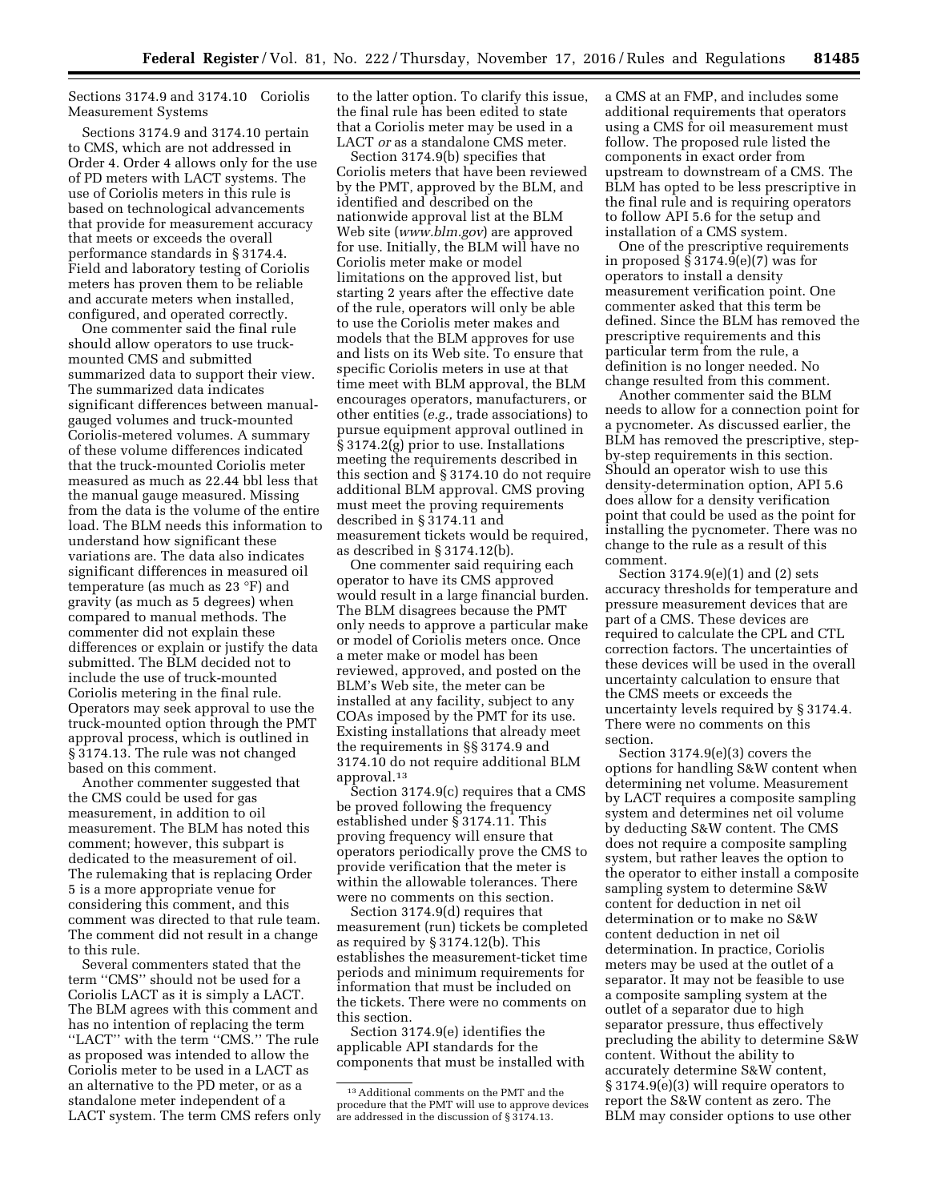Sections 3174.9 and 3174.10 Coriolis Measurement Systems

Sections 3174.9 and 3174.10 pertain to CMS, which are not addressed in Order 4. Order 4 allows only for the use of PD meters with LACT systems. The use of Coriolis meters in this rule is based on technological advancements that provide for measurement accuracy that meets or exceeds the overall performance standards in § 3174.4. Field and laboratory testing of Coriolis meters has proven them to be reliable and accurate meters when installed, configured, and operated correctly.

One commenter said the final rule should allow operators to use truck-mounted CMS and submitted summarized data to support their view. The summarized data indicates significant differences between manual-gauged volumes and truck-mounted Coriolis-metered volumes. A summary of these volume differences indicated that the truck-mounted Coriolis meter measured as much as 22.44 bbl less that the manual gauge measured. Missing from the data is the volume of the entire load. The BLM needs this information to understand how significant these variations are. The data also indicates significant differences in measured oil temperature (as much as 23 °F) and gravity (as much as 5 degrees) when compared to manual methods. The commenter did not explain these differences or explain or justify the data submitted. The BLM decided not to include the use of truck-mounted Coriolis metering in the final rule. Operators may seek approval to use the truck-mounted option through the PMT approval process, which is outlined in § 3174.13. The rule was not changed based on this comment.

Another commenter suggested that the CMS could be used for gas measurement, in addition to oil measurement. The BLM has noted this comment; however, this subpart is dedicated to the measurement of oil. The rulemaking that is replacing Order 5 is a more appropriate venue for considering this comment, and this comment was directed to that rule team. The comment did not result in a change to this rule.

Several commenters stated that the term ''CMS'' should not be used for a Coriolis LACT as it is simply a LACT. The BLM agrees with this comment and has no intention of replacing the term ''LACT'' with the term ''CMS.'' The rule as proposed was intended to allow the Coriolis meter to be used in a LACT as an alternative to the PD meter, or as a standalone meter independent of a LACT system. The term CMS refers only to the latter option. To clarify this issue, the final rule has been edited to state that a Coriolis meter may be used in a LACT *or* as a standalone CMS meter.

Section 3174.9(b) specifies that Coriolis meters that have been reviewed by the PMT, approved by the BLM, and identified and described on the nationwide approval list at the BLM Web site (*www.blm.gov*) are approved for use. Initially, the BLM will have no Coriolis meter make or model limitations on the approved list, but starting 2 years after the effective date of the rule, operators will only be able to use the Coriolis meter makes and models that the BLM approves for use and lists on its Web site. To ensure that specific Coriolis meters in use at that time meet with BLM approval, the BLM encourages operators, manufacturers, or other entities (*e.g.,* trade associations) to pursue equipment approval outlined in § 3174.2(g) prior to use. Installations meeting the requirements described in this section and § 3174.10 do not require additional BLM approval. CMS proving must meet the proving requirements described in § 3174.11 and measurement tickets would be required, as described in § 3174.12(b).

One commenter said requiring each operator to have its CMS approved would result in a large financial burden. The BLM disagrees because the PMT only needs to approve a particular make or model of Coriolis meters once. Once a meter make or model has been reviewed, approved, and posted on the BLM's Web site, the meter can be installed at any facility, subject to any COAs imposed by the PMT for its use. Existing installations that already meet the requirements in §§ 3174.9 and 3174.10 do not require additional BLM approval.[13]

Section 3174.9(c) requires that a CMS be proved following the frequency established under § 3174.11. This proving frequency will ensure that operators periodically prove the CMS to provide verification that the meter is within the allowable tolerances. There were no comments on this section.

Section 3174.9(d) requires that measurement (run) tickets be completed as required by § 3174.12(b). This establishes the measurement-ticket time periods and minimum requirements for information that must be included on the tickets. There were no comments on this section.

Section 3174.9(e) identifies the applicable API standards for the components that must be installed with a CMS at an FMP, and includes some additional requirements that operators using a CMS for oil measurement must follow. The proposed rule listed the components in exact order from upstream to downstream of a CMS. The BLM has opted to be less prescriptive in the final rule and is requiring operators to follow API 5.6 for the setup and installation of a CMS system.

One of the prescriptive requirements in proposed § 3174.9(e)(7) was for operators to install a density measurement verification point. One commenter asked that this term be defined. Since the BLM has removed the prescriptive requirements and this particular term from the rule, a definition is no longer needed. No change resulted from this comment.

Another commenter said the BLM needs to allow for a connection point for a pycnometer. As discussed earlier, the BLM has removed the prescriptive, step-by-step requirements in this section. Should an operator wish to use this density-determination option, API 5.6 does allow for a density verification point that could be used as the point for installing the pycnometer. There was no change to the rule as a result of this comment.

Section 3174.9(e)(1) and (2) sets accuracy thresholds for temperature and pressure measurement devices that are part of a CMS. These devices are required to calculate the CPL and CTL correction factors. The uncertainties of these devices will be used in the overall uncertainty calculation to ensure that the CMS meets or exceeds the uncertainty levels required by § 3174.4. There were no comments on this section.

Section 3174.9(e)(3) covers the options for handling S&W content when determining net volume. Measurement by LACT requires a composite sampling system and determines net oil volume by deducting S&W content. The CMS does not require a composite sampling system, but rather leaves the option to the operator to either install a composite sampling system to determine S&W content for deduction in net oil determination or to make no S&W content deduction in net oil determination. In practice, Coriolis meters may be used at the outlet of a separator. It may not be feasible to use a composite sampling system at the outlet of a separator due to high separator pressure, thus effectively precluding the ability to determine S&W content. Without the ability to accurately determine S&W content, § 3174.9(e)(3) will require operators to report the S&W content as zero. The BLM may consider options to use other

[13] Additional comments on the PMT and the procedure that the PMT will use to approve devices are addressed in the discussion of § 3174.13.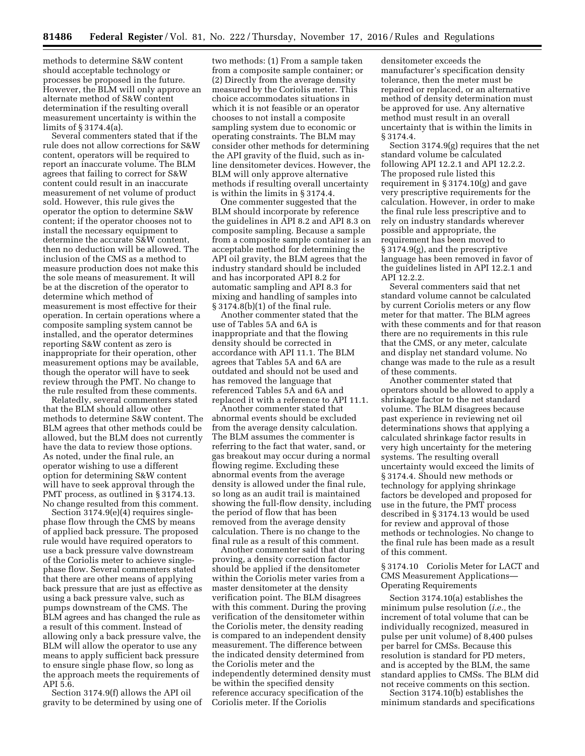methods to determine S&W content should acceptable technology or processes be proposed in the future. However, the BLM will only approve an alternate method of S&W content determination if the resulting overall measurement uncertainty is within the limits of § 3174.4(a).

Several commenters stated that if the rule does not allow corrections for S&W content, operators will be required to report an inaccurate volume. The BLM agrees that failing to correct for S&W content could result in an inaccurate measurement of net volume of product sold. However, this rule gives the operator the option to determine S&W content; if the operator chooses not to install the necessary equipment to determine the accurate S&W content, then no deduction will be allowed. The inclusion of the CMS as a method to measure production does not make this the sole means of measurement. It will be at the discretion of the operator to determine which method of measurement is most effective for their operation. In certain operations where a composite sampling system cannot be installed, and the operator determines reporting S&W content as zero is inappropriate for their operation, other measurement options may be available, though the operator will have to seek review through the PMT. No change to the rule resulted from these comments.

Relatedly, several commenters stated that the BLM should allow other methods to determine S&W content. The BLM agrees that other methods could be allowed, but the BLM does not currently have the data to review those options. As noted, under the final rule, an operator wishing to use a different option for determining S&W content will have to seek approval through the PMT process, as outlined in § 3174.13. No change resulted from this comment.

Section 3174.9(e)(4) requires single-phase flow through the CMS by means of applied back pressure. The proposed rule would have required operators to use a back pressure valve downstream of the Coriolis meter to achieve single-phase flow. Several commenters stated that there are other means of applying back pressure that are just as effective as using a back pressure valve, such as pumps downstream of the CMS. The BLM agrees and has changed the rule as a result of this comment. Instead of allowing only a back pressure valve, the BLM will allow the operator to use any means to apply sufficient back pressure to ensure single phase flow, so long as the approach meets the requirements of API 5.6.

Section 3174.9(f) allows the API oil gravity to be determined by using one of two methods: (1) From a sample taken from a composite sample container; or (2) Directly from the average density measured by the Coriolis meter. This choice accommodates situations in which it is not feasible or an operator chooses to not install a composite sampling system due to economic or operating constraints. The BLM may consider other methods for determining the API gravity of the fluid, such as in-line densitometer devices. However, the BLM will only approve alternative methods if resulting overall uncertainty is within the limits in § 3174.4.

One commenter suggested that the BLM should incorporate by reference the guidelines in API 8.2 and API 8.3 on composite sampling. Because a sample from a composite sample container is an acceptable method for determining the API oil gravity, the BLM agrees that the industry standard should be included and has incorporated API 8.2 for automatic sampling and API 8.3 for mixing and handling of samples into § 3174.8(b)(1) of the final rule.

Another commenter stated that the use of Tables 5A and 6A is inappropriate and that the flowing density should be corrected in accordance with API 11.1. The BLM agrees that Tables 5A and 6A are outdated and should not be used and has removed the language that referenced Tables 5A and 6A and replaced it with a reference to API 11.1.

Another commenter stated that abnormal events should be excluded from the average density calculation. The BLM assumes the commenter is referring to the fact that water, sand, or gas breakout may occur during a normal flowing regime. Excluding these abnormal events from the average density is allowed under the final rule, so long as an audit trail is maintained showing the full-flow density, including the period of flow that has been removed from the average density calculation. There is no change to the final rule as a result of this comment.

Another commenter said that during proving, a density correction factor should be applied if the densitometer within the Coriolis meter varies from a master densitometer at the density verification point. The BLM disagrees with this comment. During the proving verification of the densitometer within the Coriolis meter, the density reading is compared to an independent density measurement. The difference between the indicated density determined from the Coriolis meter and the independently determined density must be within the specified density reference accuracy specification of the Coriolis meter. If the Coriolis densitometer exceeds the manufacturer's specification density tolerance, then the meter must be repaired or replaced, or an alternative method of density determination must be approved for use. Any alternative method must result in an overall uncertainty that is within the limits in § 3174.4.

Section 3174.9(g) requires that the net standard volume be calculated following API 12.2.1 and API 12.2.2. The proposed rule listed this requirement in § 3174.10(g) and gave very prescriptive requirements for the calculation. However, in order to make the final rule less prescriptive and to rely on industry standards wherever possible and appropriate, the requirement has been moved to § 3174.9(g), and the prescriptive language has been removed in favor of the guidelines listed in API 12.2.1 and API 12.2.2.

Several commenters said that net standard volume cannot be calculated by current Coriolis meters or any flow meter for that matter. The BLM agrees with these comments and for that reason there are no requirements in this rule that the CMS, or any meter, calculate and display net standard volume. No change was made to the rule as a result of these comments.

Another commenter stated that operators should be allowed to apply a shrinkage factor to the net standard volume. The BLM disagrees because past experience in reviewing net oil determinations shows that applying a calculated shrinkage factor results in very high uncertainty for the metering systems. The resulting overall uncertainty would exceed the limits of § 3174.4. Should new methods or technology for applying shrinkage factors be developed and proposed for use in the future, the PMT process described in § 3174.13 would be used for review and approval of those methods or technologies. No change to the final rule has been made as a result of this comment.

§ 3174.10 Coriolis Meter for LACT and CMS Measurement Applications—Operating Requirements

Section 3174.10(a) establishes the minimum pulse resolution (*i.e.,* the increment of total volume that can be individually recognized, measured in pulse per unit volume) of 8,400 pulses per barrel for CMSs. Because this resolution is standard for PD meters, and is accepted by the BLM, the same standard applies to CMSs. The BLM did not receive comments on this section.

Section 3174.10(b) establishes the minimum standards and specifications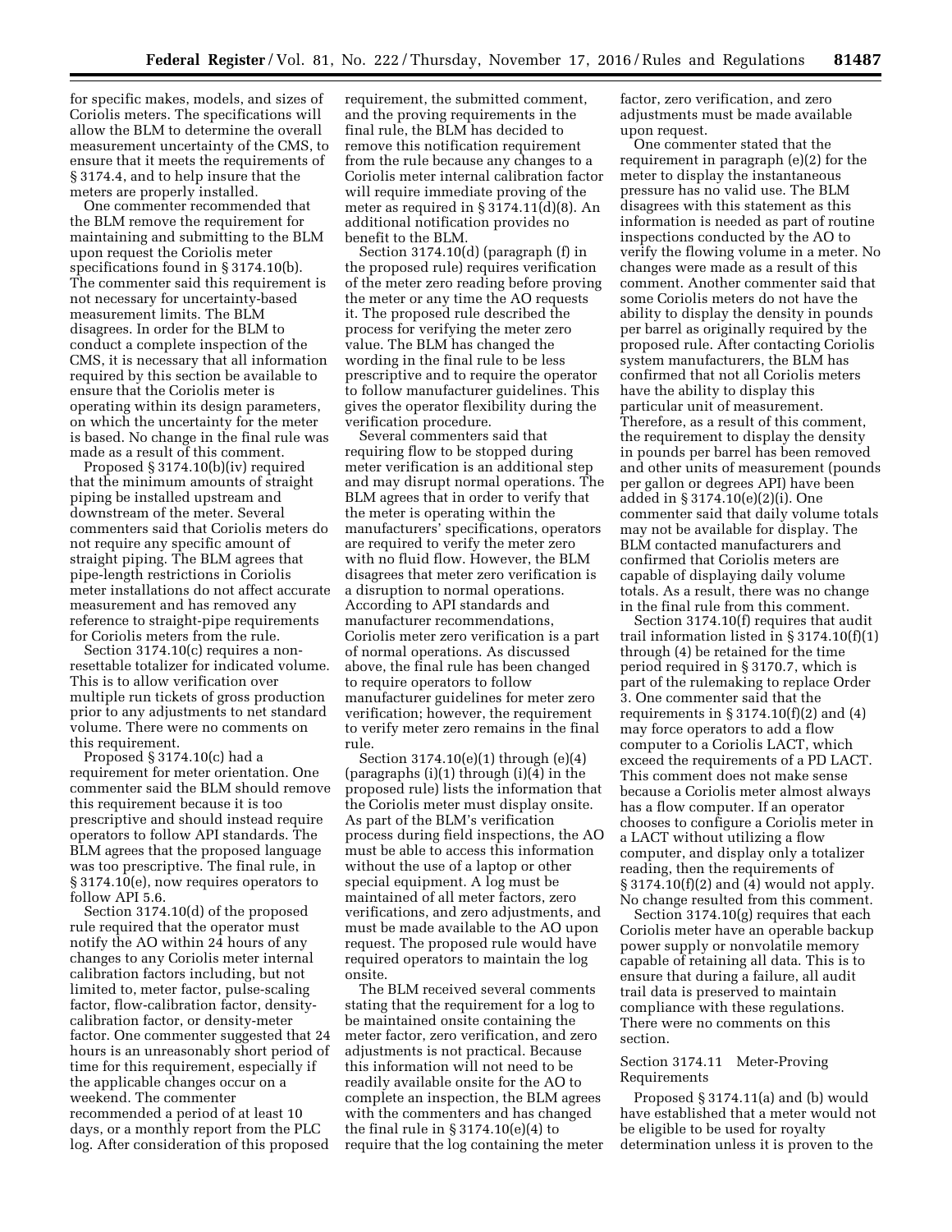for specific makes, models, and sizes of Coriolis meters. The specifications will allow the BLM to determine the overall measurement uncertainty of the CMS, to ensure that it meets the requirements of § 3174.4, and to help insure that the meters are properly installed.

One commenter recommended that the BLM remove the requirement for maintaining and submitting to the BLM upon request the Coriolis meter specifications found in § 3174.10(b). The commenter said this requirement is not necessary for uncertainty-based measurement limits. The BLM disagrees. In order for the BLM to conduct a complete inspection of the CMS, it is necessary that all information required by this section be available to ensure that the Coriolis meter is operating within its design parameters, on which the uncertainty for the meter is based. No change in the final rule was made as a result of this comment.

Proposed § 3174.10(b)(iv) required that the minimum amounts of straight piping be installed upstream and downstream of the meter. Several commenters said that Coriolis meters do not require any specific amount of straight piping. The BLM agrees that pipe-length restrictions in Coriolis meter installations do not affect accurate measurement and has removed any reference to straight-pipe requirements for Coriolis meters from the rule.

Section 3174.10(c) requires a non-resettable totalizer for indicated volume. This is to allow verification over multiple run tickets of gross production prior to any adjustments to net standard volume. There were no comments on this requirement.

Proposed § 3174.10(c) had a requirement for meter orientation. One commenter said the BLM should remove this requirement because it is too prescriptive and should instead require operators to follow API standards. The BLM agrees that the proposed language was too prescriptive. The final rule, in § 3174.10(e), now requires operators to follow API 5.6.

Section 3174.10(d) of the proposed rule required that the operator must notify the AO within 24 hours of any changes to any Coriolis meter internal calibration factors including, but not limited to, meter factor, pulse-scaling factor, flow-calibration factor, density-calibration factor, or density-meter factor. One commenter suggested that 24 hours is an unreasonably short period of time for this requirement, especially if the applicable changes occur on a weekend. The commenter recommended a period of at least 10 days, or a monthly report from the PLC log. After consideration of this proposed requirement, the submitted comment, and the proving requirements in the final rule, the BLM has decided to remove this notification requirement from the rule because any changes to a Coriolis meter internal calibration factor will require immediate proving of the meter as required in § 3174.11(d)(8). An additional notification provides no benefit to the BLM.

Section 3174.10(d) (paragraph (f) in the proposed rule) requires verification of the meter zero reading before proving the meter or any time the AO requests it. The proposed rule described the process for verifying the meter zero value. The BLM has changed the wording in the final rule to be less prescriptive and to require the operator to follow manufacturer guidelines. This gives the operator flexibility during the verification procedure.

Several commenters said that requiring flow to be stopped during meter verification is an additional step and may disrupt normal operations. The BLM agrees that in order to verify that the meter is operating within the manufacturers' specifications, operators are required to verify the meter zero with no fluid flow. However, the BLM disagrees that meter zero verification is a disruption to normal operations. According to API standards and manufacturer recommendations, Coriolis meter zero verification is a part of normal operations. As discussed above, the final rule has been changed to require operators to follow manufacturer guidelines for meter zero verification; however, the requirement to verify meter zero remains in the final rule.

Section 3174.10(e)(1) through (e)(4) (paragraphs (i)(1) through (i)(4) in the proposed rule) lists the information that the Coriolis meter must display onsite. As part of the BLM's verification process during field inspections, the AO must be able to access this information without the use of a laptop or other special equipment. A log must be maintained of all meter factors, zero verifications, and zero adjustments, and must be made available to the AO upon request. The proposed rule would have required operators to maintain the log onsite.

The BLM received several comments stating that the requirement for a log to be maintained onsite containing the meter factor, zero verification, and zero adjustments is not practical. Because this information will not need to be readily available onsite for the AO to complete an inspection, the BLM agrees with the commenters and has changed the final rule in § 3174.10(e)(4) to require that the log containing the meter factor, zero verification, and zero adjustments must be made available upon request.

One commenter stated that the requirement in paragraph (e)(2) for the meter to display the instantaneous pressure has no valid use. The BLM disagrees with this statement as this information is needed as part of routine inspections conducted by the AO to verify the flowing volume in a meter. No changes were made as a result of this comment. Another commenter said that some Coriolis meters do not have the ability to display the density in pounds per barrel as originally required by the proposed rule. After contacting Coriolis system manufacturers, the BLM has confirmed that not all Coriolis meters have the ability to display this particular unit of measurement. Therefore, as a result of this comment, the requirement to display the density in pounds per barrel has been removed and other units of measurement (pounds per gallon or degrees API) have been added in § 3174.10(e)(2)(i). One commenter said that daily volume totals may not be available for display. The BLM contacted manufacturers and confirmed that Coriolis meters are capable of displaying daily volume totals. As a result, there was no change in the final rule from this comment.

Section 3174.10(f) requires that audit trail information listed in § 3174.10(f)(1) through (4) be retained for the time period required in § 3170.7, which is part of the rulemaking to replace Order 3. One commenter said that the requirements in § 3174.10(f)(2) and (4) may force operators to add a flow computer to a Coriolis LACT, which exceed the requirements of a PD LACT. This comment does not make sense because a Coriolis meter almost always has a flow computer. If an operator chooses to configure a Coriolis meter in a LACT without utilizing a flow computer, and display only a totalizer reading, then the requirements of § 3174.10(f)(2) and (4) would not apply. No change resulted from this comment.

Section 3174.10(g) requires that each Coriolis meter have an operable backup power supply or nonvolatile memory capable of retaining all data. This is to ensure that during a failure, all audit trail data is preserved to maintain compliance with these regulations. There were no comments on this section.

Section 3174.11 Meter-Proving Requirements

Proposed § 3174.11(a) and (b) would have established that a meter would not be eligible to be used for royalty determination unless it is proven to the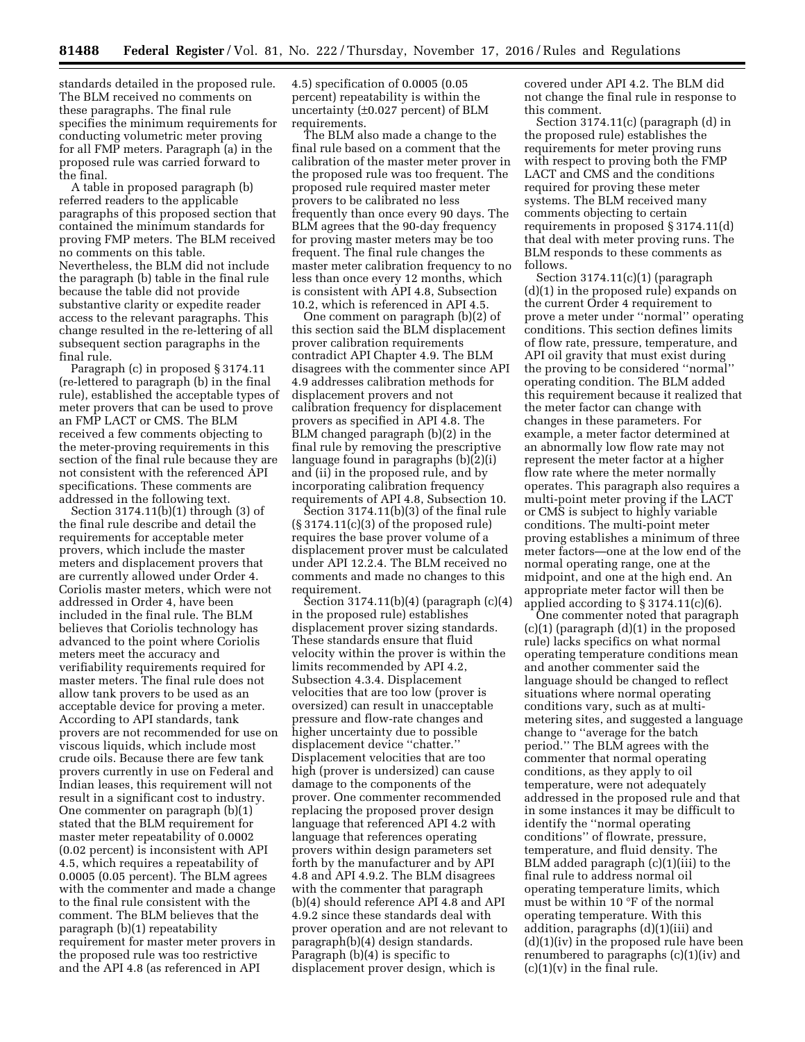standards detailed in the proposed rule. The BLM received no comments on these paragraphs. The final rule specifies the minimum requirements for conducting volumetric meter proving for all FMP meters. Paragraph (a) in the proposed rule was carried forward to the final.

A table in proposed paragraph (b) referred readers to the applicable paragraphs of this proposed section that contained the minimum standards for proving FMP meters. The BLM received no comments on this table. Nevertheless, the BLM did not include the paragraph (b) table in the final rule because the table did not provide substantive clarity or expedite reader access to the relevant paragraphs. This change resulted in the re-lettering of all subsequent section paragraphs in the final rule.

Paragraph (c) in proposed § 3174.11 (re-lettered to paragraph (b) in the final rule), established the acceptable types of meter provers that can be used to prove an FMP LACT or CMS. The BLM received a few comments objecting to the meter-proving requirements in this section of the final rule because they are not consistent with the referenced API specifications. These comments are addressed in the following text.

Section 3174.11(b)(1) through (3) of the final rule describe and detail the requirements for acceptable meter provers, which include the master meters and displacement provers that are currently allowed under Order 4. Coriolis master meters, which were not addressed in Order 4, have been included in the final rule. The BLM believes that Coriolis technology has advanced to the point where Coriolis meters meet the accuracy and verifiability requirements required for master meters. The final rule does not allow tank provers to be used as an acceptable device for proving a meter. According to API standards, tank provers are not recommended for use on viscous liquids, which include most crude oils. Because there are few tank provers currently in use on Federal and Indian leases, this requirement will not result in a significant cost to industry. One commenter on paragraph (b)(1) stated that the BLM requirement for master meter repeatability of 0.0002 (0.02 percent) is inconsistent with API 4.5, which requires a repeatability of 0.0005 (0.05 percent). The BLM agrees with the commenter and made a change to the final rule consistent with the comment. The BLM believes that the paragraph (b)(1) repeatability requirement for master meter provers in the proposed rule was too restrictive and the API 4.8 (as referenced in API 4.5) specification of 0.0005 (0.05 percent) repeatability is within the uncertainty (±0.027 percent) of BLM requirements.

The BLM also made a change to the final rule based on a comment that the calibration of the master meter prover in the proposed rule was too frequent. The proposed rule required master meter provers to be calibrated no less frequently than once every 90 days. The BLM agrees that the 90-day frequency for proving master meters may be too frequent. The final rule changes the master meter calibration frequency to no less than once every 12 months, which is consistent with API 4.8, Subsection 10.2, which is referenced in API 4.5.

One comment on paragraph (b)(2) of this section said the BLM displacement prover calibration requirements contradict API Chapter 4.9. The BLM disagrees with the commenter since API 4.9 addresses calibration methods for displacement provers and not calibration frequency for displacement provers as specified in API 4.8. The BLM changed paragraph (b)(2) in the final rule by removing the prescriptive language found in paragraphs (b)(2)(i) and (ii) in the proposed rule, and by incorporating calibration frequency requirements of API 4.8, Subsection 10.

Section 3174.11(b)(3) of the final rule (§ 3174.11(c)(3) of the proposed rule) requires the base prover volume of a displacement prover must be calculated under API 12.2.4. The BLM received no comments and made no changes to this requirement.

Section 3174.11(b)(4) (paragraph (c)(4) in the proposed rule) establishes displacement prover sizing standards. These standards ensure that fluid velocity within the prover is within the limits recommended by API 4.2, Subsection 4.3.4. Displacement velocities that are too low (prover is oversized) can result in unacceptable pressure and flow-rate changes and higher uncertainty due to possible displacement device ''chatter.'' Displacement velocities that are too high (prover is undersized) can cause damage to the components of the prover. One commenter recommended replacing the proposed prover design language that referenced API 4.2 with language that references operating provers within design parameters set forth by the manufacturer and by API 4.8 and API 4.9.2. The BLM disagrees with the commenter that paragraph (b)(4) should reference API 4.8 and API 4.9.2 since these standards deal with prover operation and are not relevant to paragraph(b)(4) design standards. Paragraph (b)(4) is specific to displacement prover design, which is covered under API 4.2. The BLM did not change the final rule in response to this comment.

Section 3174.11(c) (paragraph (d) in the proposed rule) establishes the requirements for meter proving runs with respect to proving both the FMP LACT and CMS and the conditions required for proving these meter systems. The BLM received many comments objecting to certain requirements in proposed § 3174.11(d) that deal with meter proving runs. The BLM responds to these comments as follows.

Section 3174.11(c)(1) (paragraph (d)(1) in the proposed rule) expands on the current Order 4 requirement to prove a meter under ''normal'' operating conditions. This section defines limits of flow rate, pressure, temperature, and API oil gravity that must exist during the proving to be considered ''normal'' operating condition. The BLM added this requirement because it realized that the meter factor can change with changes in these parameters. For example, a meter factor determined at an abnormally low flow rate may not represent the meter factor at a higher flow rate where the meter normally operates. This paragraph also requires a multi-point meter proving if the LACT or CMS is subject to highly variable conditions. The multi-point meter proving establishes a minimum of three meter factors—one at the low end of the normal operating range, one at the midpoint, and one at the high end. An appropriate meter factor will then be applied according to § 3174.11(c)(6).

One commenter noted that paragraph (c)(1) (paragraph (d)(1) in the proposed rule) lacks specifics on what normal operating temperature conditions mean and another commenter said the language should be changed to reflect situations where normal operating conditions vary, such as at multi-metering sites, and suggested a language change to ''average for the batch period.'' The BLM agrees with the commenter that normal operating conditions, as they apply to oil temperature, were not adequately addressed in the proposed rule and that in some instances it may be difficult to identify the ''normal operating conditions'' of flowrate, pressure, temperature, and fluid density. The BLM added paragraph (c)(1)(iii) to the final rule to address normal oil operating temperature limits, which must be within 10 °F of the normal operating temperature. With this addition, paragraphs (d)(1)(iii) and (d)(1)(iv) in the proposed rule have been renumbered to paragraphs (c)(1)(iv) and (c)(1)(v) in the final rule.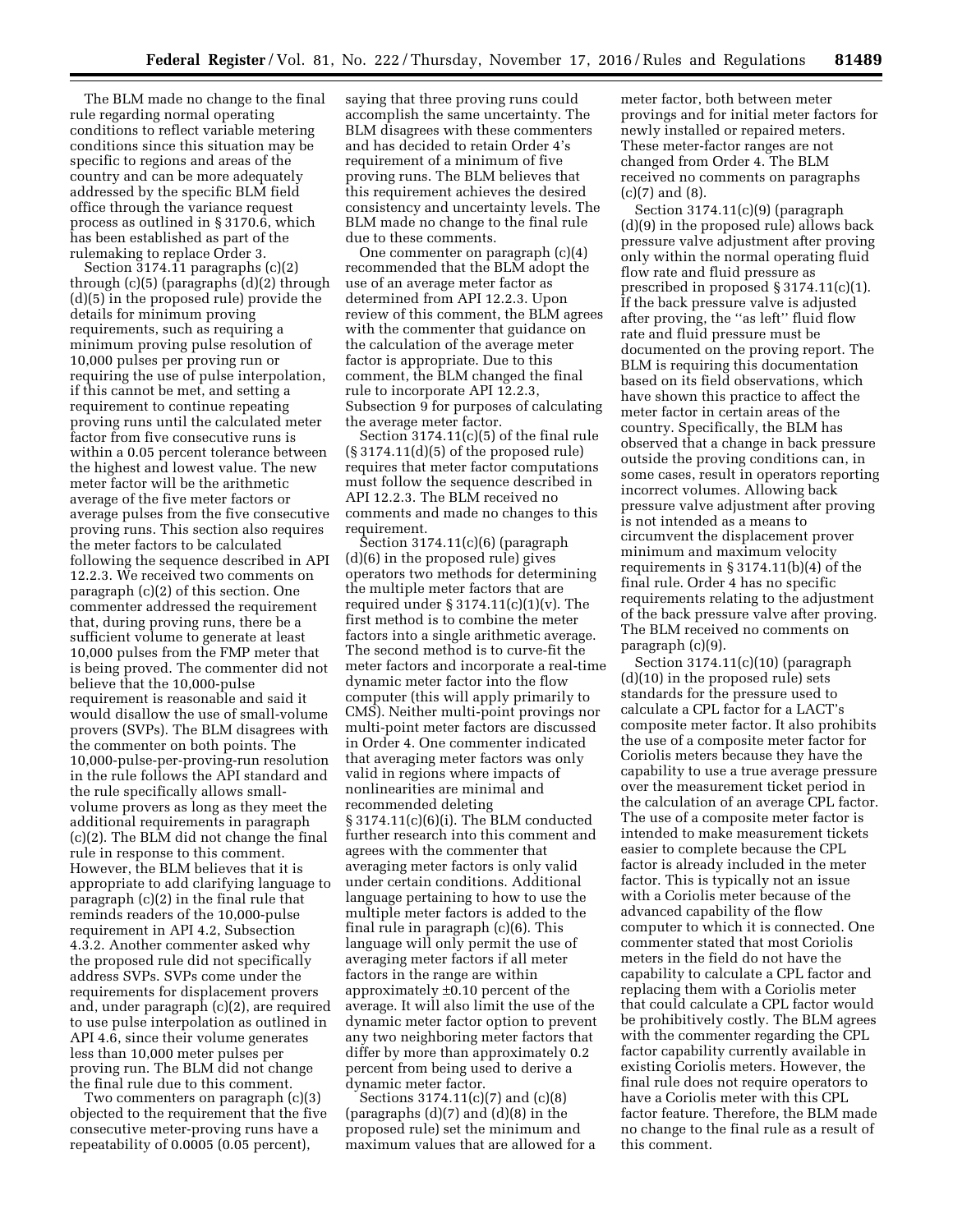The BLM made no change to the final rule regarding normal operating conditions to reflect variable metering conditions since this situation may be specific to regions and areas of the country and can be more adequately addressed by the specific BLM field office through the variance request process as outlined in § 3170.6, which has been established as part of the rulemaking to replace Order 3.

Section 3174.11 paragraphs (c)(2) through (c)(5) (paragraphs (d)(2) through (d)(5) in the proposed rule) provide the details for minimum proving requirements, such as requiring a minimum proving pulse resolution of 10,000 pulses per proving run or requiring the use of pulse interpolation, if this cannot be met, and setting a requirement to continue repeating proving runs until the calculated meter factor from five consecutive runs is within a 0.05 percent tolerance between the highest and lowest value. The new meter factor will be the arithmetic average of the five meter factors or average pulses from the five consecutive proving runs. This section also requires the meter factors to be calculated following the sequence described in API 12.2.3. We received two comments on paragraph (c)(2) of this section. One commenter addressed the requirement that, during proving runs, there be a sufficient volume to generate at least 10,000 pulses from the FMP meter that is being proved. The commenter did not believe that the 10,000-pulse requirement is reasonable and said it would disallow the use of small-volume provers (SVPs). The BLM disagrees with the commenter on both points. The 10,000-pulse-per-proving-run resolution in the rule follows the API standard and the rule specifically allows small-volume provers as long as they meet the additional requirements in paragraph (c)(2). The BLM did not change the final rule in response to this comment. However, the BLM believes that it is appropriate to add clarifying language to paragraph (c)(2) in the final rule that reminds readers of the 10,000-pulse requirement in API 4.2, Subsection 4.3.2. Another commenter asked why the proposed rule did not specifically address SVPs. SVPs come under the requirements for displacement provers and, under paragraph (c)(2), are required to use pulse interpolation as outlined in API 4.6, since their volume generates less than 10,000 meter pulses per proving run. The BLM did not change the final rule due to this comment.

Two commenters on paragraph (c)(3) objected to the requirement that the five consecutive meter-proving runs have a repeatability of 0.0005 (0.05 percent), saying that three proving runs could accomplish the same uncertainty. The BLM disagrees with these commenters and has decided to retain Order 4's requirement of a minimum of five proving runs. The BLM believes that this requirement achieves the desired consistency and uncertainty levels. The BLM made no change to the final rule due to these comments.

One commenter on paragraph (c)(4) recommended that the BLM adopt the use of an average meter factor as determined from API 12.2.3. Upon review of this comment, the BLM agrees with the commenter that guidance on the calculation of the average meter factor is appropriate. Due to this comment, the BLM changed the final rule to incorporate API 12.2.3, Subsection 9 for purposes of calculating the average meter factor.

Section 3174.11(c)(5) of the final rule (§ 3174.11(d)(5) of the proposed rule) requires that meter factor computations must follow the sequence described in API 12.2.3. The BLM received no comments and made no changes to this requirement.

Section 3174.11(c)(6) (paragraph (d)(6) in the proposed rule) gives operators two methods for determining the multiple meter factors that are required under § 3174.11(c)(1)(v). The first method is to combine the meter factors into a single arithmetic average. The second method is to curve-fit the meter factors and incorporate a real-time dynamic meter factor into the flow computer (this will apply primarily to CMS). Neither multi-point provings nor multi-point meter factors are discussed in Order 4. One commenter indicated that averaging meter factors was only valid in regions where impacts of nonlinearities are minimal and recommended deleting § 3174.11(c)(6)(i). The BLM conducted further research into this comment and agrees with the commenter that averaging meter factors is only valid under certain conditions. Additional language pertaining to how to use the multiple meter factors is added to the final rule in paragraph (c)(6). This language will only permit the use of averaging meter factors if all meter factors in the range are within approximately ±0.10 percent of the average. It will also limit the use of the dynamic meter factor option to prevent any two neighboring meter factors that differ by more than approximately 0.2 percent from being used to derive a dynamic meter factor.

Sections 3174.11(c)(7) and (c)(8) (paragraphs (d)(7) and (d)(8) in the proposed rule) set the minimum and maximum values that are allowed for a meter factor, both between meter provings and for initial meter factors for newly installed or repaired meters. These meter-factor ranges are not changed from Order 4. The BLM received no comments on paragraphs (c)(7) and (8).

Section 3174.11(c)(9) (paragraph (d)(9) in the proposed rule) allows back pressure valve adjustment after proving only within the normal operating fluid flow rate and fluid pressure as prescribed in proposed § 3174.11(c)(1). If the back pressure valve is adjusted after proving, the "as left" fluid flow rate and fluid pressure must be documented on the proving report. The BLM is requiring this documentation based on its field observations, which have shown this practice to affect the meter factor in certain areas of the country. Specifically, the BLM has observed that a change in back pressure outside the proving conditions can, in some cases, result in operators reporting incorrect volumes. Allowing back pressure valve adjustment after proving is not intended as a means to circumvent the displacement prover minimum and maximum velocity requirements in § 3174.11(b)(4) of the final rule. Order 4 has no specific requirements relating to the adjustment of the back pressure valve after proving. The BLM received no comments on paragraph (c)(9).

Section 3174.11(c)(10) (paragraph (d)(10) in the proposed rule) sets standards for the pressure used to calculate a CPL factor for a LACT's composite meter factor. It also prohibits the use of a composite meter factor for Coriolis meters because they have the capability to use a true average pressure over the measurement ticket period in the calculation of an average CPL factor. The use of a composite meter factor is intended to make measurement tickets easier to complete because the CPL factor is already included in the meter factor. This is typically not an issue with a Coriolis meter because of the advanced capability of the flow computer to which it is connected. One commenter stated that most Coriolis meters in the field do not have the capability to calculate a CPL factor and replacing them with a Coriolis meter that could calculate a CPL factor would be prohibitively costly. The BLM agrees with the commenter regarding the CPL factor capability currently available in existing Coriolis meters. However, the final rule does not require operators to have a Coriolis meter with this CPL factor feature. Therefore, the BLM made no change to the final rule as a result of this comment.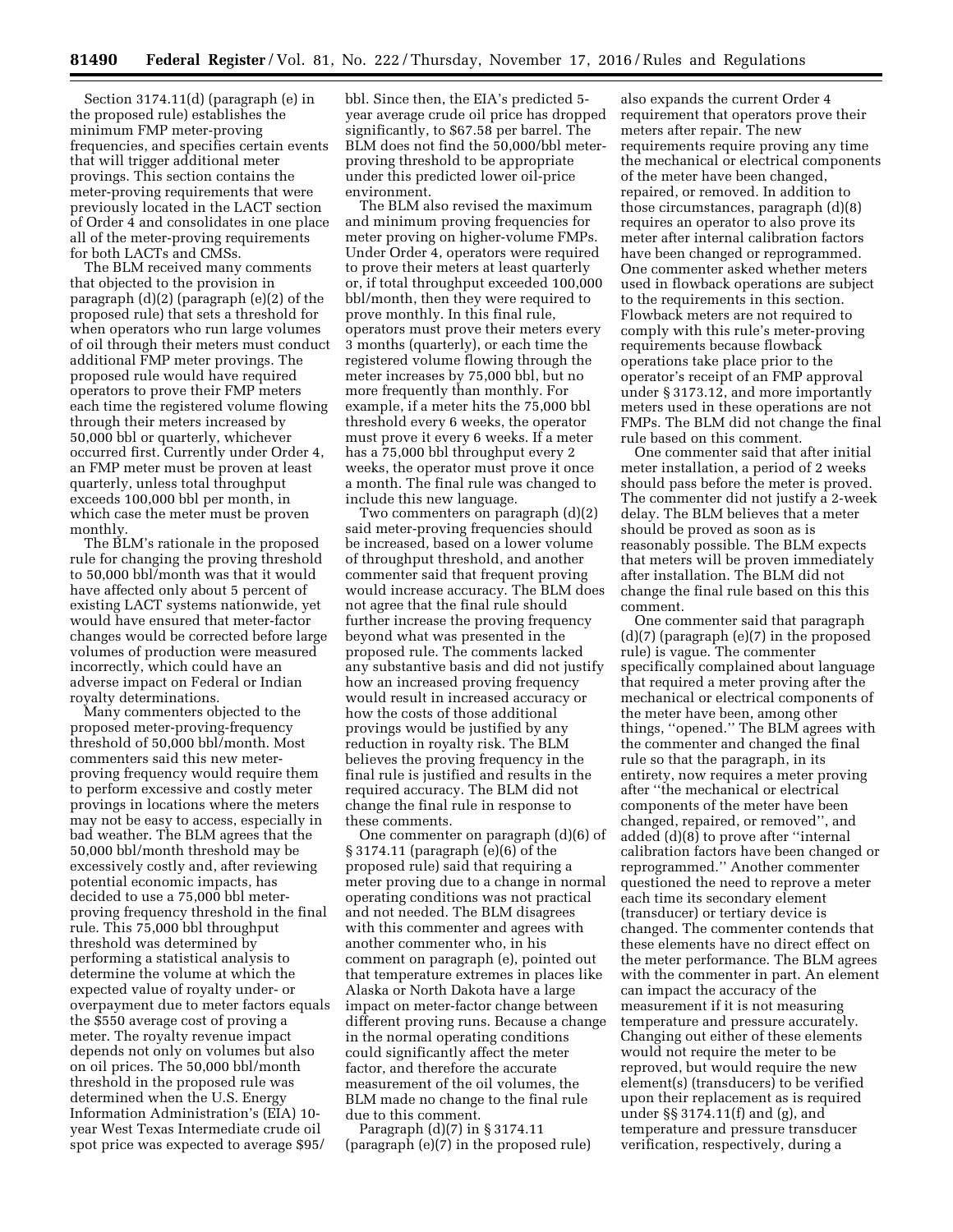Section 3174.11(d) (paragraph (e) in the proposed rule) establishes the minimum FMP meter-proving frequencies, and specifies certain events that will trigger additional meter provings. This section contains the meter-proving requirements that were previously located in the LACT section of Order 4 and consolidates in one place all of the meter-proving requirements for both LACTs and CMSs.

The BLM received many comments that objected to the provision in paragraph (d)(2) (paragraph (e)(2) of the proposed rule) that sets a threshold for when operators who run large volumes of oil through their meters must conduct additional FMP meter provings. The proposed rule would have required operators to prove their FMP meters each time the registered volume flowing through their meters increased by 50,000 bbl or quarterly, whichever occurred first. Currently under Order 4, an FMP meter must be proven at least quarterly, unless total throughput exceeds 100,000 bbl per month, in which case the meter must be proven monthly.

The BLM's rationale in the proposed rule for changing the proving threshold to 50,000 bbl/month was that it would have affected only about 5 percent of existing LACT systems nationwide, yet would have ensured that meter-factor changes would be corrected before large volumes of production were measured incorrectly, which could have an adverse impact on Federal or Indian royalty determinations.

Many commenters objected to the proposed meter-proving-frequency threshold of 50,000 bbl/month. Most commenters said this new meter-proving frequency would require them to perform excessive and costly meter provings in locations where the meters may not be easy to access, especially in bad weather. The BLM agrees that the 50,000 bbl/month threshold may be excessively costly and, after reviewing potential economic impacts, has decided to use a 75,000 bbl meter-proving frequency threshold in the final rule. This 75,000 bbl throughput threshold was determined by performing a statistical analysis to determine the volume at which the expected value of royalty under- or overpayment due to meter factors equals the $550 average cost of proving a meter. The royalty revenue impact depends not only on volumes but also on oil prices. The 50,000 bbl/month threshold in the proposed rule was determined when the U.S. Energy Information Administration's (EIA) 10-year West Texas Intermediate crude oil spot price was expected to average $95/bbl. Since then, the EIA's predicted 5-year average crude oil price has dropped significantly, to $67.58 per barrel. The BLM does not find the 50,000/bbl meter-proving threshold to be appropriate under this predicted lower oil-price environment.

The BLM also revised the maximum and minimum proving frequencies for meter proving on higher-volume FMPs. Under Order 4, operators were required to prove their meters at least quarterly or, if total throughput exceeded 100,000 bbl/month, then they were required to prove monthly. In this final rule, operators must prove their meters every 3 months (quarterly), or each time the registered volume flowing through the meter increases by 75,000 bbl, but no more frequently than monthly. For example, if a meter hits the 75,000 bbl threshold every 6 weeks, the operator must prove it every 6 weeks. If a meter has a 75,000 bbl throughput every 2 weeks, the operator must prove it once a month. The final rule was changed to include this new language.

Two commenters on paragraph (d)(2) said meter-proving frequencies should be increased, based on a lower volume of throughput threshold, and another commenter said that frequent proving would increase accuracy. The BLM does not agree that the final rule should further increase the proving frequency beyond what was presented in the proposed rule. The comments lacked any substantive basis and did not justify how an increased proving frequency would result in increased accuracy or how the costs of those additional provings would be justified by any reduction in royalty risk. The BLM believes the proving frequency in the final rule is justified and results in the required accuracy. The BLM did not change the final rule in response to these comments.

One commenter on paragraph (d)(6) of § 3174.11 (paragraph (e)(6) of the proposed rule) said that requiring a meter proving due to a change in normal operating conditions was not practical and not needed. The BLM disagrees with this commenter and agrees with another commenter who, in his comment on paragraph (e), pointed out that temperature extremes in places like Alaska or North Dakota have a large impact on meter-factor change between different proving runs. Because a change in the normal operating conditions could significantly affect the meter factor, and therefore the accurate measurement of the oil volumes, the BLM made no change to the final rule due to this comment.

Paragraph (d)(7) in § 3174.11 (paragraph (e)(7) in the proposed rule) also expands the current Order 4 requirement that operators prove their meters after repair. The new requirements require proving any time the mechanical or electrical components of the meter have been changed, repaired, or removed. In addition to those circumstances, paragraph (d)(8) requires an operator to also prove its meter after internal calibration factors have been changed or reprogrammed. One commenter asked whether meters used in flowback operations are subject to the requirements in this section. Flowback meters are not required to comply with this rule's meter-proving requirements because flowback operations take place prior to the operator's receipt of an FMP approval under § 3173.12, and more importantly meters used in these operations are not FMPs. The BLM did not change the final rule based on this comment.

One commenter said that after initial meter installation, a period of 2 weeks should pass before the meter is proved. The commenter did not justify a 2-week delay. The BLM believes that a meter should be proved as soon as is reasonably possible. The BLM expects that meters will be proven immediately after installation. The BLM did not change the final rule based on this this comment.

One commenter said that paragraph (d)(7) (paragraph (e)(7) in the proposed rule) is vague. The commenter specifically complained about language that required a meter proving after the mechanical or electrical components of the meter have been, among other things, "opened." The BLM agrees with the commenter and changed the final rule so that the paragraph, in its entirety, now requires a meter proving after "the mechanical or electrical components of the meter have been changed, repaired, or removed", and added (d)(8) to prove after "internal calibration factors have been changed or reprogrammed." Another commenter questioned the need to reprove a meter each time its secondary element (transducer) or tertiary device is changed. The commenter contends that these elements have no direct effect on the meter performance. The BLM agrees with the commenter in part. An element can impact the accuracy of the measurement if it is not measuring temperature and pressure accurately. Changing out either of these elements would not require the meter to be reproved, but would require the new element(s) (transducers) to be verified upon their replacement as is required under §§ 3174.11(f) and (g), and temperature and pressure transducer verification, respectively, during a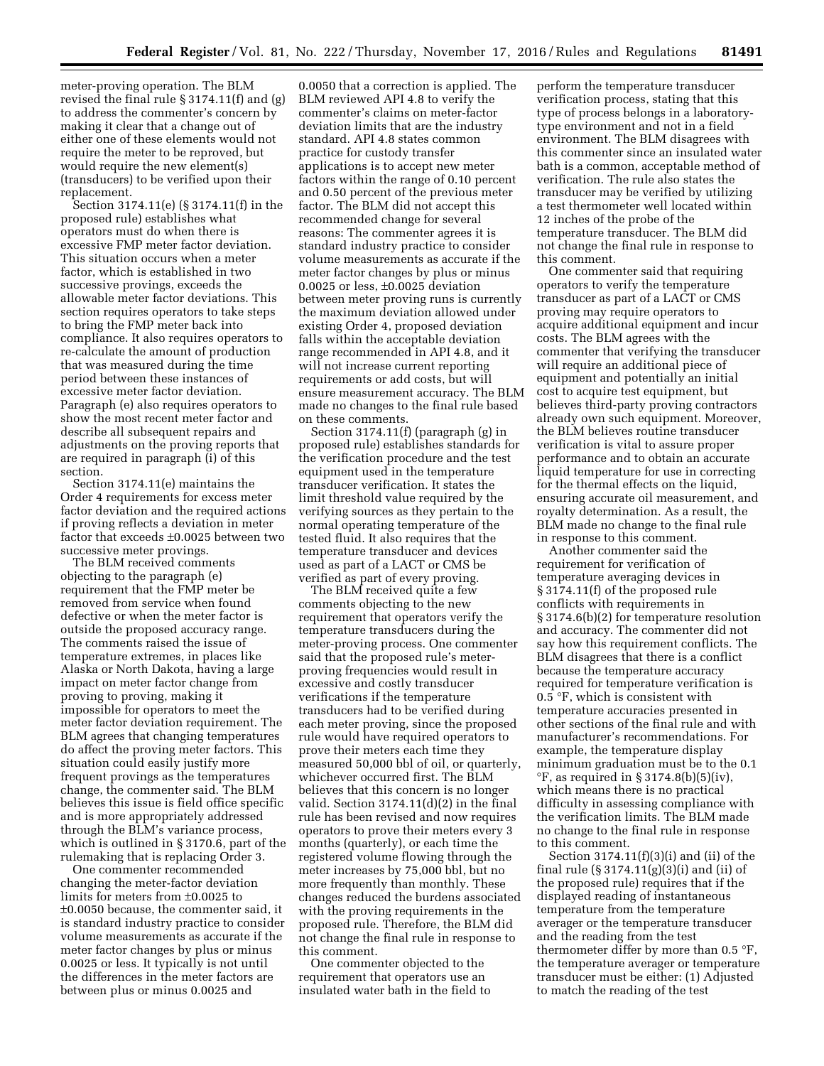meter-proving operation. The BLM revised the final rule § 3174.11(f) and (g) to address the commenter's concern by making it clear that a change out of either one of these elements would not require the meter to be reproved, but would require the new element(s) (transducers) to be verified upon their replacement.

Section 3174.11(e) (§ 3174.11(f) in the proposed rule) establishes what operators must do when there is excessive FMP meter factor deviation. This situation occurs when a meter factor, which is established in two successive provings, exceeds the allowable meter factor deviations. This section requires operators to take steps to bring the FMP meter back into compliance. It also requires operators to re-calculate the amount of production that was measured during the time period between these instances of excessive meter factor deviation. Paragraph (e) also requires operators to show the most recent meter factor and describe all subsequent repairs and adjustments on the proving reports that are required in paragraph (i) of this section.

Section 3174.11(e) maintains the Order 4 requirements for excess meter factor deviation and the required actions if proving reflects a deviation in meter factor that exceeds ±0.0025 between two successive meter provings.

The BLM received comments objecting to the paragraph (e) requirement that the FMP meter be removed from service when found defective or when the meter factor is outside the proposed accuracy range. The comments raised the issue of temperature extremes, in places like Alaska or North Dakota, having a large impact on meter factor change from proving to proving, making it impossible for operators to meet the meter factor deviation requirement. The BLM agrees that changing temperatures do affect the proving meter factors. This situation could easily justify more frequent provings as the temperatures change, the commenter said. The BLM believes this issue is field office specific and is more appropriately addressed through the BLM's variance process, which is outlined in § 3170.6, part of the rulemaking that is replacing Order 3.

One commenter recommended changing the meter-factor deviation limits for meters from ±0.0025 to ±0.0050 because, the commenter said, it is standard industry practice to consider volume measurements as accurate if the meter factor changes by plus or minus 0.0025 or less. It typically is not until the differences in the meter factors are between plus or minus 0.0025 and 0.0050 that a correction is applied. The BLM reviewed API 4.8 to verify the commenter's claims on meter-factor deviation limits that are the industry standard. API 4.8 states common practice for custody transfer applications is to accept new meter factors within the range of 0.10 percent and 0.50 percent of the previous meter factor. The BLM did not accept this recommended change for several reasons: The commenter agrees it is standard industry practice to consider volume measurements as accurate if the meter factor changes by plus or minus 0.0025 or less, ±0.0025 deviation between meter proving runs is currently the maximum deviation allowed under existing Order 4, proposed deviation falls within the acceptable deviation range recommended in API 4.8, and it will not increase current reporting requirements or add costs, but will ensure measurement accuracy. The BLM made no changes to the final rule based on these comments.

Section 3174.11(f) (paragraph (g) in proposed rule) establishes standards for the verification procedure and the test equipment used in the temperature transducer verification. It states the limit threshold value required by the verifying sources as they pertain to the normal operating temperature of the tested fluid. It also requires that the temperature transducer and devices used as part of a LACT or CMS be verified as part of every proving.

The BLM received quite a few comments objecting to the new requirement that operators verify the temperature transducers during the meter-proving process. One commenter said that the proposed rule's meter-proving frequencies would result in excessive and costly transducer verifications if the temperature transducers had to be verified during each meter proving, since the proposed rule would have required operators to prove their meters each time they measured 50,000 bbl of oil, or quarterly, whichever occurred first. The BLM believes that this concern is no longer valid. Section 3174.11(d)(2) in the final rule has been revised and now requires operators to prove their meters every 3 months (quarterly), or each time the registered volume flowing through the meter increases by 75,000 bbl, but no more frequently than monthly. These changes reduced the burdens associated with the proving requirements in the proposed rule. Therefore, the BLM did not change the final rule in response to this comment.

One commenter objected to the requirement that operators use an insulated water bath in the field to perform the temperature transducer verification process, stating that this type of process belongs in a laboratory-type environment and not in a field environment. The BLM disagrees with this commenter since an insulated water bath is a common, acceptable method of verification. The rule also states the transducer may be verified by utilizing a test thermometer well located within 12 inches of the probe of the temperature transducer. The BLM did not change the final rule in response to this comment.

One commenter said that requiring operators to verify the temperature transducer as part of a LACT or CMS proving may require operators to acquire additional equipment and incur costs. The BLM agrees with the commenter that verifying the transducer will require an additional piece of equipment and potentially an initial cost to acquire test equipment, but believes third-party proving contractors already own such equipment. Moreover, the BLM believes routine transducer verification is vital to assure proper performance and to obtain an accurate liquid temperature for use in correcting for the thermal effects on the liquid, ensuring accurate oil measurement, and royalty determination. As a result, the BLM made no change to the final rule in response to this comment.

Another commenter said the requirement for verification of temperature averaging devices in § 3174.11(f) of the proposed rule conflicts with requirements in § 3174.6(b)(2) for temperature resolution and accuracy. The commenter did not say how this requirement conflicts. The BLM disagrees that there is a conflict because the temperature accuracy required for temperature verification is 0.5 °F, which is consistent with temperature accuracies presented in other sections of the final rule and with manufacturer's recommendations. For example, the temperature display minimum graduation must be to the 0.1 °F, as required in § 3174.8(b)(5)(iv), which means there is no practical difficulty in assessing compliance with the verification limits. The BLM made no change to the final rule in response to this comment.

Section 3174.11(f)(3)(i) and (ii) of the final rule (§ 3174.11(g)(3)(i) and (ii) of the proposed rule) requires that if the displayed reading of instantaneous temperature from the temperature averager or the temperature transducer and the reading from the test thermometer differ by more than 0.5 °F, the temperature averager or temperature transducer must be either: (1) Adjusted to match the reading of the test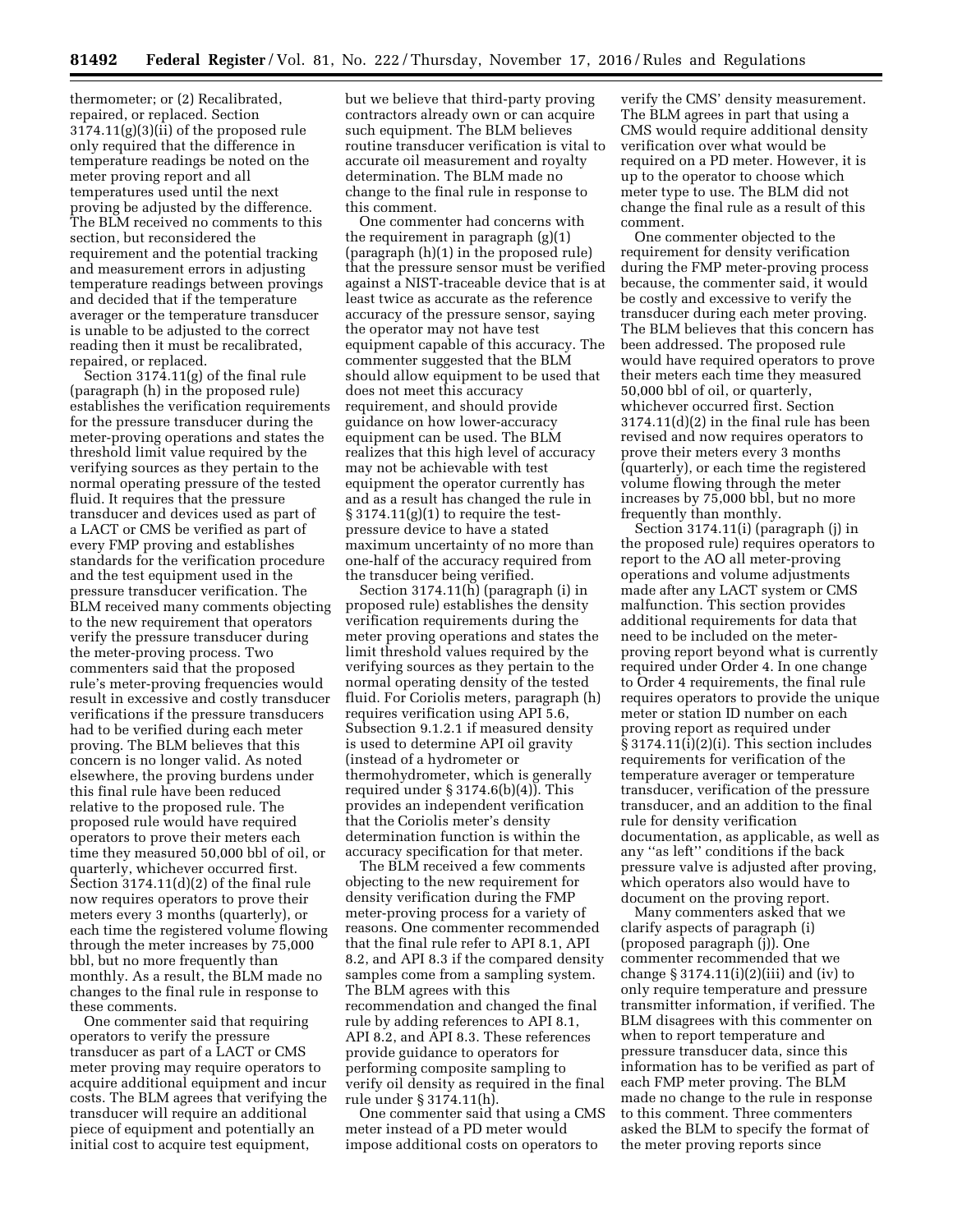thermometer; or (2) Recalibrated, repaired, or replaced. Section 3174.11(g)(3)(ii) of the proposed rule only required that the difference in temperature readings be noted on the meter proving report and all temperatures used until the next proving be adjusted by the difference. The BLM received no comments to this section, but reconsidered the requirement and the potential tracking and measurement errors in adjusting temperature readings between provings and decided that if the temperature averager or the temperature transducer is unable to be adjusted to the correct reading then it must be recalibrated, repaired, or replaced.

Section 3174.11(g) of the final rule (paragraph (h) in the proposed rule) establishes the verification requirements for the pressure transducer during the meter-proving operations and states the threshold limit value required by the verifying sources as they pertain to the normal operating pressure of the tested fluid. It requires that the pressure transducer and devices used as part of a LACT or CMS be verified as part of every FMP proving and establishes standards for the verification procedure and the test equipment used in the pressure transducer verification. The BLM received many comments objecting to the new requirement that operators verify the pressure transducer during the meter-proving process. Two commenters said that the proposed rule's meter-proving frequencies would result in excessive and costly transducer verifications if the pressure transducers had to be verified during each meter proving. The BLM believes that this concern is no longer valid. As noted elsewhere, the proving burdens under this final rule have been reduced relative to the proposed rule. The proposed rule would have required operators to prove their meters each time they measured 50,000 bbl of oil, or quarterly, whichever occurred first. Section 3174.11(d)(2) of the final rule now requires operators to prove their meters every 3 months (quarterly), or each time the registered volume flowing through the meter increases by 75,000 bbl, but no more frequently than monthly. As a result, the BLM made no changes to the final rule in response to these comments.

One commenter said that requiring operators to verify the pressure transducer as part of a LACT or CMS meter proving may require operators to acquire additional equipment and incur costs. The BLM agrees that verifying the transducer will require an additional piece of equipment and potentially an initial cost to acquire test equipment, but we believe that third-party proving contractors already own or can acquire such equipment. The BLM believes routine transducer verification is vital to accurate oil measurement and royalty determination. The BLM made no change to the final rule in response to this comment.

One commenter had concerns with the requirement in paragraph (g)(1) (paragraph (h)(1) in the proposed rule) that the pressure sensor must be verified against a NIST-traceable device that is at least twice as accurate as the reference accuracy of the pressure sensor, saying the operator may not have test equipment capable of this accuracy. The commenter suggested that the BLM should allow equipment to be used that does not meet this accuracy requirement, and should provide guidance on how lower-accuracy equipment can be used. The BLM realizes that this high level of accuracy may not be achievable with test equipment the operator currently has and as a result has changed the rule in § 3174.11(g)(1) to require the test-pressure device to have a stated maximum uncertainty of no more than one-half of the accuracy required from the transducer being verified.

Section 3174.11(h) (paragraph (i) in proposed rule) establishes the density verification requirements during the meter proving operations and states the limit threshold values required by the verifying sources as they pertain to the normal operating density of the tested fluid. For Coriolis meters, paragraph (h) requires verification using API 5.6, Subsection 9.1.2.1 if measured density is used to determine API oil gravity (instead of a hydrometer or thermohydrometer, which is generally required under § 3174.6(b)(4)). This provides an independent verification that the Coriolis meter's density determination function is within the accuracy specification for that meter.

The BLM received a few comments objecting to the new requirement for density verification during the FMP meter-proving process for a variety of reasons. One commenter recommended that the final rule refer to API 8.1, API 8.2, and API 8.3 if the compared density samples come from a sampling system. The BLM agrees with this recommendation and changed the final rule by adding references to API 8.1, API 8.2, and API 8.3. These references provide guidance to operators for performing composite sampling to verify oil density as required in the final rule under § 3174.11(h).

One commenter said that using a CMS meter instead of a PD meter would impose additional costs on operators to verify the CMS' density measurement. The BLM agrees in part that using a CMS would require additional density verification over what would be required on a PD meter. However, it is up to the operator to choose which meter type to use. The BLM did not change the final rule as a result of this comment.

One commenter objected to the requirement for density verification during the FMP meter-proving process because, the commenter said, it would be costly and excessive to verify the transducer during each meter proving. The BLM believes that this concern has been addressed. The proposed rule would have required operators to prove their meters each time they measured 50,000 bbl of oil, or quarterly, whichever occurred first. Section 3174.11(d)(2) in the final rule has been revised and now requires operators to prove their meters every 3 months (quarterly), or each time the registered volume flowing through the meter increases by 75,000 bbl, but no more frequently than monthly.

Section 3174.11(i) (paragraph (j) in the proposed rule) requires operators to report to the AO all meter-proving operations and volume adjustments made after any LACT system or CMS malfunction. This section provides additional requirements for data that need to be included on the meter-proving report beyond what is currently required under Order 4. In one change to Order 4 requirements, the final rule requires operators to provide the unique meter or station ID number on each proving report as required under § 3174.11(i)(2)(i). This section includes requirements for verification of the temperature averager or temperature transducer, verification of the pressure transducer, and an addition to the final rule for density verification documentation, as applicable, as well as any "as left" conditions if the back pressure valve is adjusted after proving, which operators also would have to document on the proving report.

Many commenters asked that we clarify aspects of paragraph (i) (proposed paragraph (j)). One commenter recommended that we change § 3174.11(i)(2)(iii) and (iv) to only require temperature and pressure transmitter information, if verified. The BLM disagrees with this commenter on when to report temperature and pressure transducer data, since this information has to be verified as part of each FMP meter proving. The BLM made no change to the rule in response to this comment. Three commenters asked the BLM to specify the format of the meter proving reports since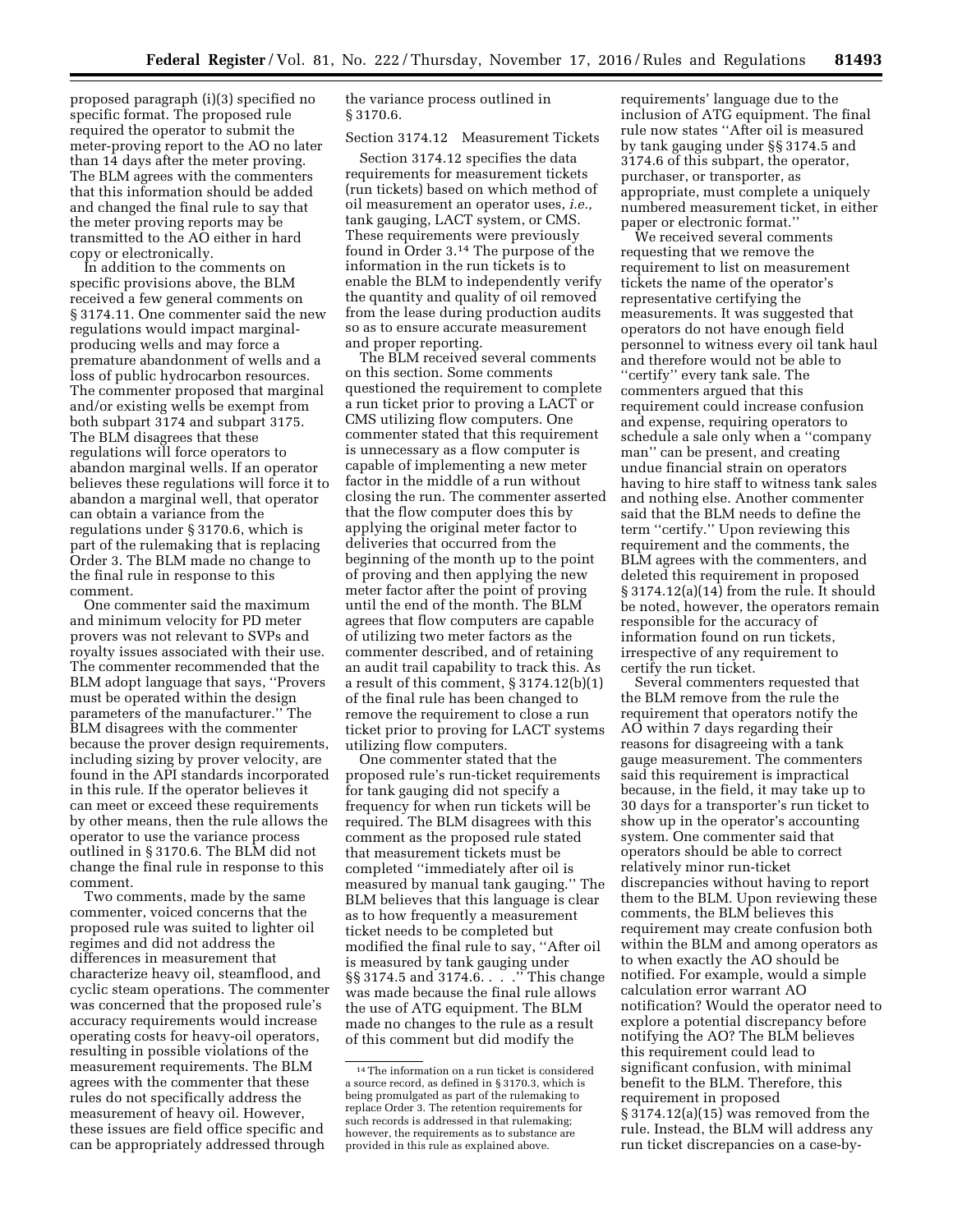proposed paragraph (i)(3) specified no specific format. The proposed rule required the operator to submit the meter-proving report to the AO no later than 14 days after the meter proving. The BLM agrees with the commenters that this information should be added and changed the final rule to say that the meter proving reports may be transmitted to the AO either in hard copy or electronically.

In addition to the comments on specific provisions above, the BLM received a few general comments on § 3174.11. One commenter said the new regulations would impact marginal-producing wells and may force a premature abandonment of wells and a loss of public hydrocarbon resources. The commenter proposed that marginal and/or existing wells be exempt from both subpart 3174 and subpart 3175. The BLM disagrees that these regulations will force operators to abandon marginal wells. If an operator believes these regulations will force it to abandon a marginal well, that operator can obtain a variance from the regulations under § 3170.6, which is part of the rulemaking that is replacing Order 3. The BLM made no change to the final rule in response to this comment.

One commenter said the maximum and minimum velocity for PD meter provers was not relevant to SVPs and royalty issues associated with their use. The commenter recommended that the BLM adopt language that says, ''Provers must be operated within the design parameters of the manufacturer.'' The BLM disagrees with the commenter because the prover design requirements, including sizing by prover velocity, are found in the API standards incorporated in this rule. If the operator believes it can meet or exceed these requirements by other means, then the rule allows the operator to use the variance process outlined in § 3170.6. The BLM did not change the final rule in response to this comment.

Two comments, made by the same commenter, voiced concerns that the proposed rule was suited to lighter oil regimes and did not address the differences in measurement that characterize heavy oil, steamflood, and cyclic steam operations. The commenter was concerned that the proposed rule's accuracy requirements would increase operating costs for heavy-oil operators, resulting in possible violations of the measurement requirements. The BLM agrees with the commenter that these rules do not specifically address the measurement of heavy oil. However, these issues are field office specific and can be appropriately addressed through the variance process outlined in § 3170.6.

Section 3174.12 Measurement Tickets

Section 3174.12 specifies the data requirements for measurement tickets (run tickets) based on which method of oil measurement an operator uses, *i.e.,* tank gauging, LACT system, or CMS. These requirements were previously found in Order 3.[14] The purpose of the information in the run tickets is to enable the BLM to independently verify the quantity and quality of oil removed from the lease during production audits so as to ensure accurate measurement and proper reporting.

The BLM received several comments on this section. Some comments questioned the requirement to complete a run ticket prior to proving a LACT or CMS utilizing flow computers. One commenter stated that this requirement is unnecessary as a flow computer is capable of implementing a new meter factor in the middle of a run without closing the run. The commenter asserted that the flow computer does this by applying the original meter factor to deliveries that occurred from the beginning of the month up to the point of proving and then applying the new meter factor after the point of proving until the end of the month. The BLM agrees that flow computers are capable of utilizing two meter factors as the commenter described, and of retaining an audit trail capability to track this. As a result of this comment, § 3174.12(b)(1) of the final rule has been changed to remove the requirement to close a run ticket prior to proving for LACT systems utilizing flow computers.

One commenter stated that the proposed rule's run-ticket requirements for tank gauging did not specify a frequency for when run tickets will be required. The BLM disagrees with this comment as the proposed rule stated that measurement tickets must be completed ''immediately after oil is measured by manual tank gauging.'' The BLM believes that this language is clear as to how frequently a measurement ticket needs to be completed but modified the final rule to say, ''After oil is measured by tank gauging under §§ 3174.5 and 3174.6. . . .'' This change was made because the final rule allows the use of ATG equipment. The BLM made no changes to the rule as a result of this comment but did modify the requirements' language due to the inclusion of ATG equipment. The final rule now states ''After oil is measured by tank gauging under §§ 3174.5 and 3174.6 of this subpart, the operator, purchaser, or transporter, as appropriate, must complete a uniquely numbered measurement ticket, in either paper or electronic format.''

We received several comments requesting that we remove the requirement to list on measurement tickets the name of the operator's representative certifying the measurements. It was suggested that operators do not have enough field personnel to witness every oil tank haul and therefore would not be able to ''certify'' every tank sale. The commenters argued that this requirement could increase confusion and expense, requiring operators to schedule a sale only when a ''company man'' can be present, and creating undue financial strain on operators having to hire staff to witness tank sales and nothing else. Another commenter said that the BLM needs to define the term ''certify.'' Upon reviewing this requirement and the comments, the BLM agrees with the commenters, and deleted this requirement in proposed § 3174.12(a)(14) from the rule. It should be noted, however, the operators remain responsible for the accuracy of information found on run tickets, irrespective of any requirement to certify the run ticket.

Several commenters requested that the BLM remove from the rule the requirement that operators notify the AO within 7 days regarding their reasons for disagreeing with a tank gauge measurement. The commenters said this requirement is impractical because, in the field, it may take up to 30 days for a transporter's run ticket to show up in the operator's accounting system. One commenter said that operators should be able to correct relatively minor run-ticket discrepancies without having to report them to the BLM. Upon reviewing these comments, the BLM believes this requirement may create confusion both within the BLM and among operators as to when exactly the AO should be notified. For example, would a simple calculation error warrant AO notification? Would the operator need to explore a potential discrepancy before notifying the AO? The BLM believes this requirement could lead to significant confusion, with minimal benefit to the BLM. Therefore, this requirement in proposed § 3174.12(a)(15) was removed from the rule. Instead, the BLM will address any run ticket discrepancies on a case-by-

---

[14] The information on a run ticket is considered a source record, as defined in § 3170.3, which is being promulgated as part of the rulemaking to replace Order 3. The retention requirements for such records is addressed in that rulemaking; however, the requirements as to substance are provided in this rule as explained above.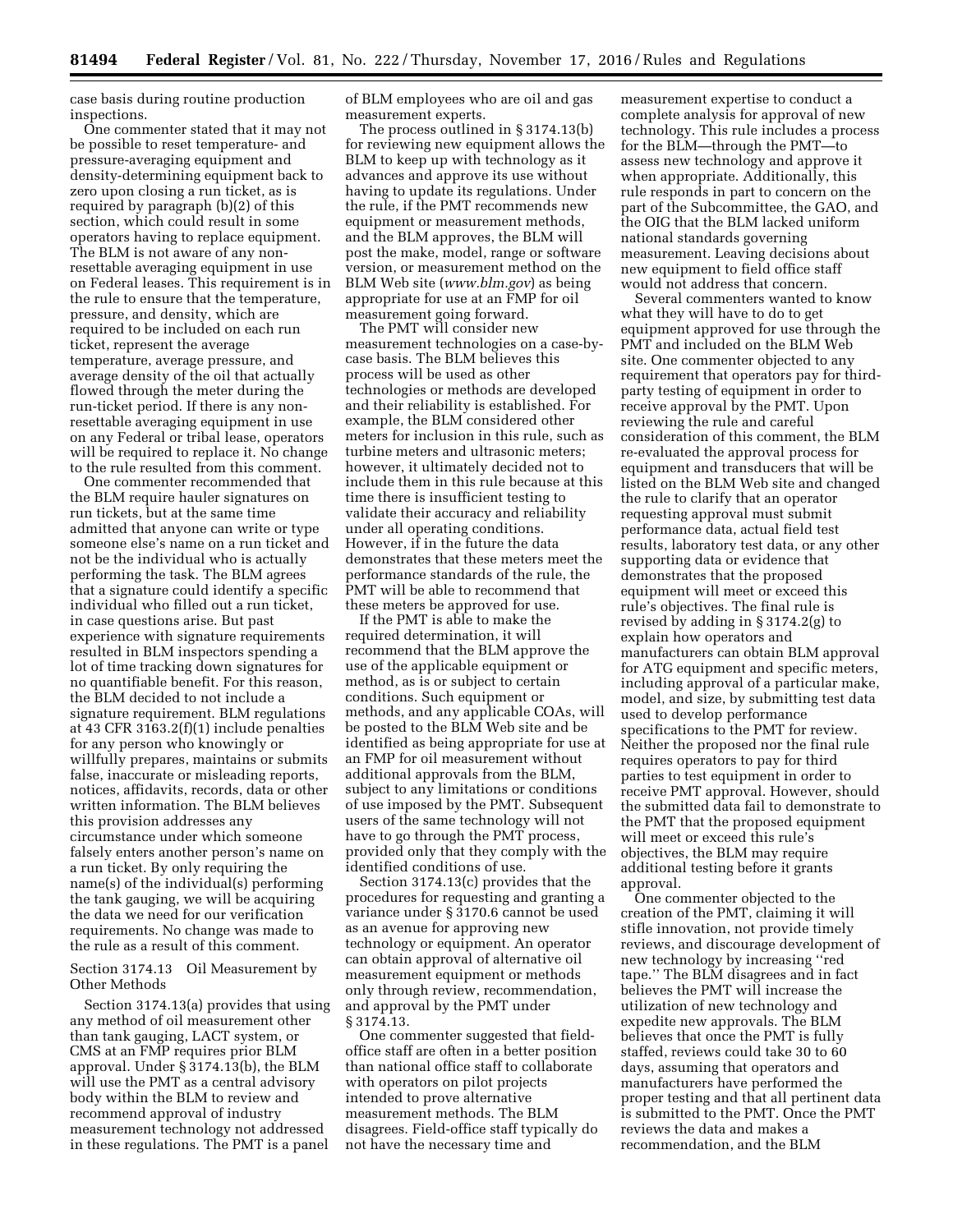case basis during routine production inspections.

One commenter stated that it may not be possible to reset temperature- and pressure-averaging equipment and density-determining equipment back to zero upon closing a run ticket, as is required by paragraph (b)(2) of this section, which could result in some operators having to replace equipment. The BLM is not aware of any non-resettable averaging equipment in use on Federal leases. This requirement is in the rule to ensure that the temperature, pressure, and density, which are required to be included on each run ticket, represent the average temperature, average pressure, and average density of the oil that actually flowed through the meter during the run-ticket period. If there is any non-resettable averaging equipment in use on any Federal or tribal lease, operators will be required to replace it. No change to the rule resulted from this comment.

One commenter recommended that the BLM require hauler signatures on run tickets, but at the same time admitted that anyone can write or type someone else's name on a run ticket and not be the individual who is actually performing the task. The BLM agrees that a signature could identify a specific individual who filled out a run ticket, in case questions arise. But past experience with signature requirements resulted in BLM inspectors spending a lot of time tracking down signatures for no quantifiable benefit. For this reason, the BLM decided to not include a signature requirement. BLM regulations at 43 CFR 3163.2(f)(1) include penalties for any person who knowingly or willfully prepares, maintains or submits false, inaccurate or misleading reports, notices, affidavits, records, data or other written information. The BLM believes this provision addresses any circumstance under which someone falsely enters another person's name on a run ticket. By only requiring the name(s) of the individual(s) performing the tank gauging, we will be acquiring the data we need for our verification requirements. No change was made to the rule as a result of this comment.

Section 3174.13 Oil Measurement by Other Methods

Section 3174.13(a) provides that using any method of oil measurement other than tank gauging, LACT system, or CMS at an FMP requires prior BLM approval. Under § 3174.13(b), the BLM will use the PMT as a central advisory body within the BLM to review and recommend approval of industry measurement technology not addressed in these regulations. The PMT is a panel of BLM employees who are oil and gas measurement experts.

The process outlined in § 3174.13(b) for reviewing new equipment allows the BLM to keep up with technology as it advances and approve its use without having to update its regulations. Under the rule, if the PMT recommends new equipment or measurement methods, and the BLM approves, the BLM will post the make, model, range or software version, or measurement method on the BLM Web site (*www.blm.gov*) as being appropriate for use at an FMP for oil measurement going forward.

The PMT will consider new measurement technologies on a case-by-case basis. The BLM believes this process will be used as other technologies or methods are developed and their reliability is established. For example, the BLM considered other meters for inclusion in this rule, such as turbine meters and ultrasonic meters; however, it ultimately decided not to include them in this rule because at this time there is insufficient testing to validate their accuracy and reliability under all operating conditions. However, if in the future the data demonstrates that these meters meet the performance standards of the rule, the PMT will be able to recommend that these meters be approved for use.

If the PMT is able to make the required determination, it will recommend that the BLM approve the use of the applicable equipment or method, as is or subject to certain conditions. Such equipment or methods, and any applicable COAs, will be posted to the BLM Web site and be identified as being appropriate for use at an FMP for oil measurement without additional approvals from the BLM, subject to any limitations or conditions of use imposed by the PMT. Subsequent users of the same technology will not have to go through the PMT process, provided only that they comply with the identified conditions of use.

Section 3174.13(c) provides that the procedures for requesting and granting a variance under § 3170.6 cannot be used as an avenue for approving new technology or equipment. An operator can obtain approval of alternative oil measurement equipment or methods only through review, recommendation, and approval by the PMT under § 3174.13.

One commenter suggested that field-office staff are often in a better position than national office staff to collaborate with operators on pilot projects intended to prove alternative measurement methods. The BLM disagrees. Field-office staff typically do not have the necessary time and measurement expertise to conduct a complete analysis for approval of new technology. This rule includes a process for the BLM—through the PMT—to assess new technology and approve it when appropriate. Additionally, this rule responds in part to concern on the part of the Subcommittee, the GAO, and the OIG that the BLM lacked uniform national standards governing measurement. Leaving decisions about new equipment to field office staff would not address that concern.

Several commenters wanted to know what they will have to do to get equipment approved for use through the PMT and included on the BLM Web site. One commenter objected to any requirement that operators pay for third-party testing of equipment in order to receive approval by the PMT. Upon reviewing the rule and careful consideration of this comment, the BLM re-evaluated the approval process for equipment and transducers that will be listed on the BLM Web site and changed the rule to clarify that an operator requesting approval must submit performance data, actual field test results, laboratory test data, or any other supporting data or evidence that demonstrates that the proposed equipment will meet or exceed this rule's objectives. The final rule is revised by adding in § 3174.2(g) to explain how operators and manufacturers can obtain BLM approval for ATG equipment and specific meters, including approval of a particular make, model, and size, by submitting test data used to develop performance specifications to the PMT for review. Neither the proposed nor the final rule requires operators to pay for third parties to test equipment in order to receive PMT approval. However, should the submitted data fail to demonstrate to the PMT that the proposed equipment will meet or exceed this rule's objectives, the BLM may require additional testing before it grants approval.

One commenter objected to the creation of the PMT, claiming it will stifle innovation, not provide timely reviews, and discourage development of new technology by increasing "red tape." The BLM disagrees and in fact believes the PMT will increase the utilization of new technology and expedite new approvals. The BLM believes that once the PMT is fully staffed, reviews could take 30 to 60 days, assuming that operators and manufacturers have performed the proper testing and that all pertinent data is submitted to the PMT. Once the PMT reviews the data and makes a recommendation, and the BLM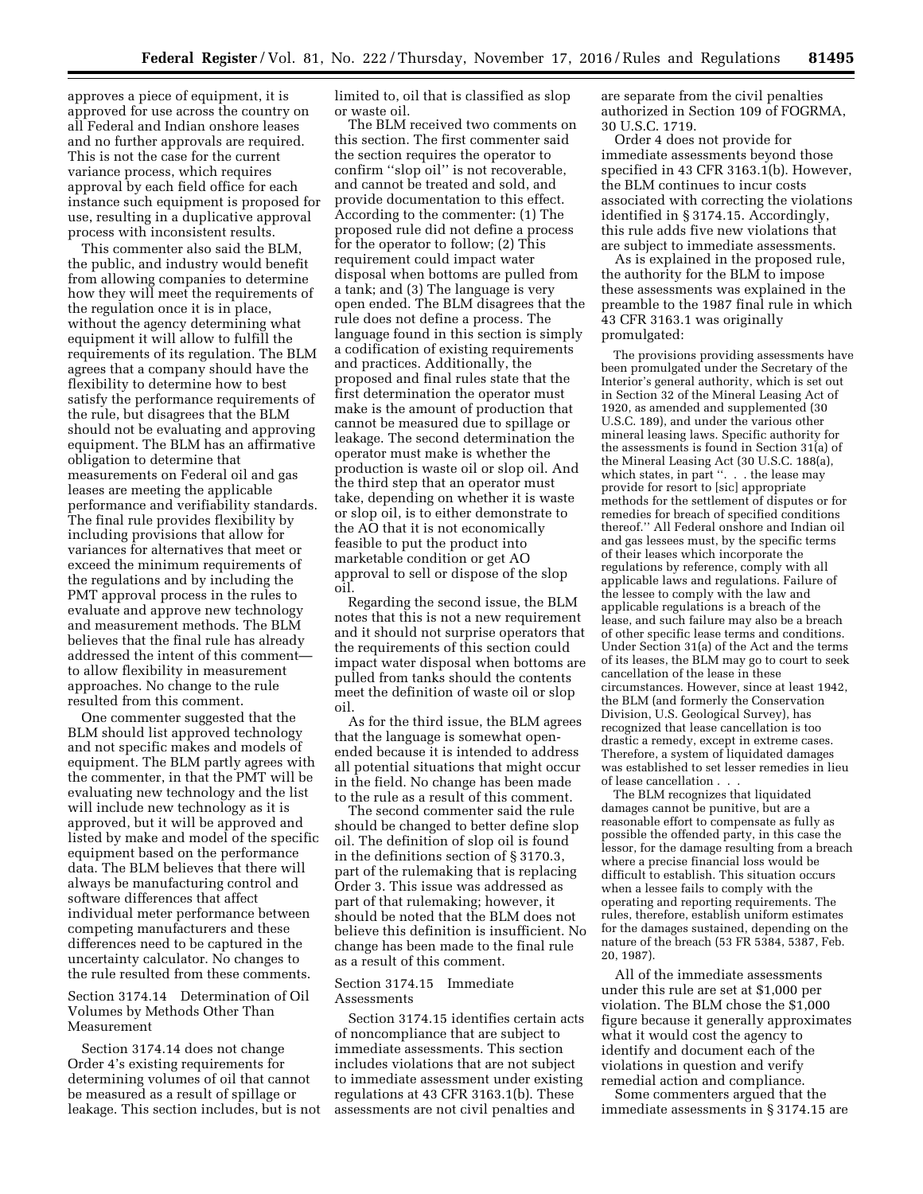approves a piece of equipment, it is approved for use across the country on all Federal and Indian onshore leases and no further approvals are required. This is not the case for the current variance process, which requires approval by each field office for each instance such equipment is proposed for use, resulting in a duplicative approval process with inconsistent results.

This commenter also said the BLM, the public, and industry would benefit from allowing companies to determine how they will meet the requirements of the regulation once it is in place, without the agency determining what equipment it will allow to fulfill the requirements of its regulation. The BLM agrees that a company should have the flexibility to determine how to best satisfy the performance requirements of the rule, but disagrees that the BLM should not be evaluating and approving equipment. The BLM has an affirmative obligation to determine that measurements on Federal oil and gas leases are meeting the applicable performance and verifiability standards. The final rule provides flexibility by including provisions that allow for variances for alternatives that meet or exceed the minimum requirements of the regulations and by including the PMT approval process in the rules to evaluate and approve new technology and measurement methods. The BLM believes that the final rule has already addressed the intent of this comment—to allow flexibility in measurement approaches. No change to the rule resulted from this comment.

One commenter suggested that the BLM should list approved technology and not specific makes and models of equipment. The BLM partly agrees with the commenter, in that the PMT will be evaluating new technology and the list will include new technology as it is approved, but it will be approved and listed by make and model of the specific equipment based on the performance data. The BLM believes that there will always be manufacturing control and software differences that affect individual meter performance between competing manufacturers and these differences need to be captured in the uncertainty calculator. No changes to the rule resulted from these comments.

Section 3174.14 Determination of Oil Volumes by Methods Other Than Measurement

Section 3174.14 does not change Order 4's existing requirements for determining volumes of oil that cannot be measured as a result of spillage or leakage. This section includes, but is not limited to, oil that is classified as slop or waste oil.

The BLM received two comments on this section. The first commenter said the section requires the operator to confirm "slop oil" is not recoverable, and cannot be treated and sold, and provide documentation to this effect. According to the commenter: (1) The proposed rule did not define a process for the operator to follow; (2) This requirement could impact water disposal when bottoms are pulled from a tank; and (3) The language is very open ended. The BLM disagrees that the rule does not define a process. The language found in this section is simply a codification of existing requirements and practices. Additionally, the proposed and final rules state that the first determination the operator must make is the amount of production that cannot be measured due to spillage or leakage. The second determination the operator must make is whether the production is waste oil or slop oil. And the third step that an operator must take, depending on whether it is waste or slop oil, is to either demonstrate to the AO that it is not economically feasible to put the product into marketable condition or get AO approval to sell or dispose of the slop oil.

Regarding the second issue, the BLM notes that this is not a new requirement and it should not surprise operators that the requirements of this section could impact water disposal when bottoms are pulled from tanks should the contents meet the definition of waste oil or slop oil.

As for the third issue, the BLM agrees that the language is somewhat open-ended because it is intended to address all potential situations that might occur in the field. No change has been made to the rule as a result of this comment.

The second commenter said the rule should be changed to better define slop oil. The definition of slop oil is found in the definitions section of § 3170.3, part of the rulemaking that is replacing Order 3. This issue was addressed as part of that rulemaking; however, it should be noted that the BLM does not believe this definition is insufficient. No change has been made to the final rule as a result of this comment.

Section 3174.15 Immediate Assessments

Section 3174.15 identifies certain acts of noncompliance that are subject to immediate assessments. This section includes violations that are not subject to immediate assessment under existing regulations at 43 CFR 3163.1(b). These assessments are not civil penalties and are separate from the civil penalties authorized in Section 109 of FOGRMA, 30 U.S.C. 1719.

Order 4 does not provide for immediate assessments beyond those specified in 43 CFR 3163.1(b). However, the BLM continues to incur costs associated with correcting the violations identified in § 3174.15. Accordingly, this rule adds five new violations that are subject to immediate assessments.

As is explained in the proposed rule, the authority for the BLM to impose these assessments was explained in the preamble to the 1987 final rule in which 43 CFR 3163.1 was originally promulgated:

> The provisions providing assessments have been promulgated under the Secretary of the Interior's general authority, which is set out in Section 32 of the Mineral Leasing Act of 1920, as amended and supplemented (30 U.S.C. 189), and under the various other mineral leasing laws. Specific authority for the assessments is found in Section 31(a) of the Mineral Leasing Act (30 U.S.C. 188(a), which states, in part ". . . the lease may provide for resort to [sic] appropriate methods for the settlement of disputes or for remedies for breach of specified conditions thereof." All Federal onshore and Indian oil and gas lessees must, by the specific terms of their leases which incorporate the regulations by reference, comply with all applicable laws and regulations. Failure of the lessee to comply with the law and applicable regulations is a breach of the lease, and such failure may also be a breach of other specific lease terms and conditions. Under Section 31(a) of the Act and the terms of its leases, the BLM may go to court to seek cancellation of the lease in these circumstances. However, since at least 1942, the BLM (and formerly the Conservation Division, U.S. Geological Survey), has recognized that lease cancellation is too drastic a remedy, except in extreme cases. Therefore, a system of liquidated damages was established to set lesser remedies in lieu of lease cancellation . . .
>
> The BLM recognizes that liquidated damages cannot be punitive, but are a reasonable effort to compensate as fully as possible the offended party, in this case the lessor, for the damage resulting from a breach where a precise financial loss would be difficult to establish. This situation occurs when a lessee fails to comply with the operating and reporting requirements. The rules, therefore, establish uniform estimates for the damages sustained, depending on the nature of the breach (53 FR 5384, 5387, Feb. 20, 1987).

All of the immediate assessments under this rule are set at $1,000 per violation. The BLM chose the $1,000 figure because it generally approximates what it would cost the agency to identify and document each of the violations in question and verify remedial action and compliance.

Some commenters argued that the immediate assessments in § 3174.15 are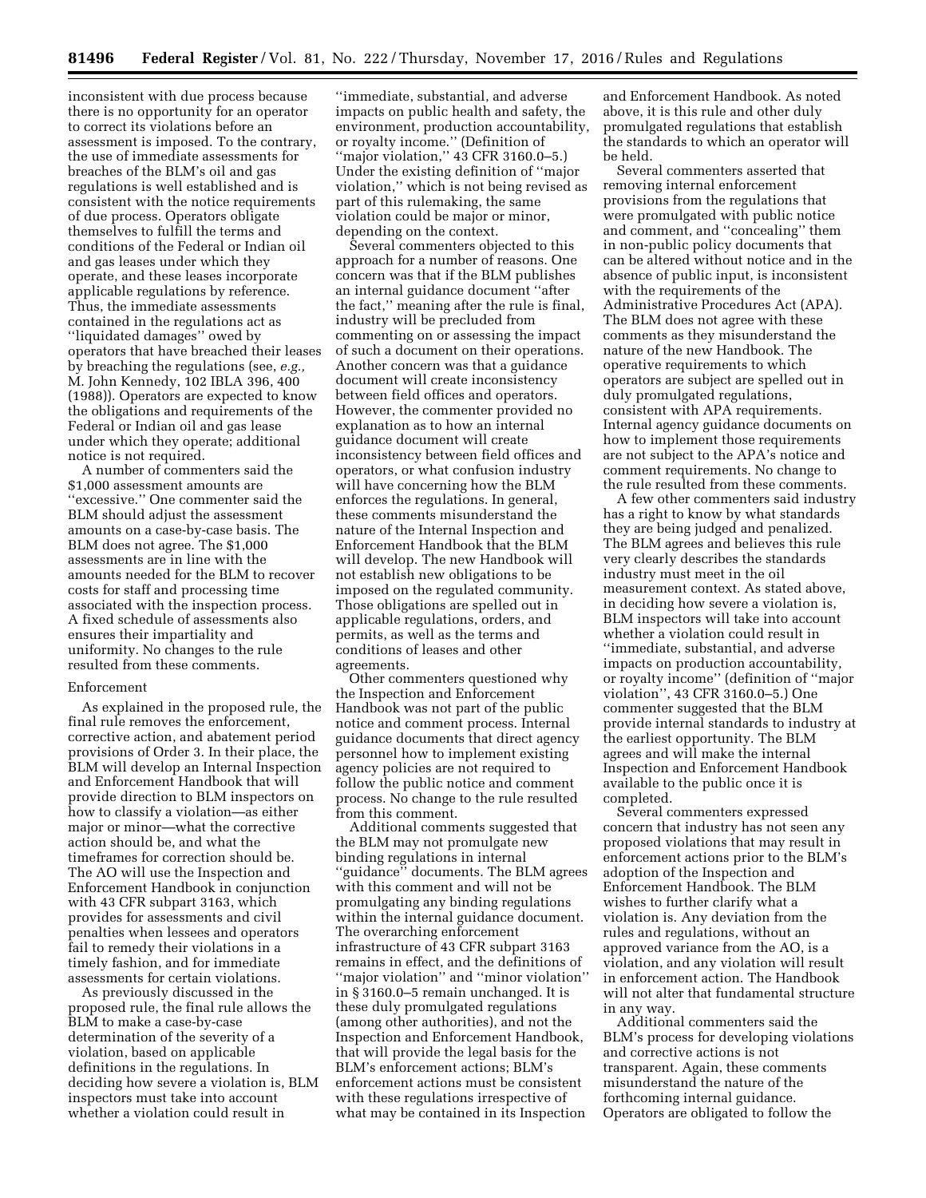inconsistent with due process because there is no opportunity for an operator to correct its violations before an assessment is imposed. To the contrary, the use of immediate assessments for breaches of the BLM's oil and gas regulations is well established and is consistent with the notice requirements of due process. Operators obligate themselves to fulfill the terms and conditions of the Federal or Indian oil and gas leases under which they operate, and these leases incorporate applicable regulations by reference. Thus, the immediate assessments contained in the regulations act as ''liquidated damages'' owed by operators that have breached their leases by breaching the regulations (see, *e.g.,* M. John Kennedy, 102 IBLA 396, 400 (1988)). Operators are expected to know the obligations and requirements of the Federal or Indian oil and gas lease under which they operate; additional notice is not required.

A number of commenters said the $1,000 assessment amounts are ''excessive.'' One commenter said the BLM should adjust the assessment amounts on a case-by-case basis. The BLM does not agree. The $1,000 assessments are in line with the amounts needed for the BLM to recover costs for staff and processing time associated with the inspection process. A fixed schedule of assessments also ensures their impartiality and uniformity. No changes to the rule resulted from these comments.

Enforcement

As explained in the proposed rule, the final rule removes the enforcement, corrective action, and abatement period provisions of Order 3. In their place, the BLM will develop an Internal Inspection and Enforcement Handbook that will provide direction to BLM inspectors on how to classify a violation—as either major or minor—what the corrective action should be, and what the timeframes for correction should be. The AO will use the Inspection and Enforcement Handbook in conjunction with 43 CFR subpart 3163, which provides for assessments and civil penalties when lessees and operators fail to remedy their violations in a timely fashion, and for immediate assessments for certain violations.

As previously discussed in the proposed rule, the final rule allows the BLM to make a case-by-case determination of the severity of a violation, based on applicable definitions in the regulations. In deciding how severe a violation is, BLM inspectors must take into account whether a violation could result in ''immediate, substantial, and adverse impacts on public health and safety, the environment, production accountability, or royalty income.'' (Definition of ''major violation,'' 43 CFR 3160.0–5.) Under the existing definition of ''major violation,'' which is not being revised as part of this rulemaking, the same violation could be major or minor, depending on the context.

Several commenters objected to this approach for a number of reasons. One concern was that if the BLM publishes an internal guidance document ''after the fact,'' meaning after the rule is final, industry will be precluded from commenting on or assessing the impact of such a document on their operations. Another concern was that a guidance document will create inconsistency between field offices and operators. However, the commenter provided no explanation as to how an internal guidance document will create inconsistency between field offices and operators, or what confusion industry will have concerning how the BLM enforces the regulations. In general, these comments misunderstand the nature of the Internal Inspection and Enforcement Handbook that the BLM will develop. The new Handbook will not establish new obligations to be imposed on the regulated community. Those obligations are spelled out in applicable regulations, orders, and permits, as well as the terms and conditions of leases and other agreements.

Other commenters questioned why the Inspection and Enforcement Handbook was not part of the public notice and comment process. Internal guidance documents that direct agency personnel how to implement existing agency policies are not required to follow the public notice and comment process. No change to the rule resulted from this comment.

Additional comments suggested that the BLM may not promulgate new binding regulations in internal ''guidance'' documents. The BLM agrees with this comment and will not be promulgating any binding regulations within the internal guidance document. The overarching enforcement infrastructure of 43 CFR subpart 3163 remains in effect, and the definitions of ''major violation'' and ''minor violation'' in § 3160.0–5 remain unchanged. It is these duly promulgated regulations (among other authorities), and not the Inspection and Enforcement Handbook, that will provide the legal basis for the BLM's enforcement actions; BLM's enforcement actions must be consistent with these regulations irrespective of what may be contained in its Inspection and Enforcement Handbook. As noted above, it is this rule and other duly promulgated regulations that establish the standards to which an operator will be held.

Several commenters asserted that removing internal enforcement provisions from the regulations that were promulgated with public notice and comment, and ''concealing'' them in non-public policy documents that can be altered without notice and in the absence of public input, is inconsistent with the requirements of the Administrative Procedures Act (APA). The BLM does not agree with these comments as they misunderstand the nature of the new Handbook. The operative requirements to which operators are subject are spelled out in duly promulgated regulations, consistent with APA requirements. Internal agency guidance documents on how to implement those requirements are not subject to the APA's notice and comment requirements. No change to the rule resulted from these comments.

A few other commenters said industry has a right to know by what standards they are being judged and penalized. The BLM agrees and believes this rule very clearly describes the standards industry must meet in the oil measurement context. As stated above, in deciding how severe a violation is, BLM inspectors will take into account whether a violation could result in ''immediate, substantial, and adverse impacts on production accountability, or royalty income'' (definition of ''major violation'', 43 CFR 3160.0–5.) One commenter suggested that the BLM provide internal standards to industry at the earliest opportunity. The BLM agrees and will make the internal Inspection and Enforcement Handbook available to the public once it is completed.

Several commenters expressed concern that industry has not seen any proposed violations that may result in enforcement actions prior to the BLM's adoption of the Inspection and Enforcement Handbook. The BLM wishes to further clarify what a violation is. Any deviation from the rules and regulations, without an approved variance from the AO, is a violation, and any violation will result in enforcement action. The Handbook will not alter that fundamental structure in any way.

Additional commenters said the BLM's process for developing violations and corrective actions is not transparent. Again, these comments misunderstand the nature of the forthcoming internal guidance. Operators are obligated to follow the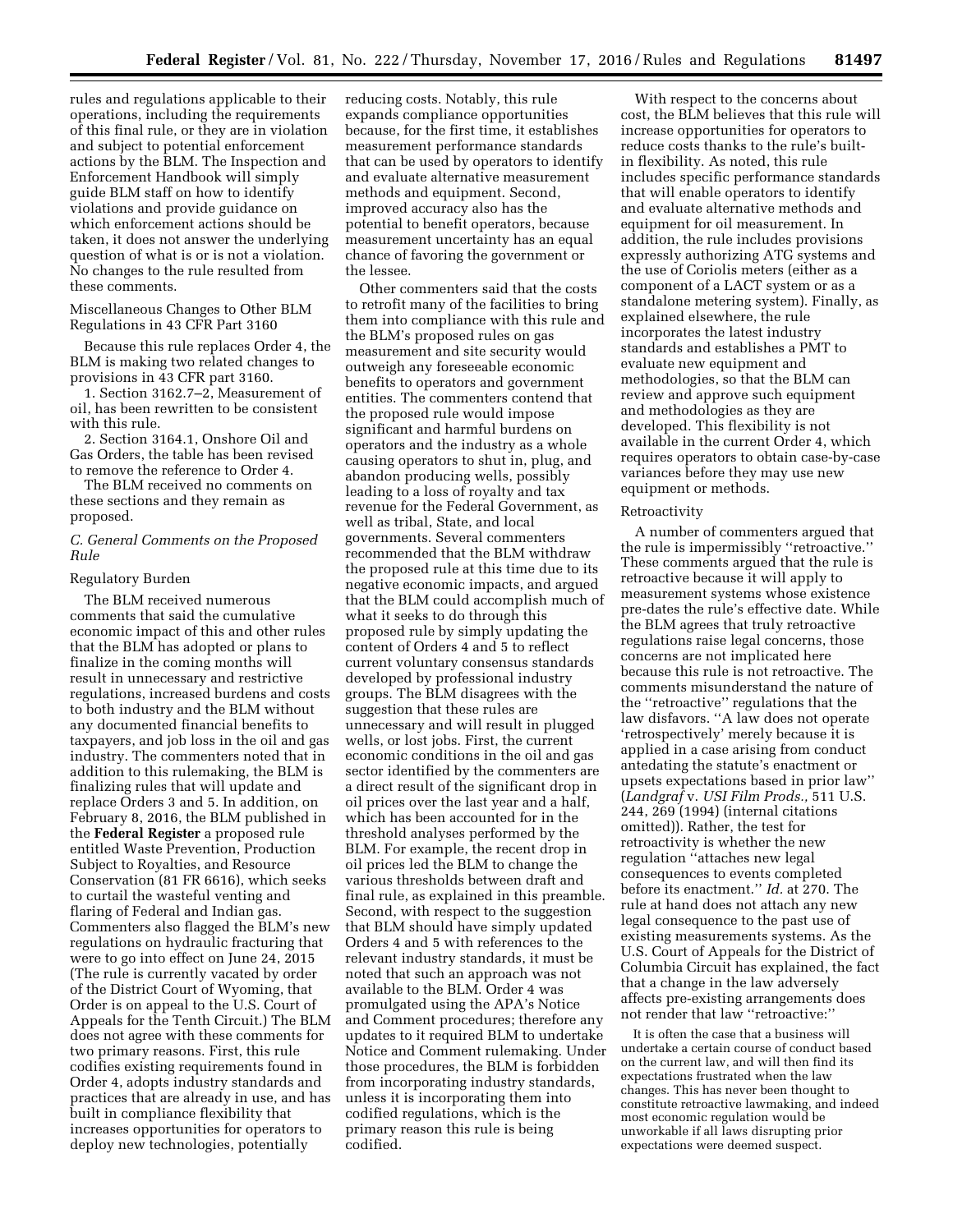rules and regulations applicable to their operations, including the requirements of this final rule, or they are in violation and subject to potential enforcement actions by the BLM. The Inspection and Enforcement Handbook will simply guide BLM staff on how to identify violations and provide guidance on which enforcement actions should be taken, it does not answer the underlying question of what is or is not a violation. No changes to the rule resulted from these comments.

Miscellaneous Changes to Other BLM Regulations in 43 CFR Part 3160

Because this rule replaces Order 4, the BLM is making two related changes to provisions in 43 CFR part 3160.

1. Section 3162.7–2, Measurement of oil, has been rewritten to be consistent with this rule.

2. Section 3164.1, Onshore Oil and Gas Orders, the table has been revised to remove the reference to Order 4.

The BLM received no comments on these sections and they remain as proposed.

### *C. General Comments on the Proposed Rule*

Regulatory Burden

The BLM received numerous comments that said the cumulative economic impact of this and other rules that the BLM has adopted or plans to finalize in the coming months will result in unnecessary and restrictive regulations, increased burdens and costs to both industry and the BLM without any documented financial benefits to taxpayers, and job loss in the oil and gas industry. The commenters noted that in addition to this rulemaking, the BLM is finalizing rules that will update and replace Orders 3 and 5. In addition, on February 8, 2016, the BLM published in the **Federal Register** a proposed rule entitled Waste Prevention, Production Subject to Royalties, and Resource Conservation (81 FR 6616), which seeks to curtail the wasteful venting and flaring of Federal and Indian gas. Commenters also flagged the BLM's new regulations on hydraulic fracturing that were to go into effect on June 24, 2015 (The rule is currently vacated by order of the District Court of Wyoming, that Order is on appeal to the U.S. Court of Appeals for the Tenth Circuit.) The BLM does not agree with these comments for two primary reasons. First, this rule codifies existing requirements found in Order 4, adopts industry standards and practices that are already in use, and has built in compliance flexibility that increases opportunities for operators to deploy new technologies, potentially reducing costs. Notably, this rule expands compliance opportunities because, for the first time, it establishes measurement performance standards that can be used by operators to identify and evaluate alternative measurement methods and equipment. Second, improved accuracy also has the potential to benefit operators, because measurement uncertainty has an equal chance of favoring the government or the lessee.

Other commenters said that the costs to retrofit many of the facilities to bring them into compliance with this rule and the BLM's proposed rules on gas measurement and site security would outweigh any foreseeable economic benefits to operators and government entities. The commenters contend that the proposed rule would impose significant and harmful burdens on operators and the industry as a whole causing operators to shut in, plug, and abandon producing wells, possibly leading to a loss of royalty and tax revenue for the Federal Government, as well as tribal, State, and local governments. Several commenters recommended that the BLM withdraw the proposed rule at this time due to its negative economic impacts, and argued that the BLM could accomplish much of what it seeks to do through this proposed rule by simply updating the content of Orders 4 and 5 to reflect current voluntary consensus standards developed by professional industry groups. The BLM disagrees with the suggestion that these rules are unnecessary and will result in plugged wells, or lost jobs. First, the current economic conditions in the oil and gas sector identified by the commenters are a direct result of the significant drop in oil prices over the last year and a half, which has been accounted for in the threshold analyses performed by the BLM. For example, the recent drop in oil prices led the BLM to change the various thresholds between draft and final rule, as explained in this preamble. Second, with respect to the suggestion that BLM should have simply updated Orders 4 and 5 with references to the relevant industry standards, it must be noted that such an approach was not available to the BLM. Order 4 was promulgated using the APA's Notice and Comment procedures; therefore any updates to it required BLM to undertake Notice and Comment rulemaking. Under those procedures, the BLM is forbidden from incorporating industry standards, unless it is incorporating them into codified regulations, which is the primary reason this rule is being codified.

With respect to the concerns about cost, the BLM believes that this rule will increase opportunities for operators to reduce costs thanks to the rule's built-in flexibility. As noted, this rule includes specific performance standards that will enable operators to identify and evaluate alternative methods and equipment for oil measurement. In addition, the rule includes provisions expressly authorizing ATG systems and the use of Coriolis meters (either as a component of a LACT system or as a standalone metering system). Finally, as explained elsewhere, the rule incorporates the latest industry standards and establishes a PMT to evaluate new equipment and methodologies, so that the BLM can review and approve such equipment and methodologies as they are developed. This flexibility is not available in the current Order 4, which requires operators to obtain case-by-case variances before they may use new equipment or methods.

Retroactivity

A number of commenters argued that the rule is impermissibly ''retroactive.'' These comments argued that the rule is retroactive because it will apply to measurement systems whose existence pre-dates the rule's effective date. While the BLM agrees that truly retroactive regulations raise legal concerns, those concerns are not implicated here because this rule is not retroactive. The comments misunderstand the nature of the ''retroactive'' regulations that the law disfavors. ''A law does not operate 'retrospectively' merely because it is applied in a case arising from conduct antedating the statute's enactment or upsets expectations based in prior law'' (*Landgraf* v. *USI Film Prods.,* 511 U.S. 244, 269 (1994) (internal citations omitted)). Rather, the test for retroactivity is whether the new regulation ''attaches new legal consequences to events completed before its enactment.'' *Id.* at 270. The rule at hand does not attach any new legal consequence to the past use of existing measurements systems. As the U.S. Court of Appeals for the District of Columbia Circuit has explained, the fact that a change in the law adversely affects pre-existing arrangements does not render that law ''retroactive:''

> It is often the case that a business will undertake a certain course of conduct based on the current law, and will then find its expectations frustrated when the law changes. This has never been thought to constitute retroactive lawmaking, and indeed most economic regulation would be unworkable if all laws disrupting prior expectations were deemed suspect.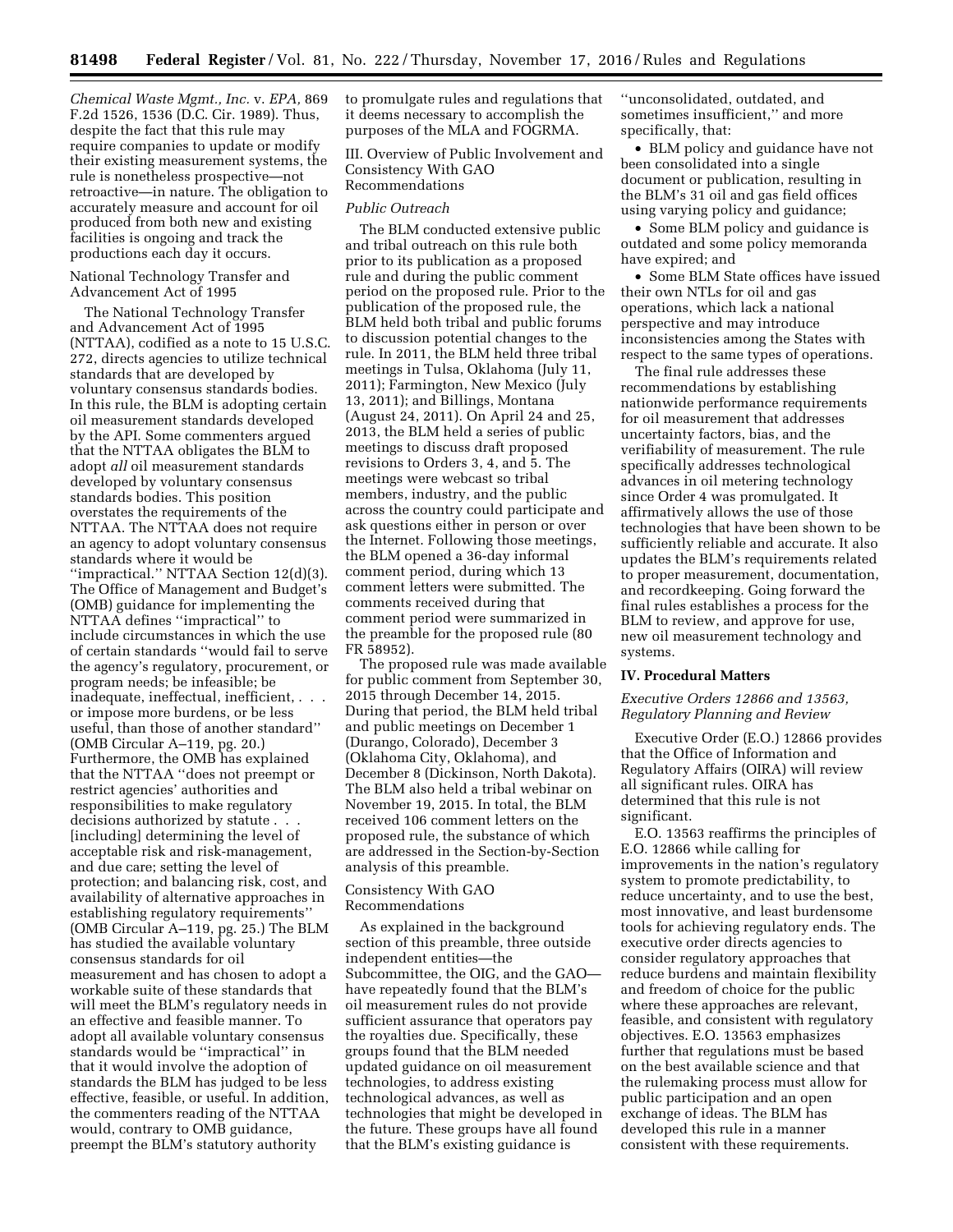*Chemical Waste Mgmt., Inc.* v. *EPA,* 869 F.2d 1526, 1536 (D.C. Cir. 1989). Thus, despite the fact that this rule may require companies to update or modify their existing measurement systems, the rule is nonetheless prospective—not retroactive—in nature. The obligation to accurately measure and account for oil produced from both new and existing facilities is ongoing and track the productions each day it occurs.

National Technology Transfer and Advancement Act of 1995

The National Technology Transfer and Advancement Act of 1995 (NTTAA), codified as a note to 15 U.S.C. 272, directs agencies to utilize technical standards that are developed by voluntary consensus standards bodies. In this rule, the BLM is adopting certain oil measurement standards developed by the API. Some commenters argued that the NTTAA obligates the BLM to adopt *all* oil measurement standards developed by voluntary consensus standards bodies. This position overstates the requirements of the NTTAA. The NTTAA does not require an agency to adopt voluntary consensus standards where it would be ''impractical.'' NTTAA Section 12(d)(3). The Office of Management and Budget's (OMB) guidance for implementing the NTTAA defines ''impractical'' to include circumstances in which the use of certain standards ''would fail to serve the agency's regulatory, procurement, or program needs; be infeasible; be inadequate, ineffectual, inefficient, . . . or impose more burdens, or be less useful, than those of another standard'' (OMB Circular A–119, pg. 20.) Furthermore, the OMB has explained that the NTTAA ''does not preempt or restrict agencies' authorities and responsibilities to make regulatory decisions authorized by statute . . . [including] determining the level of acceptable risk and risk-management, and due care; setting the level of protection; and balancing risk, cost, and availability of alternative approaches in establishing regulatory requirements'' (OMB Circular A–119, pg. 25.) The BLM has studied the available voluntary consensus standards for oil measurement and has chosen to adopt a workable suite of these standards that will meet the BLM's regulatory needs in an effective and feasible manner. To adopt all available voluntary consensus standards would be ''impractical'' in that it would involve the adoption of standards the BLM has judged to be less effective, feasible, or useful. In addition, the commenters reading of the NTTAA would, contrary to OMB guidance, preempt the BLM's statutory authority to promulgate rules and regulations that it deems necessary to accomplish the purposes of the MLA and FOGRMA.

III. Overview of Public Involvement and Consistency With GAO Recommendations

*Public Outreach*

The BLM conducted extensive public and tribal outreach on this rule both prior to its publication as a proposed rule and during the public comment period on the proposed rule. Prior to the publication of the proposed rule, the BLM held both tribal and public forums to discussion potential changes to the rule. In 2011, the BLM held three tribal meetings in Tulsa, Oklahoma (July 11, 2011); Farmington, New Mexico (July 13, 2011); and Billings, Montana (August 24, 2011). On April 24 and 25, 2013, the BLM held a series of public meetings to discuss draft proposed revisions to Orders 3, 4, and 5. The meetings were webcast so tribal members, industry, and the public across the country could participate and ask questions either in person or over the Internet. Following those meetings, the BLM opened a 36-day informal comment period, during which 13 comment letters were submitted. The comments received during that comment period were summarized in the preamble for the proposed rule (80 FR 58952).

The proposed rule was made available for public comment from September 30, 2015 through December 14, 2015. During that period, the BLM held tribal and public meetings on December 1 (Durango, Colorado), December 3 (Oklahoma City, Oklahoma), and December 8 (Dickinson, North Dakota). The BLM also held a tribal webinar on November 19, 2015. In total, the BLM received 106 comment letters on the proposed rule, the substance of which are addressed in the Section-by-Section analysis of this preamble.

Consistency With GAO Recommendations

As explained in the background section of this preamble, three outside independent entities—the Subcommittee, the OIG, and the GAO—have repeatedly found that the BLM's oil measurement rules do not provide sufficient assurance that operators pay the royalties due. Specifically, these groups found that the BLM needed updated guidance on oil measurement technologies, to address existing technological advances, as well as technologies that might be developed in the future. These groups have all found that the BLM's existing guidance is ''unconsolidated, outdated, and sometimes insufficient,'' and more specifically, that:

- BLM policy and guidance have not been consolidated into a single document or publication, resulting in the BLM's 31 oil and gas field offices using varying policy and guidance;
- Some BLM policy and guidance is outdated and some policy memoranda have expired; and
- Some BLM State offices have issued their own NTLs for oil and gas operations, which lack a national perspective and may introduce inconsistencies among the States with respect to the same types of operations.

The final rule addresses these recommendations by establishing nationwide performance requirements for oil measurement that addresses uncertainty factors, bias, and the verifiability of measurement. The rule specifically addresses technological advances in oil metering technology since Order 4 was promulgated. It affirmatively allows the use of those technologies that have been shown to be sufficiently reliable and accurate. It also updates the BLM's requirements related to proper measurement, documentation, and recordkeeping. Going forward the final rules establishes a process for the BLM to review, and approve for use, new oil measurement technology and systems.

## IV. Procedural Matters

*Executive Orders 12866 and 13563, Regulatory Planning and Review*

Executive Order (E.O.) 12866 provides that the Office of Information and Regulatory Affairs (OIRA) will review all significant rules. OIRA has determined that this rule is not significant.

E.O. 13563 reaffirms the principles of E.O. 12866 while calling for improvements in the nation's regulatory system to promote predictability, to reduce uncertainty, and to use the best, most innovative, and least burdensome tools for achieving regulatory ends. The executive order directs agencies to consider regulatory approaches that reduce burdens and maintain flexibility and freedom of choice for the public where these approaches are relevant, feasible, and consistent with regulatory objectives. E.O. 13563 emphasizes further that regulations must be based on the best available science and that the rulemaking process must allow for public participation and an open exchange of ideas. The BLM has developed this rule in a manner consistent with these requirements.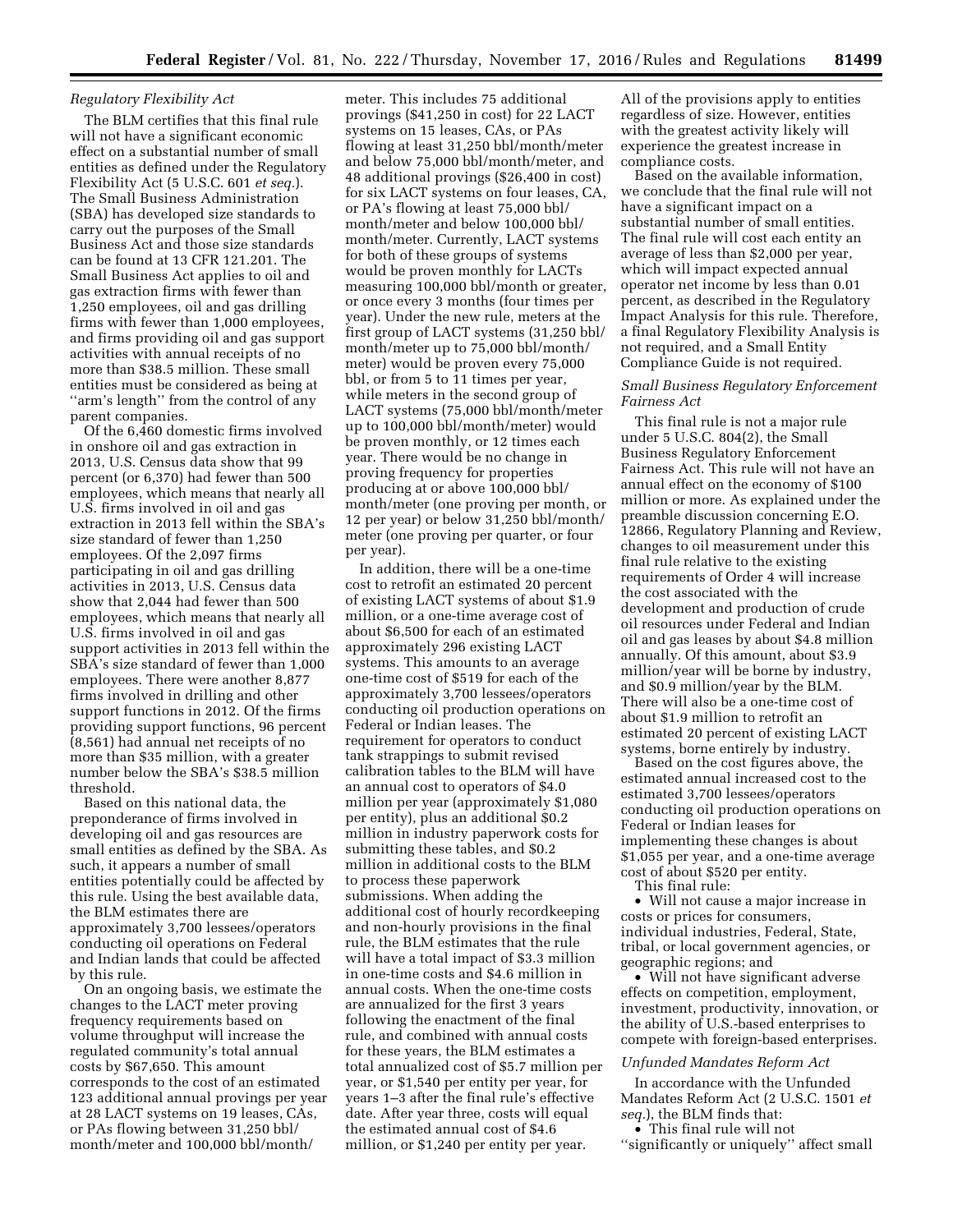### *Regulatory Flexibility Act*

The BLM certifies that this final rule will not have a significant economic effect on a substantial number of small entities as defined under the Regulatory Flexibility Act (5 U.S.C. 601 *et seq.*). The Small Business Administration (SBA) has developed size standards to carry out the purposes of the Small Business Act and those size standards can be found at 13 CFR 121.201. The Small Business Act applies to oil and gas extraction firms with fewer than 1,250 employees, oil and gas drilling firms with fewer than 1,000 employees, and firms providing oil and gas support activities with annual receipts of no more than $38.5 million. These small entities must be considered as being at ''arm's length'' from the control of any parent companies.

Of the 6,460 domestic firms involved in onshore oil and gas extraction in 2013, U.S. Census data show that 99 percent (or 6,370) had fewer than 500 employees, which means that nearly all U.S. firms involved in oil and gas extraction in 2013 fell within the SBA's size standard of fewer than 1,250 employees. Of the 2,097 firms participating in oil and gas drilling activities in 2013, U.S. Census data show that 2,044 had fewer than 500 employees, which means that nearly all U.S. firms involved in oil and gas support activities in 2013 fell within the SBA's size standard of fewer than 1,000 employees. There were another 8,877 firms involved in drilling and other support functions in 2012. Of the firms providing support functions, 96 percent (8,561) had annual net receipts of no more than $35 million, with a greater number below the SBA's $38.5 million threshold.

Based on this national data, the preponderance of firms involved in developing oil and gas resources are small entities as defined by the SBA. As such, it appears a number of small entities potentially could be affected by this rule. Using the best available data, the BLM estimates there are approximately 3,700 lessees/operators conducting oil operations on Federal and Indian lands that could be affected by this rule.

On an ongoing basis, we estimate the changes to the LACT meter proving frequency requirements based on volume throughput will increase the regulated community's total annual costs by $67,650. This amount corresponds to the cost of an estimated 123 additional annual provings per year at 28 LACT systems on 19 leases, CAs, or PAs flowing between 31,250 bbl/month/meter and 100,000 bbl/month/meter. This includes 75 additional provings ($41,250 in cost) for 22 LACT systems on 15 leases, CAs, or PAs flowing at least 31,250 bbl/month/meter and below 75,000 bbl/month/meter, and 48 additional provings ($26,400 in cost) for six LACT systems on four leases, CA, or PA's flowing at least 75,000 bbl/month/meter and below 100,000 bbl/month/meter. Currently, LACT systems for both of these groups of systems would be proven monthly for LACTs measuring 100,000 bbl/month or greater, or once every 3 months (four times per year). Under the new rule, meters at the first group of LACT systems (31,250 bbl/month/meter up to 75,000 bbl/month/meter) would be proven every 75,000 bbl, or from 5 to 11 times per year, while meters in the second group of LACT systems (75,000 bbl/month/meter up to 100,000 bbl/month/meter) would be proven monthly, or 12 times each year. There would be no change in proving frequency for properties producing at or above 100,000 bbl/month/meter (one proving per month, or 12 per year) or below 31,250 bbl/month/meter (one proving per quarter, or four per year).

In addition, there will be a one-time cost to retrofit an estimated 20 percent of existing LACT systems of about $1.9 million, or a one-time average cost of about $6,500 for each of an estimated approximately 296 existing LACT systems. This amounts to an average one-time cost of $519 for each of the approximately 3,700 lessees/operators conducting oil production operations on Federal or Indian leases. The requirement for operators to conduct tank strappings to submit revised calibration tables to the BLM will have an annual cost to operators of $4.0 million per year (approximately $1,080 per entity), plus an additional $0.2 million in industry paperwork costs for submitting these tables, and $0.2 million in additional costs to the BLM to process these paperwork submissions. When adding the additional cost of hourly recordkeeping and non-hourly provisions in the final rule, the BLM estimates that the rule will have a total impact of $3.3 million in one-time costs and $4.6 million in annual costs. When the one-time costs are annualized for the first 3 years following the enactment of the final rule, and combined with annual costs for these years, the BLM estimates a total annualized cost of $5.7 million per year, or $1,540 per entity per year, for years 1–3 after the final rule's effective date. After year three, costs will equal the estimated annual cost of $4.6 million, or $1,240 per entity per year. All of the provisions apply to entities regardless of size. However, entities with the greatest activity likely will experience the greatest increase in compliance costs.

Based on the available information, we conclude that the final rule will not have a significant impact on a substantial number of small entities. The final rule will cost each entity an average of less than $2,000 per year, which will impact expected annual operator net income by less than 0.01 percent, as described in the Regulatory Impact Analysis for this rule. Therefore, a final Regulatory Flexibility Analysis is not required, and a Small Entity Compliance Guide is not required.

### *Small Business Regulatory Enforcement Fairness Act*

This final rule is not a major rule under 5 U.S.C. 804(2), the Small Business Regulatory Enforcement Fairness Act. This rule will not have an annual effect on the economy of $100 million or more. As explained under the preamble discussion concerning E.O. 12866, Regulatory Planning and Review, changes to oil measurement under this final rule relative to the existing requirements of Order 4 will increase the cost associated with the development and production of crude oil resources under Federal and Indian oil and gas leases by about $4.8 million annually. Of this amount, about $3.9 million/year will be borne by industry, and $0.9 million/year by the BLM. There will also be a one-time cost of about $1.9 million to retrofit an estimated 20 percent of existing LACT systems, borne entirely by industry.

Based on the cost figures above, the estimated annual increased cost to the estimated 3,700 lessees/operators conducting oil production operations on Federal or Indian leases for implementing these changes is about $1,055 per year, and a one-time average cost of about $520 per entity.

This final rule:

- Will not cause a major increase in costs or prices for consumers, individual industries, Federal, State, tribal, or local government agencies, or geographic regions; and
- Will not have significant adverse effects on competition, employment, investment, productivity, innovation, or the ability of U.S.-based enterprises to compete with foreign-based enterprises.

### *Unfunded Mandates Reform Act*

In accordance with the Unfunded Mandates Reform Act (2 U.S.C. 1501 *et seq.*), the BLM finds that:

- This final rule will not ''significantly or uniquely'' affect small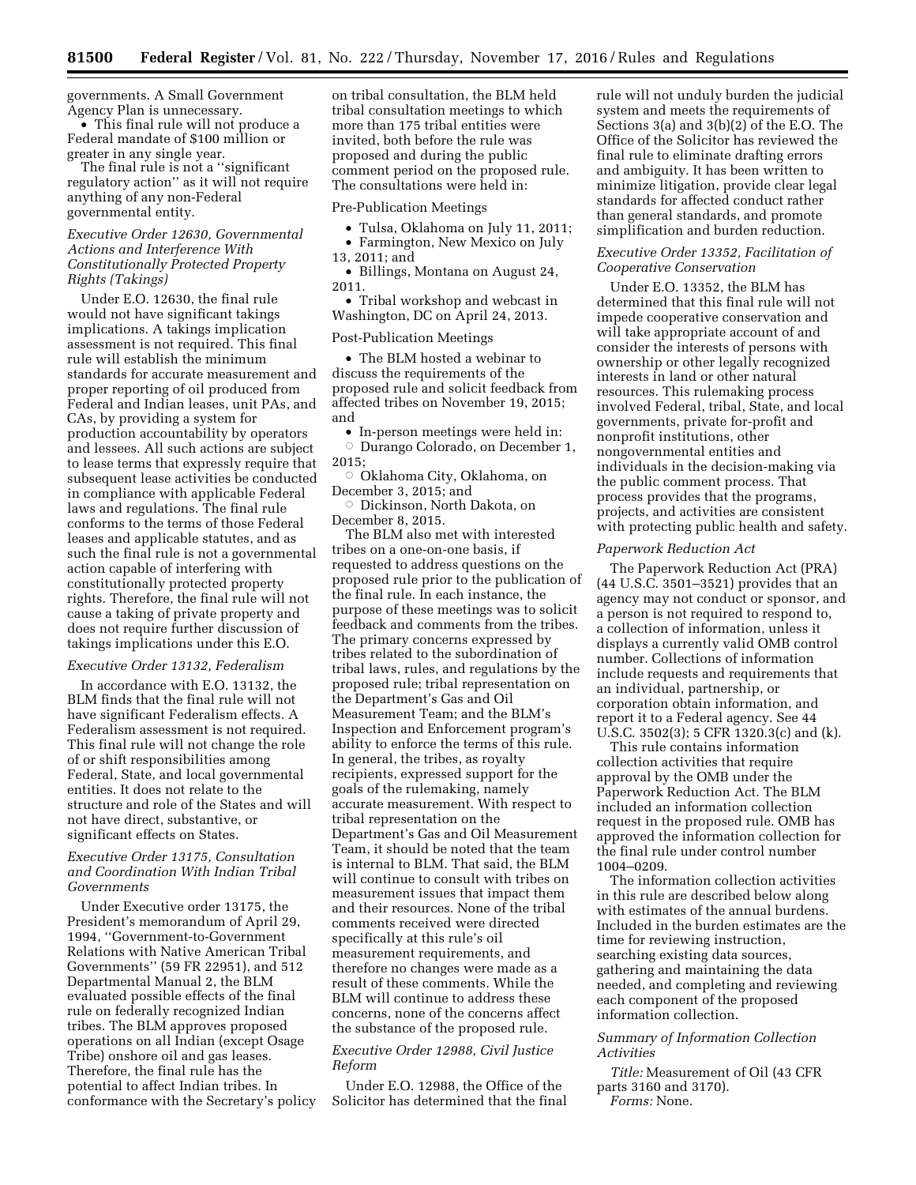governments. A Small Government Agency Plan is unnecessary.

- This final rule will not produce a Federal mandate of $100 million or greater in any single year.

The final rule is not a ''significant regulatory action'' as it will not require anything of any non-Federal governmental entity.

*Executive Order 12630, Governmental Actions and Interference With Constitutionally Protected Property Rights (Takings)*

Under E.O. 12630, the final rule would not have significant takings implications. A takings implication assessment is not required. This final rule will establish the minimum standards for accurate measurement and proper reporting of oil produced from Federal and Indian leases, unit PAs, and CAs, by providing a system for production accountability by operators and lessees. All such actions are subject to lease terms that expressly require that subsequent lease activities be conducted in compliance with applicable Federal laws and regulations. The final rule conforms to the terms of those Federal leases and applicable statutes, and as such the final rule is not a governmental action capable of interfering with constitutionally protected property rights. Therefore, the final rule will not cause a taking of private property and does not require further discussion of takings implications under this E.O.

*Executive Order 13132, Federalism*

In accordance with E.O. 13132, the BLM finds that the final rule will not have significant Federalism effects. A Federalism assessment is not required. This final rule will not change the role of or shift responsibilities among Federal, State, and local governmental entities. It does not relate to the structure and role of the States and will not have direct, substantive, or significant effects on States.

*Executive Order 13175, Consultation and Coordination With Indian Tribal Governments*

Under Executive order 13175, the President's memorandum of April 29, 1994, ''Government-to-Government Relations with Native American Tribal Governments'' (59 FR 22951), and 512 Departmental Manual 2, the BLM evaluated possible effects of the final rule on federally recognized Indian tribes. The BLM approves proposed operations on all Indian (except Osage Tribe) onshore oil and gas leases. Therefore, the final rule has the potential to affect Indian tribes. In conformance with the Secretary's policy on tribal consultation, the BLM held tribal consultation meetings to which more than 175 tribal entities were invited, both before the rule was proposed and during the public comment period on the proposed rule. The consultations were held in:

Pre-Publication Meetings

- Tulsa, Oklahoma on July 11, 2011;
- Farmington, New Mexico on July 13, 2011; and
- Billings, Montana on August 24, 2011.
- Tribal workshop and webcast in Washington, DC on April 24, 2013.

Post-Publication Meetings

- The BLM hosted a webinar to discuss the requirements of the proposed rule and solicit feedback from affected tribes on November 19, 2015; and
- In-person meetings were held in:
  - Durango Colorado, on December 1, 2015;
  - Oklahoma City, Oklahoma, on December 3, 2015; and
  - Dickinson, North Dakota, on December 8, 2015.

The BLM also met with interested tribes on a one-on-one basis, if requested to address questions on the proposed rule prior to the publication of the final rule. In each instance, the purpose of these meetings was to solicit feedback and comments from the tribes. The primary concerns expressed by tribes related to the subordination of tribal laws, rules, and regulations by the proposed rule; tribal representation on the Department's Gas and Oil Measurement Team; and the BLM's Inspection and Enforcement program's ability to enforce the terms of this rule. In general, the tribes, as royalty recipients, expressed support for the goals of the rulemaking, namely accurate measurement. With respect to tribal representation on the Department's Gas and Oil Measurement Team, it should be noted that the team is internal to BLM. That said, the BLM will continue to consult with tribes on measurement issues that impact them and their resources. None of the tribal comments received were directed specifically at this rule's oil measurement requirements, and therefore no changes were made as a result of these comments. While the BLM will continue to address these concerns, none of the concerns affect the substance of the proposed rule.

*Executive Order 12988, Civil Justice Reform*

Under E.O. 12988, the Office of the Solicitor has determined that the final rule will not unduly burden the judicial system and meets the requirements of Sections 3(a) and 3(b)(2) of the E.O. The Office of the Solicitor has reviewed the final rule to eliminate drafting errors and ambiguity. It has been written to minimize litigation, provide clear legal standards for affected conduct rather than general standards, and promote simplification and burden reduction.

*Executive Order 13352, Facilitation of Cooperative Conservation*

Under E.O. 13352, the BLM has determined that this final rule will not impede cooperative conservation and will take appropriate account of and consider the interests of persons with ownership or other legally recognized interests in land or other natural resources. This rulemaking process involved Federal, tribal, State, and local governments, private for-profit and nonprofit institutions, other nongovernmental entities and individuals in the decision-making via the public comment process. That process provides that the programs, projects, and activities are consistent with protecting public health and safety.

*Paperwork Reduction Act*

The Paperwork Reduction Act (PRA) (44 U.S.C. 3501–3521) provides that an agency may not conduct or sponsor, and a person is not required to respond to, a collection of information, unless it displays a currently valid OMB control number. Collections of information include requests and requirements that an individual, partnership, or corporation obtain information, and report it to a Federal agency. See 44 U.S.C. 3502(3); 5 CFR 1320.3(c) and (k).

This rule contains information collection activities that require approval by the OMB under the Paperwork Reduction Act. The BLM included an information collection request in the proposed rule. OMB has approved the information collection for the final rule under control number 1004–0209.

The information collection activities in this rule are described below along with estimates of the annual burdens. Included in the burden estimates are the time for reviewing instruction, searching existing data sources, gathering and maintaining the data needed, and completing and reviewing each component of the proposed information collection.

*Summary of Information Collection Activities*

*Title:* Measurement of Oil (43 CFR parts 3160 and 3170).

*Forms:* None.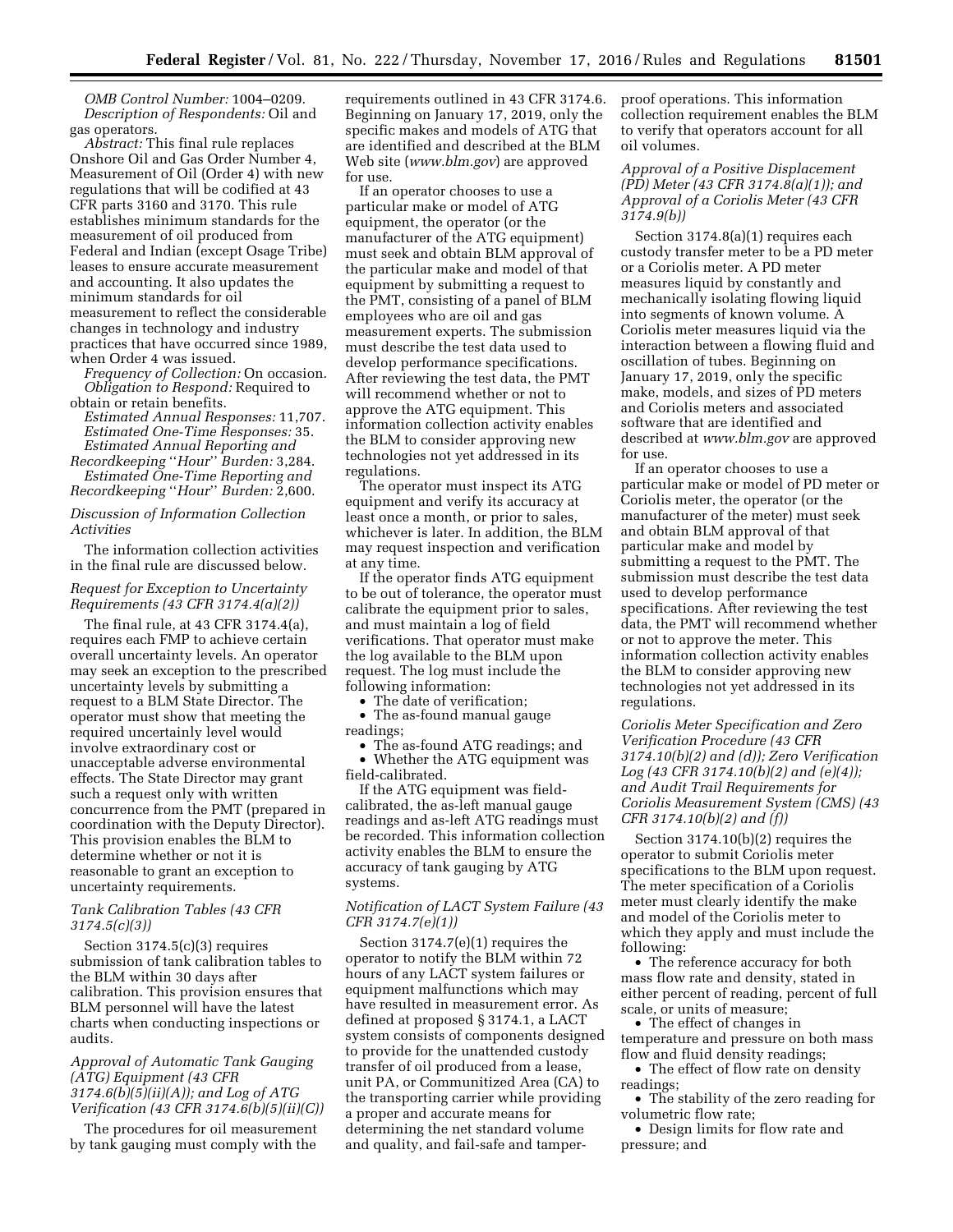*OMB Control Number:* 1004–0209.

*Description of Respondents:* Oil and gas operators.

*Abstract:* This final rule replaces Onshore Oil and Gas Order Number 4, Measurement of Oil (Order 4) with new regulations that will be codified at 43 CFR parts 3160 and 3170. This rule establishes minimum standards for the measurement of oil produced from Federal and Indian (except Osage Tribe) leases to ensure accurate measurement and accounting. It also updates the minimum standards for oil measurement to reflect the considerable changes in technology and industry practices that have occurred since 1989, when Order 4 was issued.

*Frequency of Collection:* On occasion.

*Obligation to Respond:* Required to obtain or retain benefits.

*Estimated Annual Responses:* 11,707.

*Estimated One-Time Responses:* 35.

*Estimated Annual Reporting and Recordkeeping ''Hour'' Burden:* 3,284.

*Estimated One-Time Reporting and Recordkeeping ''Hour'' Burden:* 2,600.

*Discussion of Information Collection Activities*

The information collection activities in the final rule are discussed below.

*Request for Exception to Uncertainty Requirements (43 CFR 3174.4(a)(2))*

The final rule, at 43 CFR 3174.4(a), requires each FMP to achieve certain overall uncertainty levels. An operator may seek an exception to the prescribed uncertainty levels by submitting a request to a BLM State Director. The operator must show that meeting the required uncertainly level would involve extraordinary cost or unacceptable adverse environmental effects. The State Director may grant such a request only with written concurrence from the PMT (prepared in coordination with the Deputy Director). This provision enables the BLM to determine whether or not it is reasonable to grant an exception to uncertainty requirements.

*Tank Calibration Tables (43 CFR 3174.5(c)(3))*

Section 3174.5(c)(3) requires submission of tank calibration tables to the BLM within 30 days after calibration. This provision ensures that BLM personnel will have the latest charts when conducting inspections or audits.

*Approval of Automatic Tank Gauging (ATG) Equipment (43 CFR 3174.6(b)(5)(ii)(A)); and Log of ATG Verification (43 CFR 3174.6(b)(5)(ii)(C))*

The procedures for oil measurement by tank gauging must comply with the requirements outlined in 43 CFR 3174.6. Beginning on January 17, 2019, only the specific makes and models of ATG that are identified and described at the BLM Web site (*www.blm.gov*) are approved for use.

If an operator chooses to use a particular make or model of ATG equipment, the operator (or the manufacturer of the ATG equipment) must seek and obtain BLM approval of the particular make and model of that equipment by submitting a request to the PMT, consisting of a panel of BLM employees who are oil and gas measurement experts. The submission must describe the test data used to develop performance specifications. After reviewing the test data, the PMT will recommend whether or not to approve the ATG equipment. This information collection activity enables the BLM to consider approving new technologies not yet addressed in its regulations.

The operator must inspect its ATG equipment and verify its accuracy at least once a month, or prior to sales, whichever is later. In addition, the BLM may request inspection and verification at any time.

If the operator finds ATG equipment to be out of tolerance, the operator must calibrate the equipment prior to sales, and must maintain a log of field verifications. That operator must make the log available to the BLM upon request. The log must include the following information:

- The date of verification;
- The as-found manual gauge readings;
- The as-found ATG readings; and
- Whether the ATG equipment was field-calibrated.

If the ATG equipment was field-calibrated, the as-left manual gauge readings and as-left ATG readings must be recorded. This information collection activity enables the BLM to ensure the accuracy of tank gauging by ATG systems.

*Notification of LACT System Failure (43 CFR 3174.7(e)(1))*

Section 3174.7(e)(1) requires the operator to notify the BLM within 72 hours of any LACT system failures or equipment malfunctions which may have resulted in measurement error. As defined at proposed § 3174.1, a LACT system consists of components designed to provide for the unattended custody transfer of oil produced from a lease, unit PA, or Communitized Area (CA) to the transporting carrier while providing a proper and accurate means for determining the net standard volume and quality, and fail-safe and tamper-proof operations. This information collection requirement enables the BLM to verify that operators account for all oil volumes.

*Approval of a Positive Displacement (PD) Meter (43 CFR 3174.8(a)(1)); and Approval of a Coriolis Meter (43 CFR 3174.9(b))*

Section 3174.8(a)(1) requires each custody transfer meter to be a PD meter or a Coriolis meter. A PD meter measures liquid by constantly and mechanically isolating flowing liquid into segments of known volume. A Coriolis meter measures liquid via the interaction between a flowing fluid and oscillation of tubes. Beginning on January 17, 2019, only the specific make, models, and sizes of PD meters and Coriolis meters and associated software that are identified and described at *www.blm.gov* are approved for use.

If an operator chooses to use a particular make or model of PD meter or Coriolis meter, the operator (or the manufacturer of the meter) must seek and obtain BLM approval of that particular make and model by submitting a request to the PMT. The submission must describe the test data used to develop performance specifications. After reviewing the test data, the PMT will recommend whether or not to approve the meter. This information collection activity enables the BLM to consider approving new technologies not yet addressed in its regulations.

*Coriolis Meter Specification and Zero Verification Procedure (43 CFR 3174.10(b)(2) and (d)); Zero Verification Log (43 CFR 3174.10(b)(2) and (e)(4)); and Audit Trail Requirements for Coriolis Measurement System (CMS) (43 CFR 3174.10(b)(2) and (f))*

Section 3174.10(b)(2) requires the operator to submit Coriolis meter specifications to the BLM upon request. The meter specification of a Coriolis meter must clearly identify the make and model of the Coriolis meter to which they apply and must include the following:

- The reference accuracy for both mass flow rate and density, stated in either percent of reading, percent of full scale, or units of measure;
- The effect of changes in temperature and pressure on both mass flow and fluid density readings;
- The effect of flow rate on density readings;
- The stability of the zero reading for volumetric flow rate;
- Design limits for flow rate and pressure; and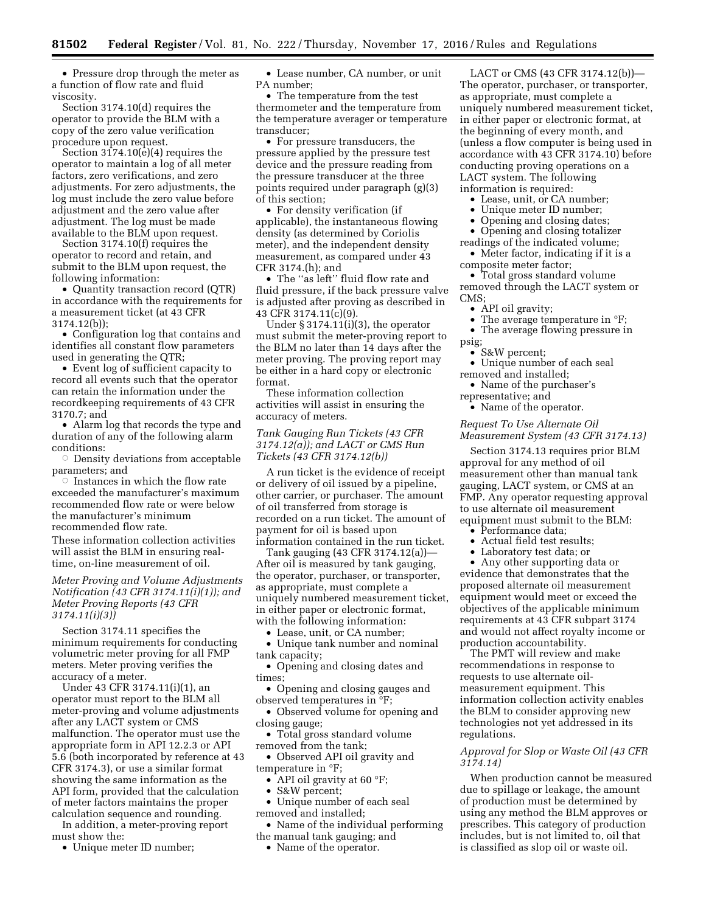- Pressure drop through the meter as a function of flow rate and fluid viscosity.

Section 3174.10(d) requires the operator to provide the BLM with a copy of the zero value verification procedure upon request.

Section 3174.10(e)(4) requires the operator to maintain a log of all meter factors, zero verifications, and zero adjustments. For zero adjustments, the log must include the zero value before adjustment and the zero value after adjustment. The log must be made available to the BLM upon request.

Section 3174.10(f) requires the operator to record and retain, and submit to the BLM upon request, the following information:

- Quantity transaction record (QTR) in accordance with the requirements for a measurement ticket (at 43 CFR 3174.12(b));
- Configuration log that contains and identifies all constant flow parameters used in generating the QTR;
- Event log of sufficient capacity to record all events such that the operator can retain the information under the recordkeeping requirements of 43 CFR 3170.7; and
- Alarm log that records the type and duration of any of the following alarm conditions:
  - Density deviations from acceptable parameters; and
  - Instances in which the flow rate exceeded the manufacturer's maximum recommended flow rate or were below the manufacturer's minimum recommended flow rate.

These information collection activities will assist the BLM in ensuring real-time, on-line measurement of oil.

*Meter Proving and Volume Adjustments Notification (43 CFR 3174.11(i)(1)); and Meter Proving Reports (43 CFR 3174.11(i)(3))*

Section 3174.11 specifies the minimum requirements for conducting volumetric meter proving for all FMP meters. Meter proving verifies the accuracy of a meter.

Under 43 CFR 3174.11(i)(1), an operator must report to the BLM all meter-proving and volume adjustments after any LACT system or CMS malfunction. The operator must use the appropriate form in API 12.2.3 or API 5.6 (both incorporated by reference at 43 CFR 3174.3), or use a similar format showing the same information as the API form, provided that the calculation of meter factors maintains the proper calculation sequence and rounding.

In addition, a meter-proving report must show the:

- Unique meter ID number;
- Lease number, CA number, or unit PA number;
- The temperature from the test thermometer and the temperature from the temperature averager or temperature transducer;
- For pressure transducers, the pressure applied by the pressure test device and the pressure reading from the pressure transducer at the three points required under paragraph (g)(3) of this section;
- For density verification (if applicable), the instantaneous flowing density (as determined by Coriolis meter), and the independent density measurement, as compared under 43 CFR 3174.(h); and
- The "as left" fluid flow rate and fluid pressure, if the back pressure valve is adjusted after proving as described in 43 CFR 3174.11(c)(9).

Under § 3174.11(i)(3), the operator must submit the meter-proving report to the BLM no later than 14 days after the meter proving. The proving report may be either in a hard copy or electronic format.

These information collection activities will assist in ensuring the accuracy of meters.

*Tank Gauging Run Tickets (43 CFR 3174.12(a)); and LACT or CMS Run Tickets (43 CFR 3174.12(b))*

A run ticket is the evidence of receipt or delivery of oil issued by a pipeline, other carrier, or purchaser. The amount of oil transferred from storage is recorded on a run ticket. The amount of payment for oil is based upon information contained in the run ticket.

Tank gauging (43 CFR 3174.12(a))—After oil is measured by tank gauging, the operator, purchaser, or transporter, as appropriate, must complete a uniquely numbered measurement ticket, in either paper or electronic format, with the following information:

- Lease, unit, or CA number;
- Unique tank number and nominal tank capacity;
- Opening and closing dates and times;
- Opening and closing gauges and observed temperatures in °F;
- Observed volume for opening and closing gauge;
- Total gross standard volume removed from the tank;
- Observed API oil gravity and temperature in °F;
- API oil gravity at 60 °F;
- S&W percent;
- Unique number of each seal removed and installed;
- Name of the individual performing the manual tank gauging; and
- Name of the operator.

LACT or CMS (43 CFR 3174.12(b))—The operator, purchaser, or transporter, as appropriate, must complete a uniquely numbered measurement ticket, in either paper or electronic format, at the beginning of every month, and (unless a flow computer is being used in accordance with 43 CFR 3174.10) before conducting proving operations on a LACT system. The following information is required:

- Lease, unit, or CA number;
- Unique meter ID number;
- Opening and closing dates;
- Opening and closing totalizer readings of the indicated volume;
- Meter factor, indicating if it is a composite meter factor;
- Total gross standard volume removed through the LACT system or CMS;
- API oil gravity;
- The average temperature in °F;
- The average flowing pressure in psig;
- S&W percent;
- Unique number of each seal removed and installed;
- Name of the purchaser's representative; and
- Name of the operator.

*Request To Use Alternate Oil Measurement System (43 CFR 3174.13)*

Section 3174.13 requires prior BLM approval for any method of oil measurement other than manual tank gauging, LACT system, or CMS at an FMP. Any operator requesting approval to use alternate oil measurement equipment must submit to the BLM:

- Performance data;
- Actual field test results;
- Laboratory test data; or
- Any other supporting data or evidence that demonstrates that the proposed alternate oil measurement equipment would meet or exceed the objectives of the applicable minimum requirements at 43 CFR subpart 3174 and would not affect royalty income or production accountability.

The PMT will review and make recommendations in response to requests to use alternate oil-measurement equipment. This information collection activity enables the BLM to consider approving new technologies not yet addressed in its regulations.

*Approval for Slop or Waste Oil (43 CFR 3174.14)*

When production cannot be measured due to spillage or leakage, the amount of production must be determined by using any method the BLM approves or prescribes. This category of production includes, but is not limited to, oil that is classified as slop oil or waste oil.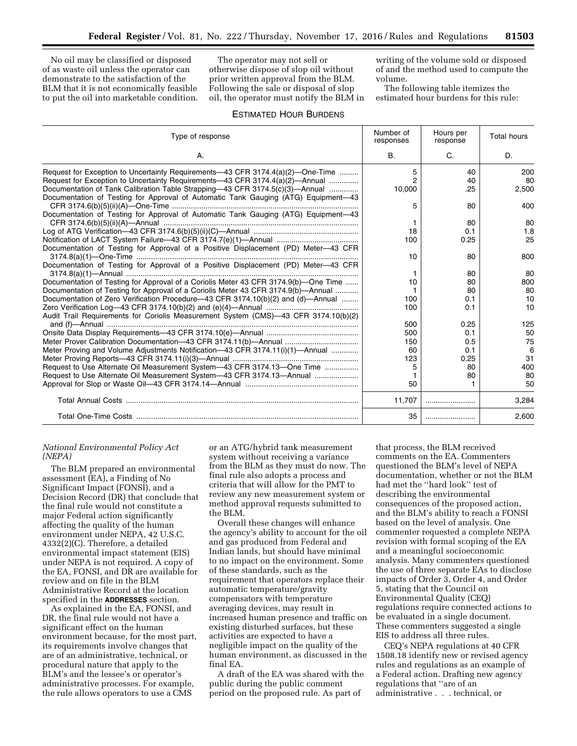No oil may be classified or disposed of as waste oil unless the operator can demonstrate to the satisfaction of the BLM that it is not economically feasible to put the oil into marketable condition.

The operator may not sell or otherwise dispose of slop oil without prior written approval from the BLM. Following the sale or disposal of slop oil, the operator must notify the BLM in writing of the volume sold or disposed of and the method used to compute the volume.

The following table itemizes the estimated hour burdens for this rule:

ESTIMATED HOUR BURDENS

| Type of response | Number of responses | Hours per response | Total hours |
|---|---|---|---|
| A. | B. | C. | D. |
| Request for Exception to Uncertainty Requirements—43 CFR 3174.4(a)(2)—One-Time | 5 | 40 | 200 |
| Request for Exception to Uncertainty Requirements—43 CFR 3174.4(a)(2)—Annual | 2 | 40 | 80 |
| Documentation of Tank Calibration Table Strapping—43 CFR 3174.5(c)(3)—Annual | 10,000 | .25 | 2,500 |
| Documentation of Testing for Approval of Automatic Tank Gauging (ATG) Equipment—43 CFR 3174.6(b)(5)(ii)(A)—One-Time | 5 | 80 | 400 |
| Documentation of Testing for Approval of Automatic Tank Gauging (ATG) Equipment—43 CFR 3174.6(b)(5)(ii)(A)—Annual | 1 | 80 | 80 |
| Log of ATG Verification—43 CFR 3174.6(b)(5)(ii)(C)—Annual | 18 | 0.1 | 1.8 |
| Notification of LACT System Failure—43 CFR 3174.7(e)(1)—Annual | 100 | 0.25 | 25 |
| Documentation of Testing for Approval of a Positive Displacement (PD) Meter—43 CFR 3174.8(a)(1)—One-Time | 10 | 80 | 800 |
| Documentation of Testing for Approval of a Positive Displacement (PD) Meter—43 CFR 3174.8(a)(1)—Annual | 1 | 80 | 80 |
| Documentation of Testing for Approval of a Coriolis Meter 43 CFR 3174.9(b)—One Time | 10 | 80 | 800 |
| Documentation of Testing for Approval of a Coriolis Meter 43 CFR 3174.9(b)—Annual | 1 | 80 | 80 |
| Documentation of Zero Verification Procedure—43 CFR 3174.10(b)(2) and (d)—Annual | 100 | 0.1 | 10 |
| Zero Verification Log—43 CFR 3174.10(b)(2) and (e)(4)—Annual | 100 | 0.1 | 10 |
| Audit Trail Requirements for Coriolis Measurement System (CMS)—43 CFR 3174.10(b)(2) and (f)—Annual | 500 | 0.25 | 125 |
| Onsite Data Display Requirements—43 CFR 3174.10(e)—Annual | 500 | 0.1 | 50 |
| Meter Prover Calibration Documentation—43 CFR 3174.11(b)—Annual | 150 | 0.5 | 75 |
| Meter Proving and Volume Adjustments Notification—43 CFR 3174.11(i)(1)—Annual | 60 | 0.1 | 6 |
| Meter Proving Reports—43 CFR 3174.11(i)(3)—Annual | 123 | 0.25 | 31 |
| Request to Use Alternate Oil Measurement System—43 CFR 3174.13—One Time | 5 | 80 | 400 |
| Request to Use Alternate Oil Measurement System—43 CFR 3174.13—Annual | 1 | 80 | 80 |
| Approval for Slop or Waste Oil—43 CFR 3174.14—Annual | 50 | 1 | 50 |
| Total Annual Costs | 11,707 | | 3,284 |
| Total One-Time Costs | 35 | | 2,600 |

*National Environmental Policy Act (NEPA)*

The BLM prepared an environmental assessment (EA), a Finding of No Significant Impact (FONSI), and a Decision Record (DR) that conclude that the final rule would not constitute a major Federal action significantly affecting the quality of the human environment under NEPA, 42 U.S.C. 4332(2)(C). Therefore, a detailed environmental impact statement (EIS) under NEPA is not required. A copy of the EA, FONSI, and DR are available for review and on file in the BLM Administrative Record at the location specified in the **ADDRESSES** section.

As explained in the EA, FONSI, and DR, the final rule would not have a significant effect on the human environment because, for the most part, its requirements involve changes that are of an administrative, technical, or procedural nature that apply to the BLM's and the lessee's or operator's administrative processes. For example, the rule allows operators to use a CMS or an ATG/hybrid tank measurement system without receiving a variance from the BLM as they must do now. The final rule also adopts a process and criteria that will allow for the PMT to review any new measurement system or method approval requests submitted to the BLM.

Overall these changes will enhance the agency's ability to account for the oil and gas produced from Federal and Indian lands, but should have minimal to no impact on the environment. Some of these standards, such as the requirement that operators replace their automatic temperature/gravity compensators with temperature averaging devices, may result in increased human presence and traffic on existing disturbed surfaces, but these activities are expected to have a negligible impact on the quality of the human environment, as discussed in the final EA.

A draft of the EA was shared with the public during the public comment period on the proposed rule. As part of that process, the BLM received comments on the EA. Commenters questioned the BLM's level of NEPA documentation, whether or not the BLM had met the "hard look" test of describing the environmental consequences of the proposed action, and the BLM's ability to reach a FONSI based on the level of analysis. One commenter requested a complete NEPA revision with formal scoping of the EA and a meaningful socioeconomic analysis. Many commenters questioned the use of three separate EAs to disclose impacts of Order 3, Order 4, and Order 5, stating that the Council on Environmental Quality (CEQ) regulations require connected actions to be evaluated in a single document. These commenters suggested a single EIS to address all three rules.

CEQ's NEPA regulations at 40 CFR 1508.18 identify new or revised agency rules and regulations as an example of a Federal action. Drafting new agency regulations that "are of an administrative . . . technical, or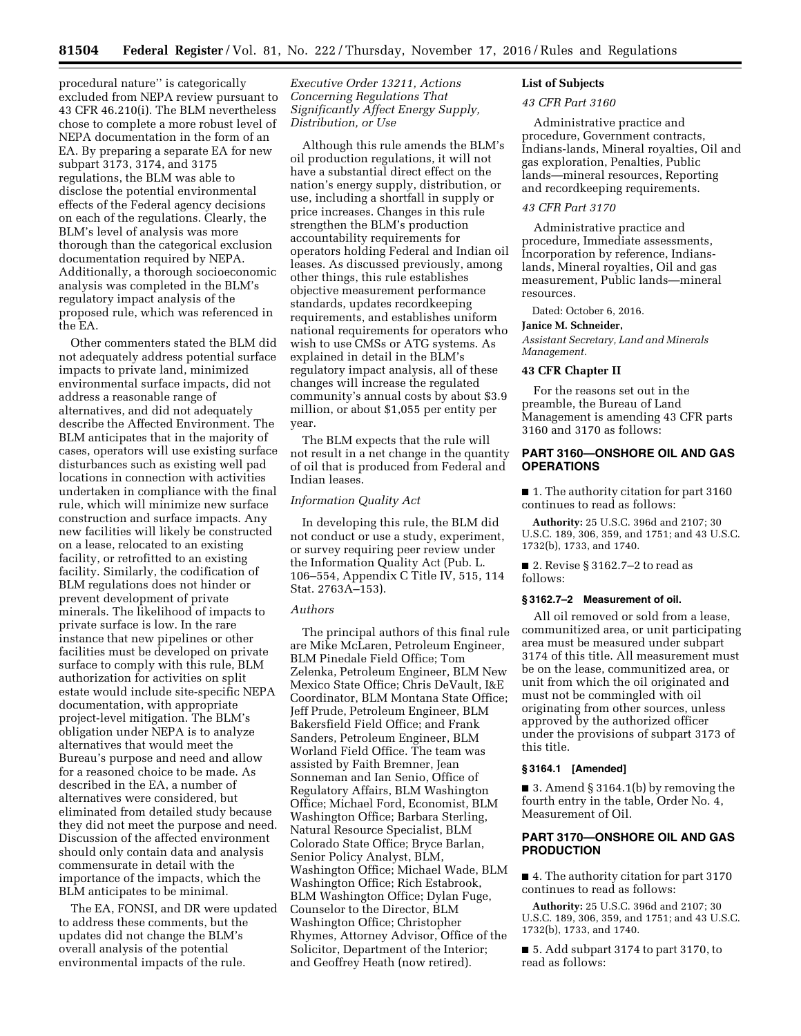procedural nature'' is categorically excluded from NEPA review pursuant to 43 CFR 46.210(i). The BLM nevertheless chose to complete a more robust level of NEPA documentation in the form of an EA. By preparing a separate EA for new subpart 3173, 3174, and 3175 regulations, the BLM was able to disclose the potential environmental effects of the Federal agency decisions on each of the regulations. Clearly, the BLM's level of analysis was more thorough than the categorical exclusion documentation required by NEPA. Additionally, a thorough socioeconomic analysis was completed in the BLM's regulatory impact analysis of the proposed rule, which was referenced in the EA.

Other commenters stated the BLM did not adequately address potential surface impacts to private land, minimized environmental surface impacts, did not address a reasonable range of alternatives, and did not adequately describe the Affected Environment. The BLM anticipates that in the majority of cases, operators will use existing surface disturbances such as existing well pad locations in connection with activities undertaken in compliance with the final rule, which will minimize new surface construction and surface impacts. Any new facilities will likely be constructed on a lease, relocated to an existing facility, or retrofitted to an existing facility. Similarly, the codification of BLM regulations does not hinder or prevent development of private minerals. The likelihood of impacts to private surface is low. In the rare instance that new pipelines or other facilities must be developed on private surface to comply with this rule, BLM authorization for activities on split estate would include site-specific NEPA documentation, with appropriate project-level mitigation. The BLM's obligation under NEPA is to analyze alternatives that would meet the Bureau's purpose and need and allow for a reasoned choice to be made. As described in the EA, a number of alternatives were considered, but eliminated from detailed study because they did not meet the purpose and need. Discussion of the affected environment should only contain data and analysis commensurate in detail with the importance of the impacts, which the BLM anticipates to be minimal.

The EA, FONSI, and DR were updated to address these comments, but the updates did not change the BLM's overall analysis of the potential environmental impacts of the rule.

*Executive Order 13211, Actions Concerning Regulations That Significantly Affect Energy Supply, Distribution, or Use*

Although this rule amends the BLM's oil production regulations, it will not have a substantial direct effect on the nation's energy supply, distribution, or use, including a shortfall in supply or price increases. Changes in this rule strengthen the BLM's production accountability requirements for operators holding Federal and Indian oil leases. As discussed previously, among other things, this rule establishes objective measurement performance standards, updates recordkeeping requirements, and establishes uniform national requirements for operators who wish to use CMSs or ATG systems. As explained in detail in the BLM's regulatory impact analysis, all of these changes will increase the regulated community's annual costs by about $3.9 million, or about $1,055 per entity per year.

The BLM expects that the rule will not result in a net change in the quantity of oil that is produced from Federal and Indian leases.

*Information Quality Act*

In developing this rule, the BLM did not conduct or use a study, experiment, or survey requiring peer review under the Information Quality Act (Pub. L. 106–554, Appendix C Title IV, 515, 114 Stat. 2763A–153).

*Authors*

The principal authors of this final rule are Mike McLaren, Petroleum Engineer, BLM Pinedale Field Office; Tom Zelenka, Petroleum Engineer, BLM New Mexico State Office; Chris DeVault, I&E Coordinator, BLM Montana State Office; Jeff Prude, Petroleum Engineer, BLM Bakersfield Field Office; and Frank Sanders, Petroleum Engineer, BLM Worland Field Office. The team was assisted by Faith Bremner, Jean Sonneman and Ian Senio, Office of Regulatory Affairs, BLM Washington Office; Michael Ford, Economist, BLM Washington Office; Barbara Sterling, Natural Resource Specialist, BLM Colorado State Office; Bryce Barlan, Senior Policy Analyst, BLM, Washington Office; Michael Wade, BLM Washington Office; Rich Estabrook, BLM Washington Office; Dylan Fuge, Counselor to the Director, BLM Washington Office; Christopher Rhymes, Attorney Advisor, Office of the Solicitor, Department of the Interior; and Geoffrey Heath (now retired).

**List of Subjects**

*43 CFR Part 3160*

Administrative practice and procedure, Government contracts, Indians-lands, Mineral royalties, Oil and gas exploration, Penalties, Public lands—mineral resources, Reporting and recordkeeping requirements.

*43 CFR Part 3170*

Administrative practice and procedure, Immediate assessments, Incorporation by reference, Indians-lands, Mineral royalties, Oil and gas measurement, Public lands—mineral resources.

Dated: October 6, 2016.

**Janice M. Schneider,**

*Assistant Secretary, Land and Minerals Management.*

**43 CFR Chapter II**

For the reasons set out in the preamble, the Bureau of Land Management is amending 43 CFR parts 3160 and 3170 as follows:

## PART 3160—ONSHORE OIL AND GAS OPERATIONS

■ 1. The authority citation for part 3160 continues to read as follows:

**Authority:** 25 U.S.C. 396d and 2107; 30 U.S.C. 189, 306, 359, and 1751; and 43 U.S.C. 1732(b), 1733, and 1740.

■ 2. Revise § 3162.7–2 to read as follows:

**§ 3162.7–2 Measurement of oil.**

All oil removed or sold from a lease, communitized area, or unit participating area must be measured under subpart 3174 of this title. All measurement must be on the lease, communitized area, or unit from which the oil originated and must not be commingled with oil originating from other sources, unless approved by the authorized officer under the provisions of subpart 3173 of this title.

**§ 3164.1 [Amended]**

■ 3. Amend § 3164.1(b) by removing the fourth entry in the table, Order No. 4, Measurement of Oil.

## PART 3170—ONSHORE OIL AND GAS PRODUCTION

■ 4. The authority citation for part 3170 continues to read as follows:

**Authority:** 25 U.S.C. 396d and 2107; 30 U.S.C. 189, 306, 359, and 1751; and 43 U.S.C. 1732(b), 1733, and 1740.

■ 5. Add subpart 3174 to part 3170, to read as follows: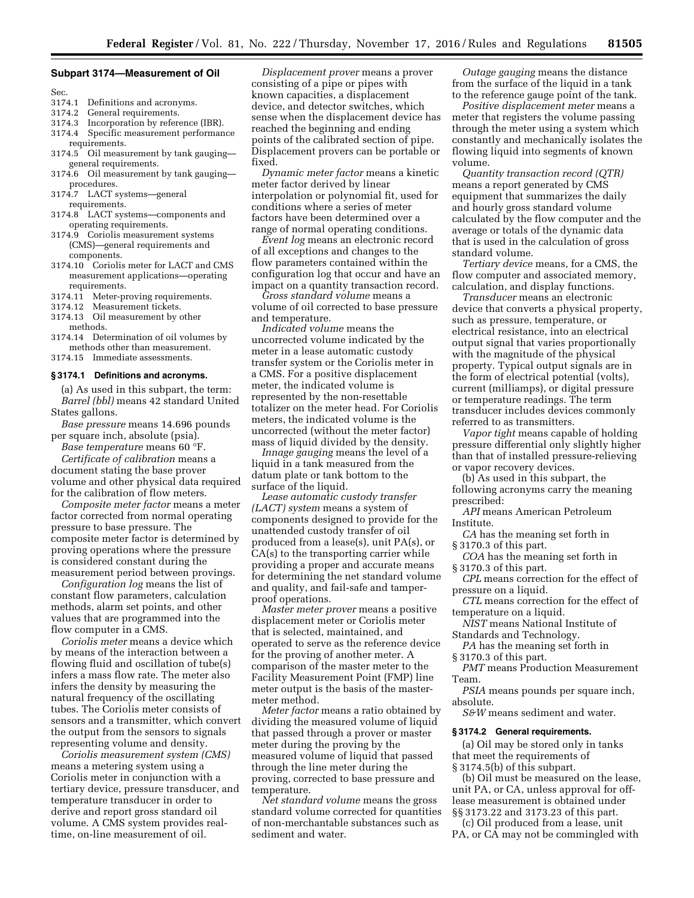## Subpart 3174—Measurement of Oil

Sec.
3174.1 Definitions and acronyms.
3174.2 General requirements.
3174.3 Incorporation by reference (IBR).
3174.4 Specific measurement performance requirements.
3174.5 Oil measurement by tank gauging—general requirements.
3174.6 Oil measurement by tank gauging—procedures.
3174.7 LACT systems—general requirements.
3174.8 LACT systems—components and operating requirements.
3174.9 Coriolis measurement systems (CMS)—general requirements and components.
3174.10 Coriolis meter for LACT and CMS measurement applications—operating requirements.
3174.11 Meter-proving requirements.
3174.12 Measurement tickets.
3174.13 Oil measurement by other methods.
3174.14 Determination of oil volumes by methods other than measurement.
3174.15 Immediate assessments.

### § 3174.1 Definitions and acronyms.

(a) As used in this subpart, the term:

*Barrel (bbl)* means 42 standard United States gallons.

*Base pressure* means 14.696 pounds per square inch, absolute (psia).

*Base temperature* means 60 °F.

*Certificate of calibration* means a document stating the base prover volume and other physical data required for the calibration of flow meters.

*Composite meter factor* means a meter factor corrected from normal operating pressure to base pressure. The composite meter factor is determined by proving operations where the pressure is considered constant during the measurement period between provings.

*Configuration log* means the list of constant flow parameters, calculation methods, alarm set points, and other values that are programmed into the flow computer in a CMS.

*Coriolis meter* means a device which by means of the interaction between a flowing fluid and oscillation of tube(s) infers a mass flow rate. The meter also infers the density by measuring the natural frequency of the oscillating tubes. The Coriolis meter consists of sensors and a transmitter, which convert the output from the sensors to signals representing volume and density.

*Coriolis measurement system (CMS)* means a metering system using a Coriolis meter in conjunction with a tertiary device, pressure transducer, and temperature transducer in order to derive and report gross standard oil volume. A CMS system provides real-time, on-line measurement of oil.

*Displacement prover* means a prover consisting of a pipe or pipes with known capacities, a displacement device, and detector switches, which sense when the displacement device has reached the beginning and ending points of the calibrated section of pipe. Displacement provers can be portable or fixed.

*Dynamic meter factor* means a kinetic meter factor derived by linear interpolation or polynomial fit, used for conditions where a series of meter factors have been determined over a range of normal operating conditions.

*Event log* means an electronic record of all exceptions and changes to the flow parameters contained within the configuration log that occur and have an impact on a quantity transaction record.

*Gross standard volume* means a volume of oil corrected to base pressure and temperature.

*Indicated volume* means the uncorrected volume indicated by the meter in a lease automatic custody transfer system or the Coriolis meter in a CMS. For a positive displacement meter, the indicated volume is represented by the non-resettable totalizer on the meter head. For Coriolis meters, the indicated volume is the uncorrected (without the meter factor) mass of liquid divided by the density.

*Innage gauging* means the level of a liquid in a tank measured from the datum plate or tank bottom to the surface of the liquid.

*Lease automatic custody transfer (LACT) system* means a system of components designed to provide for the unattended custody transfer of oil produced from a lease(s), unit PA(s), or CA(s) to the transporting carrier while providing a proper and accurate means for determining the net standard volume and quality, and fail-safe and tamper-proof operations.

*Master meter prover* means a positive displacement meter or Coriolis meter that is selected, maintained, and operated to serve as the reference device for the proving of another meter. A comparison of the master meter to the Facility Measurement Point (FMP) line meter output is the basis of the master-meter method.

*Meter factor* means a ratio obtained by dividing the measured volume of liquid that passed through a prover or master meter during the proving by the measured volume of liquid that passed through the line meter during the proving, corrected to base pressure and temperature.

*Net standard volume* means the gross standard volume corrected for quantities of non-merchantable substances such as sediment and water.

*Outage gauging* means the distance from the surface of the liquid in a tank to the reference gauge point of the tank.

*Positive displacement meter* means a meter that registers the volume passing through the meter using a system which constantly and mechanically isolates the flowing liquid into segments of known volume.

*Quantity transaction record (QTR)* means a report generated by CMS equipment that summarizes the daily and hourly gross standard volume calculated by the flow computer and the average or totals of the dynamic data that is used in the calculation of gross standard volume.

*Tertiary device* means, for a CMS, the flow computer and associated memory, calculation, and display functions.

*Transducer* means an electronic device that converts a physical property, such as pressure, temperature, or electrical resistance, into an electrical output signal that varies proportionally with the magnitude of the physical property. Typical output signals are in the form of electrical potential (volts), current (milliamps), or digital pressure or temperature readings. The term transducer includes devices commonly referred to as transmitters.

*Vapor tight* means capable of holding pressure differential only slightly higher than that of installed pressure-relieving or vapor recovery devices.

(b) As used in this subpart, the following acronyms carry the meaning prescribed:

*API* means American Petroleum Institute.

*CA* has the meaning set forth in § 3170.3 of this part.

*COA* has the meaning set forth in § 3170.3 of this part.

*CPL* means correction for the effect of pressure on a liquid.

*CTL* means correction for the effect of temperature on a liquid.

*NIST* means National Institute of Standards and Technology.

*PA* has the meaning set forth in § 3170.3 of this part.

*PMT* means Production Measurement Team.

*PSIA* means pounds per square inch, absolute.

*S&W* means sediment and water.

### § 3174.2 General requirements.

(a) Oil may be stored only in tanks that meet the requirements of § 3174.5(b) of this subpart.

(b) Oil must be measured on the lease, unit PA, or CA, unless approval for off-lease measurement is obtained under §§ 3173.22 and 3173.23 of this part.

(c) Oil produced from a lease, unit PA, or CA may not be commingled with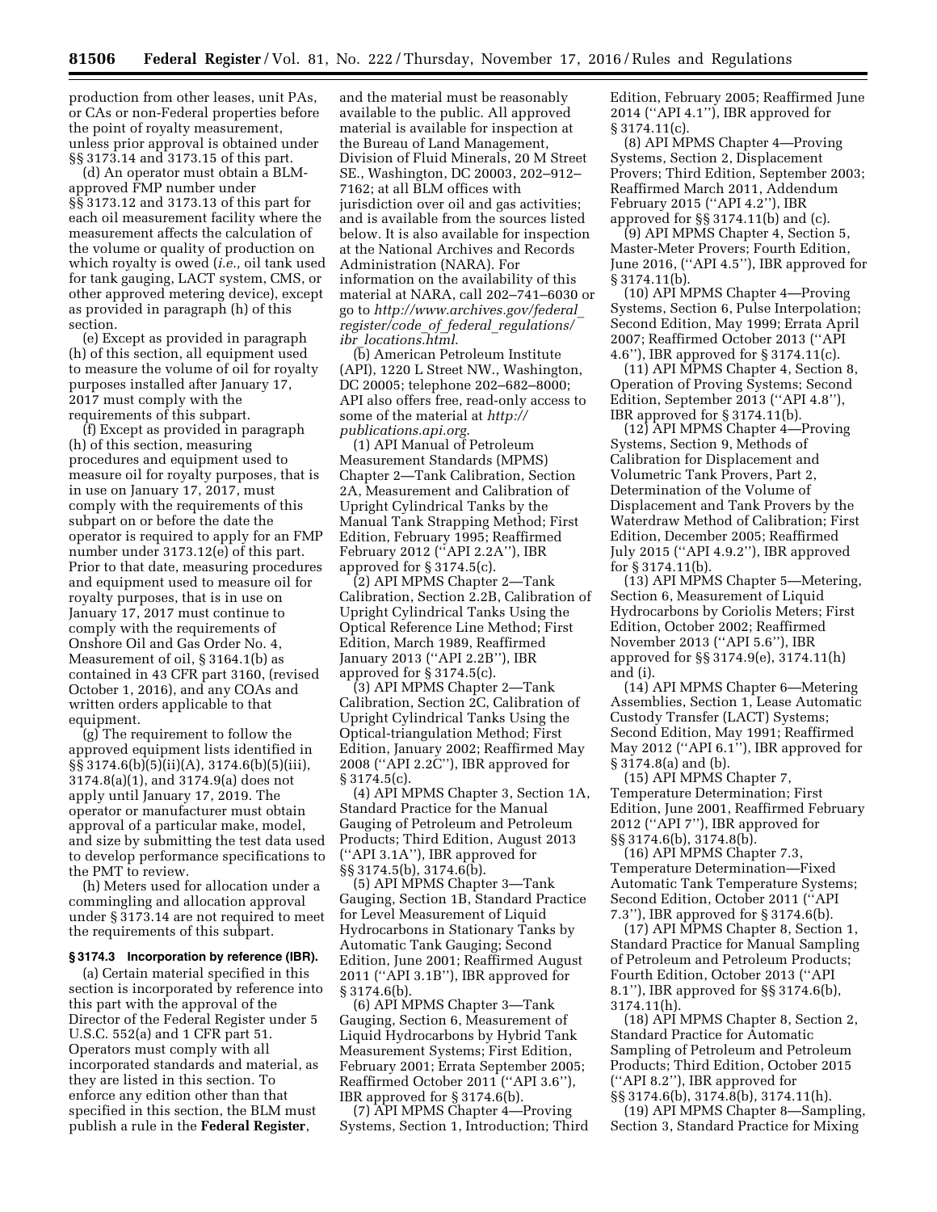production from other leases, unit PAs, or CAs or non-Federal properties before the point of royalty measurement, unless prior approval is obtained under §§ 3173.14 and 3173.15 of this part.

(d) An operator must obtain a BLM-approved FMP number under §§ 3173.12 and 3173.13 of this part for each oil measurement facility where the measurement affects the calculation of the volume or quality of production on which royalty is owed (*i.e.,* oil tank used for tank gauging, LACT system, CMS, or other approved metering device), except as provided in paragraph (h) of this section.

(e) Except as provided in paragraph (h) of this section, all equipment used to measure the volume of oil for royalty purposes installed after January 17, 2017 must comply with the requirements of this subpart.

(f) Except as provided in paragraph (h) of this section, measuring procedures and equipment used to measure oil for royalty purposes, that is in use on January 17, 2017, must comply with the requirements of this subpart on or before the date the operator is required to apply for an FMP number under 3173.12(e) of this part. Prior to that date, measuring procedures and equipment used to measure oil for royalty purposes, that is in use on January 17, 2017 must continue to comply with the requirements of Onshore Oil and Gas Order No. 4, Measurement of oil, § 3164.1(b) as contained in 43 CFR part 3160, (revised October 1, 2016), and any COAs and written orders applicable to that equipment.

(g) The requirement to follow the approved equipment lists identified in §§ 3174.6(b)(5)(ii)(A), 3174.6(b)(5)(iii), 3174.8(a)(1), and 3174.9(a) does not apply until January 17, 2019. The operator or manufacturer must obtain approval of a particular make, model, and size by submitting the test data used to develop performance specifications to the PMT to review.

(h) Meters used for allocation under a commingling and allocation approval under § 3173.14 are not required to meet the requirements of this subpart.

**§ 3174.3 Incorporation by reference (IBR).**

(a) Certain material specified in this section is incorporated by reference into this part with the approval of the Director of the Federal Register under 5 U.S.C. 552(a) and 1 CFR part 51. Operators must comply with all incorporated standards and material, as they are listed in this section. To enforce any edition other than that specified in this section, the BLM must publish a rule in the **Federal Register**, and the material must be reasonably available to the public. All approved material is available for inspection at the Bureau of Land Management, Division of Fluid Minerals, 20 M Street SE., Washington, DC 20003, 202–912–7162; at all BLM offices with jurisdiction over oil and gas activities; and is available from the sources listed below. It is also available for inspection at the National Archives and Records Administration (NARA). For information on the availability of this material at NARA, call 202–741–6030 or go to *http://www.archives.gov/federal_register/code_of_federal_regulations/ibr_locations.html*.

(b) American Petroleum Institute (API), 1220 L Street NW., Washington, DC 20005; telephone 202–682–8000; API also offers free, read-only access to some of the material at *http://publications.api.org*.

(1) API Manual of Petroleum Measurement Standards (MPMS) Chapter 2—Tank Calibration, Section 2A, Measurement and Calibration of Upright Cylindrical Tanks by the Manual Tank Strapping Method; First Edition, February 1995; Reaffirmed February 2012 (''API 2.2A''), IBR approved for § 3174.5(c).

(2) API MPMS Chapter 2—Tank Calibration, Section 2.2B, Calibration of Upright Cylindrical Tanks Using the Optical Reference Line Method; First Edition, March 1989, Reaffirmed January 2013 (''API 2.2B''), IBR approved for § 3174.5(c).

(3) API MPMS Chapter 2—Tank Calibration, Section 2C, Calibration of Upright Cylindrical Tanks Using the Optical-triangulation Method; First Edition, January 2002; Reaffirmed May 2008 (''API 2.2C''), IBR approved for § 3174.5(c).

(4) API MPMS Chapter 3, Section 1A, Standard Practice for the Manual Gauging of Petroleum and Petroleum Products; Third Edition, August 2013 (''API 3.1A''), IBR approved for §§ 3174.5(b), 3174.6(b).

(5) API MPMS Chapter 3—Tank Gauging, Section 1B, Standard Practice for Level Measurement of Liquid Hydrocarbons in Stationary Tanks by Automatic Tank Gauging; Second Edition, June 2001; Reaffirmed August 2011 (''API 3.1B''), IBR approved for § 3174.6(b).

(6) API MPMS Chapter 3—Tank Gauging, Section 6, Measurement of Liquid Hydrocarbons by Hybrid Tank Measurement Systems; First Edition, February 2001; Errata September 2005; Reaffirmed October 2011 (''API 3.6''), IBR approved for § 3174.6(b).

(7) API MPMS Chapter 4—Proving Systems, Section 1, Introduction; Third Edition, February 2005; Reaffirmed June 2014 (''API 4.1''), IBR approved for § 3174.11(c).

(8) API MPMS Chapter 4—Proving Systems, Section 2, Displacement Provers; Third Edition, September 2003; Reaffirmed March 2011, Addendum February 2015 (''API 4.2''), IBR approved for §§ 3174.11(b) and (c).

(9) API MPMS Chapter 4, Section 5, Master-Meter Provers; Fourth Edition, June 2016, (''API 4.5''), IBR approved for § 3174.11(b).

(10) API MPMS Chapter 4—Proving Systems, Section 6, Pulse Interpolation; Second Edition, May 1999; Errata April 2007; Reaffirmed October 2013 (''API 4.6''), IBR approved for § 3174.11(c).

(11) API MPMS Chapter 4, Section 8, Operation of Proving Systems; Second Edition, September 2013 (''API 4.8''), IBR approved for § 3174.11(b).

(12) API MPMS Chapter 4—Proving Systems, Section 9, Methods of Calibration for Displacement and Volumetric Tank Provers, Part 2, Determination of the Volume of Displacement and Tank Provers by the Waterdraw Method of Calibration; First Edition, December 2005; Reaffirmed July 2015 (''API 4.9.2''), IBR approved for § 3174.11(b).

(13) API MPMS Chapter 5—Metering, Section 6, Measurement of Liquid Hydrocarbons by Coriolis Meters; First Edition, October 2002; Reaffirmed November 2013 (''API 5.6''), IBR approved for §§ 3174.9(e), 3174.11(h) and (i).

(14) API MPMS Chapter 6—Metering Assemblies, Section 1, Lease Automatic Custody Transfer (LACT) Systems; Second Edition, May 1991; Reaffirmed May 2012 (''API 6.1''), IBR approved for § 3174.8(a) and (b).

(15) API MPMS Chapter 7, Temperature Determination; First Edition, June 2001, Reaffirmed February 2012 (''API 7''), IBR approved for §§ 3174.6(b), 3174.8(b).

(16) API MPMS Chapter 7.3, Temperature Determination—Fixed Automatic Tank Temperature Systems; Second Edition, October 2011 (''API 7.3''), IBR approved for § 3174.6(b).

(17) API MPMS Chapter 8, Section 1, Standard Practice for Manual Sampling of Petroleum and Petroleum Products; Fourth Edition, October 2013 (''API 8.1''), IBR approved for §§ 3174.6(b), 3174.11(h).

(18) API MPMS Chapter 8, Section 2, Standard Practice for Automatic Sampling of Petroleum and Petroleum Products; Third Edition, October 2015 (''API 8.2''), IBR approved for §§ 3174.6(b), 3174.8(b), 3174.11(h).

(19) API MPMS Chapter 8—Sampling, Section 3, Standard Practice for Mixing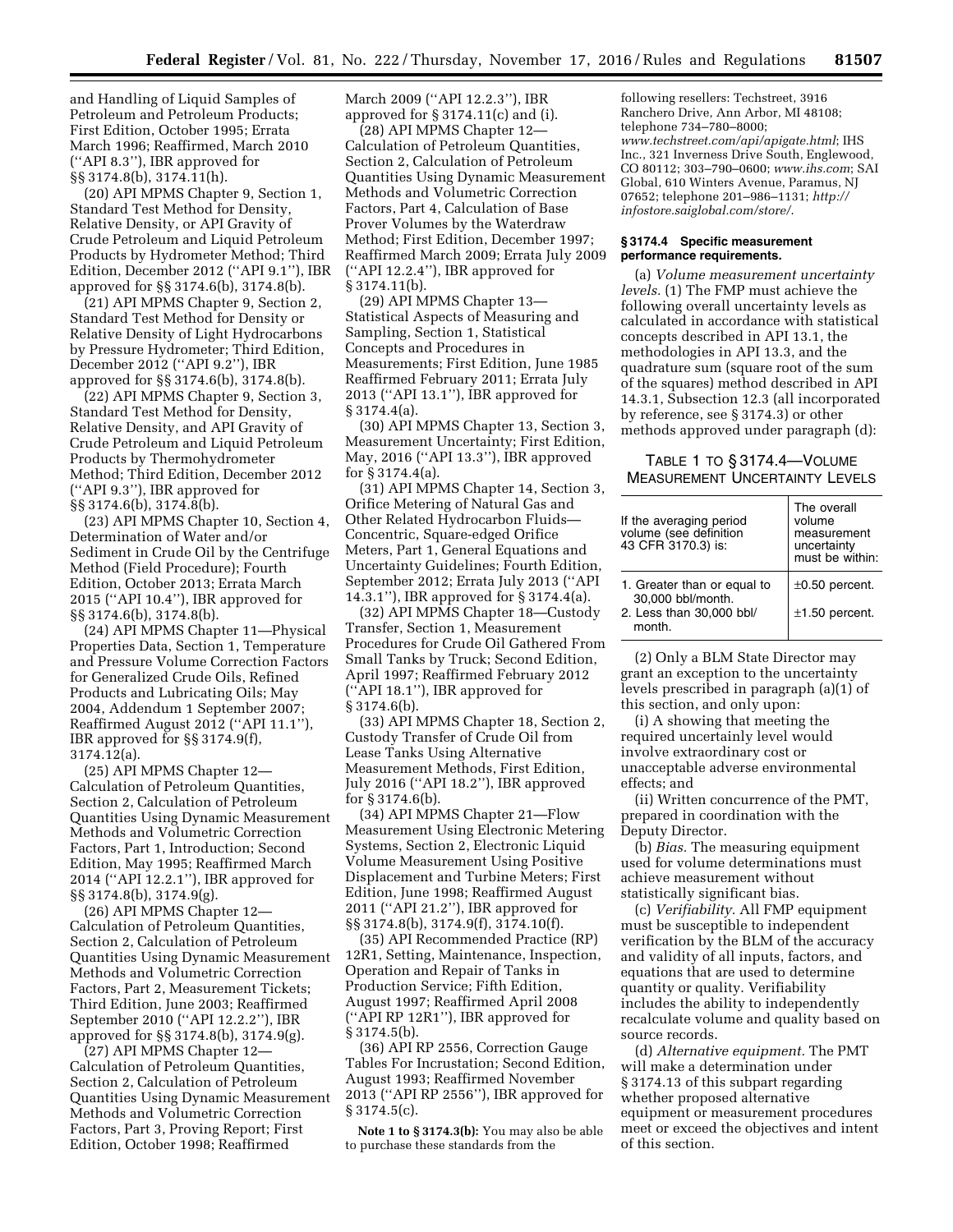and Handling of Liquid Samples of Petroleum and Petroleum Products; First Edition, October 1995; Errata March 1996; Reaffirmed, March 2010 (''API 8.3''), IBR approved for §§ 3174.8(b), 3174.11(h).

(20) API MPMS Chapter 9, Section 1, Standard Test Method for Density, Relative Density, or API Gravity of Crude Petroleum and Liquid Petroleum Products by Hydrometer Method; Third Edition, December 2012 (''API 9.1''), IBR approved for §§ 3174.6(b), 3174.8(b).

(21) API MPMS Chapter 9, Section 2, Standard Test Method for Density or Relative Density of Light Hydrocarbons by Pressure Hydrometer; Third Edition, December 2012 (''API 9.2''), IBR approved for §§ 3174.6(b), 3174.8(b).

(22) API MPMS Chapter 9, Section 3, Standard Test Method for Density, Relative Density, and API Gravity of Crude Petroleum and Liquid Petroleum Products by Thermohydrometer Method; Third Edition, December 2012 (''API 9.3''), IBR approved for §§ 3174.6(b), 3174.8(b).

(23) API MPMS Chapter 10, Section 4, Determination of Water and/or Sediment in Crude Oil by the Centrifuge Method (Field Procedure); Fourth Edition, October 2013; Errata March 2015 (''API 10.4''), IBR approved for §§ 3174.6(b), 3174.8(b).

(24) API MPMS Chapter 11—Physical Properties Data, Section 1, Temperature and Pressure Volume Correction Factors for Generalized Crude Oils, Refined Products and Lubricating Oils; May 2004, Addendum 1 September 2007; Reaffirmed August 2012 (''API 11.1''), IBR approved for §§ 3174.9(f), 3174.12(a).

(25) API MPMS Chapter 12—Calculation of Petroleum Quantities, Section 2, Calculation of Petroleum Quantities Using Dynamic Measurement Methods and Volumetric Correction Factors, Part 1, Introduction; Second Edition, May 1995; Reaffirmed March 2014 (''API 12.2.1''), IBR approved for §§ 3174.8(b), 3174.9(g).

(26) API MPMS Chapter 12—Calculation of Petroleum Quantities, Section 2, Calculation of Petroleum Quantities Using Dynamic Measurement Methods and Volumetric Correction Factors, Part 2, Measurement Tickets; Third Edition, June 2003; Reaffirmed September 2010 (''API 12.2.2''), IBR approved for §§ 3174.8(b), 3174.9(g).

(27) API MPMS Chapter 12—Calculation of Petroleum Quantities, Section 2, Calculation of Petroleum Quantities Using Dynamic Measurement Methods and Volumetric Correction Factors, Part 3, Proving Report; First Edition, October 1998; Reaffirmed March 2009 (''API 12.2.3''), IBR approved for § 3174.11(c) and (i).

(28) API MPMS Chapter 12—Calculation of Petroleum Quantities, Section 2, Calculation of Petroleum Quantities Using Dynamic Measurement Methods and Volumetric Correction Factors, Part 4, Calculation of Base Prover Volumes by the Waterdraw Method; First Edition, December 1997; Reaffirmed March 2009; Errata July 2009 (''API 12.2.4''), IBR approved for § 3174.11(b).

(29) API MPMS Chapter 13—Statistical Aspects of Measuring and Sampling, Section 1, Statistical Concepts and Procedures in Measurements; First Edition, June 1985 Reaffirmed February 2011; Errata July 2013 (''API 13.1''), IBR approved for § 3174.4(a).

(30) API MPMS Chapter 13, Section 3, Measurement Uncertainty; First Edition, May, 2016 (''API 13.3''), IBR approved for § 3174.4(a).

(31) API MPMS Chapter 14, Section 3, Orifice Metering of Natural Gas and Other Related Hydrocarbon Fluids—Concentric, Square-edged Orifice Meters, Part 1, General Equations and Uncertainty Guidelines; Fourth Edition, September 2012; Errata July 2013 (''API 14.3.1''), IBR approved for § 3174.4(a).

(32) API MPMS Chapter 18—Custody Transfer, Section 1, Measurement Procedures for Crude Oil Gathered From Small Tanks by Truck; Second Edition, April 1997; Reaffirmed February 2012 (''API 18.1''), IBR approved for § 3174.6(b).

(33) API MPMS Chapter 18, Section 2, Custody Transfer of Crude Oil from Lease Tanks Using Alternative Measurement Methods, First Edition, July 2016 (''API 18.2''), IBR approved for § 3174.6(b).

(34) API MPMS Chapter 21—Flow Measurement Using Electronic Metering Systems, Section 2, Electronic Liquid Volume Measurement Using Positive Displacement and Turbine Meters; First Edition, June 1998; Reaffirmed August 2011 (''API 21.2''), IBR approved for §§ 3174.8(b), 3174.9(f), 3174.10(f).

(35) API Recommended Practice (RP) 12R1, Setting, Maintenance, Inspection, Operation and Repair of Tanks in Production Service; Fifth Edition, August 1997; Reaffirmed April 2008 (''API RP 12R1''), IBR approved for § 3174.5(b).

(36) API RP 2556, Correction Gauge Tables For Incrustation; Second Edition, August 1993; Reaffirmed November 2013 (''API RP 2556''), IBR approved for § 3174.5(c).

**Note 1 to § 3174.3(b):** You may also be able to purchase these standards from the following resellers: Techstreet, 3916 Ranchero Drive, Ann Arbor, MI 48108; telephone 734–780–8000; *www.techstreet.com/api/apigate.html*; IHS Inc., 321 Inverness Drive South, Englewood, CO 80112; 303–790–0600; *www.ihs.com*; SAI Global, 610 Winters Avenue, Paramus, NJ 07652; telephone 201–986–1131; *http://infostore.saiglobal.com/store/*.

### § 3174.4 Specific measurement performance requirements.

(a) *Volume measurement uncertainty levels.* (1) The FMP must achieve the following overall uncertainty levels as calculated in accordance with statistical concepts described in API 13.1, the methodologies in API 13.3, and the quadrature sum (square root of the sum of the squares) method described in API 14.3.1, Subsection 12.3 (all incorporated by reference, see § 3174.3) or other methods approved under paragraph (d):

TABLE 1 TO § 3174.4—VOLUME MEASUREMENT UNCERTAINTY LEVELS

| If the averaging period volume (see definition 43 CFR 3170.3) is: | The overall volume measurement uncertainty must be within: |
|---|---|
| 1. Greater than or equal to 30,000 bbl/month. | ±0.50 percent. |
| 2. Less than 30,000 bbl/month. | ±1.50 percent. |

(2) Only a BLM State Director may grant an exception to the uncertainty levels prescribed in paragraph (a)(1) of this section, and only upon:

(i) A showing that meeting the required uncertainly level would involve extraordinary cost or unacceptable adverse environmental effects; and

(ii) Written concurrence of the PMT, prepared in coordination with the Deputy Director.

(b) *Bias.* The measuring equipment used for volume determinations must achieve measurement without statistically significant bias.

(c) *Verifiability.* All FMP equipment must be susceptible to independent verification by the BLM of the accuracy and validity of all inputs, factors, and equations that are used to determine quantity or quality. Verifiability includes the ability to independently recalculate volume and quality based on source records.

(d) *Alternative equipment.* The PMT will make a determination under § 3174.13 of this subpart regarding whether proposed alternative equipment or measurement procedures meet or exceed the objectives and intent of this section.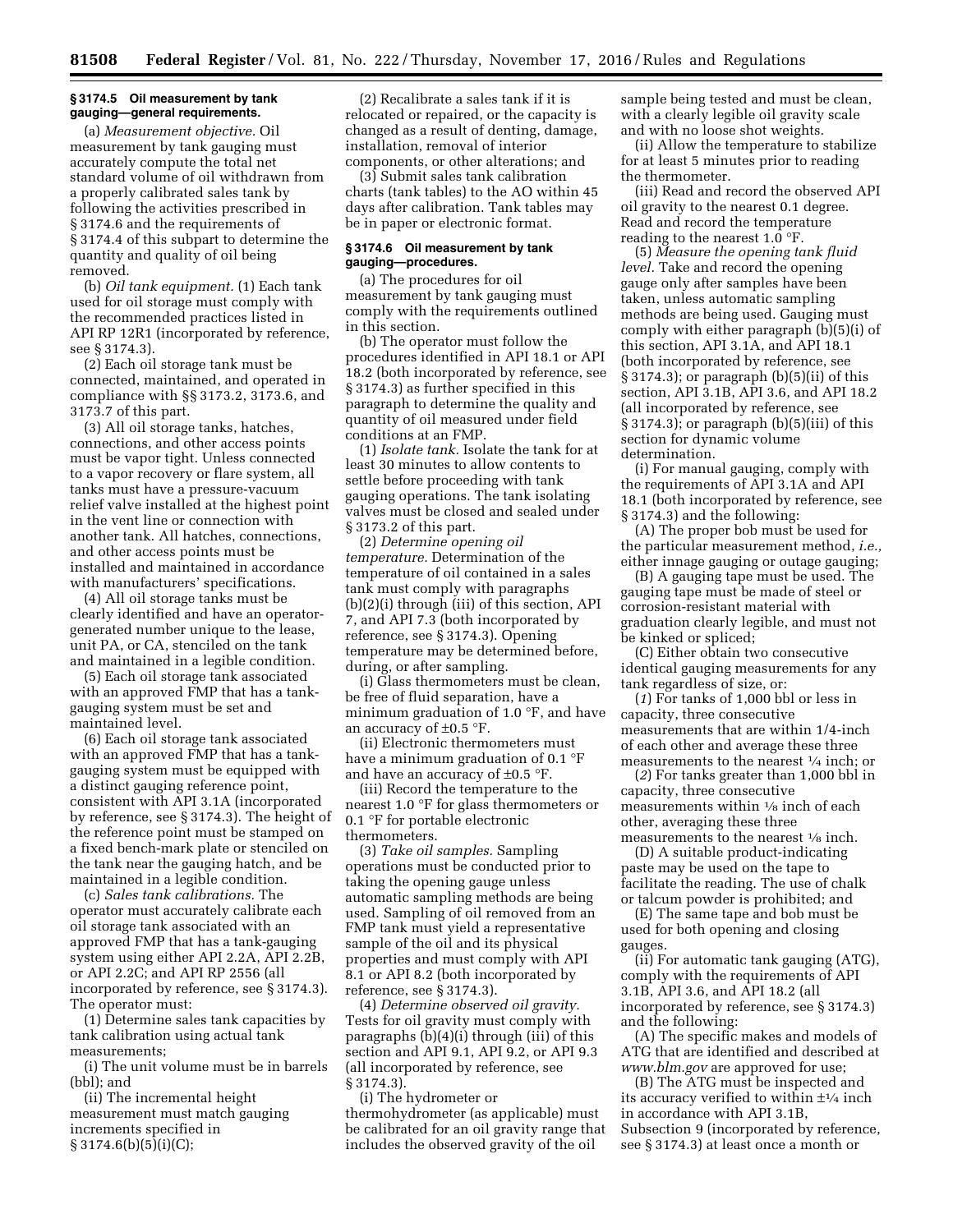**§ 3174.5 Oil measurement by tank gauging—general requirements.**

(a) *Measurement objective.* Oil measurement by tank gauging must accurately compute the total net standard volume of oil withdrawn from a properly calibrated sales tank by following the activities prescribed in § 3174.6 and the requirements of § 3174.4 of this subpart to determine the quantity and quality of oil being removed.

(b) *Oil tank equipment.* (1) Each tank used for oil storage must comply with the recommended practices listed in API RP 12R1 (incorporated by reference, see § 3174.3).

(2) Each oil storage tank must be connected, maintained, and operated in compliance with §§ 3173.2, 3173.6, and 3173.7 of this part.

(3) All oil storage tanks, hatches, connections, and other access points must be vapor tight. Unless connected to a vapor recovery or flare system, all tanks must have a pressure-vacuum relief valve installed at the highest point in the vent line or connection with another tank. All hatches, connections, and other access points must be installed and maintained in accordance with manufacturers' specifications.

(4) All oil storage tanks must be clearly identified and have an operator-generated number unique to the lease, unit PA, or CA, stenciled on the tank and maintained in a legible condition.

(5) Each oil storage tank associated with an approved FMP that has a tank-gauging system must be set and maintained level.

(6) Each oil storage tank associated with an approved FMP that has a tank-gauging system must be equipped with a distinct gauging reference point, consistent with API 3.1A (incorporated by reference, see § 3174.3). The height of the reference point must be stamped on a fixed bench-mark plate or stenciled on the tank near the gauging hatch, and be maintained in a legible condition.

(c) *Sales tank calibrations.* The operator must accurately calibrate each oil storage tank associated with an approved FMP that has a tank-gauging system using either API 2.2A, API 2.2B, or API 2.2C; and API RP 2556 (all incorporated by reference, see § 3174.3). The operator must:

(1) Determine sales tank capacities by tank calibration using actual tank measurements;

(i) The unit volume must be in barrels (bbl); and

(ii) The incremental height measurement must match gauging increments specified in § 3174.6(b)(5)(i)(C);

(2) Recalibrate a sales tank if it is relocated or repaired, or the capacity is changed as a result of denting, damage, installation, removal of interior components, or other alterations; and

(3) Submit sales tank calibration charts (tank tables) to the AO within 45 days after calibration. Tank tables may be in paper or electronic format.

**§ 3174.6 Oil measurement by tank gauging—procedures.**

(a) The procedures for oil measurement by tank gauging must comply with the requirements outlined in this section.

(b) The operator must follow the procedures identified in API 18.1 or API 18.2 (both incorporated by reference, see § 3174.3) as further specified in this paragraph to determine the quality and quantity of oil measured under field conditions at an FMP.

(1) *Isolate tank.* Isolate the tank for at least 30 minutes to allow contents to settle before proceeding with tank gauging operations. The tank isolating valves must be closed and sealed under § 3173.2 of this part.

(2) *Determine opening oil temperature.* Determination of the temperature of oil contained in a sales tank must comply with paragraphs (b)(2)(i) through (iii) of this section, API 7, and API 7.3 (both incorporated by reference, see § 3174.3). Opening temperature may be determined before, during, or after sampling.

(i) Glass thermometers must be clean, be free of fluid separation, have a minimum graduation of 1.0 °F, and have an accuracy of ±0.5 °F.

(ii) Electronic thermometers must have a minimum graduation of 0.1 °F and have an accuracy of ±0.5 °F.

(iii) Record the temperature to the nearest 1.0 °F for glass thermometers or 0.1 °F for portable electronic thermometers.

(3) *Take oil samples.* Sampling operations must be conducted prior to taking the opening gauge unless automatic sampling methods are being used. Sampling of oil removed from an FMP tank must yield a representative sample of the oil and its physical properties and must comply with API 8.1 or API 8.2 (both incorporated by reference, see § 3174.3).

(4) *Determine observed oil gravity.* Tests for oil gravity must comply with paragraphs (b)(4)(i) through (iii) of this section and API 9.1, API 9.2, or API 9.3 (all incorporated by reference, see § 3174.3).

(i) The hydrometer or thermohydrometer (as applicable) must be calibrated for an oil gravity range that includes the observed gravity of the oil sample being tested and must be clean, with a clearly legible oil gravity scale and with no loose shot weights.

(ii) Allow the temperature to stabilize for at least 5 minutes prior to reading the thermometer.

(iii) Read and record the observed API oil gravity to the nearest 0.1 degree. Read and record the temperature reading to the nearest 1.0 °F.

(5) *Measure the opening tank fluid level.* Take and record the opening gauge only after samples have been taken, unless automatic sampling methods are being used. Gauging must comply with either paragraph (b)(5)(i) of this section, API 3.1A, and API 18.1 (both incorporated by reference, see § 3174.3); or paragraph (b)(5)(ii) of this section, API 3.1B, API 3.6, and API 18.2 (all incorporated by reference, see § 3174.3); or paragraph (b)(5)(iii) of this section for dynamic volume determination.

(i) For manual gauging, comply with the requirements of API 3.1A and API 18.1 (both incorporated by reference, see § 3174.3) and the following:

(A) The proper bob must be used for the particular measurement method, *i.e.,* either innage gauging or outage gauging;

(B) A gauging tape must be used. The gauging tape must be made of steel or corrosion-resistant material with graduation clearly legible, and must not be kinked or spliced;

(C) Either obtain two consecutive identical gauging measurements for any tank regardless of size, or:

(*1*) For tanks of 1,000 bbl or less in capacity, three consecutive measurements that are within 1/4-inch of each other and average these three measurements to the nearest ¼ inch; or

(*2*) For tanks greater than 1,000 bbl in capacity, three consecutive measurements within ⅛ inch of each other, averaging these three measurements to the nearest ⅛ inch.

(D) A suitable product-indicating paste may be used on the tape to facilitate the reading. The use of chalk or talcum powder is prohibited; and

(E) The same tape and bob must be used for both opening and closing gauges.

(ii) For automatic tank gauging (ATG), comply with the requirements of API 3.1B, API 3.6, and API 18.2 (all incorporated by reference, see § 3174.3) and the following:

(A) The specific makes and models of ATG that are identified and described at *www.blm.gov* are approved for use;

(B) The ATG must be inspected and its accuracy verified to within ±¼ inch in accordance with API 3.1B, Subsection 9 (incorporated by reference, see § 3174.3) at least once a month or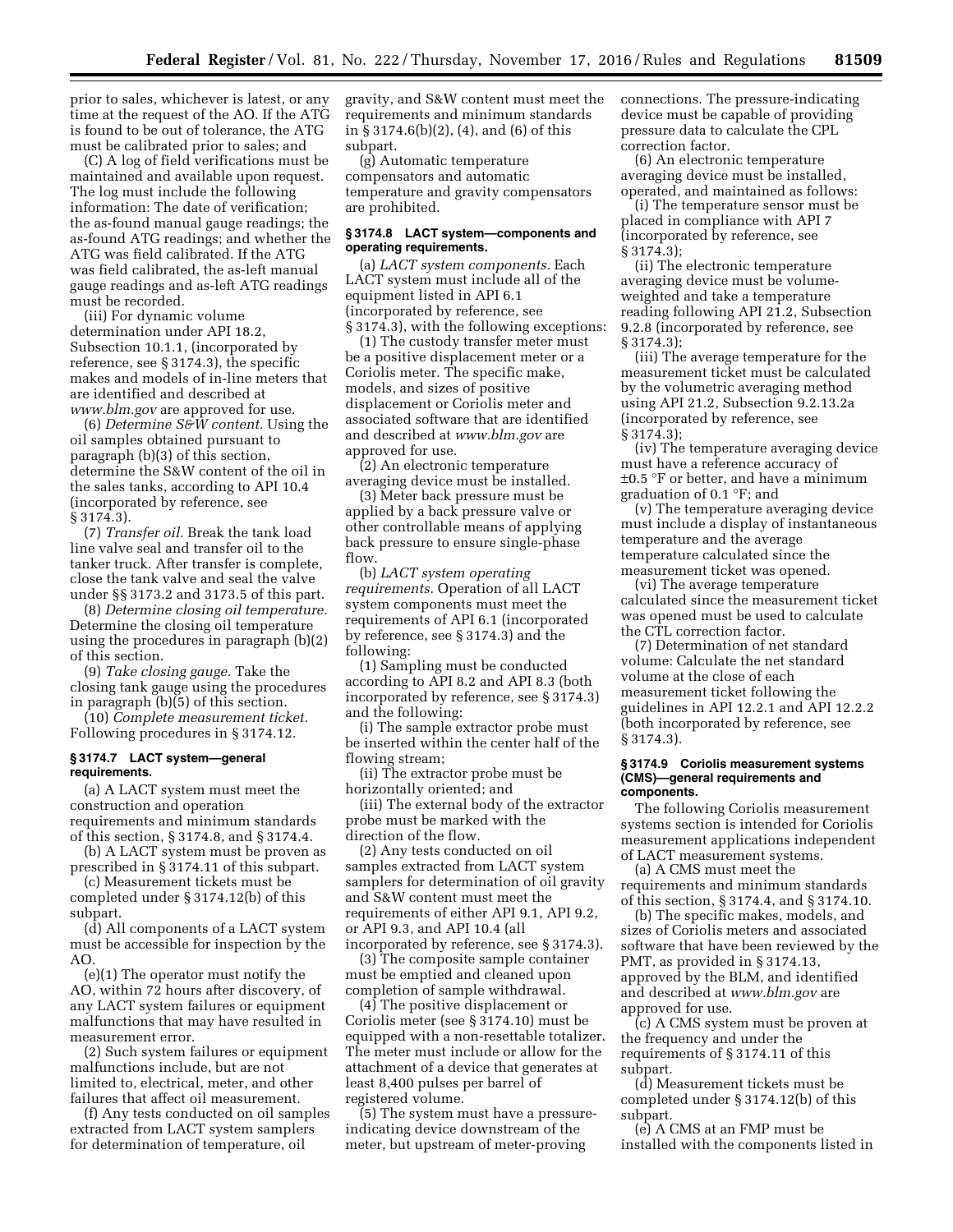prior to sales, whichever is latest, or any time at the request of the AO. If the ATG is found to be out of tolerance, the ATG must be calibrated prior to sales; and

(C) A log of field verifications must be maintained and available upon request. The log must include the following information: The date of verification; the as-found manual gauge readings; the as-found ATG readings; and whether the ATG was field calibrated. If the ATG was field calibrated, the as-left manual gauge readings and as-left ATG readings must be recorded.

(iii) For dynamic volume determination under API 18.2, Subsection 10.1.1, (incorporated by reference, see § 3174.3), the specific makes and models of in-line meters that are identified and described at *www.blm.gov* are approved for use.

(6) *Determine S&W content.* Using the oil samples obtained pursuant to paragraph (b)(3) of this section, determine the S&W content of the oil in the sales tanks, according to API 10.4 (incorporated by reference, see § 3174.3).

(7) *Transfer oil.* Break the tank load line valve seal and transfer oil to the tanker truck. After transfer is complete, close the tank valve and seal the valve under §§ 3173.2 and 3173.5 of this part.

(8) *Determine closing oil temperature.* Determine the closing oil temperature using the procedures in paragraph (b)(2) of this section.

(9) *Take closing gauge.* Take the closing tank gauge using the procedures in paragraph (b)(5) of this section.

(10) *Complete measurement ticket.* Following procedures in § 3174.12.

### § 3174.7 LACT system—general requirements.

(a) A LACT system must meet the construction and operation requirements and minimum standards of this section, § 3174.8, and § 3174.4.

(b) A LACT system must be proven as prescribed in § 3174.11 of this subpart.

(c) Measurement tickets must be completed under § 3174.12(b) of this subpart.

(d) All components of a LACT system must be accessible for inspection by the AO.

(e)(1) The operator must notify the AO, within 72 hours after discovery, of any LACT system failures or equipment malfunctions that may have resulted in measurement error.

(2) Such system failures or equipment malfunctions include, but are not limited to, electrical, meter, and other failures that affect oil measurement.

(f) Any tests conducted on oil samples extracted from LACT system samplers for determination of temperature, oil gravity, and S&W content must meet the requirements and minimum standards in § 3174.6(b)(2), (4), and (6) of this subpart.

(g) Automatic temperature compensators and automatic temperature and gravity compensators are prohibited.

### § 3174.8 LACT system—components and operating requirements.

(a) *LACT system components.* Each LACT system must include all of the equipment listed in API 6.1 (incorporated by reference, see § 3174.3), with the following exceptions:

(1) The custody transfer meter must be a positive displacement meter or a Coriolis meter. The specific make, models, and sizes of positive displacement or Coriolis meter and associated software that are identified and described at *www.blm.gov* are approved for use.

(2) An electronic temperature averaging device must be installed.

(3) Meter back pressure must be applied by a back pressure valve or other controllable means of applying back pressure to ensure single-phase flow.

(b) *LACT system operating requirements.* Operation of all LACT system components must meet the requirements of API 6.1 (incorporated by reference, see § 3174.3) and the following:

(1) Sampling must be conducted according to API 8.2 and API 8.3 (both incorporated by reference, see § 3174.3) and the following:

(i) The sample extractor probe must be inserted within the center half of the flowing stream;

(ii) The extractor probe must be horizontally oriented; and

(iii) The external body of the extractor probe must be marked with the direction of the flow.

(2) Any tests conducted on oil samples extracted from LACT system samplers for determination of oil gravity and S&W content must meet the requirements of either API 9.1, API 9.2, or API 9.3, and API 10.4 (all incorporated by reference, see § 3174.3).

(3) The composite sample container must be emptied and cleaned upon completion of sample withdrawal.

(4) The positive displacement or Coriolis meter (see § 3174.10) must be equipped with a non-resettable totalizer. The meter must include or allow for the attachment of a device that generates at least 8,400 pulses per barrel of registered volume.

(5) The system must have a pressure-indicating device downstream of the meter, but upstream of meter-proving connections. The pressure-indicating device must be capable of providing pressure data to calculate the CPL correction factor.

(6) An electronic temperature averaging device must be installed, operated, and maintained as follows:

(i) The temperature sensor must be placed in compliance with API 7 (incorporated by reference, see § 3174.3);

(ii) The electronic temperature averaging device must be volume-weighted and take a temperature reading following API 21.2, Subsection 9.2.8 (incorporated by reference, see § 3174.3);

(iii) The average temperature for the measurement ticket must be calculated by the volumetric averaging method using API 21.2, Subsection 9.2.13.2a (incorporated by reference, see § 3174.3);

(iv) The temperature averaging device must have a reference accuracy of ±0.5 °F or better, and have a minimum graduation of 0.1 °F; and

(v) The temperature averaging device must include a display of instantaneous temperature and the average temperature calculated since the measurement ticket was opened.

(vi) The average temperature calculated since the measurement ticket was opened must be used to calculate the CTL correction factor.

(7) Determination of net standard volume: Calculate the net standard volume at the close of each measurement ticket following the guidelines in API 12.2.1 and API 12.2.2 (both incorporated by reference, see § 3174.3).

### § 3174.9 Coriolis measurement systems (CMS)—general requirements and components.

The following Coriolis measurement systems section is intended for Coriolis measurement applications independent of LACT measurement systems.

(a) A CMS must meet the requirements and minimum standards of this section, § 3174.4, and § 3174.10.

(b) The specific makes, models, and sizes of Coriolis meters and associated software that have been reviewed by the PMT, as provided in § 3174.13, approved by the BLM, and identified and described at *www.blm.gov* are approved for use.

(c) A CMS system must be proven at the frequency and under the requirements of § 3174.11 of this subpart.

(d) Measurement tickets must be completed under § 3174.12(b) of this subpart.

(e) A CMS at an FMP must be installed with the components listed in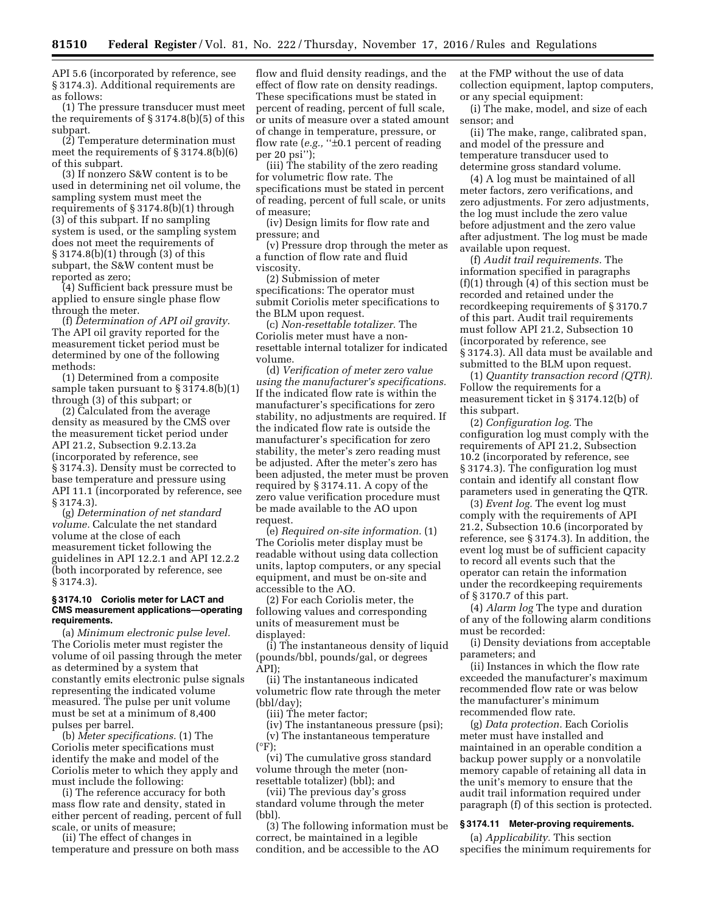API 5.6 (incorporated by reference, see § 3174.3). Additional requirements are as follows:

(1) The pressure transducer must meet the requirements of § 3174.8(b)(5) of this subpart.

(2) Temperature determination must meet the requirements of § 3174.8(b)(6) of this subpart.

(3) If nonzero S&W content is to be used in determining net oil volume, the sampling system must meet the requirements of § 3174.8(b)(1) through (3) of this subpart. If no sampling system is used, or the sampling system does not meet the requirements of § 3174.8(b)(1) through (3) of this subpart, the S&W content must be reported as zero;

(4) Sufficient back pressure must be applied to ensure single phase flow through the meter.

(f) *Determination of API oil gravity.* The API oil gravity reported for the measurement ticket period must be determined by one of the following methods:

(1) Determined from a composite sample taken pursuant to § 3174.8(b)(1) through (3) of this subpart; or

(2) Calculated from the average density as measured by the CMS over the measurement ticket period under API 21.2, Subsection 9.2.13.2a (incorporated by reference, see § 3174.3). Density must be corrected to base temperature and pressure using API 11.1 (incorporated by reference, see § 3174.3).

(g) *Determination of net standard volume.* Calculate the net standard volume at the close of each measurement ticket following the guidelines in API 12.2.1 and API 12.2.2 (both incorporated by reference, see § 3174.3).

### § 3174.10 Coriolis meter for LACT and CMS measurement applications—operating requirements.

(a) *Minimum electronic pulse level.* The Coriolis meter must register the volume of oil passing through the meter as determined by a system that constantly emits electronic pulse signals representing the indicated volume measured. The pulse per unit volume must be set at a minimum of 8,400 pulses per barrel.

(b) *Meter specifications.* (1) The Coriolis meter specifications must identify the make and model of the Coriolis meter to which they apply and must include the following:

(i) The reference accuracy for both mass flow rate and density, stated in either percent of reading, percent of full scale, or units of measure;

(ii) The effect of changes in temperature and pressure on both mass flow and fluid density readings, and the effect of flow rate on density readings. These specifications must be stated in percent of reading, percent of full scale, or units of measure over a stated amount of change in temperature, pressure, or flow rate (*e.g.,* "±0.1 percent of reading per 20 psi");

(iii) The stability of the zero reading for volumetric flow rate. The specifications must be stated in percent of reading, percent of full scale, or units of measure;

(iv) Design limits for flow rate and pressure; and

(v) Pressure drop through the meter as a function of flow rate and fluid viscosity.

(2) Submission of meter specifications: The operator must submit Coriolis meter specifications to the BLM upon request.

(c) *Non-resettable totalizer.* The Coriolis meter must have a non-resettable internal totalizer for indicated volume.

(d) *Verification of meter zero value using the manufacturer's specifications.* If the indicated flow rate is within the manufacturer's specifications for zero stability, no adjustments are required. If the indicated flow rate is outside the manufacturer's specification for zero stability, the meter's zero reading must be adjusted. After the meter's zero has been adjusted, the meter must be proven required by § 3174.11. A copy of the zero value verification procedure must be made available to the AO upon request.

(e) *Required on-site information.* (1) The Coriolis meter display must be readable without using data collection units, laptop computers, or any special equipment, and must be on-site and accessible to the AO.

(2) For each Coriolis meter, the following values and corresponding units of measurement must be displayed:

(i) The instantaneous density of liquid (pounds/bbl, pounds/gal, or degrees API);

(ii) The instantaneous indicated volumetric flow rate through the meter (bbl/day);

(iii) The meter factor;

(iv) The instantaneous pressure (psi);

(v) The instantaneous temperature (°F);

(vi) The cumulative gross standard volume through the meter (non-resettable totalizer) (bbl); and

(vii) The previous day's gross standard volume through the meter (bbl).

(3) The following information must be correct, be maintained in a legible condition, and be accessible to the AO at the FMP without the use of data collection equipment, laptop computers, or any special equipment:

(i) The make, model, and size of each sensor; and

(ii) The make, range, calibrated span, and model of the pressure and temperature transducer used to determine gross standard volume.

(4) A log must be maintained of all meter factors, zero verifications, and zero adjustments. For zero adjustments, the log must include the zero value before adjustment and the zero value after adjustment. The log must be made available upon request.

(f) *Audit trail requirements.* The information specified in paragraphs (f)(1) through (4) of this section must be recorded and retained under the recordkeeping requirements of § 3170.7 of this part. Audit trail requirements must follow API 21.2, Subsection 10 (incorporated by reference, see § 3174.3). All data must be available and submitted to the BLM upon request.

(1) *Quantity transaction record (QTR).* Follow the requirements for a measurement ticket in § 3174.12(b) of this subpart.

(2) *Configuration log.* The configuration log must comply with the requirements of API 21.2, Subsection 10.2 (incorporated by reference, see § 3174.3). The configuration log must contain and identify all constant flow parameters used in generating the QTR.

(3) *Event log.* The event log must comply with the requirements of API 21.2, Subsection 10.6 (incorporated by reference, see § 3174.3). In addition, the event log must be of sufficient capacity to record all events such that the operator can retain the information under the recordkeeping requirements of § 3170.7 of this part.

(4) *Alarm log* The type and duration of any of the following alarm conditions must be recorded:

(i) Density deviations from acceptable parameters; and

(ii) Instances in which the flow rate exceeded the manufacturer's maximum recommended flow rate or was below the manufacturer's minimum recommended flow rate.

(g) *Data protection.* Each Coriolis meter must have installed and maintained in an operable condition a backup power supply or a nonvolatile memory capable of retaining all data in the unit's memory to ensure that the audit trail information required under paragraph (f) of this section is protected.

### § 3174.11 Meter-proving requirements.

(a) *Applicability.* This section specifies the minimum requirements for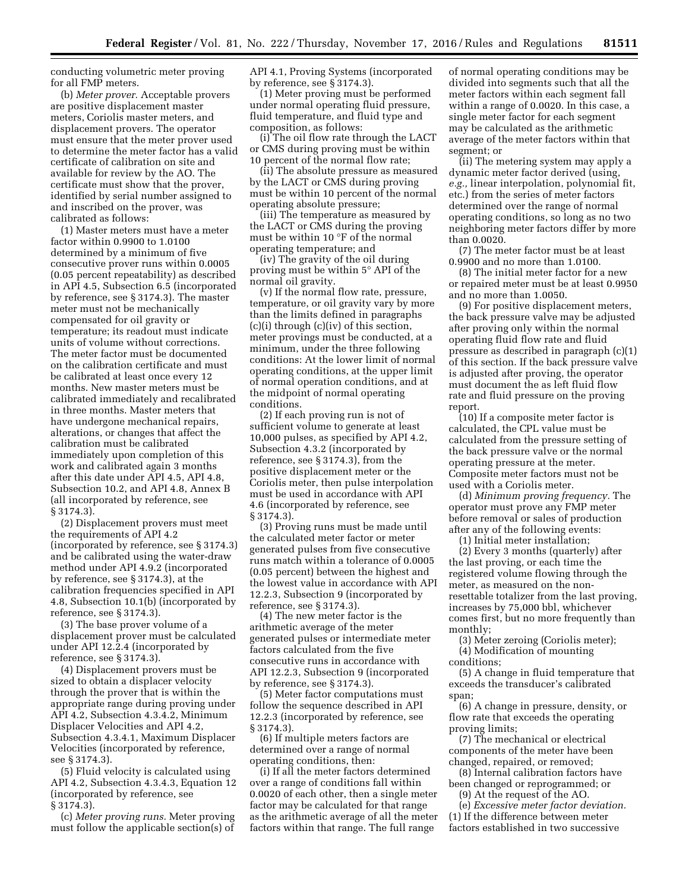conducting volumetric meter proving for all FMP meters.

(b) *Meter prover.* Acceptable provers are positive displacement master meters, Coriolis master meters, and displacement provers. The operator must ensure that the meter prover used to determine the meter factor has a valid certificate of calibration on site and available for review by the AO. The certificate must show that the prover, identified by serial number assigned to and inscribed on the prover, was calibrated as follows:

(1) Master meters must have a meter factor within 0.9900 to 1.0100 determined by a minimum of five consecutive prover runs within 0.0005 (0.05 percent repeatability) as described in API 4.5, Subsection 6.5 (incorporated by reference, see § 3174.3). The master meter must not be mechanically compensated for oil gravity or temperature; its readout must indicate units of volume without corrections. The meter factor must be documented on the calibration certificate and must be calibrated at least once every 12 months. New master meters must be calibrated immediately and recalibrated in three months. Master meters that have undergone mechanical repairs, alterations, or changes that affect the calibration must be calibrated immediately upon completion of this work and calibrated again 3 months after this date under API 4.5, API 4.8, Subsection 10.2, and API 4.8, Annex B (all incorporated by reference, see § 3174.3).

(2) Displacement provers must meet the requirements of API 4.2 (incorporated by reference, see § 3174.3) and be calibrated using the water-draw method under API 4.9.2 (incorporated by reference, see § 3174.3), at the calibration frequencies specified in API 4.8, Subsection 10.1(b) (incorporated by reference, see § 3174.3).

(3) The base prover volume of a displacement prover must be calculated under API 12.2.4 (incorporated by reference, see § 3174.3).

(4) Displacement provers must be sized to obtain a displacer velocity through the prover that is within the appropriate range during proving under API 4.2, Subsection 4.3.4.2, Minimum Displacer Velocities and API 4.2, Subsection 4.3.4.1, Maximum Displacer Velocities (incorporated by reference, see § 3174.3).

(5) Fluid velocity is calculated using API 4.2, Subsection 4.3.4.3, Equation 12 (incorporated by reference, see § 3174.3).

(c) *Meter proving runs.* Meter proving must follow the applicable section(s) of API 4.1, Proving Systems (incorporated by reference, see § 3174.3).

(1) Meter proving must be performed under normal operating fluid pressure, fluid temperature, and fluid type and composition, as follows:

(i) The oil flow rate through the LACT or CMS during proving must be within 10 percent of the normal flow rate;

(ii) The absolute pressure as measured by the LACT or CMS during proving must be within 10 percent of the normal operating absolute pressure;

(iii) The temperature as measured by the LACT or CMS during the proving must be within 10 °F of the normal operating temperature; and

(iv) The gravity of the oil during proving must be within 5° API of the normal oil gravity.

(v) If the normal flow rate, pressure, temperature, or oil gravity vary by more than the limits defined in paragraphs (c)(i) through (c)(iv) of this section, meter provings must be conducted, at a minimum, under the three following conditions: At the lower limit of normal operating conditions, at the upper limit of normal operation conditions, and at the midpoint of normal operating conditions.

(2) If each proving run is not of sufficient volume to generate at least 10,000 pulses, as specified by API 4.2, Subsection 4.3.2 (incorporated by reference, see § 3174.3), from the positive displacement meter or the Coriolis meter, then pulse interpolation must be used in accordance with API 4.6 (incorporated by reference, see § 3174.3).

(3) Proving runs must be made until the calculated meter factor or meter generated pulses from five consecutive runs match within a tolerance of 0.0005 (0.05 percent) between the highest and the lowest value in accordance with API 12.2.3, Subsection 9 (incorporated by reference, see § 3174.3).

(4) The new meter factor is the arithmetic average of the meter generated pulses or intermediate meter factors calculated from the five consecutive runs in accordance with API 12.2.3, Subsection 9 (incorporated by reference, see § 3174.3).

(5) Meter factor computations must follow the sequence described in API 12.2.3 (incorporated by reference, see § 3174.3).

(6) If multiple meters factors are determined over a range of normal operating conditions, then:

(i) If all the meter factors determined over a range of conditions fall within 0.0020 of each other, then a single meter factor may be calculated for that range as the arithmetic average of all the meter factors within that range. The full range of normal operating conditions may be divided into segments such that all the meter factors within each segment fall within a range of 0.0020. In this case, a single meter factor for each segment may be calculated as the arithmetic average of the meter factors within that segment; or

(ii) The metering system may apply a dynamic meter factor derived (using, *e.g.,* linear interpolation, polynomial fit, etc.) from the series of meter factors determined over the range of normal operating conditions, so long as no two neighboring meter factors differ by more than 0.0020.

(7) The meter factor must be at least 0.9900 and no more than 1.0100.

(8) The initial meter factor for a new or repaired meter must be at least 0.9950 and no more than 1.0050.

(9) For positive displacement meters, the back pressure valve may be adjusted after proving only within the normal operating fluid flow rate and fluid pressure as described in paragraph (c)(1) of this section. If the back pressure valve is adjusted after proving, the operator must document the as left fluid flow rate and fluid pressure on the proving report.

(10) If a composite meter factor is calculated, the CPL value must be calculated from the pressure setting of the back pressure valve or the normal operating pressure at the meter. Composite meter factors must not be used with a Coriolis meter.

(d) *Minimum proving frequency.* The operator must prove any FMP meter before removal or sales of production after any of the following events:

(1) Initial meter installation;

(2) Every 3 months (quarterly) after the last proving, or each time the registered volume flowing through the meter, as measured on the non-resettable totalizer from the last proving, increases by 75,000 bbl, whichever comes first, but no more frequently than monthly;

(3) Meter zeroing (Coriolis meter);

(4) Modification of mounting conditions;

(5) A change in fluid temperature that exceeds the transducer's calibrated span;

(6) A change in pressure, density, or flow rate that exceeds the operating proving limits;

(7) The mechanical or electrical components of the meter have been changed, repaired, or removed;

(8) Internal calibration factors have been changed or reprogrammed; or

(9) At the request of the AO.

(e) *Excessive meter factor deviation.* (1) If the difference between meter factors established in two successive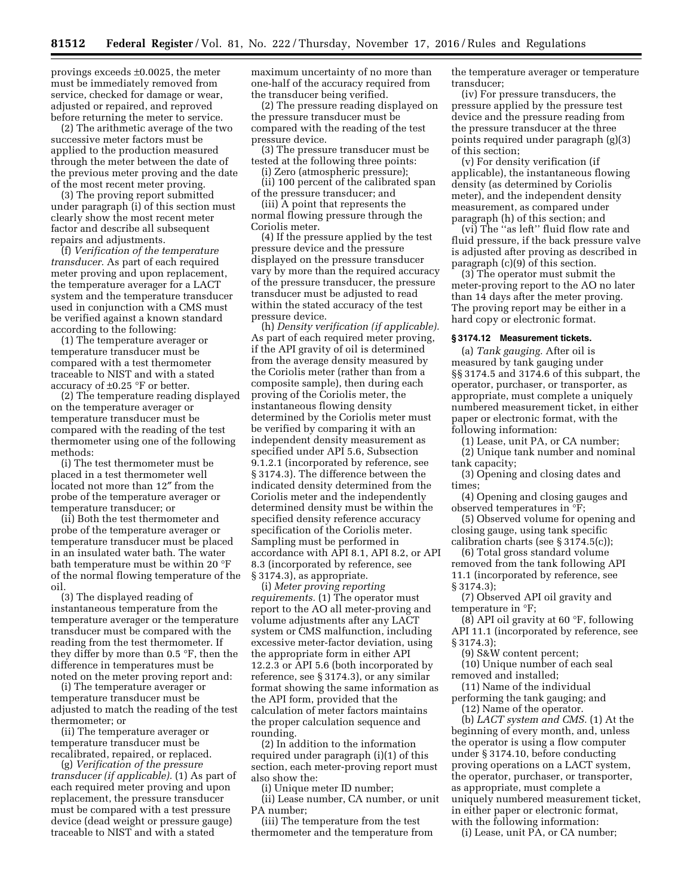provings exceeds ±0.0025, the meter must be immediately removed from service, checked for damage or wear, adjusted or repaired, and reproved before returning the meter to service.

(2) The arithmetic average of the two successive meter factors must be applied to the production measured through the meter between the date of the previous meter proving and the date of the most recent meter proving.

(3) The proving report submitted under paragraph (i) of this section must clearly show the most recent meter factor and describe all subsequent repairs and adjustments.

(f) *Verification of the temperature transducer.* As part of each required meter proving and upon replacement, the temperature averager for a LACT system and the temperature transducer used in conjunction with a CMS must be verified against a known standard according to the following:

(1) The temperature averager or temperature transducer must be compared with a test thermometer traceable to NIST and with a stated accuracy of ±0.25 °F or better.

(2) The temperature reading displayed on the temperature averager or temperature transducer must be compared with the reading of the test thermometer using one of the following methods:

(i) The test thermometer must be placed in a test thermometer well located not more than 12″ from the probe of the temperature averager or temperature transducer; or

(ii) Both the test thermometer and probe of the temperature averager or temperature transducer must be placed in an insulated water bath. The water bath temperature must be within 20 °F of the normal flowing temperature of the oil.

(3) The displayed reading of instantaneous temperature from the temperature averager or the temperature transducer must be compared with the reading from the test thermometer. If they differ by more than 0.5 °F, then the difference in temperatures must be noted on the meter proving report and:

(i) The temperature averager or temperature transducer must be adjusted to match the reading of the test thermometer; or

(ii) The temperature averager or temperature transducer must be recalibrated, repaired, or replaced.

(g) *Verification of the pressure transducer (if applicable).* (1) As part of each required meter proving and upon replacement, the pressure transducer must be compared with a test pressure device (dead weight or pressure gauge) traceable to NIST and with a stated maximum uncertainty of no more than one-half of the accuracy required from the transducer being verified.

(2) The pressure reading displayed on the pressure transducer must be compared with the reading of the test pressure device.

(3) The pressure transducer must be tested at the following three points:

(i) Zero (atmospheric pressure);

(ii) 100 percent of the calibrated span of the pressure transducer; and

(iii) A point that represents the normal flowing pressure through the Coriolis meter.

(4) If the pressure applied by the test pressure device and the pressure displayed on the pressure transducer vary by more than the required accuracy of the pressure transducer, the pressure transducer must be adjusted to read within the stated accuracy of the test pressure device.

(h) *Density verification (if applicable).* As part of each required meter proving, if the API gravity of oil is determined from the average density measured by the Coriolis meter (rather than from a composite sample), then during each proving of the Coriolis meter, the instantaneous flowing density determined by the Coriolis meter must be verified by comparing it with an independent density measurement as specified under API 5.6, Subsection 9.1.2.1 (incorporated by reference, see § 3174.3). The difference between the indicated density determined from the Coriolis meter and the independently determined density must be within the specified density reference accuracy specification of the Coriolis meter. Sampling must be performed in accordance with API 8.1, API 8.2, or API 8.3 (incorporated by reference, see § 3174.3), as appropriate.

(i) *Meter proving reporting requirements.* (1) The operator must report to the AO all meter-proving and volume adjustments after any LACT system or CMS malfunction, including excessive meter-factor deviation, using the appropriate form in either API 12.2.3 or API 5.6 (both incorporated by reference, see § 3174.3), or any similar format showing the same information as the API form, provided that the calculation of meter factors maintains the proper calculation sequence and rounding.

(2) In addition to the information required under paragraph (i)(1) of this section, each meter-proving report must also show the:

(i) Unique meter ID number;

(ii) Lease number, CA number, or unit PA number;

(iii) The temperature from the test thermometer and the temperature from the temperature averager or temperature transducer;

(iv) For pressure transducers, the pressure applied by the pressure test device and the pressure reading from the pressure transducer at the three points required under paragraph (g)(3) of this section;

(v) For density verification (if applicable), the instantaneous flowing density (as determined by Coriolis meter), and the independent density measurement, as compared under paragraph (h) of this section; and

(vi) The "as left" fluid flow rate and fluid pressure, if the back pressure valve is adjusted after proving as described in paragraph (c)(9) of this section.

(3) The operator must submit the meter-proving report to the AO no later than 14 days after the meter proving. The proving report may be either in a hard copy or electronic format.

### § 3174.12 Measurement tickets.

(a) *Tank gauging.* After oil is measured by tank gauging under §§ 3174.5 and 3174.6 of this subpart, the operator, purchaser, or transporter, as appropriate, must complete a uniquely numbered measurement ticket, in either paper or electronic format, with the following information:

(1) Lease, unit PA, or CA number;

(2) Unique tank number and nominal tank capacity;

(3) Opening and closing dates and times;

(4) Opening and closing gauges and observed temperatures in °F;

(5) Observed volume for opening and closing gauge, using tank specific calibration charts (see § 3174.5(c));

(6) Total gross standard volume removed from the tank following API 11.1 (incorporated by reference, see § 3174.3);

(7) Observed API oil gravity and temperature in °F;

(8) API oil gravity at 60 °F, following API 11.1 (incorporated by reference, see § 3174.3);

(9) S&W content percent;

(10) Unique number of each seal removed and installed;

(11) Name of the individual performing the tank gauging; and

(12) Name of the operator.

(b) *LACT system and CMS.* (1) At the beginning of every month, and, unless the operator is using a flow computer under § 3174.10, before conducting proving operations on a LACT system, the operator, purchaser, or transporter, as appropriate, must complete a uniquely numbered measurement ticket, in either paper or electronic format, with the following information:

(i) Lease, unit PA, or CA number;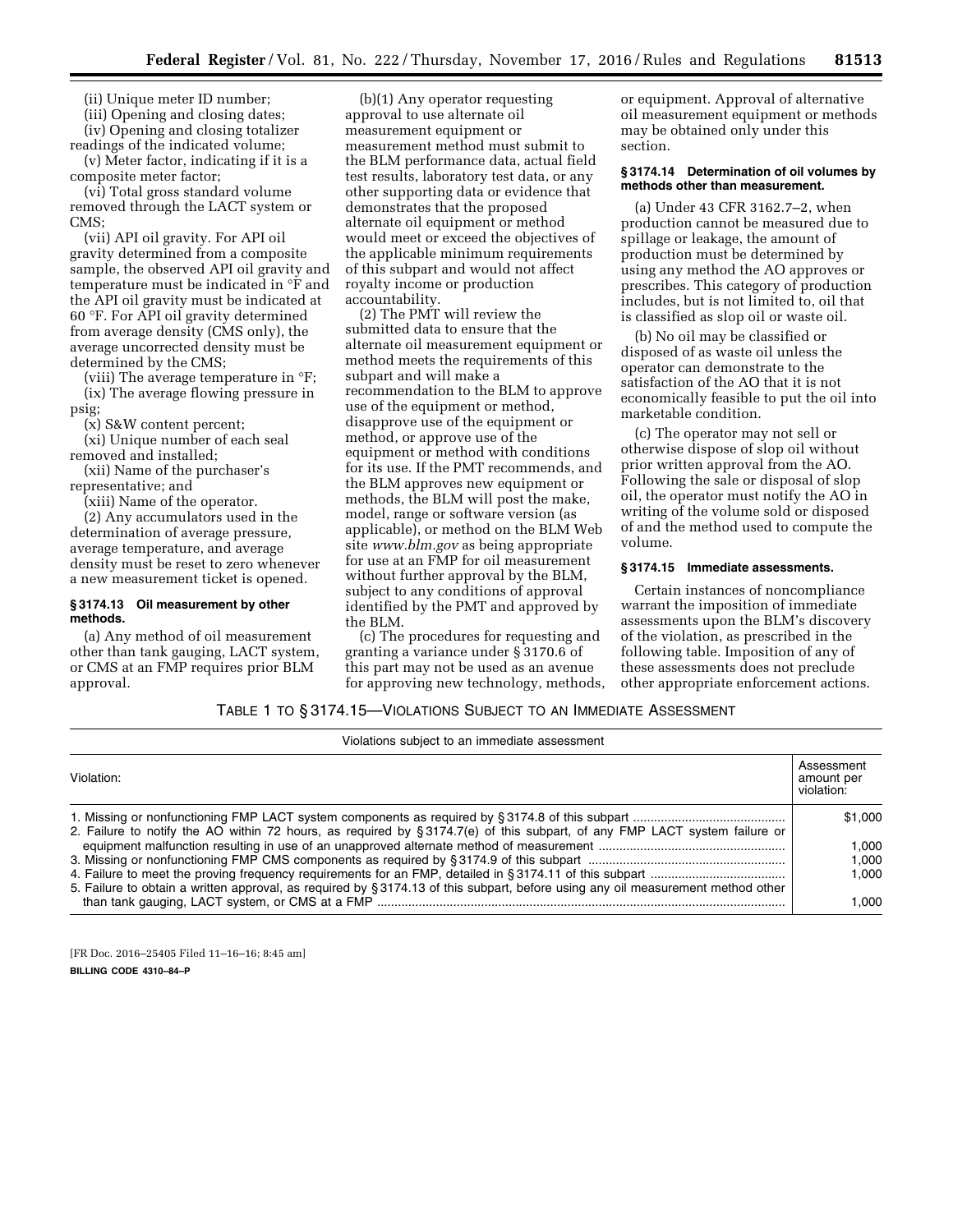(ii) Unique meter ID number;

(iii) Opening and closing dates;

(iv) Opening and closing totalizer readings of the indicated volume;

(v) Meter factor, indicating if it is a composite meter factor;

(vi) Total gross standard volume removed through the LACT system or CMS;

(vii) API oil gravity. For API oil gravity determined from a composite sample, the observed API oil gravity and temperature must be indicated in °F and the API oil gravity must be indicated at 60 °F. For API oil gravity determined from average density (CMS only), the average uncorrected density must be determined by the CMS;

(viii) The average temperature in °F;

(ix) The average flowing pressure in psig;

(x) S&W content percent;

(xi) Unique number of each seal removed and installed;

(xii) Name of the purchaser's representative; and

(xiii) Name of the operator.

(2) Any accumulators used in the determination of average pressure, average temperature, and average density must be reset to zero whenever a new measurement ticket is opened.

**§ 3174.13 Oil measurement by other methods.**

(a) Any method of oil measurement other than tank gauging, LACT system, or CMS at an FMP requires prior BLM approval.

(b)(1) Any operator requesting approval to use alternate oil measurement equipment or measurement method must submit to the BLM performance data, actual field test results, laboratory test data, or any other supporting data or evidence that demonstrates that the proposed alternate oil equipment or method would meet or exceed the objectives of the applicable minimum requirements of this subpart and would not affect royalty income or production accountability.

(2) The PMT will review the submitted data to ensure that the alternate oil measurement equipment or method meets the requirements of this subpart and will make a recommendation to the BLM to approve use of the equipment or method, disapprove use of the equipment or method, or approve use of the equipment or method with conditions for its use. If the PMT recommends, and the BLM approves new equipment or methods, the BLM will post the make, model, range or software version (as applicable), or method on the BLM Web site *www.blm.gov* as being appropriate for use at an FMP for oil measurement without further approval by the BLM, subject to any conditions of approval identified by the PMT and approved by the BLM.

(c) The procedures for requesting and granting a variance under § 3170.6 of this part may not be used as an avenue for approving new technology, methods, or equipment. Approval of alternative oil measurement equipment or methods may be obtained only under this section.

**§ 3174.14 Determination of oil volumes by methods other than measurement.**

(a) Under 43 CFR 3162.7–2, when production cannot be measured due to spillage or leakage, the amount of production must be determined by using any method the AO approves or prescribes. This category of production includes, but is not limited to, oil that is classified as slop oil or waste oil.

(b) No oil may be classified or disposed of as waste oil unless the operator can demonstrate to the satisfaction of the AO that it is not economically feasible to put the oil into marketable condition.

(c) The operator may not sell or otherwise dispose of slop oil without prior written approval from the AO. Following the sale or disposal of slop oil, the operator must notify the AO in writing of the volume sold or disposed of and the method used to compute the volume.

**§ 3174.15 Immediate assessments.**

Certain instances of noncompliance warrant the imposition of immediate assessments upon the BLM's discovery of the violation, as prescribed in the following table. Imposition of any of these assessments does not preclude other appropriate enforcement actions.

TABLE 1 TO § 3174.15—VIOLATIONS SUBJECT TO AN IMMEDIATE ASSESSMENT

| Violations subject to an immediate assessment | |
|---|---|
| Violation: | Assessment amount per violation: |
| 1. Missing or nonfunctioning FMP LACT system components as required by § 3174.8 of this subpart | $1,000 |
| 2. Failure to notify the AO within 72 hours, as required by § 3174.7(e) of this subpart, of any FMP LACT system failure or equipment malfunction resulting in use of an unapproved alternate method of measurement | 1,000 |
| 3. Missing or nonfunctioning FMP CMS components as required by § 3174.9 of this subpart | 1,000 |
| 4. Failure to meet the proving frequency requirements for an FMP, detailed in § 3174.11 of this subpart | 1,000 |
| 5. Failure to obtain a written approval, as required by § 3174.13 of this subpart, before using any oil measurement method other than tank gauging, LACT system, or CMS at a FMP | 1,000 |

[FR Doc. 2016–25405 Filed 11–16–16; 8:45 am]

**BILLING CODE 4310–84–P**